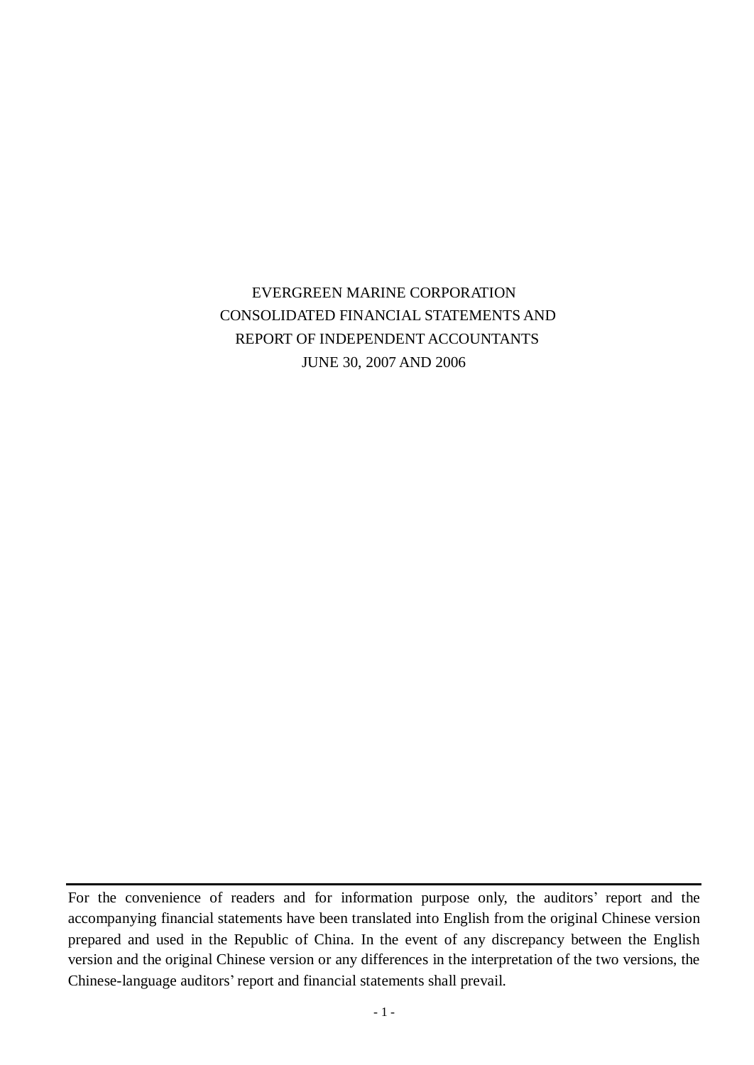# EVERGREEN MARINE CORPORATION

# CONSOLIDATED FINANCIAL STATEMENTS AND REPORT OF INDEPENDENT ACCOUNTANTS

# JUNE 30, 2007 AND 2006

---

For the convenience of readers and for information purpose only, the auditors' report and the accompanying financial statements have been translated into English from the original Chinese version prepared and used in the Republic of China. In the event of any discrepancy between the English version and the original Chinese version or any differences in the interpretation of the two versions, the Chinese-language auditors' report and financial statements shall prevail.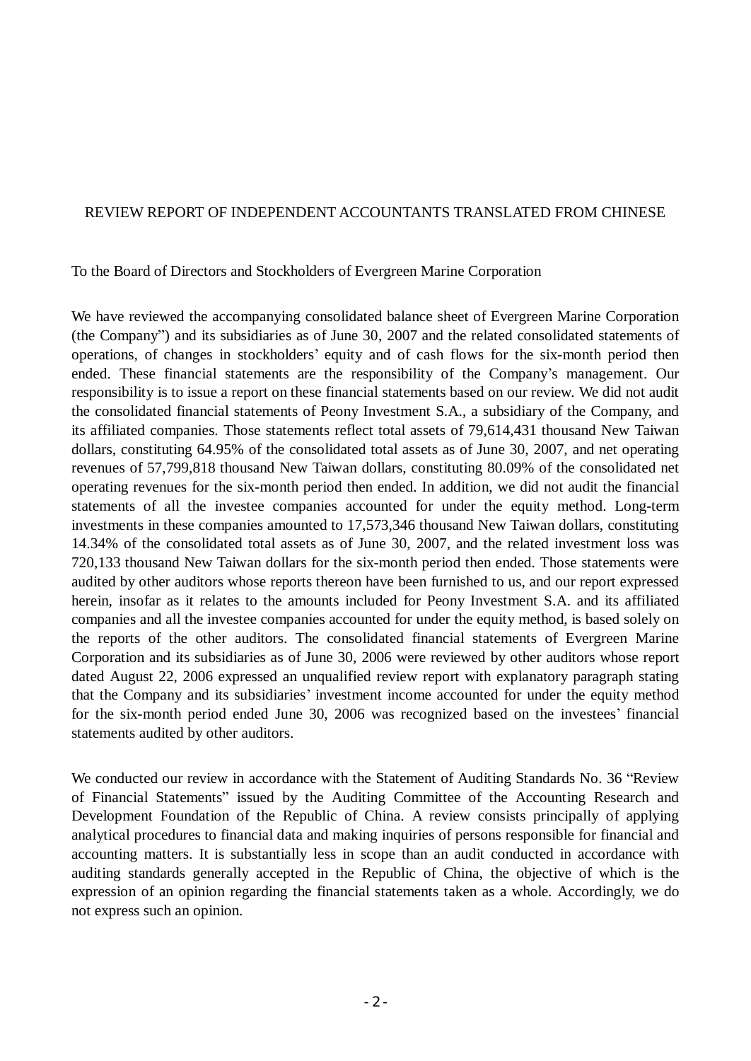REVIEW REPORT OF INDEPENDENT ACCOUNTANTS TRANSLATED FROM CHINESE

To the Board of Directors and Stockholders of Evergreen Marine Corporation

We have reviewed the accompanying consolidated balance sheet of Evergreen Marine Corporation (the Company") and its subsidiaries as of June 30, 2007 and the related consolidated statements of operations, of changes in stockholders' equity and of cash flows for the six-month period then ended. These financial statements are the responsibility of the Company's management. Our responsibility is to issue a report on these financial statements based on our review. We did not audit the consolidated financial statements of Peony Investment S.A., a subsidiary of the Company, and its affiliated companies. Those statements reflect total assets of 79,614,431 thousand New Taiwan dollars, constituting 64.95% of the consolidated total assets as of June 30, 2007, and net operating revenues of 57,799,818 thousand New Taiwan dollars, constituting 80.09% of the consolidated net operating revenues for the six-month period then ended. In addition, we did not audit the financial statements of all the investee companies accounted for under the equity method. Long-term investments in these companies amounted to 17,573,346 thousand New Taiwan dollars, constituting 14.34% of the consolidated total assets as of June 30, 2007, and the related investment loss was 720,133 thousand New Taiwan dollars for the six-month period then ended. Those statements were audited by other auditors whose reports thereon have been furnished to us, and our report expressed herein, insofar as it relates to the amounts included for Peony Investment S.A. and its affiliated companies and all the investee companies accounted for under the equity method, is based solely on the reports of the other auditors. The consolidated financial statements of Evergreen Marine Corporation and its subsidiaries as of June 30, 2006 were reviewed by other auditors whose report dated August 22, 2006 expressed an unqualified review report with explanatory paragraph stating that the Company and its subsidiaries' investment income accounted for under the equity method for the six-month period ended June 30, 2006 was recognized based on the investees' financial statements audited by other auditors.

We conducted our review in accordance with the Statement of Auditing Standards No. 36 "Review of Financial Statements" issued by the Auditing Committee of the Accounting Research and Development Foundation of the Republic of China. A review consists principally of applying analytical procedures to financial data and making inquiries of persons responsible for financial and accounting matters. It is substantially less in scope than an audit conducted in accordance with auditing standards generally accepted in the Republic of China, the objective of which is the expression of an opinion regarding the financial statements taken as a whole. Accordingly, we do not express such an opinion.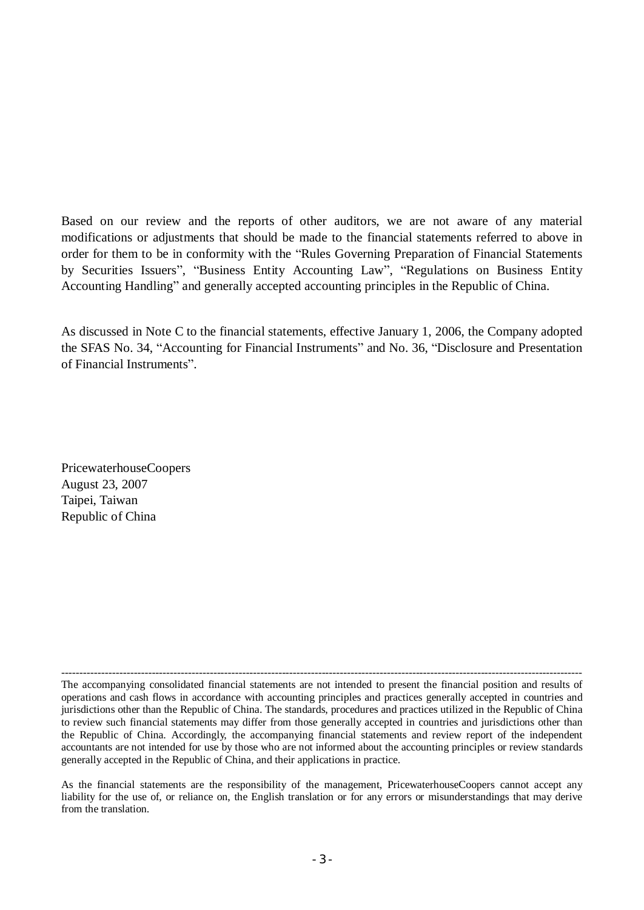Based on our review and the reports of other auditors, we are not aware of any material modifications or adjustments that should be made to the financial statements referred to above in order for them to be in conformity with the "Rules Governing Preparation of Financial Statements by Securities Issuers", "Business Entity Accounting Law", "Regulations on Business Entity Accounting Handling" and generally accepted accounting principles in the Republic of China.

As discussed in Note C to the financial statements, effective January 1, 2006, the Company adopted the SFAS No. 34, "Accounting for Financial Instruments" and No. 36, "Disclosure and Presentation of Financial Instruments".

PricewaterhouseCoopers
August 23, 2007
Taipei, Taiwan
Republic of China

---

The accompanying consolidated financial statements are not intended to present the financial position and results of operations and cash flows in accordance with accounting principles and practices generally accepted in countries and jurisdictions other than the Republic of China. The standards, procedures and practices utilized in the Republic of China to review such financial statements may differ from those generally accepted in countries and jurisdictions other than the Republic of China. Accordingly, the accompanying financial statements and review report of the independent accountants are not intended for use by those who are not informed about the accounting principles or review standards generally accepted in the Republic of China, and their applications in practice.

As the financial statements are the responsibility of the management, PricewaterhouseCoopers cannot accept any liability for the use of, or reliance on, the English translation or for any errors or misunderstandings that may derive from the translation.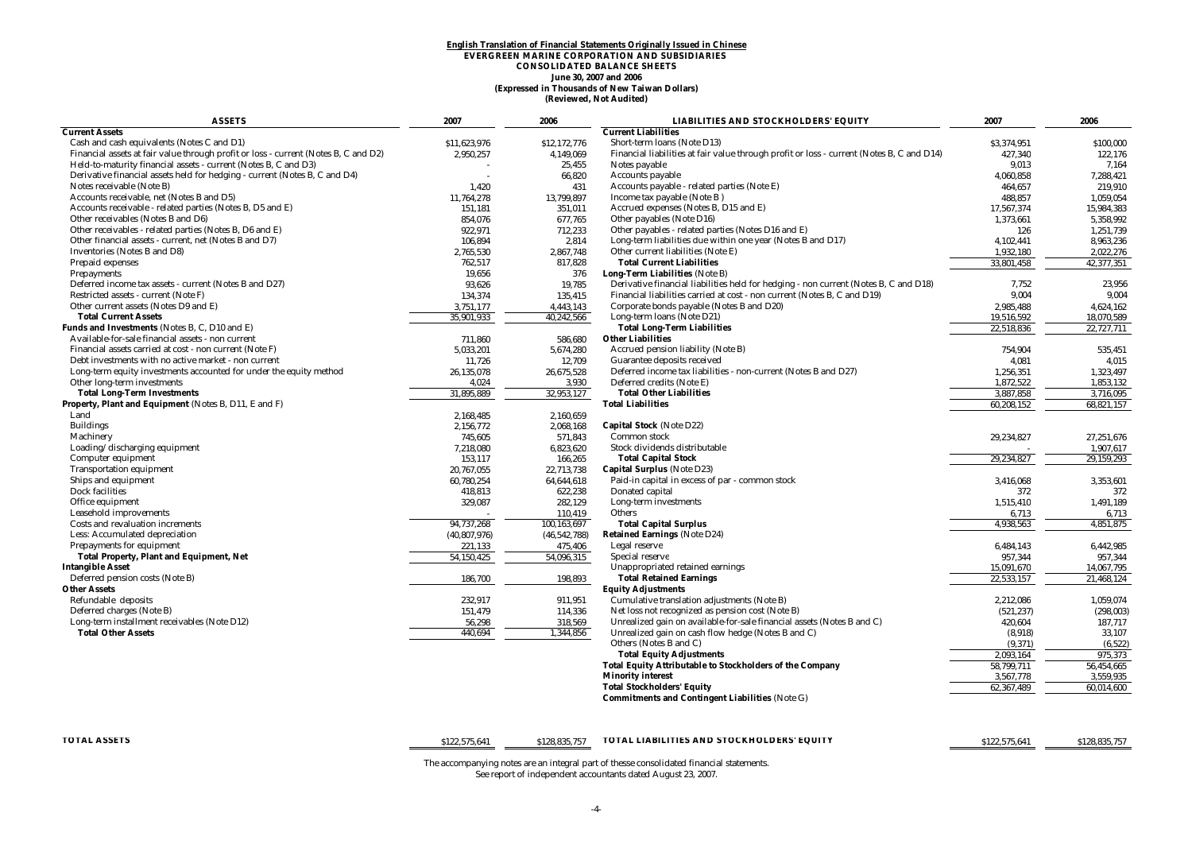**English Translation of Financial Statements Originally Issued in Chinese**

**EVERGREEN MARINE CORPORATION AND SUBSIDIARIES**

**CONSOLIDATED BALANCE SHEETS**

**June 30, 2007 and 2006**

**(Expressed in Thousands of New Taiwan Dollars)**

**(Reviewed, Not Audited)**

| ASSETS | 2007 | 2006 |
|---|---|---|
| **Current Assets** | | |
| Cash and cash equivalents (Notes C and D1) | $11,623,976 | $12,172,776 |
| Financial assets at fair value through profit or loss - current (Notes B, C and D2) | 2,950,257 | 4,149,069 |
| Held-to-maturity financial assets - current (Notes B, C and D3) | - | 25,455 |
| Derivative financial assets held for hedging - current (Notes B, C and D4) | - | 66,820 |
| Notes receivable (Note B) | 1,420 | 431 |
| Accounts receivable, net (Notes B and D5) | 11,764,278 | 13,799,897 |
| Accounts receivable - related parties (Notes B, D5 and E) | 151,181 | 351,011 |
| Other receivables (Notes B and D6) | 854,076 | 677,765 |
| Other receivables - related parties (Notes B, D6 and E) | 922,971 | 712,233 |
| Other financial assets - current, net (Notes B and D7) | 106,894 | 2,814 |
| Inventories (Notes B and D8) | 2,765,530 | 2,867,748 |
| Prepaid expenses | 762,517 | 817,828 |
| Prepayments | 19,656 | 376 |
| Deferred income tax assets - current (Notes B and D27) | 93,626 | 19,785 |
| Restricted assets - current (Note F) | 134,374 | 135,415 |
| Other current assets (Notes D9 and E) | 3,751,177 | 4,443,143 |
| **Total Current Assets** | 35,901,933 | 40,242,566 |
| **Funds and Investments** (Notes B, C, D10 and E) | | |
| Available-for-sale financial assets - non current | 711,860 | 586,680 |
| Financial assets carried at cost - non current (Note F) | 5,033,201 | 5,674,280 |
| Debt investments with no active market - non current | 11,726 | 12,709 |
| Long-term equity investments accounted for under the equity method | 26,135,078 | 26,675,528 |
| Other long-term investments | 4,024 | 3,930 |
| **Total Long-Term Investments** | 31,895,889 | 32,953,127 |
| **Property, Plant and Equipment** (Notes B, D11, E and F) | | |
| Land | 2,168,485 | 2,160,659 |
| Buildings | 2,156,772 | 2,068,168 |
| Machinery | 745,605 | 571,843 |
| Loading/discharging equipment | 7,218,080 | 6,823,620 |
| Computer equipment | 153,117 | 166,265 |
| Transportation equipment | 20,767,055 | 22,713,738 |
| Ships and equipment | 60,780,254 | 64,644,618 |
| Dock facilities | 418,813 | 622,238 |
| Office equipment | 329,087 | 282,129 |
| Leasehold improvements | - | 110,419 |
| Costs and revaluation increments | 94,737,268 | 100,163,697 |
| Less: Accumulated depreciation | (40,807,976) | (46,542,788) |
| Prepayments for equipment | 221,133 | 475,406 |
| **Total Property, Plant and Equipment, Net** | 54,150,425 | 54,096,315 |
| **Intangible Asset** | | |
| Deferred pension costs (Note B) | 186,700 | 198,893 |
| **Other Assets** | | |
| Refundable deposits | 232,917 | 911,951 |
| Deferred charges (Note B) | 151,479 | 114,336 |
| Long-term installment receivables (Note D12) | 56,298 | 318,569 |
| **Total Other Assets** | 440,694 | 1,344,856 |
| **TOTAL ASSETS** | $122,575,641 | $128,835,757 |

| LIABILITIES AND STOCKHOLDERS' EQUITY | 2007 | 2006 |
|---|---|---|
| **Current Liabilities** | | |
| Short-term loans (Note D13) | $3,374,951 | $100,000 |
| Financial liabilities at fair value through profit or loss - current (Notes B, C and D14) | 427,340 | 122,176 |
| Notes payable | 9,013 | 7,164 |
| Accounts payable | 4,060,858 | 7,288,421 |
| Accounts payable - related parties (Note E) | 464,657 | 219,910 |
| Income tax payable (Note B) | 488,857 | 1,059,054 |
| Accrued expenses (Notes B, D15 and E) | 17,567,374 | 15,984,383 |
| Other payables (Note D16) | 1,373,661 | 5,358,992 |
| Other payables - related parties (Notes D16 and E) | 126 | 1,251,739 |
| Long-term liabilities due within one year (Notes B and D17) | 4,102,441 | 8,963,236 |
| Other current liabilities (Note E) | 1,932,180 | 2,022,276 |
| **Total Current Liabilities** | 33,801,458 | 42,377,351 |
| **Long-Term Liabilities** (Note B) | | |
| Derivative financial liabilities held for hedging - non current (Notes B, C and D18) | 7,752 | 23,956 |
| Financial liabilities carried at cost - non current (Notes B, C and D19) | 9,004 | 9,004 |
| Corporate bonds payable (Notes B and D20) | 2,985,488 | 4,624,162 |
| Long-term loans (Note D21) | 19,516,592 | 18,070,589 |
| **Total Long-Term Liabilities** | 22,518,836 | 22,727,711 |
| **Other Liabilities** | | |
| Accrued pension liability (Note B) | 754,904 | 535,451 |
| Guarantee deposits received | 4,081 | 4,015 |
| Deferred income tax liabilities - non-current (Notes B and D27) | 1,256,351 | 1,323,497 |
| Deferred credits (Note E) | 1,872,522 | 1,853,132 |
| **Total Other Liabilities** | 3,887,858 | 3,716,095 |
| **Total Liabilities** | 60,208,152 | 68,821,157 |
| **Capital Stock** (Note D22) | | |
| Common stock | 29,234,827 | 27,251,676 |
| Stock dividends distributable | - | 1,907,617 |
| **Total Capital Stock** | 29,234,827 | 29,159,293 |
| **Capital Surplus** (Note D23) | | |
| Paid-in capital in excess of par - common stock | 3,416,068 | 3,353,601 |
| Donated capital | 372 | 372 |
| Long-term investments | 1,515,410 | 1,491,189 |
| Others | 6,713 | 6,713 |
| **Total Capital Surplus** | 4,938,563 | 4,851,875 |
| **Retained Earnings** (Note D24) | | |
| Legal reserve | 6,484,143 | 6,442,985 |
| Special reserve | 957,344 | 957,344 |
| Unappropriated retained earnings | 15,091,670 | 14,067,795 |
| **Total Retained Earnings** | 22,533,157 | 21,468,124 |
| **Equity Adjustments** | | |
| Cumulative translation adjustments (Note B) | 2,212,086 | 1,059,074 |
| Net loss not recognized as pension cost (Note B) | (521,237) | (298,003) |
| Unrealized gain on available-for-sale financial assets (Notes B and C) | 420,604 | 187,717 |
| Unrealized gain on cash flow hedge (Notes B and C) | (8,918) | 33,107 |
| Others (Notes B and C) | (9,371) | (6,522) |
| **Total Equity Adjustments** | 2,093,164 | 975,373 |
| **Total Equity Attributable to Stockholders of the Company** | 58,799,711 | 56,454,665 |
| **Minority interest** | 3,567,778 | 3,559,935 |
| **Total Stockholders' Equity** | 62,367,489 | 60,014,600 |
| **Commitments and Contingent Liabilities** (Note G) | | |
| **TOTAL LIABILITIES AND STOCKHOLDERS' EQUITY** | $122,575,641 | $128,835,757 |

The accompanying notes are an integral part of thesse consolidated financial statements.
See report of independent accountants dated August 23, 2007.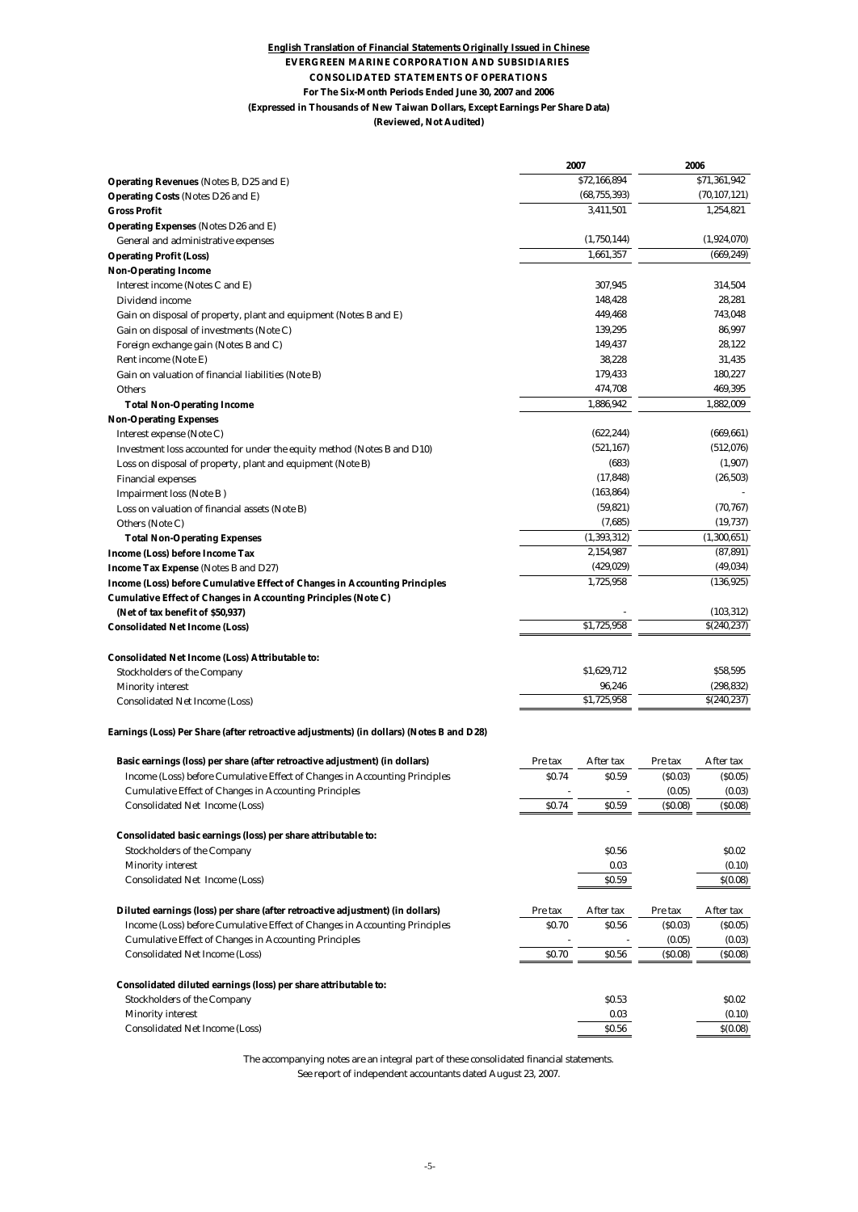**English Translation of Financial Statements Originally Issued in Chinese**

**EVERGREEN MARINE CORPORATION AND SUBSIDIARIES**

**CONSOLIDATED STATEMENTS OF OPERATIONS**

**For The Six-Month Periods Ended June 30, 2007 and 2006**

**(Expressed in Thousands of New Taiwan Dollars, Except Earnings Per Share Data)**

**(Reviewed, Not Audited)**

| | 2007 | 2006 |
|---|---|---|
| **Operating Revenues** (Notes B, D25 and E) | $72,166,894 | $71,361,942 |
| **Operating Costs** (Notes D26 and E) | (68,755,393) | (70,107,121) |
| **Gross Profit** | 3,411,501 | 1,254,821 |
| **Operating Expenses** (Notes D26 and E) | | |
| General and administrative expenses | (1,750,144) | (1,924,070) |
| **Operating Profit (Loss)** | 1,661,357 | (669,249) |
| **Non-Operating Income** | | |
| Interest income (Notes C and E) | 307,945 | 314,504 |
| Dividend income | 148,428 | 28,281 |
| Gain on disposal of property, plant and equipment (Notes B and E) | 449,468 | 743,048 |
| Gain on disposal of investments (Note C) | 139,295 | 86,997 |
| Foreign exchange gain (Notes B and C) | 149,437 | 28,122 |
| Rent income (Note E) | 38,228 | 31,435 |
| Gain on valuation of financial liabilities (Note B) | 179,433 | 180,227 |
| Others | 474,708 | 469,395 |
| **Total Non-Operating Income** | 1,886,942 | 1,882,009 |
| **Non-Operating Expenses** | | |
| Interest expense (Note C) | (622,244) | (669,661) |
| Investment loss accounted for under the equity method (Notes B and D10) | (521,167) | (512,076) |
| Loss on disposal of property, plant and equipment (Note B) | (683) | (1,907) |
| Financial expenses | (17,848) | (26,503) |
| Impairment loss (Note B ) | (163,864) | - |
| Loss on valuation of financial assets (Note B) | (59,821) | (70,767) |
| Others (Note C) | (7,685) | (19,737) |
| **Total Non-Operating Expenses** | (1,393,312) | (1,300,651) |
| **Income (Loss) before Income Tax** | 2,154,987 | (87,891) |
| **Income Tax Expense** (Notes B and D27) | (429,029) | (49,034) |
| **Income (Loss) before Cumulative Effect of Changes in Accounting Principles** | 1,725,958 | (136,925) |
| **Cumulative Effect of Changes in Accounting Principles (Note C)** | | |
| **(Net of tax benefit of $50,937)** | - | (103,312) |
| **Consolidated Net Income (Loss)** | $1,725,958 | $(240,237) |
| | | |
| **Consolidated Net Income (Loss) Attributable to:** | | |
| Stockholders of the Company | $1,629,712 | $58,595 |
| Minority interest | 96,246 | (298,832) |
| Consolidated Net Income (Loss) | $1,725,958 | $(240,237) |

**Earnings (Loss) Per Share (after retroactive adjustments) (in dollars) (Notes B and D28)**

| | 2007 Pre tax | 2007 After tax | 2006 Pre tax | 2006 After tax |
|---|---|---|---|---|
| **Basic earnings (loss) per share (after retroactive adjustment) (in dollars)** | | | | |
| Income (Loss) before Cumulative Effect of Changes in Accounting Principles | $0.74 | $0.59 | ($0.03) | ($0.05) |
| Cumulative Effect of Changes in Accounting Principles | - | - | (0.05) | (0.03) |
| Consolidated Net Income (Loss) | $0.74 | $0.59 | ($0.08) | ($0.08) |
| | | | | |
| **Consolidated basic earnings (loss) per share attributable to:** | | | | |
| Stockholders of the Company | | $0.56 | | $0.02 |
| Minority interest | | 0.03 | | (0.10) |
| Consolidated Net Income (Loss) | | $0.59 | | $(0.08) |
| | | | | |
| **Diluted earnings (loss) per share (after retroactive adjustment) (in dollars)** | | | | |
| Income (Loss) before Cumulative Effect of Changes in Accounting Principles | $0.70 | $0.56 | ($0.03) | ($0.05) |
| Cumulative Effect of Changes in Accounting Principles | - | - | (0.05) | (0.03) |
| Consolidated Net Income (Loss) | $0.70 | $0.56 | ($0.08) | ($0.08) |
| | | | | |
| **Consolidated diluted earnings (loss) per share attributable to:** | | | | |
| Stockholders of the Company | | $0.53 | | $0.02 |
| Minority interest | | 0.03 | | (0.10) |
| Consolidated Net Income (Loss) | | $0.56 | | $(0.08) |

The accompanying notes are an integral part of these consolidated financial statements.

See report of independent accountants dated August 23, 2007.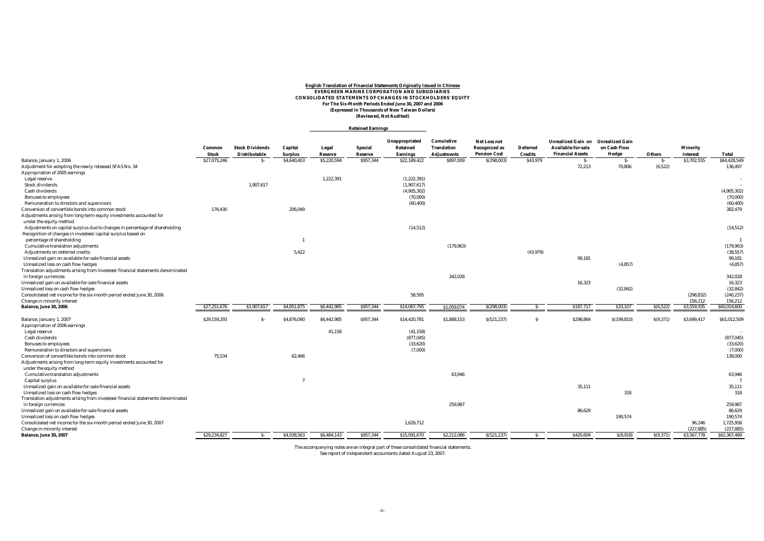**English Translation of Financial Statements Originally Issued in Chinese**

**EVERGREEN MARINE CORPORATION AND SUBSIDIARIES**

**CONSOLIDATED STATEMENTS OF CHANGES IN STOCKHOLDERS' EQUITY**

**For The Six-Month Periods Ended June 30, 2007 and 2006**

**(Expressed in Thousands of New Taiwan Dollars)**

**(Reviewed, Not Audited)**

| | Common Stock | Stock Dividends Distributable | Capital Surplus | Retained Earnings: Legal Reserve | Retained Earnings: Special Reserve | Retained Earnings: Unappropriated Retained Earnings | Cumulative Translation Adjustments | Net Loss not Recognized as Pension Cost | Deferred Credits | Unrealized Gain on Available-for-sale Financial Assets | Unrealized Gain on Cash Flow Hedge | Others | Minority Interest | Total |
|---|---|---|---|---|---|---|---|---|---|---|---|---|---|---|
| Balance, January 1, 2006 | $27,075,246 | $- | $4,640,403 | $5,220,594 | $957,344 | $22,189,422 | $897,009 | $(298,003) | $43,979 | $- | $- | $- | $3,702,555 | $64,428,549 |
| Adjustment for adopting the newly released SFAS No. 34 | | | | | | | | | | 72,213 | 70,806 | (6,522) | | 136,497 |
| Appropriation of 2005 earnings | | | | | | | | | | | | | | |
| Legal reserve | | | | 1,222,391 | | (1,222,391) | | | | | | | | - |
| Stock dividends | | 1,907,617 | | | | (1,907,617) | | | | | | | | - |
| Cash dividends | | | | | | (4,905,302) | | | | | | | | (4,905,302) |
| Bonuses to employees | | | | | | (70,000) | | | | | | | | (70,000) |
| Remuneration to directors and supervisors | | | | | | (60,400) | | | | | | | | (60,400) |
| Conversion of convertible bonds into common stock | 176,430 | | 206,049 | | | | | | | | | | | 382,479 |
| Adjustments arising from long-term equity investments accounted for under the equity method | | | | | | | | | | | | | | |
| Adjustments on capital surplus due to changes in percentage of shareholding | | | | | | (14,512) | | | | | | | | (14,512) |
| Recognition of changes in investees' capital surplus based on percentage of shareholding | | | 1 | | | | | | | | | | | 1 |
| Cumulative translation adjustments | | | | | | | (179,963) | | | | | | | (179,963) |
| Adjustments on deferred credits | | | 5,422 | | | | | | (43,979) | | | | | (38,557) |
| Unrealized gain on available-for-sale financial assets | | | | | | | | | | 99,181 | | | | 99,181 |
| Unrealized loss on cash flow hedges | | | | | | | | | | | (4,857) | | | (4,857) |
| Translation adjustments arising from investees' financial statements denominated in foreign currencies | | | | | | | 342,028 | | | | | | | 342,028 |
| Unrealized gain on available-for-sale financial assets | | | | | | | | | | 16,323 | | | | 16,323 |
| Unrealized loss on cash flow hedges | | | | | | | | | | | (32,842) | | | (32,842) |
| Consolidated net income for the six-month period ended June 30, 2006 | | | | | | 58,595 | | | | | | | (298,832) | (240,237) |
| Change in minority interest | | | | | | | | | | | | | 156,212 | 156,212 |
| **Balance, June 30, 2006** | $27,251,676 | $1,907,617 | $4,851,875 | $6,442,985 | $957,344 | $14,067,795 | $1,059,074 | $(298,003) | $- | $187,717 | $33,107 | $(6,522) | $3,559,935 | $60,014,600 |
| | | | | | | | | | | | | | | |
| Balance, January 1, 2007 | $29,159,293 | $- | $4,876,090 | $6,442,985 | $957,344 | $14,420,781 | $1,888,153 | $(521,237) | $- | $298,864 | $(199,810) | $(9,371) | $3,699,417 | $61,012,509 |
| Appropriation of 2006 earnings | | | | | | | | | | | | | | |
| Legal reserve | | | | 41,158 | | (41,158) | | | | | | | | - |
| Cash dividends | | | | | | (877,045) | | | | | | | | (877,045) |
| Bonuses to employees | | | | | | (33,620) | | | | | | | | (33,620) |
| Remuneration to directors and supervisors | | | | | | (7,000) | | | | | | | | (7,000) |
| Conversion of convertible bonds into common stock | 75,534 | | 62,466 | | | | | | | | | | | 138,000 |
| Adjustments arising from long-term equity investments accounted for under the equity method | | | | | | | | | | | | | | |
| Cumulative translation adjustments | | | | | | | 63,946 | | | | | | | 63,946 |
| Capital surplus | | | 7 | | | | | | | | | | | 7 |
| Unrealized gain on available-for-sale financial assets | | | | | | | | | | 35,111 | | | | 35,111 |
| Unrealized loss on cash flow hedges | | | | | | | | | | | 318 | | | 318 |
| Translation adjustments arising from investees' financial statements denominated in foreign currencies | | | | | | | 259,987 | | | | | | | 259,987 |
| Unrealized gain on available-for-sale financial assets | | | | | | | | | | 86,629 | | | | 86,629 |
| Unrealized loss on cash flow hedges | | | | | | | | | | | 190,574 | | | 190,574 |
| Consolidated net income for the six-month period ended June 30, 2007 | | | | | | 1,629,712 | | | | | | | 96,246 | 1,725,958 |
| Change in minority interest | | | | | | | | | | | | | (227,885) | (227,885) |
| **Balance, June 30, 2007** | $29,234,827 | $- | $4,938,563 | $6,484,143 | $957,344 | $15,091,670 | $2,212,086 | $(521,237) | $- | $420,604 | $(8,918) | $(9,371) | $3,567,778 | $62,367,489 |

The accompanying notes are an integral part of these consolidated financial statements.
See report of independent accountants dated August 23, 2007.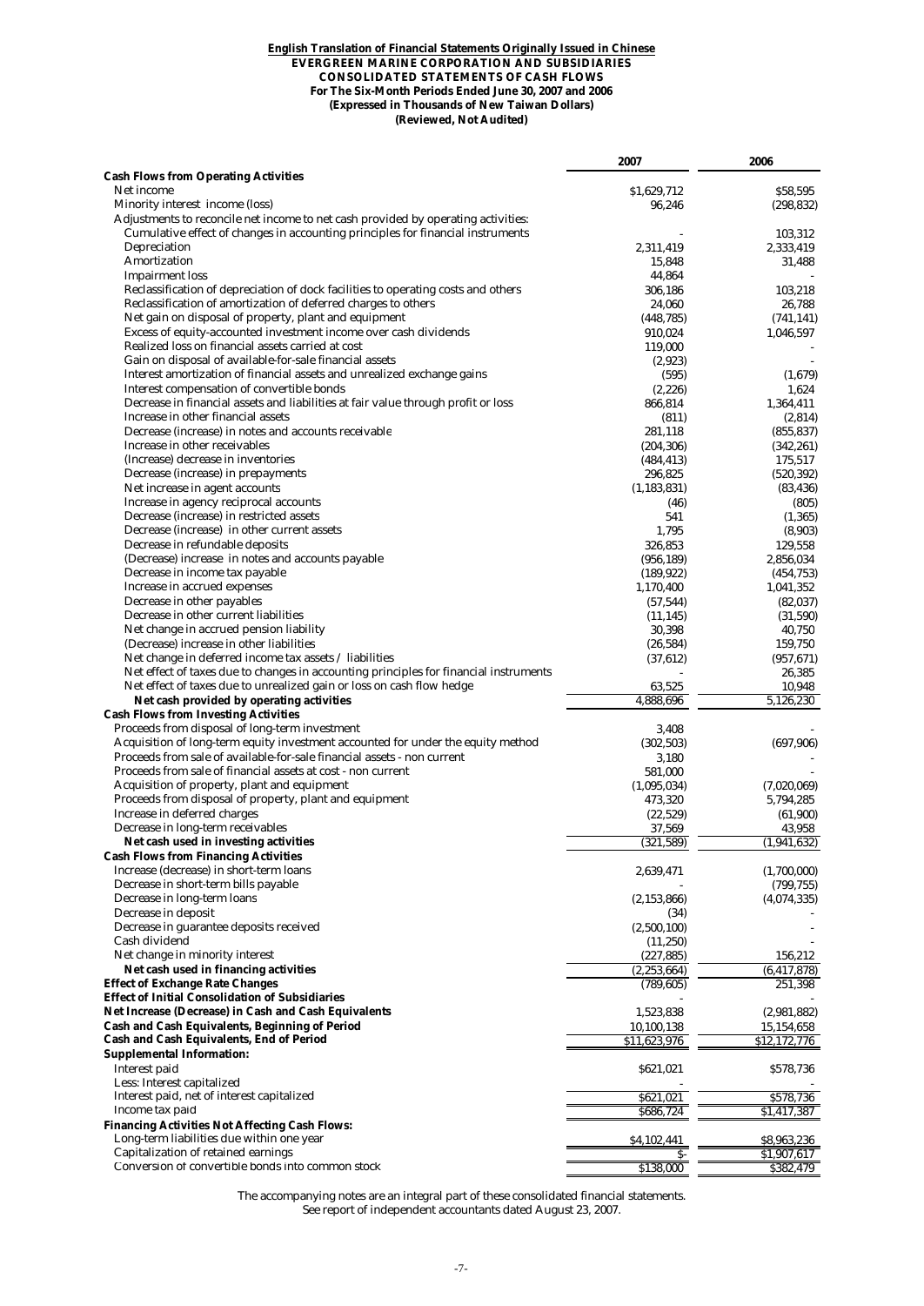**English Translation of Financial Statements Originally Issued in Chinese**

**EVERGREEN MARINE CORPORATION AND SUBSIDIARIES**

**CONSOLIDATED STATEMENTS OF CASH FLOWS**

**For The Six-Month Periods Ended June 30, 2007 and 2006**

**(Expressed in Thousands of New Taiwan Dollars)**

**(Reviewed, Not Audited)**

| | 2007 | 2006 |
|---|---|---|
| **Cash Flows from Operating Activities** | | |
| Net income | $1,629,712 | $58,595 |
| Minority interest income (loss) | 96,246 | (298,832) |
| Adjustments to reconcile net income to net cash provided by operating activities: | | |
| Cumulative effect of changes in accounting principles for financial instruments | - | 103,312 |
| Depreciation | 2,311,419 | 2,333,419 |
| Amortization | 15,848 | 31,488 |
| Impairment loss | 44,864 | - |
| Reclassification of depreciation of dock facilities to operating costs and others | 306,186 | 103,218 |
| Reclassification of amortization of deferred charges to others | 24,060 | 26,788 |
| Net gain on disposal of property, plant and equipment | (448,785) | (741,141) |
| Excess of equity-accounted investment income over cash dividends | 910,024 | 1,046,597 |
| Realized loss on financial assets carried at cost | 119,000 | - |
| Gain on disposal of available-for-sale financial assets | (2,923) | - |
| Interest amortization of financial assets and unrealized exchange gains | (595) | (1,679) |
| Interest compensation of convertible bonds | (2,226) | 1,624 |
| Decrease in financial assets and liabilities at fair value through profit or loss | 866,814 | 1,364,411 |
| Increase in other financial assets | (811) | (2,814) |
| Decrease (increase) in notes and accounts receivable | 281,118 | (855,837) |
| Increase in other receivables | (204,306) | (342,261) |
| (Increase) decrease in inventories | (484,413) | 175,517 |
| Decrease (increase) in prepayments | 296,825 | (520,392) |
| Net increase in agent accounts | (1,183,831) | (83,436) |
| Increase in agency reciprocal accounts | (46) | (805) |
| Decrease (increase) in restricted assets | 541 | (1,365) |
| Decrease (increase) in other current assets | 1,795 | (8,903) |
| Decrease in refundable deposits | 326,853 | 129,558 |
| (Decrease) increase in notes and accounts payable | (956,189) | 2,856,034 |
| Decrease in income tax payable | (189,922) | (454,753) |
| Increase in accrued expenses | 1,170,400 | 1,041,352 |
| Decrease in other payables | (57,544) | (82,037) |
| Decrease in other current liabilities | (11,145) | (31,590) |
| Net change in accrued pension liability | 30,398 | 40,750 |
| (Decrease) increase in other liabilities | (26,584) | 159,750 |
| Net change in deferred income tax assets / liabilities | (37,612) | (957,671) |
| Net effect of taxes due to changes in accounting principles for financial instruments | - | 26,385 |
| Net effect of taxes due to unrealized gain or loss on cash flow hedge | 63,525 | 10,948 |
| **Net cash provided by operating activities** | 4,888,696 | 5,126,230 |
| **Cash Flows from Investing Activities** | | |
| Proceeds from disposal of long-term investment | 3,408 | - |
| Acquisition of long-term equity investment accounted for under the equity method | (302,503) | (697,906) |
| Proceeds from sale of available-for-sale financial assets - non current | 3,180 | - |
| Proceeds from sale of financial assets at cost - non current | 581,000 | - |
| Acquisition of property, plant and equipment | (1,095,034) | (7,020,069) |
| Proceeds from disposal of property, plant and equipment | 473,320 | 5,794,285 |
| Increase in deferred charges | (22,529) | (61,900) |
| Decrease in long-term receivables | 37,569 | 43,958 |
| **Net cash used in investing activities** | (321,589) | (1,941,632) |
| **Cash Flows from Financing Activities** | | |
| Increase (decrease) in short-term loans | 2,639,471 | (1,700,000) |
| Decrease in short-term bills payable | - | (799,755) |
| Decrease in long-term loans | (2,153,866) | (4,074,335) |
| Decrease in deposit | (34) | - |
| Decrease in guarantee deposits received | (2,500,100) | - |
| Cash dividend | (11,250) | - |
| Net change in minority interest | (227,885) | 156,212 |
| **Net cash used in financing activities** | (2,253,664) | (6,417,878) |
| **Effect of Exchange Rate Changes** | (789,605) | 251,398 |
| **Effect of Initial Consolidation of Subsidiaries** | - | - |
| **Net Increase (Decrease) in Cash and Cash Equivalents** | 1,523,838 | (2,981,882) |
| **Cash and Cash Equivalents, Beginning of Period** | 10,100,138 | 15,154,658 |
| **Cash and Cash Equivalents, End of Period** | $11,623,976 | $12,172,776 |
| **Supplemental Information:** | | |
| Interest paid | $621,021 | $578,736 |
| Less: Interest capitalized | - | - |
| Interest paid, net of interest capitalized | $621,021 | $578,736 |
| Income tax paid | $686,724 | $1,417,387 |
| **Financing Activities Not Affecting Cash Flows:** | | |
| Long-term liabilities due within one year | $4,102,441 | $8,963,236 |
| Capitalization of retained earnings | $- | $1,907,617 |
| Conversion of convertible bonds into common stock | $138,000 | $382,479 |

The accompanying notes are an integral part of these consolidated financial statements.
See report of independent accountants dated August 23, 2007.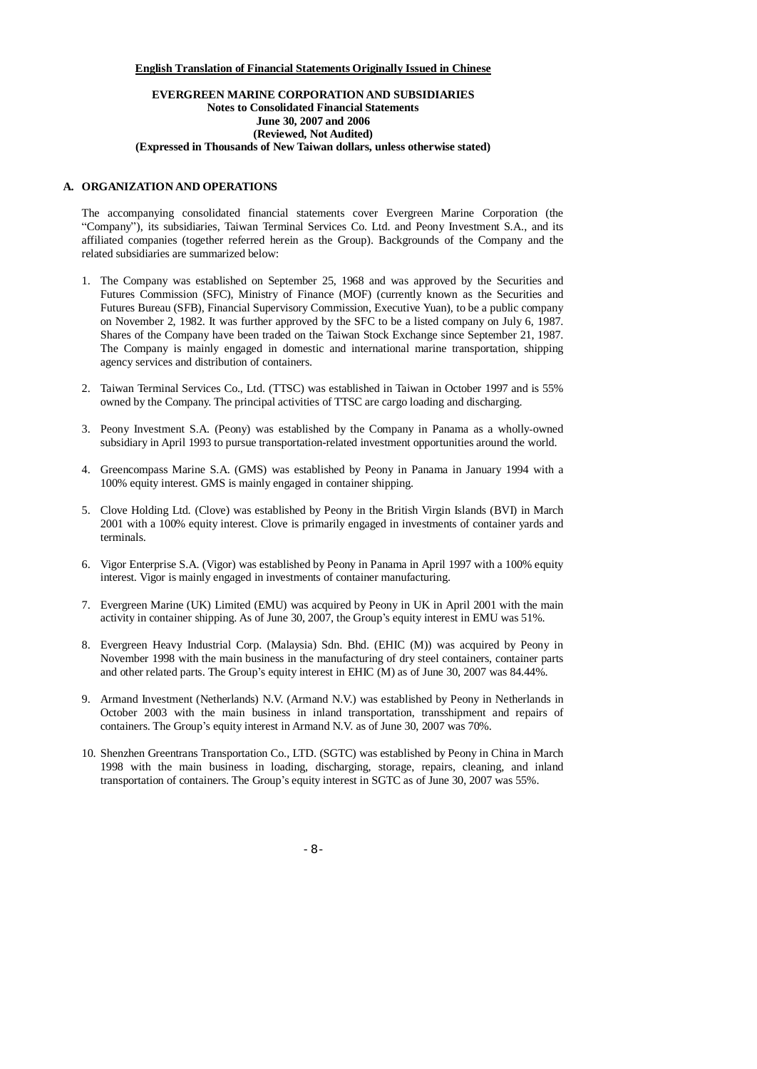**English Translation of Financial Statements Originally Issued in Chinese**

**EVERGREEN MARINE CORPORATION AND SUBSIDIARIES**
**Notes to Consolidated Financial Statements**
**June 30, 2007 and 2006**
**(Reviewed, Not Audited)**
**(Expressed in Thousands of New Taiwan dollars, unless otherwise stated)**

## A. ORGANIZATION AND OPERATIONS

The accompanying consolidated financial statements cover Evergreen Marine Corporation (the "Company"), its subsidiaries, Taiwan Terminal Services Co. Ltd. and Peony Investment S.A., and its affiliated companies (together referred herein as the Group). Backgrounds of the Company and the related subsidiaries are summarized below:

1. The Company was established on September 25, 1968 and was approved by the Securities and Futures Commission (SFC), Ministry of Finance (MOF) (currently known as the Securities and Futures Bureau (SFB), Financial Supervisory Commission, Executive Yuan), to be a public company on November 2, 1982. It was further approved by the SFC to be a listed company on July 6, 1987. Shares of the Company have been traded on the Taiwan Stock Exchange since September 21, 1987. The Company is mainly engaged in domestic and international marine transportation, shipping agency services and distribution of containers.

2. Taiwan Terminal Services Co., Ltd. (TTSC) was established in Taiwan in October 1997 and is 55% owned by the Company. The principal activities of TTSC are cargo loading and discharging.

3. Peony Investment S.A. (Peony) was established by the Company in Panama as a wholly-owned subsidiary in April 1993 to pursue transportation-related investment opportunities around the world.

4. Greencompass Marine S.A. (GMS) was established by Peony in Panama in January 1994 with a 100% equity interest. GMS is mainly engaged in container shipping.

5. Clove Holding Ltd. (Clove) was established by Peony in the British Virgin Islands (BVI) in March 2001 with a 100% equity interest. Clove is primarily engaged in investments of container yards and terminals.

6. Vigor Enterprise S.A. (Vigor) was established by Peony in Panama in April 1997 with a 100% equity interest. Vigor is mainly engaged in investments of container manufacturing.

7. Evergreen Marine (UK) Limited (EMU) was acquired by Peony in UK in April 2001 with the main activity in container shipping. As of June 30, 2007, the Group's equity interest in EMU was 51%.

8. Evergreen Heavy Industrial Corp. (Malaysia) Sdn. Bhd. (EHIC (M)) was acquired by Peony in November 1998 with the main business in the manufacturing of dry steel containers, container parts and other related parts. The Group's equity interest in EHIC (M) as of June 30, 2007 was 84.44%.

9. Armand Investment (Netherlands) N.V. (Armand N.V.) was established by Peony in Netherlands in October 2003 with the main business in inland transportation, transshipment and repairs of containers. The Group's equity interest in Armand N.V. as of June 30, 2007 was 70%.

10. Shenzhen Greentrans Transportation Co., LTD. (SGTC) was established by Peony in China in March 1998 with the main business in loading, discharging, storage, repairs, cleaning, and inland transportation of containers. The Group's equity interest in SGTC as of June 30, 2007 was 55%.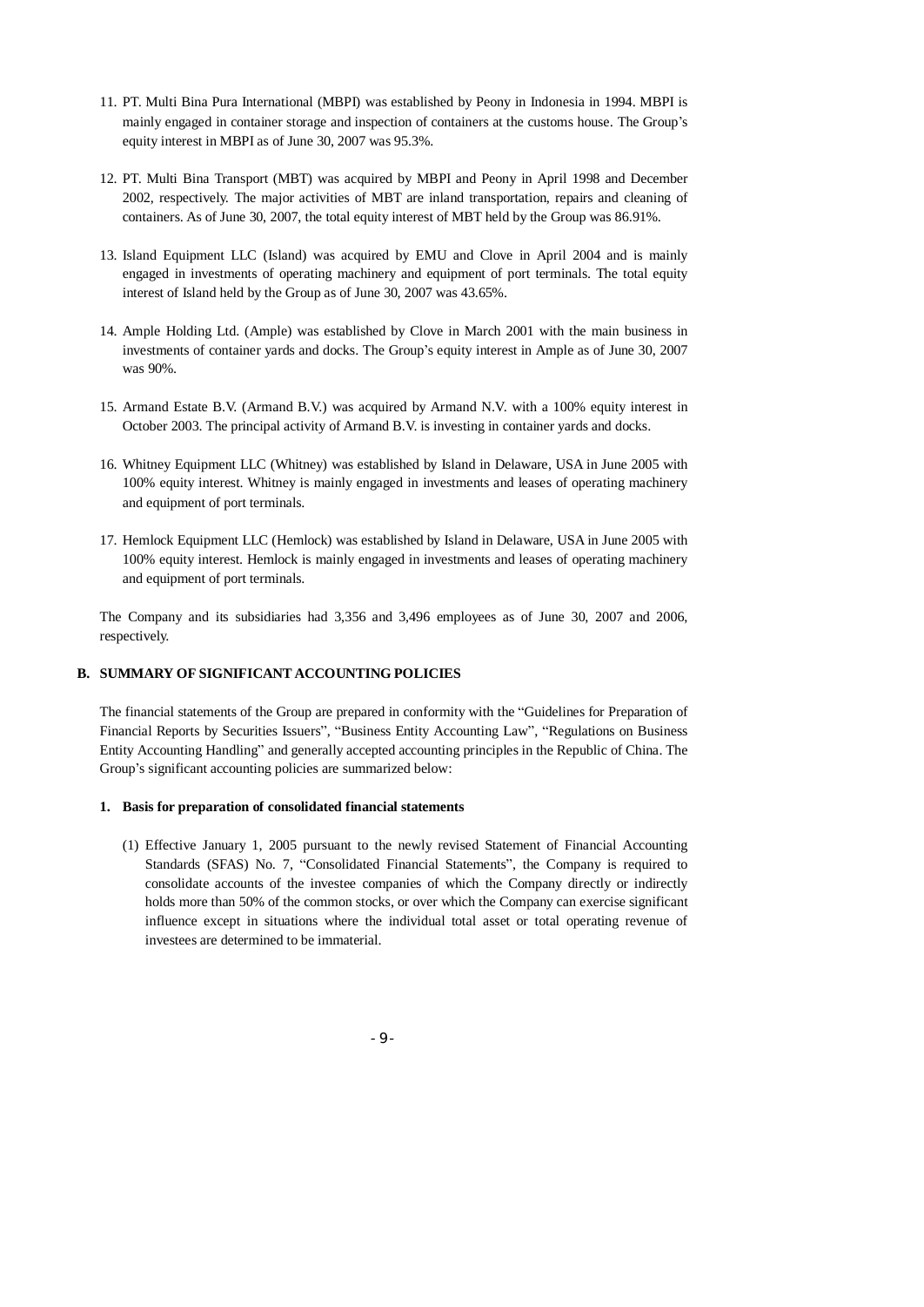11. PT. Multi Bina Pura International (MBPI) was established by Peony in Indonesia in 1994. MBPI is mainly engaged in container storage and inspection of containers at the customs house. The Group's equity interest in MBPI as of June 30, 2007 was 95.3%.

12. PT. Multi Bina Transport (MBT) was acquired by MBPI and Peony in April 1998 and December 2002, respectively. The major activities of MBT are inland transportation, repairs and cleaning of containers. As of June 30, 2007, the total equity interest of MBT held by the Group was 86.91%.

13. Island Equipment LLC (Island) was acquired by EMU and Clove in April 2004 and is mainly engaged in investments of operating machinery and equipment of port terminals. The total equity interest of Island held by the Group as of June 30, 2007 was 43.65%.

14. Ample Holding Ltd. (Ample) was established by Clove in March 2001 with the main business in investments of container yards and docks. The Group's equity interest in Ample as of June 30, 2007 was 90%.

15. Armand Estate B.V. (Armand B.V.) was acquired by Armand N.V. with a 100% equity interest in October 2003. The principal activity of Armand B.V. is investing in container yards and docks.

16. Whitney Equipment LLC (Whitney) was established by Island in Delaware, USA in June 2005 with 100% equity interest. Whitney is mainly engaged in investments and leases of operating machinery and equipment of port terminals.

17. Hemlock Equipment LLC (Hemlock) was established by Island in Delaware, USA in June 2005 with 100% equity interest. Hemlock is mainly engaged in investments and leases of operating machinery and equipment of port terminals.

The Company and its subsidiaries had 3,356 and 3,496 employees as of June 30, 2007 and 2006, respectively.

## B. SUMMARY OF SIGNIFICANT ACCOUNTING POLICIES

The financial statements of the Group are prepared in conformity with the "Guidelines for Preparation of Financial Reports by Securities Issuers", "Business Entity Accounting Law", "Regulations on Business Entity Accounting Handling" and generally accepted accounting principles in the Republic of China. The Group's significant accounting policies are summarized below:

### 1. Basis for preparation of consolidated financial statements

(1) Effective January 1, 2005 pursuant to the newly revised Statement of Financial Accounting Standards (SFAS) No. 7, "Consolidated Financial Statements", the Company is required to consolidate accounts of the investee companies of which the Company directly or indirectly holds more than 50% of the common stocks, or over which the Company can exercise significant influence except in situations where the individual total asset or total operating revenue of investees are determined to be immaterial.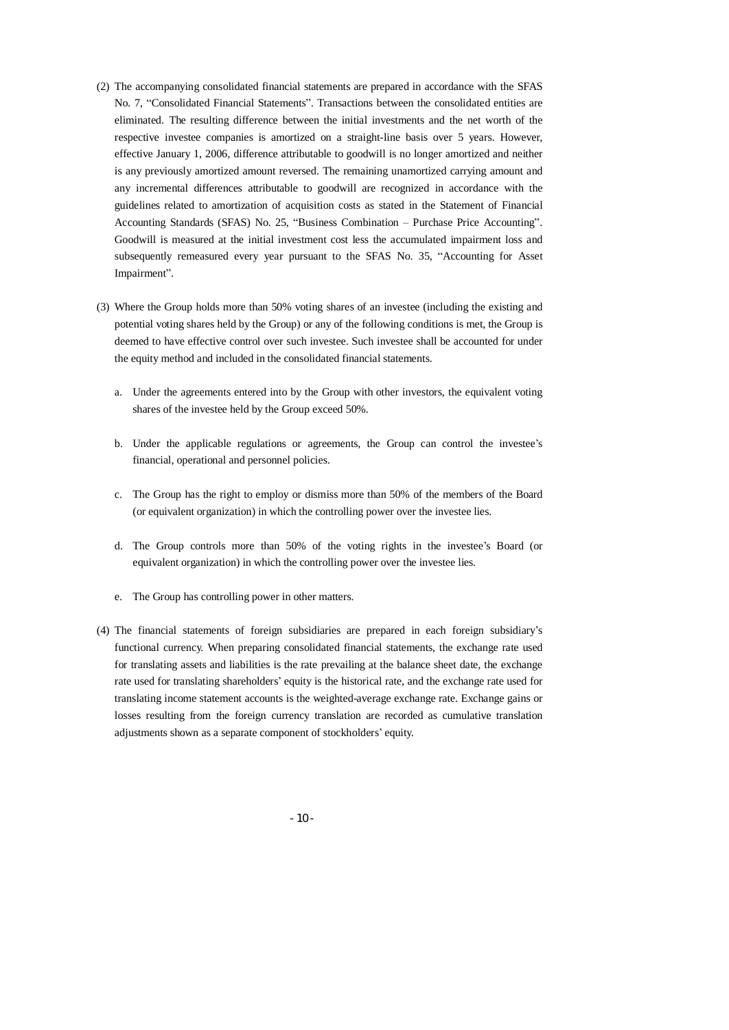(2) The accompanying consolidated financial statements are prepared in accordance with the SFAS No. 7, "Consolidated Financial Statements". Transactions between the consolidated entities are eliminated. The resulting difference between the initial investments and the net worth of the respective investee companies is amortized on a straight-line basis over 5 years. However, effective January 1, 2006, difference attributable to goodwill is no longer amortized and neither is any previously amortized amount reversed. The remaining unamortized carrying amount and any incremental differences attributable to goodwill are recognized in accordance with the guidelines related to amortization of acquisition costs as stated in the Statement of Financial Accounting Standards (SFAS) No. 25, "Business Combination – Purchase Price Accounting". Goodwill is measured at the initial investment cost less the accumulated impairment loss and subsequently remeasured every year pursuant to the SFAS No. 35, "Accounting for Asset Impairment".

(3) Where the Group holds more than 50% voting shares of an investee (including the existing and potential voting shares held by the Group) or any of the following conditions is met, the Group is deemed to have effective control over such investee. Such investee shall be accounted for under the equity method and included in the consolidated financial statements.

   a. Under the agreements entered into by the Group with other investors, the equivalent voting shares of the investee held by the Group exceed 50%.

   b. Under the applicable regulations or agreements, the Group can control the investee's financial, operational and personnel policies.

   c. The Group has the right to employ or dismiss more than 50% of the members of the Board (or equivalent organization) in which the controlling power over the investee lies.

   d. The Group controls more than 50% of the voting rights in the investee's Board (or equivalent organization) in which the controlling power over the investee lies.

   e. The Group has controlling power in other matters.

(4) The financial statements of foreign subsidiaries are prepared in each foreign subsidiary's functional currency. When preparing consolidated financial statements, the exchange rate used for translating assets and liabilities is the rate prevailing at the balance sheet date, the exchange rate used for translating shareholders' equity is the historical rate, and the exchange rate used for translating income statement accounts is the weighted-average exchange rate. Exchange gains or losses resulting from the foreign currency translation are recorded as cumulative translation adjustments shown as a separate component of stockholders' equity.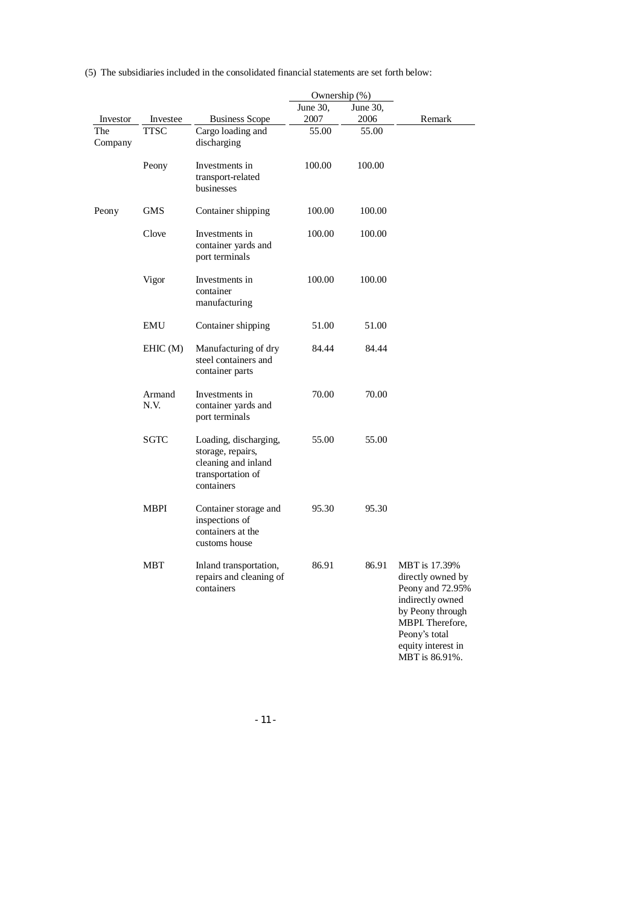(5) The subsidiaries included in the consolidated financial statements are set forth below:

| Investor | Investee | Business Scope | Ownership (%) June 30, 2007 | Ownership (%) June 30, 2006 | Remark |
|---|---|---|---|---|---|
| The Company | TTSC | Cargo loading and discharging | 55.00 | 55.00 | |
| | Peony | Investments in transport-related businesses | 100.00 | 100.00 | |
| Peony | GMS | Container shipping | 100.00 | 100.00 | |
| | Clove | Investments in container yards and port terminals | 100.00 | 100.00 | |
| | Vigor | Investments in container manufacturing | 100.00 | 100.00 | |
| | EMU | Container shipping | 51.00 | 51.00 | |
| | EHIC (M) | Manufacturing of dry steel containers and container parts | 84.44 | 84.44 | |
| | Armand N.V. | Investments in container yards and port terminals | 70.00 | 70.00 | |
| | SGTC | Loading, discharging, storage, repairs, cleaning and inland transportation of containers | 55.00 | 55.00 | |
| | MBPI | Container storage and inspections of containers at the customs house | 95.30 | 95.30 | |
| | MBT | Inland transportation, repairs and cleaning of containers | 86.91 | 86.91 | MBT is 17.39% directly owned by Peony and 72.95% indirectly owned by Peony through MBPI. Therefore, Peony's total equity interest in MBT is 86.91%. |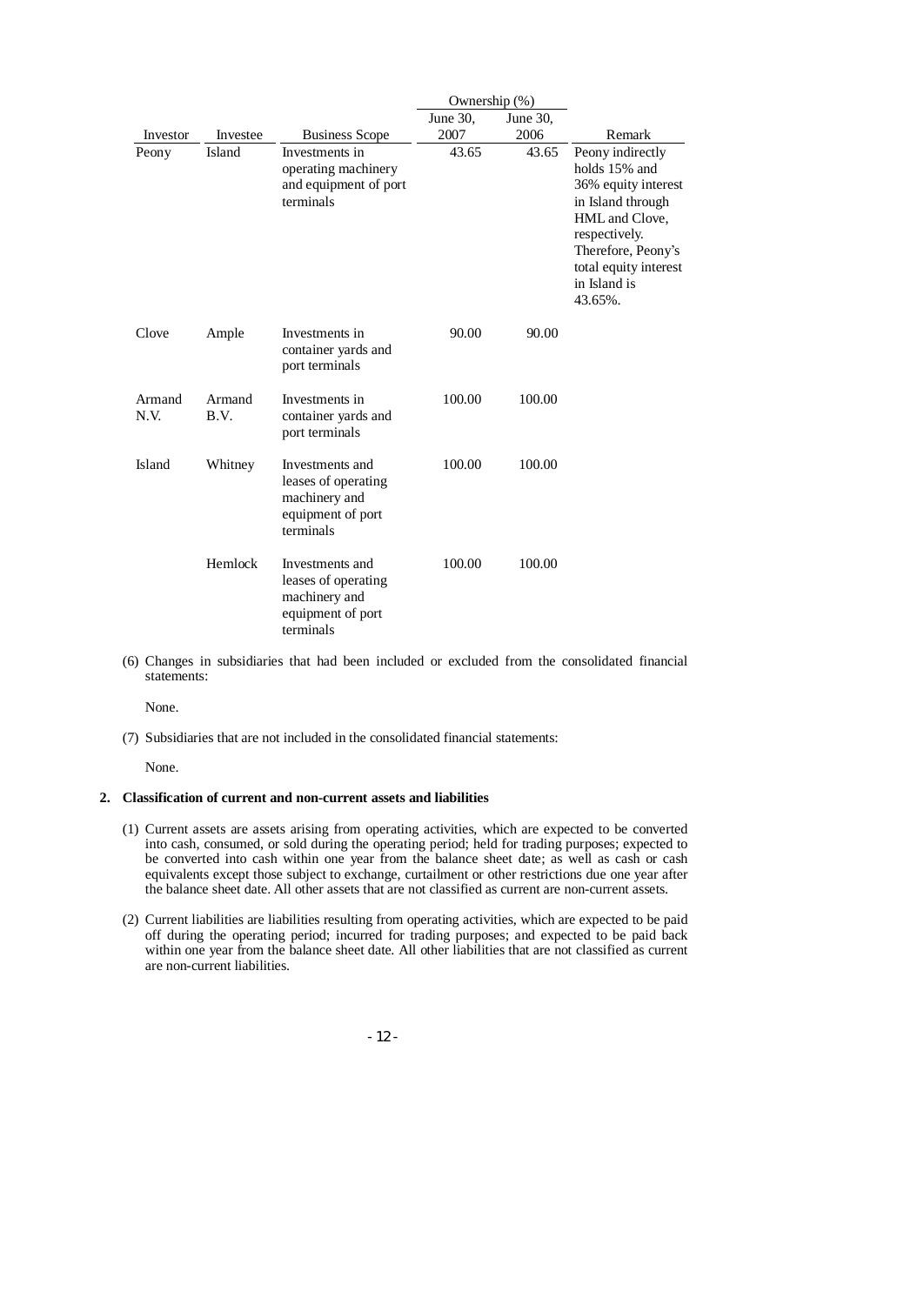| Investor | Investee | Business Scope | Ownership (%) | | Remark |
|---|---|---|---|---|---|
| | | | June 30, 2007 | June 30, 2006 | |
| Peony | Island | Investments in operating machinery and equipment of port terminals | 43.65 | 43.65 | Peony indirectly holds 15% and 36% equity interest in Island through HML and Clove, respectively. Therefore, Peony's total equity interest in Island is 43.65%. |
| Clove | Ample | Investments in container yards and port terminals | 90.00 | 90.00 | |
| Armand N.V. | Armand B.V. | Investments in container yards and port terminals | 100.00 | 100.00 | |
| Island | Whitney | Investments and leases of operating machinery and equipment of port terminals | 100.00 | 100.00 | |
| | Hemlock | Investments and leases of operating machinery and equipment of port terminals | 100.00 | 100.00 | |

(6) Changes in subsidiaries that had been included or excluded from the consolidated financial statements:

None.

(7) Subsidiaries that are not included in the consolidated financial statements:

None.

**2. Classification of current and non-current assets and liabilities**

(1) Current assets are assets arising from operating activities, which are expected to be converted into cash, consumed, or sold during the operating period; held for trading purposes; expected to be converted into cash within one year from the balance sheet date; as well as cash or cash equivalents except those subject to exchange, curtailment or other restrictions due one year after the balance sheet date. All other assets that are not classified as current are non-current assets.

(2) Current liabilities are liabilities resulting from operating activities, which are expected to be paid off during the operating period; incurred for trading purposes; and expected to be paid back within one year from the balance sheet date. All other liabilities that are not classified as current are non-current liabilities.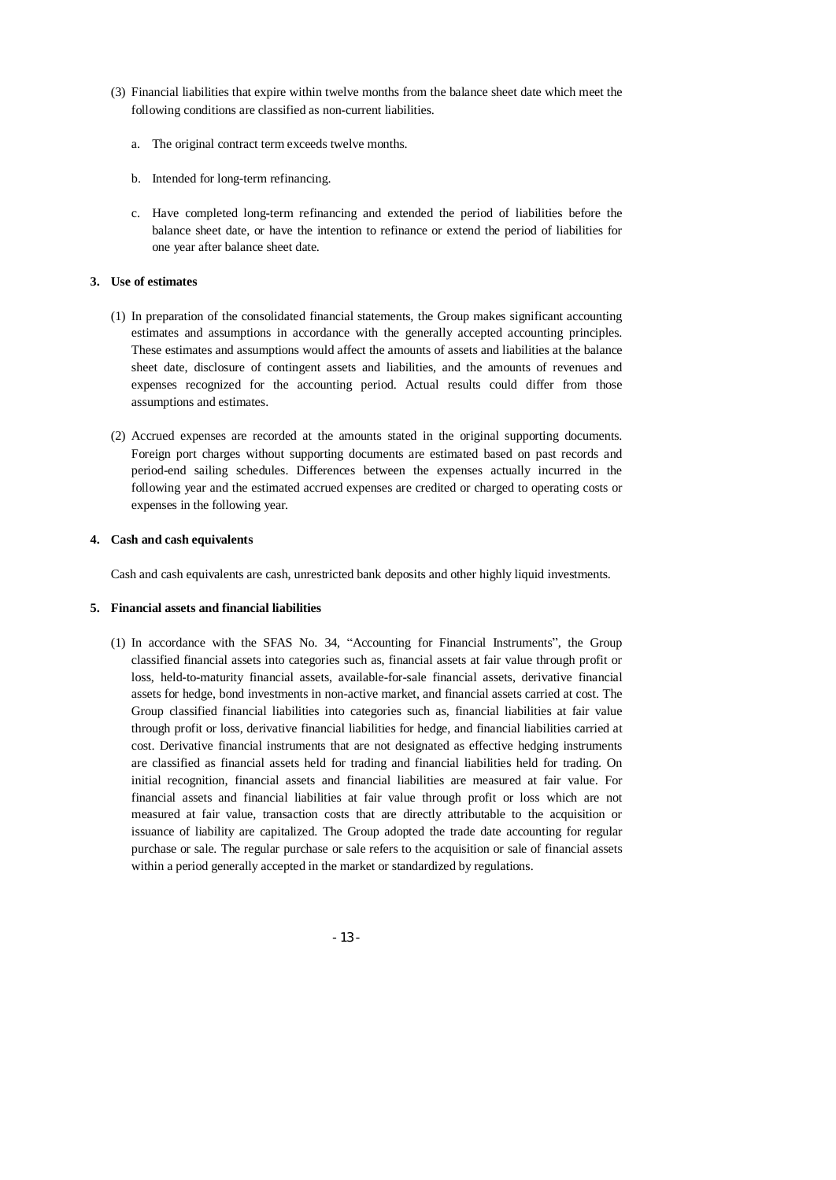(3) Financial liabilities that expire within twelve months from the balance sheet date which meet the following conditions are classified as non-current liabilities.

   a. The original contract term exceeds twelve months.

   b. Intended for long-term refinancing.

   c. Have completed long-term refinancing and extended the period of liabilities before the balance sheet date, or have the intention to refinance or extend the period of liabilities for one year after balance sheet date.

**3. Use of estimates**

(1) In preparation of the consolidated financial statements, the Group makes significant accounting estimates and assumptions in accordance with the generally accepted accounting principles. These estimates and assumptions would affect the amounts of assets and liabilities at the balance sheet date, disclosure of contingent assets and liabilities, and the amounts of revenues and expenses recognized for the accounting period. Actual results could differ from those assumptions and estimates.

(2) Accrued expenses are recorded at the amounts stated in the original supporting documents. Foreign port charges without supporting documents are estimated based on past records and period-end sailing schedules. Differences between the expenses actually incurred in the following year and the estimated accrued expenses are credited or charged to operating costs or expenses in the following year.

**4. Cash and cash equivalents**

Cash and cash equivalents are cash, unrestricted bank deposits and other highly liquid investments.

**5. Financial assets and financial liabilities**

(1) In accordance with the SFAS No. 34, "Accounting for Financial Instruments", the Group classified financial assets into categories such as, financial assets at fair value through profit or loss, held-to-maturity financial assets, available-for-sale financial assets, derivative financial assets for hedge, bond investments in non-active market, and financial assets carried at cost. The Group classified financial liabilities into categories such as, financial liabilities at fair value through profit or loss, derivative financial liabilities for hedge, and financial liabilities carried at cost. Derivative financial instruments that are not designated as effective hedging instruments are classified as financial assets held for trading and financial liabilities held for trading. On initial recognition, financial assets and financial liabilities are measured at fair value. For financial assets and financial liabilities at fair value through profit or loss which are not measured at fair value, transaction costs that are directly attributable to the acquisition or issuance of liability are capitalized. The Group adopted the trade date accounting for regular purchase or sale. The regular purchase or sale refers to the acquisition or sale of financial assets within a period generally accepted in the market or standardized by regulations.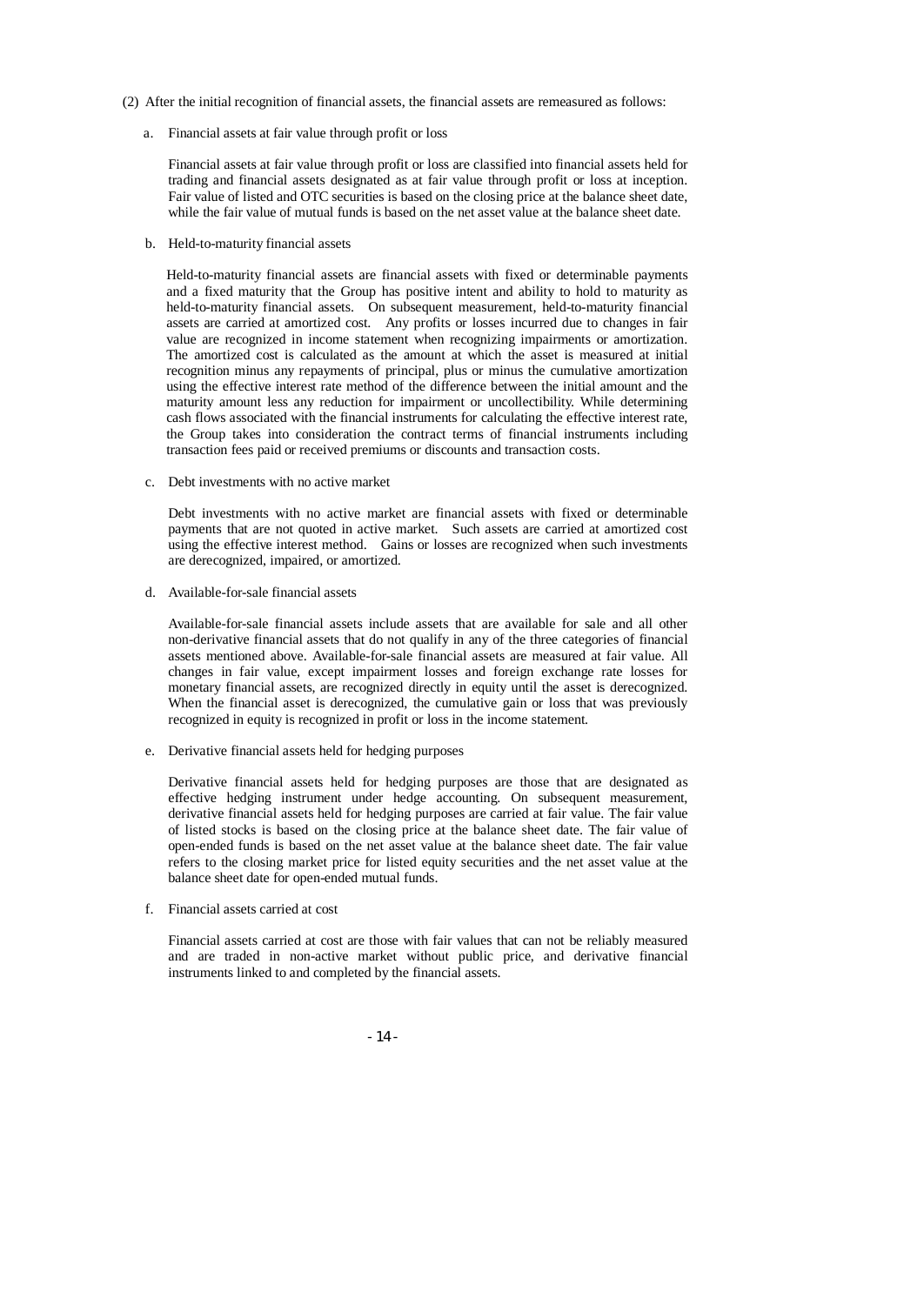(2) After the initial recognition of financial assets, the financial assets are remeasured as follows:

a. Financial assets at fair value through profit or loss

Financial assets at fair value through profit or loss are classified into financial assets held for trading and financial assets designated as at fair value through profit or loss at inception. Fair value of listed and OTC securities is based on the closing price at the balance sheet date, while the fair value of mutual funds is based on the net asset value at the balance sheet date.

b. Held-to-maturity financial assets

Held-to-maturity financial assets are financial assets with fixed or determinable payments and a fixed maturity that the Group has positive intent and ability to hold to maturity as held-to-maturity financial assets. On subsequent measurement, held-to-maturity financial assets are carried at amortized cost. Any profits or losses incurred due to changes in fair value are recognized in income statement when recognizing impairments or amortization. The amortized cost is calculated as the amount at which the asset is measured at initial recognition minus any repayments of principal, plus or minus the cumulative amortization using the effective interest rate method of the difference between the initial amount and the maturity amount less any reduction for impairment or uncollectibility. While determining cash flows associated with the financial instruments for calculating the effective interest rate, the Group takes into consideration the contract terms of financial instruments including transaction fees paid or received premiums or discounts and transaction costs.

c. Debt investments with no active market

Debt investments with no active market are financial assets with fixed or determinable payments that are not quoted in active market. Such assets are carried at amortized cost using the effective interest method. Gains or losses are recognized when such investments are derecognized, impaired, or amortized.

d. Available-for-sale financial assets

Available-for-sale financial assets include assets that are available for sale and all other non-derivative financial assets that do not qualify in any of the three categories of financial assets mentioned above. Available-for-sale financial assets are measured at fair value. All changes in fair value, except impairment losses and foreign exchange rate losses for monetary financial assets, are recognized directly in equity until the asset is derecognized. When the financial asset is derecognized, the cumulative gain or loss that was previously recognized in equity is recognized in profit or loss in the income statement.

e. Derivative financial assets held for hedging purposes

Derivative financial assets held for hedging purposes are those that are designated as effective hedging instrument under hedge accounting. On subsequent measurement, derivative financial assets held for hedging purposes are carried at fair value. The fair value of listed stocks is based on the closing price at the balance sheet date. The fair value of open-ended funds is based on the net asset value at the balance sheet date. The fair value refers to the closing market price for listed equity securities and the net asset value at the balance sheet date for open-ended mutual funds.

f. Financial assets carried at cost

Financial assets carried at cost are those with fair values that can not be reliably measured and are traded in non-active market without public price, and derivative financial instruments linked to and completed by the financial assets.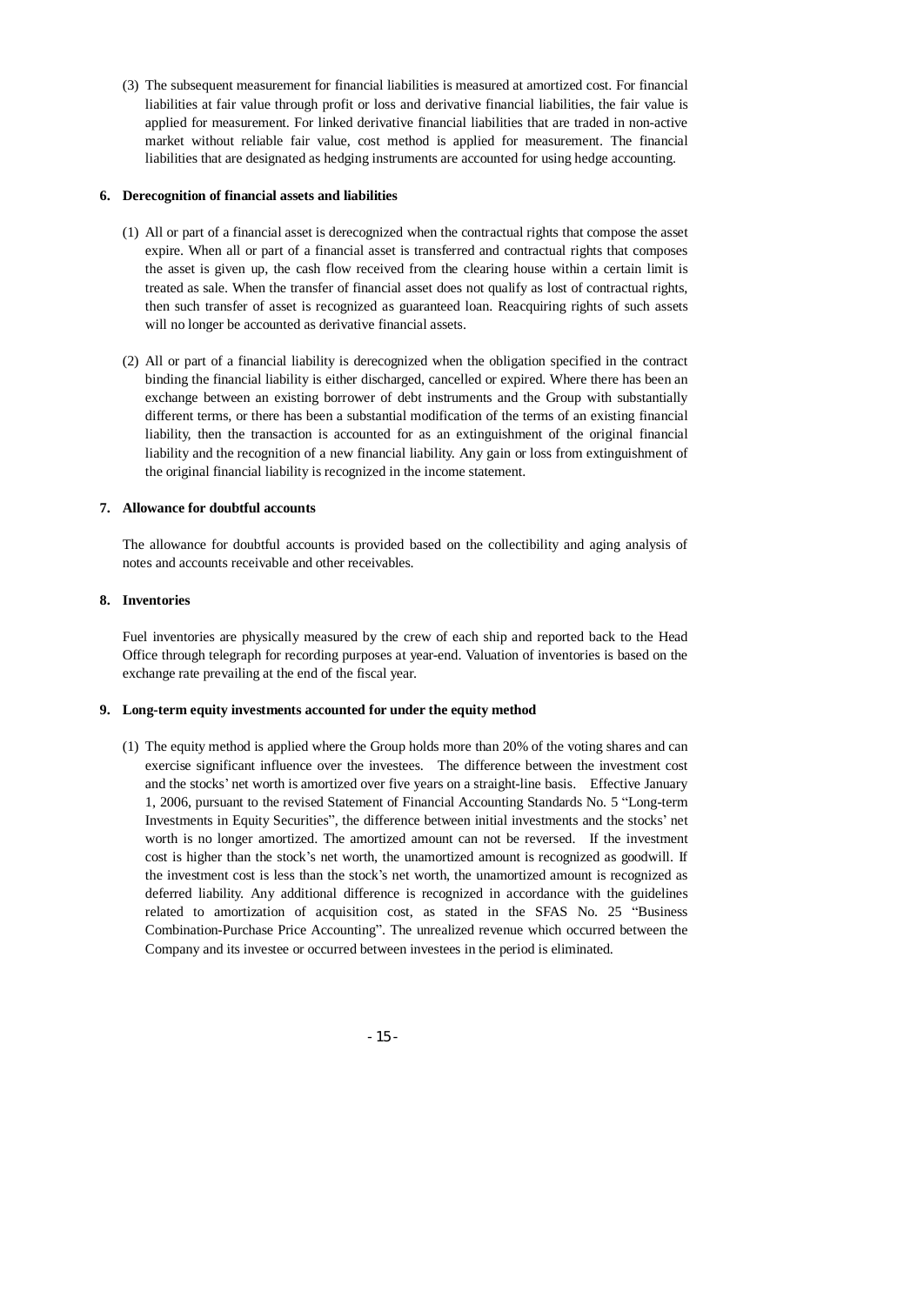(3) The subsequent measurement for financial liabilities is measured at amortized cost. For financial liabilities at fair value through profit or loss and derivative financial liabilities, the fair value is applied for measurement. For linked derivative financial liabilities that are traded in non-active market without reliable fair value, cost method is applied for measurement. The financial liabilities that are designated as hedging instruments are accounted for using hedge accounting.

**6. Derecognition of financial assets and liabilities**

(1) All or part of a financial asset is derecognized when the contractual rights that compose the asset expire. When all or part of a financial asset is transferred and contractual rights that composes the asset is given up, the cash flow received from the clearing house within a certain limit is treated as sale. When the transfer of financial asset does not qualify as lost of contractual rights, then such transfer of asset is recognized as guaranteed loan. Reacquiring rights of such assets will no longer be accounted as derivative financial assets.

(2) All or part of a financial liability is derecognized when the obligation specified in the contract binding the financial liability is either discharged, cancelled or expired. Where there has been an exchange between an existing borrower of debt instruments and the Group with substantially different terms, or there has been a substantial modification of the terms of an existing financial liability, then the transaction is accounted for as an extinguishment of the original financial liability and the recognition of a new financial liability. Any gain or loss from extinguishment of the original financial liability is recognized in the income statement.

**7. Allowance for doubtful accounts**

The allowance for doubtful accounts is provided based on the collectibility and aging analysis of notes and accounts receivable and other receivables.

**8. Inventories**

Fuel inventories are physically measured by the crew of each ship and reported back to the Head Office through telegraph for recording purposes at year-end. Valuation of inventories is based on the exchange rate prevailing at the end of the fiscal year.

**9. Long-term equity investments accounted for under the equity method**

(1) The equity method is applied where the Group holds more than 20% of the voting shares and can exercise significant influence over the investees. The difference between the investment cost and the stocks' net worth is amortized over five years on a straight-line basis. Effective January 1, 2006, pursuant to the revised Statement of Financial Accounting Standards No. 5 "Long-term Investments in Equity Securities", the difference between initial investments and the stocks' net worth is no longer amortized. The amortized amount can not be reversed. If the investment cost is higher than the stock's net worth, the unamortized amount is recognized as goodwill. If the investment cost is less than the stock's net worth, the unamortized amount is recognized as deferred liability. Any additional difference is recognized in accordance with the guidelines related to amortization of acquisition cost, as stated in the SFAS No. 25 "Business Combination-Purchase Price Accounting". The unrealized revenue which occurred between the Company and its investee or occurred between investees in the period is eliminated.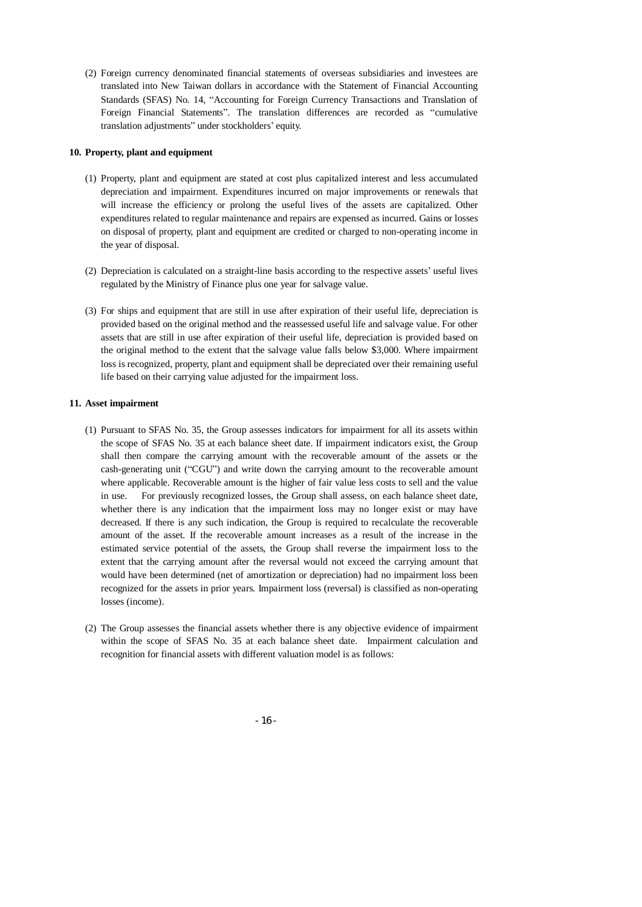(2) Foreign currency denominated financial statements of overseas subsidiaries and investees are translated into New Taiwan dollars in accordance with the Statement of Financial Accounting Standards (SFAS) No. 14, "Accounting for Foreign Currency Transactions and Translation of Foreign Financial Statements". The translation differences are recorded as "cumulative translation adjustments" under stockholders' equity.

**10. Property, plant and equipment**

(1) Property, plant and equipment are stated at cost plus capitalized interest and less accumulated depreciation and impairment. Expenditures incurred on major improvements or renewals that will increase the efficiency or prolong the useful lives of the assets are capitalized. Other expenditures related to regular maintenance and repairs are expensed as incurred. Gains or losses on disposal of property, plant and equipment are credited or charged to non-operating income in the year of disposal.

(2) Depreciation is calculated on a straight-line basis according to the respective assets' useful lives regulated by the Ministry of Finance plus one year for salvage value.

(3) For ships and equipment that are still in use after expiration of their useful life, depreciation is provided based on the original method and the reassessed useful life and salvage value. For other assets that are still in use after expiration of their useful life, depreciation is provided based on the original method to the extent that the salvage value falls below $3,000. Where impairment loss is recognized, property, plant and equipment shall be depreciated over their remaining useful life based on their carrying value adjusted for the impairment loss.

**11. Asset impairment**

(1) Pursuant to SFAS No. 35, the Group assesses indicators for impairment for all its assets within the scope of SFAS No. 35 at each balance sheet date. If impairment indicators exist, the Group shall then compare the carrying amount with the recoverable amount of the assets or the cash-generating unit ("CGU") and write down the carrying amount to the recoverable amount where applicable. Recoverable amount is the higher of fair value less costs to sell and the value in use. For previously recognized losses, the Group shall assess, on each balance sheet date, whether there is any indication that the impairment loss may no longer exist or may have decreased. If there is any such indication, the Group is required to recalculate the recoverable amount of the asset. If the recoverable amount increases as a result of the increase in the estimated service potential of the assets, the Group shall reverse the impairment loss to the extent that the carrying amount after the reversal would not exceed the carrying amount that would have been determined (net of amortization or depreciation) had no impairment loss been recognized for the assets in prior years. Impairment loss (reversal) is classified as non-operating losses (income).

(2) The Group assesses the financial assets whether there is any objective evidence of impairment within the scope of SFAS No. 35 at each balance sheet date. Impairment calculation and recognition for financial assets with different valuation model is as follows: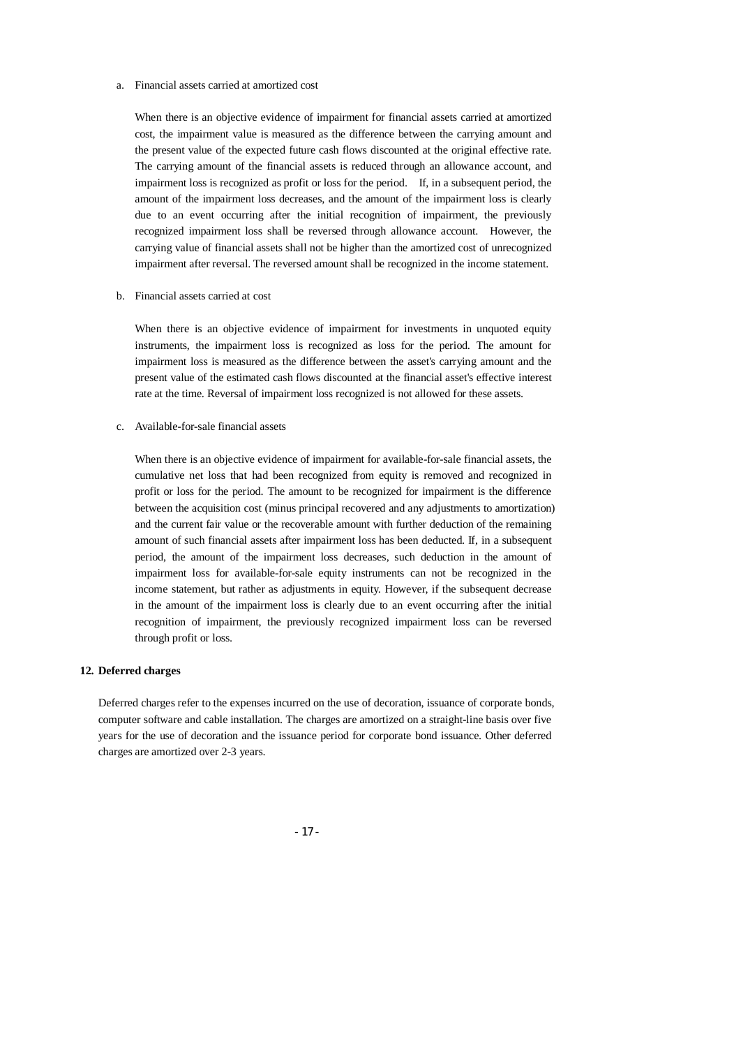a. Financial assets carried at amortized cost

   When there is an objective evidence of impairment for financial assets carried at amortized cost, the impairment value is measured as the difference between the carrying amount and the present value of the expected future cash flows discounted at the original effective rate. The carrying amount of the financial assets is reduced through an allowance account, and impairment loss is recognized as profit or loss for the period. If, in a subsequent period, the amount of the impairment loss decreases, and the amount of the impairment loss is clearly due to an event occurring after the initial recognition of impairment, the previously recognized impairment loss shall be reversed through allowance account. However, the carrying value of financial assets shall not be higher than the amortized cost of unrecognized impairment after reversal. The reversed amount shall be recognized in the income statement.

b. Financial assets carried at cost

   When there is an objective evidence of impairment for investments in unquoted equity instruments, the impairment loss is recognized as loss for the period. The amount for impairment loss is measured as the difference between the asset's carrying amount and the present value of the estimated cash flows discounted at the financial asset's effective interest rate at the time. Reversal of impairment loss recognized is not allowed for these assets.

c. Available-for-sale financial assets

   When there is an objective evidence of impairment for available-for-sale financial assets, the cumulative net loss that had been recognized from equity is removed and recognized in profit or loss for the period. The amount to be recognized for impairment is the difference between the acquisition cost (minus principal recovered and any adjustments to amortization) and the current fair value or the recoverable amount with further deduction of the remaining amount of such financial assets after impairment loss has been deducted. If, in a subsequent period, the amount of the impairment loss decreases, such deduction in the amount of impairment loss for available-for-sale equity instruments can not be recognized in the income statement, but rather as adjustments in equity. However, if the subsequent decrease in the amount of the impairment loss is clearly due to an event occurring after the initial recognition of impairment, the previously recognized impairment loss can be reversed through profit or loss.

**12. Deferred charges**

Deferred charges refer to the expenses incurred on the use of decoration, issuance of corporate bonds, computer software and cable installation. The charges are amortized on a straight-line basis over five years for the use of decoration and the issuance period for corporate bond issuance. Other deferred charges are amortized over 2-3 years.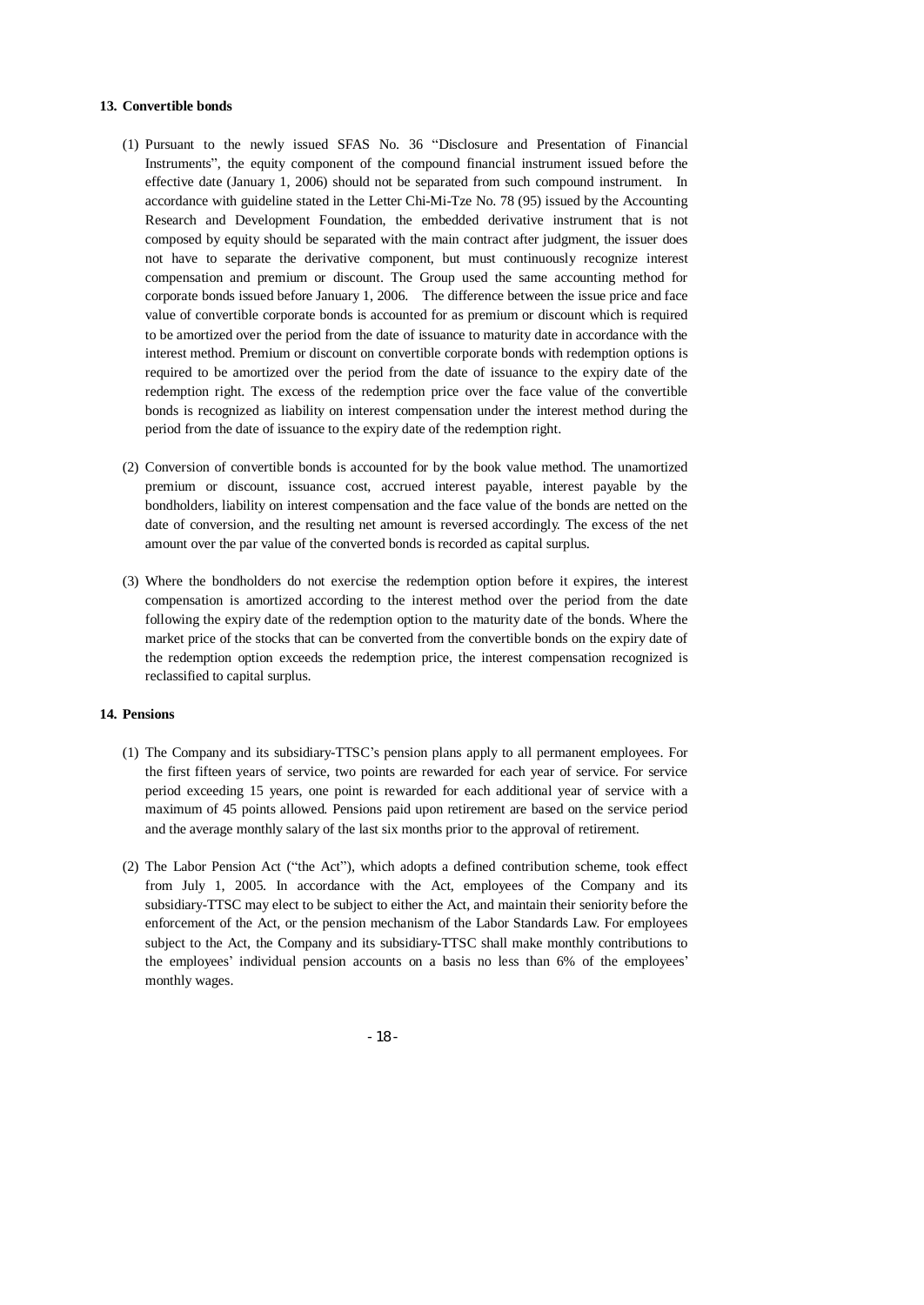**13. Convertible bonds**

(1) Pursuant to the newly issued SFAS No. 36 "Disclosure and Presentation of Financial Instruments", the equity component of the compound financial instrument issued before the effective date (January 1, 2006) should not be separated from such compound instrument. In accordance with guideline stated in the Letter Chi-Mi-Tze No. 78 (95) issued by the Accounting Research and Development Foundation, the embedded derivative instrument that is not composed by equity should be separated with the main contract after judgment, the issuer does not have to separate the derivative component, but must continuously recognize interest compensation and premium or discount. The Group used the same accounting method for corporate bonds issued before January 1, 2006. The difference between the issue price and face value of convertible corporate bonds is accounted for as premium or discount which is required to be amortized over the period from the date of issuance to maturity date in accordance with the interest method. Premium or discount on convertible corporate bonds with redemption options is required to be amortized over the period from the date of issuance to the expiry date of the redemption right. The excess of the redemption price over the face value of the convertible bonds is recognized as liability on interest compensation under the interest method during the period from the date of issuance to the expiry date of the redemption right.

(2) Conversion of convertible bonds is accounted for by the book value method. The unamortized premium or discount, issuance cost, accrued interest payable, interest payable by the bondholders, liability on interest compensation and the face value of the bonds are netted on the date of conversion, and the resulting net amount is reversed accordingly. The excess of the net amount over the par value of the converted bonds is recorded as capital surplus.

(3) Where the bondholders do not exercise the redemption option before it expires, the interest compensation is amortized according to the interest method over the period from the date following the expiry date of the redemption option to the maturity date of the bonds. Where the market price of the stocks that can be converted from the convertible bonds on the expiry date of the redemption option exceeds the redemption price, the interest compensation recognized is reclassified to capital surplus.

**14. Pensions**

(1) The Company and its subsidiary-TTSC's pension plans apply to all permanent employees. For the first fifteen years of service, two points are rewarded for each year of service. For service period exceeding 15 years, one point is rewarded for each additional year of service with a maximum of 45 points allowed. Pensions paid upon retirement are based on the service period and the average monthly salary of the last six months prior to the approval of retirement.

(2) The Labor Pension Act ("the Act"), which adopts a defined contribution scheme, took effect from July 1, 2005. In accordance with the Act, employees of the Company and its subsidiary-TTSC may elect to be subject to either the Act, and maintain their seniority before the enforcement of the Act, or the pension mechanism of the Labor Standards Law. For employees subject to the Act, the Company and its subsidiary-TTSC shall make monthly contributions to the employees' individual pension accounts on a basis no less than 6% of the employees' monthly wages.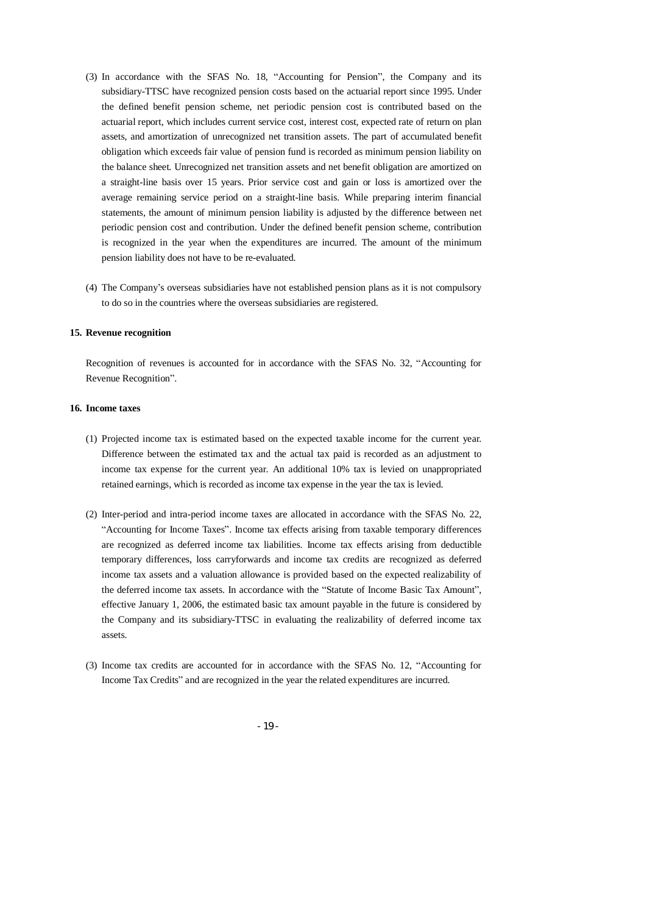(3) In accordance with the SFAS No. 18, "Accounting for Pension", the Company and its subsidiary-TTSC have recognized pension costs based on the actuarial report since 1995. Under the defined benefit pension scheme, net periodic pension cost is contributed based on the actuarial report, which includes current service cost, interest cost, expected rate of return on plan assets, and amortization of unrecognized net transition assets. The part of accumulated benefit obligation which exceeds fair value of pension fund is recorded as minimum pension liability on the balance sheet. Unrecognized net transition assets and net benefit obligation are amortized on a straight-line basis over 15 years. Prior service cost and gain or loss is amortized over the average remaining service period on a straight-line basis. While preparing interim financial statements, the amount of minimum pension liability is adjusted by the difference between net periodic pension cost and contribution. Under the defined benefit pension scheme, contribution is recognized in the year when the expenditures are incurred. The amount of the minimum pension liability does not have to be re-evaluated.

(4) The Company's overseas subsidiaries have not established pension plans as it is not compulsory to do so in the countries where the overseas subsidiaries are registered.

**15. Revenue recognition**

Recognition of revenues is accounted for in accordance with the SFAS No. 32, "Accounting for Revenue Recognition".

**16. Income taxes**

(1) Projected income tax is estimated based on the expected taxable income for the current year. Difference between the estimated tax and the actual tax paid is recorded as an adjustment to income tax expense for the current year. An additional 10% tax is levied on unappropriated retained earnings, which is recorded as income tax expense in the year the tax is levied.

(2) Inter-period and intra-period income taxes are allocated in accordance with the SFAS No. 22, "Accounting for Income Taxes". Income tax effects arising from taxable temporary differences are recognized as deferred income tax liabilities. Income tax effects arising from deductible temporary differences, loss carryforwards and income tax credits are recognized as deferred income tax assets and a valuation allowance is provided based on the expected realizability of the deferred income tax assets. In accordance with the "Statute of Income Basic Tax Amount", effective January 1, 2006, the estimated basic tax amount payable in the future is considered by the Company and its subsidiary-TTSC in evaluating the realizability of deferred income tax assets.

(3) Income tax credits are accounted for in accordance with the SFAS No. 12, "Accounting for Income Tax Credits" and are recognized in the year the related expenditures are incurred.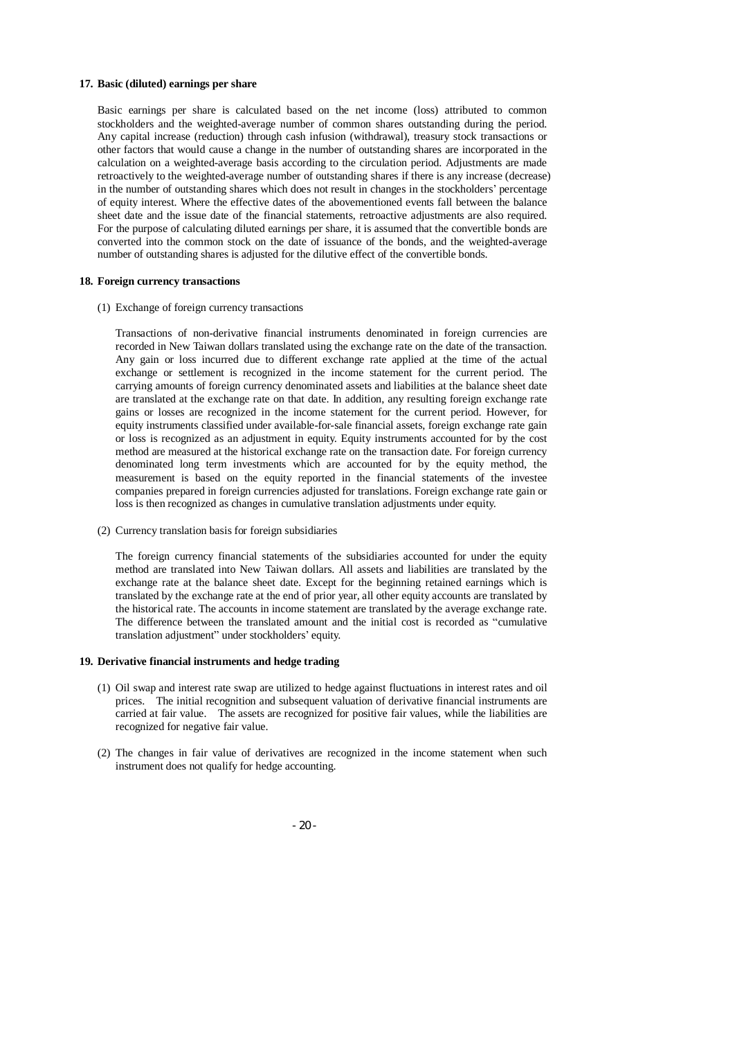**17. Basic (diluted) earnings per share**

Basic earnings per share is calculated based on the net income (loss) attributed to common stockholders and the weighted-average number of common shares outstanding during the period. Any capital increase (reduction) through cash infusion (withdrawal), treasury stock transactions or other factors that would cause a change in the number of outstanding shares are incorporated in the calculation on a weighted-average basis according to the circulation period. Adjustments are made retroactively to the weighted-average number of outstanding shares if there is any increase (decrease) in the number of outstanding shares which does not result in changes in the stockholders' percentage of equity interest. Where the effective dates of the abovementioned events fall between the balance sheet date and the issue date of the financial statements, retroactive adjustments are also required. For the purpose of calculating diluted earnings per share, it is assumed that the convertible bonds are converted into the common stock on the date of issuance of the bonds, and the weighted-average number of outstanding shares is adjusted for the dilutive effect of the convertible bonds.

**18. Foreign currency transactions**

(1) Exchange of foreign currency transactions

Transactions of non-derivative financial instruments denominated in foreign currencies are recorded in New Taiwan dollars translated using the exchange rate on the date of the transaction. Any gain or loss incurred due to different exchange rate applied at the time of the actual exchange or settlement is recognized in the income statement for the current period. The carrying amounts of foreign currency denominated assets and liabilities at the balance sheet date are translated at the exchange rate on that date. In addition, any resulting foreign exchange rate gains or losses are recognized in the income statement for the current period. However, for equity instruments classified under available-for-sale financial assets, foreign exchange rate gain or loss is recognized as an adjustment in equity. Equity instruments accounted for by the cost method are measured at the historical exchange rate on the transaction date. For foreign currency denominated long term investments which are accounted for by the equity method, the measurement is based on the equity reported in the financial statements of the investee companies prepared in foreign currencies adjusted for translations. Foreign exchange rate gain or loss is then recognized as changes in cumulative translation adjustments under equity.

(2) Currency translation basis for foreign subsidiaries

The foreign currency financial statements of the subsidiaries accounted for under the equity method are translated into New Taiwan dollars. All assets and liabilities are translated by the exchange rate at the balance sheet date. Except for the beginning retained earnings which is translated by the exchange rate at the end of prior year, all other equity accounts are translated by the historical rate. The accounts in income statement are translated by the average exchange rate. The difference between the translated amount and the initial cost is recorded as "cumulative translation adjustment" under stockholders' equity.

**19. Derivative financial instruments and hedge trading**

(1) Oil swap and interest rate swap are utilized to hedge against fluctuations in interest rates and oil prices. The initial recognition and subsequent valuation of derivative financial instruments are carried at fair value. The assets are recognized for positive fair values, while the liabilities are recognized for negative fair value.

(2) The changes in fair value of derivatives are recognized in the income statement when such instrument does not qualify for hedge accounting.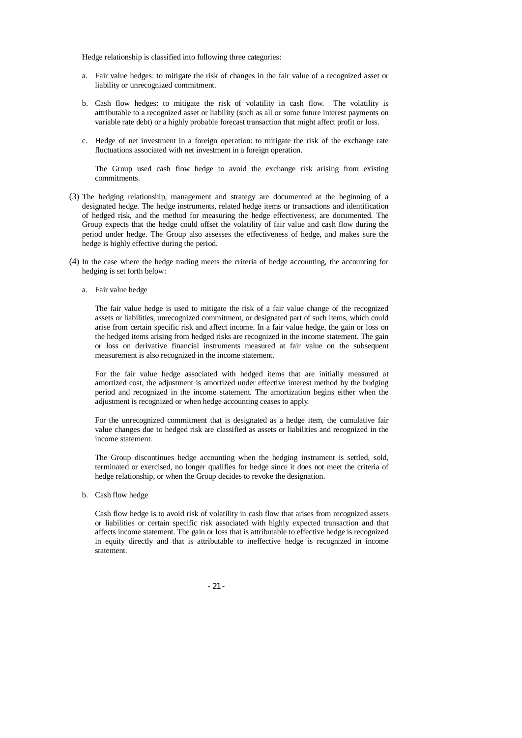Hedge relationship is classified into following three categories:

a. Fair value hedges: to mitigate the risk of changes in the fair value of a recognized asset or liability or unrecognized commitment.

b. Cash flow hedges: to mitigate the risk of volatility in cash flow. The volatility is attributable to a recognized asset or liability (such as all or some future interest payments on variable rate debt) or a highly probable forecast transaction that might affect profit or loss.

c. Hedge of net investment in a foreign operation: to mitigate the risk of the exchange rate fluctuations associated with net investment in a foreign operation.

The Group used cash flow hedge to avoid the exchange risk arising from existing commitments.

(3) The hedging relationship, management and strategy are documented at the beginning of a designated hedge. The hedge instruments, related hedge items or transactions and identification of hedged risk, and the method for measuring the hedge effectiveness, are documented. The Group expects that the hedge could offset the volatility of fair value and cash flow during the period under hedge. The Group also assesses the effectiveness of hedge, and makes sure the hedge is highly effective during the period.

(4) In the case where the hedge trading meets the criteria of hedge accounting, the accounting for hedging is set forth below:

a. Fair value hedge

The fair value hedge is used to mitigate the risk of a fair value change of the recognized assets or liabilities, unrecognized commitment, or designated part of such items, which could arise from certain specific risk and affect income. In a fair value hedge, the gain or loss on the hedged items arising from hedged risks are recognized in the income statement. The gain or loss on derivative financial instruments measured at fair value on the subsequent measurement is also recognized in the income statement.

For the fair value hedge associated with hedged items that are initially measured at amortized cost, the adjustment is amortized under effective interest method by the budging period and recognized in the income statement. The amortization begins either when the adjustment is recognized or when hedge accounting ceases to apply.

For the unrecognized commitment that is designated as a hedge item, the cumulative fair value changes due to hedged risk are classified as assets or liabilities and recognized in the income statement.

The Group discontinues hedge accounting when the hedging instrument is settled, sold, terminated or exercised, no longer qualifies for hedge since it does not meet the criteria of hedge relationship, or when the Group decides to revoke the designation.

b. Cash flow hedge

Cash flow hedge is to avoid risk of volatility in cash flow that arises from recognized assets or liabilities or certain specific risk associated with highly expected transaction and that affects income statement. The gain or loss that is attributable to effective hedge is recognized in equity directly and that is attributable to ineffective hedge is recognized in income statement.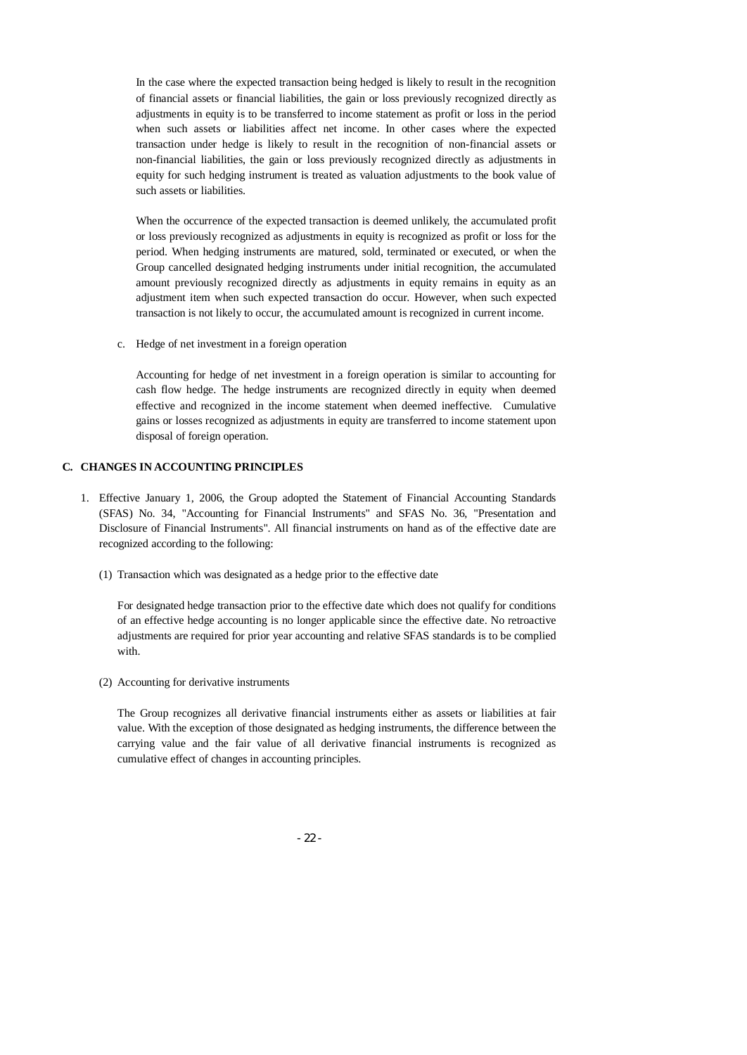In the case where the expected transaction being hedged is likely to result in the recognition of financial assets or financial liabilities, the gain or loss previously recognized directly as adjustments in equity is to be transferred to income statement as profit or loss in the period when such assets or liabilities affect net income. In other cases where the expected transaction under hedge is likely to result in the recognition of non-financial assets or non-financial liabilities, the gain or loss previously recognized directly as adjustments in equity for such hedging instrument is treated as valuation adjustments to the book value of such assets or liabilities.

When the occurrence of the expected transaction is deemed unlikely, the accumulated profit or loss previously recognized as adjustments in equity is recognized as profit or loss for the period. When hedging instruments are matured, sold, terminated or executed, or when the Group cancelled designated hedging instruments under initial recognition, the accumulated amount previously recognized directly as adjustments in equity remains in equity as an adjustment item when such expected transaction do occur. However, when such expected transaction is not likely to occur, the accumulated amount is recognized in current income.

c. Hedge of net investment in a foreign operation

Accounting for hedge of net investment in a foreign operation is similar to accounting for cash flow hedge. The hedge instruments are recognized directly in equity when deemed effective and recognized in the income statement when deemed ineffective. Cumulative gains or losses recognized as adjustments in equity are transferred to income statement upon disposal of foreign operation.

## C. CHANGES IN ACCOUNTING PRINCIPLES

1. Effective January 1, 2006, the Group adopted the Statement of Financial Accounting Standards (SFAS) No. 34, "Accounting for Financial Instruments" and SFAS No. 36, "Presentation and Disclosure of Financial Instruments". All financial instruments on hand as of the effective date are recognized according to the following:

(1) Transaction which was designated as a hedge prior to the effective date

For designated hedge transaction prior to the effective date which does not qualify for conditions of an effective hedge accounting is no longer applicable since the effective date. No retroactive adjustments are required for prior year accounting and relative SFAS standards is to be complied with.

(2) Accounting for derivative instruments

The Group recognizes all derivative financial instruments either as assets or liabilities at fair value. With the exception of those designated as hedging instruments, the difference between the carrying value and the fair value of all derivative financial instruments is recognized as cumulative effect of changes in accounting principles.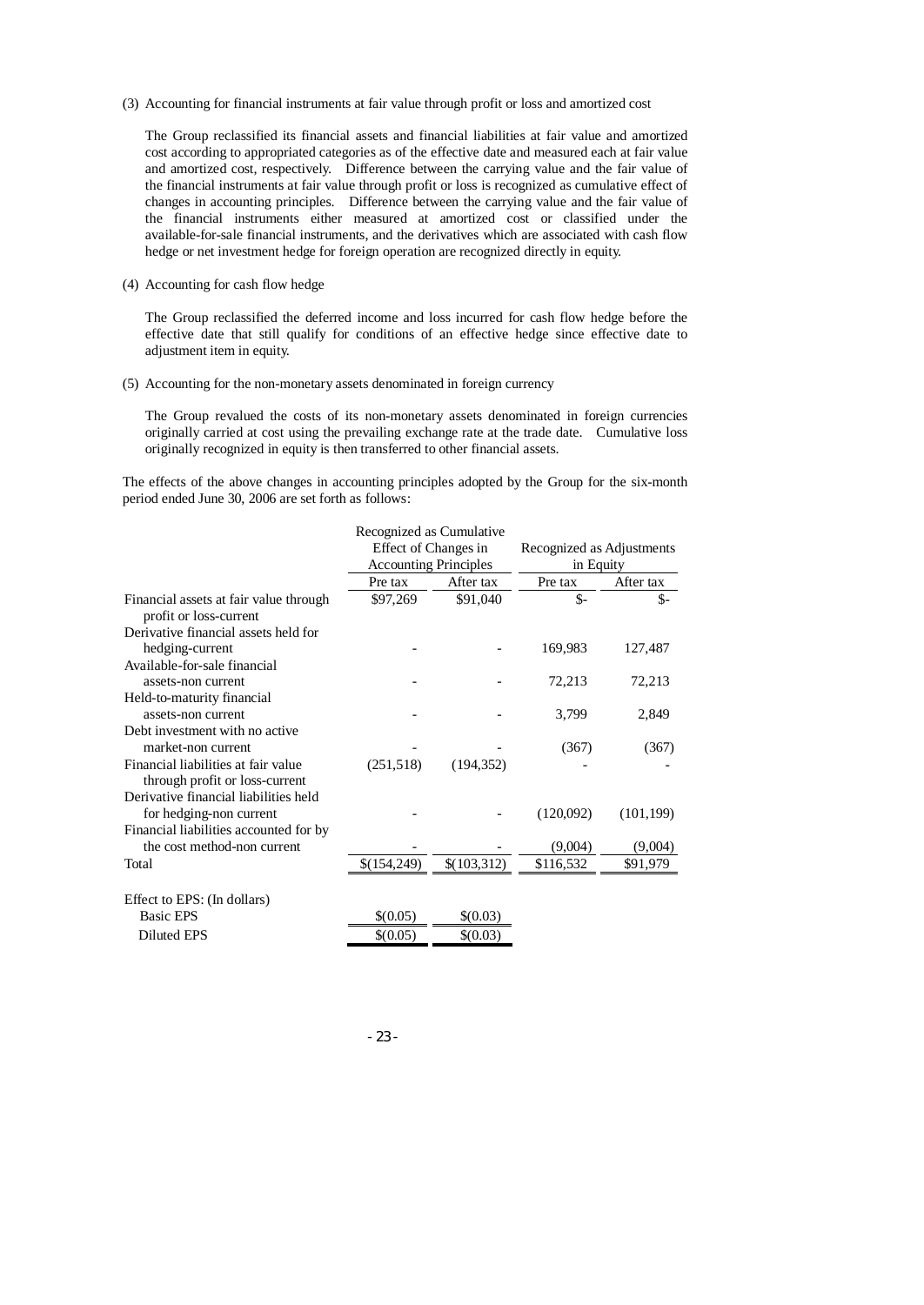(3) Accounting for financial instruments at fair value through profit or loss and amortized cost

The Group reclassified its financial assets and financial liabilities at fair value and amortized cost according to appropriated categories as of the effective date and measured each at fair value and amortized cost, respectively. Difference between the carrying value and the fair value of the financial instruments at fair value through profit or loss is recognized as cumulative effect of changes in accounting principles. Difference between the carrying value and the fair value of the financial instruments either measured at amortized cost or classified under the available-for-sale financial instruments, and the derivatives which are associated with cash flow hedge or net investment hedge for foreign operation are recognized directly in equity.

(4) Accounting for cash flow hedge

The Group reclassified the deferred income and loss incurred for cash flow hedge before the effective date that still qualify for conditions of an effective hedge since effective date to adjustment item in equity.

(5) Accounting for the non-monetary assets denominated in foreign currency

The Group revalued the costs of its non-monetary assets denominated in foreign currencies originally carried at cost using the prevailing exchange rate at the trade date. Cumulative loss originally recognized in equity is then transferred to other financial assets.

The effects of the above changes in accounting principles adopted by the Group for the six-month period ended June 30, 2006 are set forth as follows:

| | Recognized as Cumulative Effect of Changes in Accounting Principles | | Recognized as Adjustments in Equity | |
|---|---|---|---|---|
| | Pre tax | After tax | Pre tax | After tax |
| Financial assets at fair value through profit or loss-current | $97,269 | $91,040 | $- | $- |
| Derivative financial assets held for hedging-current | - | - | 169,983 | 127,487 |
| Available-for-sale financial assets-non current | - | - | 72,213 | 72,213 |
| Held-to-maturity financial assets-non current | - | - | 3,799 | 2,849 |
| Debt investment with no active market-non current | - | - | (367) | (367) |
| Financial liabilities at fair value through profit or loss-current | (251,518) | (194,352) | - | - |
| Derivative financial liabilities held for hedging-non current | - | - | (120,092) | (101,199) |
| Financial liabilities accounted for by the cost method-non current | - | - | (9,004) | (9,004) |
| Total | $(154,249) | $(103,312) | $116,532 | $91,979 |
| | | | | |
| Effect to EPS: (In dollars) | | | | |
| Basic EPS | $(0.05) | $(0.03) | | |
| Diluted EPS | $(0.05) | $(0.03) | | |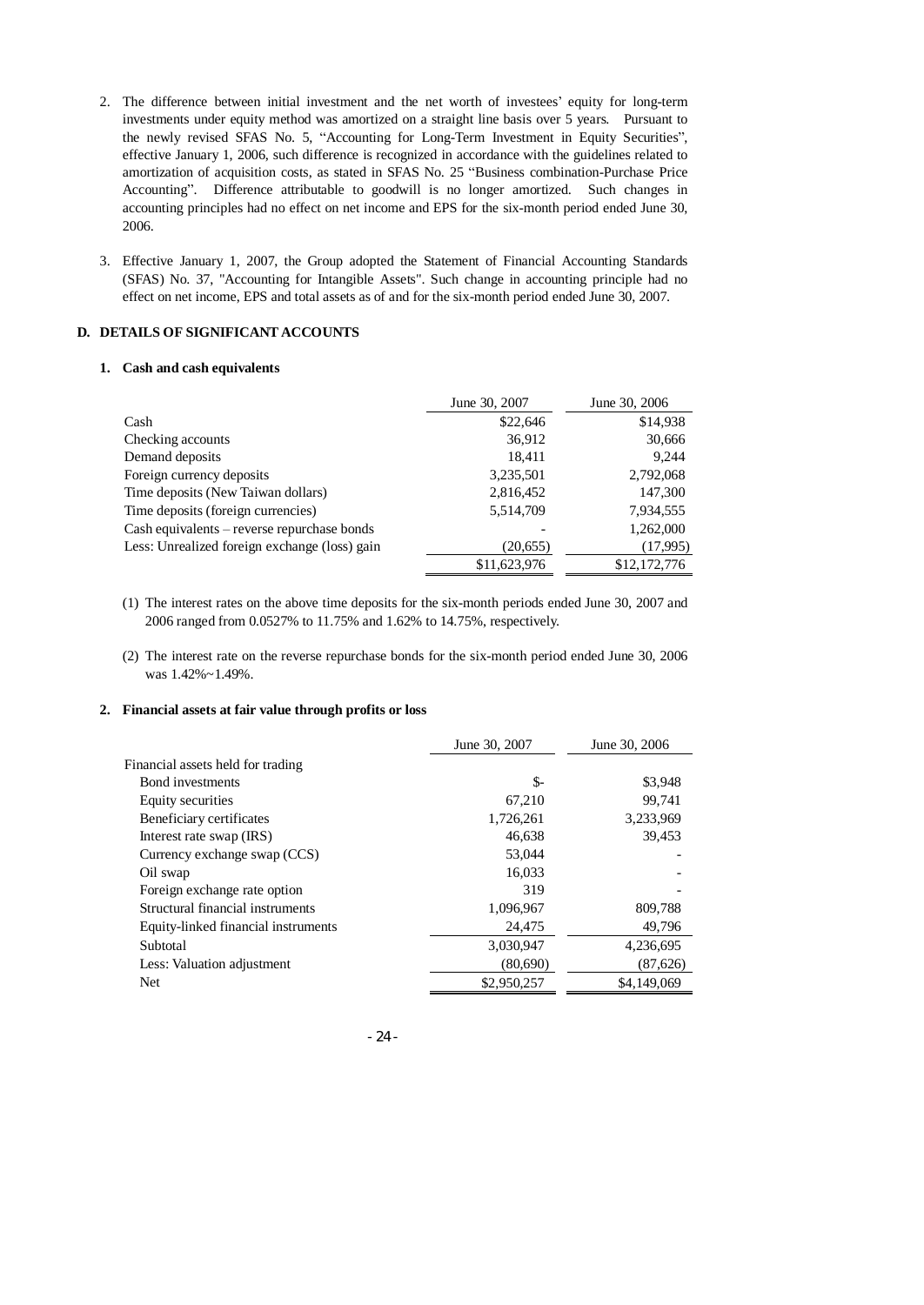2. The difference between initial investment and the net worth of investees' equity for long-term investments under equity method was amortized on a straight line basis over 5 years. Pursuant to the newly revised SFAS No. 5, "Accounting for Long-Term Investment in Equity Securities", effective January 1, 2006, such difference is recognized in accordance with the guidelines related to amortization of acquisition costs, as stated in SFAS No. 25 "Business combination-Purchase Price Accounting". Difference attributable to goodwill is no longer amortized. Such changes in accounting principles had no effect on net income and EPS for the six-month period ended June 30, 2006.

3. Effective January 1, 2007, the Group adopted the Statement of Financial Accounting Standards (SFAS) No. 37, "Accounting for Intangible Assets". Such change in accounting principle had no effect on net income, EPS and total assets as of and for the six-month period ended June 30, 2007.

## D. DETAILS OF SIGNIFICANT ACCOUNTS

### 1. Cash and cash equivalents

| | June 30, 2007 | June 30, 2006 |
|---|---|---|
| Cash | \$22,646 | \$14,938 |
| Checking accounts | 36,912 | 30,666 |
| Demand deposits | 18,411 | 9,244 |
| Foreign currency deposits | 3,235,501 | 2,792,068 |
| Time deposits (New Taiwan dollars) | 2,816,452 | 147,300 |
| Time deposits (foreign currencies) | 5,514,709 | 7,934,555 |
| Cash equivalents – reverse repurchase bonds | - | 1,262,000 |
| Less: Unrealized foreign exchange (loss) gain | (20,655) | (17,995) |
| | \$11,623,976 | \$12,172,776 |

(1) The interest rates on the above time deposits for the six-month periods ended June 30, 2007 and 2006 ranged from 0.0527% to 11.75% and 1.62% to 14.75%, respectively.

(2) The interest rate on the reverse repurchase bonds for the six-month period ended June 30, 2006 was 1.42%~1.49%.

### 2. Financial assets at fair value through profits or loss

| | June 30, 2007 | June 30, 2006 |
|---|---|---|
| Financial assets held for trading | | |
| Bond investments | \$- | \$3,948 |
| Equity securities | 67,210 | 99,741 |
| Beneficiary certificates | 1,726,261 | 3,233,969 |
| Interest rate swap (IRS) | 46,638 | 39,453 |
| Currency exchange swap (CCS) | 53,044 | - |
| Oil swap | 16,033 | - |
| Foreign exchange rate option | 319 | - |
| Structural financial instruments | 1,096,967 | 809,788 |
| Equity-linked financial instruments | 24,475 | 49,796 |
| Subtotal | 3,030,947 | 4,236,695 |
| Less: Valuation adjustment | (80,690) | (87,626) |
| Net | \$2,950,257 | \$4,149,069 |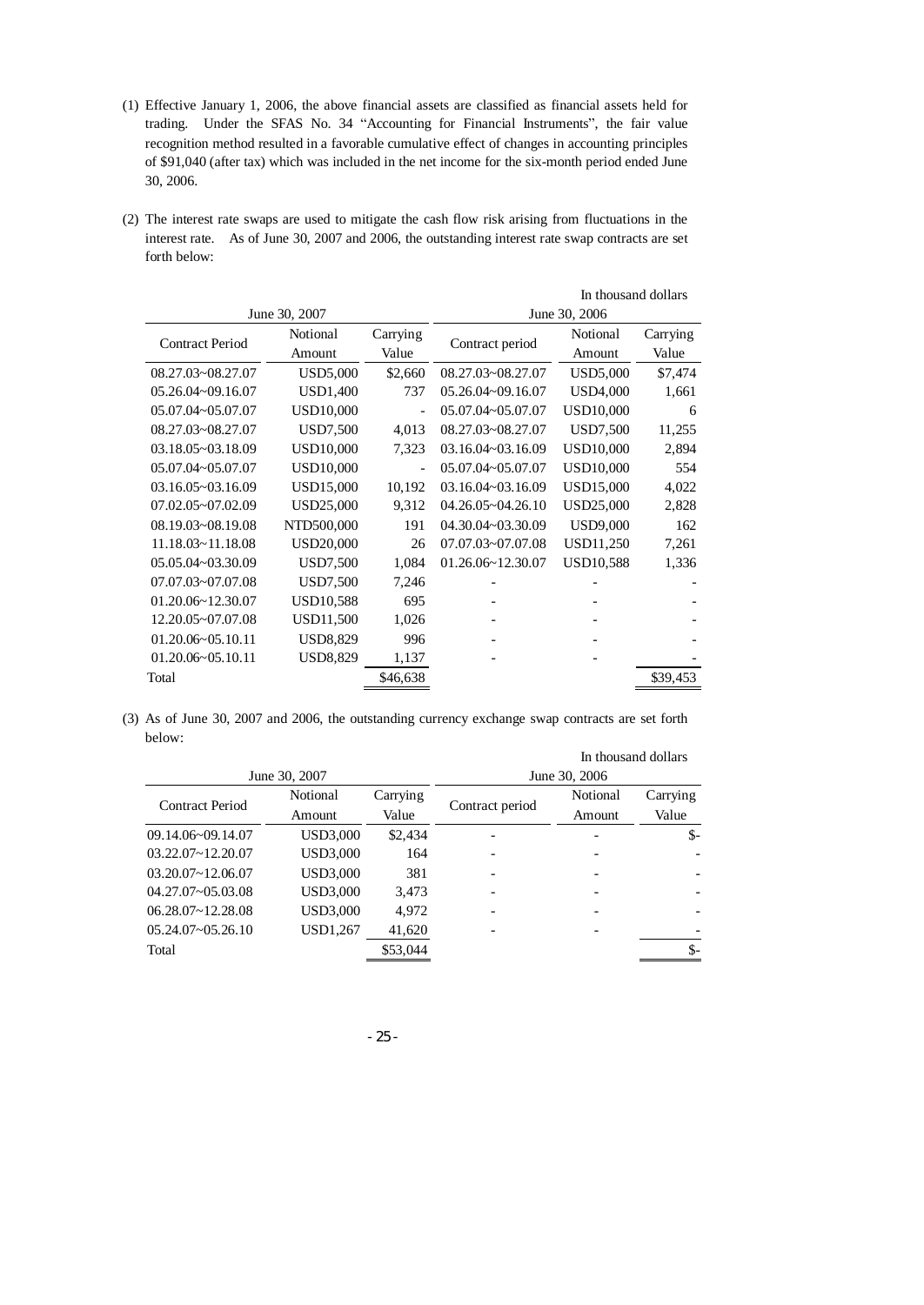(1) Effective January 1, 2006, the above financial assets are classified as financial assets held for trading. Under the SFAS No. 34 "Accounting for Financial Instruments", the fair value recognition method resulted in a favorable cumulative effect of changes in accounting principles of $91,040 (after tax) which was included in the net income for the six-month period ended June 30, 2006.

(2) The interest rate swaps are used to mitigate the cash flow risk arising from fluctuations in the interest rate. As of June 30, 2007 and 2006, the outstanding interest rate swap contracts are set forth below:

In thousand dollars

| June 30, 2007 | | | June 30, 2006 | | |
|---|---|---|---|---|---|
| Contract Period | Notional Amount | Carrying Value | Contract period | Notional Amount | Carrying Value |
| 08.27.03~08.27.07 | USD5,000 | $2,660 | 08.27.03~08.27.07 | USD5,000 | $7,474 |
| 05.26.04~09.16.07 | USD1,400 | 737 | 05.26.04~09.16.07 | USD4,000 | 1,661 |
| 05.07.04~05.07.07 | USD10,000 | - | 05.07.04~05.07.07 | USD10,000 | 6 |
| 08.27.03~08.27.07 | USD7,500 | 4,013 | 08.27.03~08.27.07 | USD7,500 | 11,255 |
| 03.18.05~03.18.09 | USD10,000 | 7,323 | 03.16.04~03.16.09 | USD10,000 | 2,894 |
| 05.07.04~05.07.07 | USD10,000 | - | 05.07.04~05.07.07 | USD10,000 | 554 |
| 03.16.05~03.16.09 | USD15,000 | 10,192 | 03.16.04~03.16.09 | USD15,000 | 4,022 |
| 07.02.05~07.02.09 | USD25,000 | 9,312 | 04.26.05~04.26.10 | USD25,000 | 2,828 |
| 08.19.03~08.19.08 | NTD500,000 | 191 | 04.30.04~03.30.09 | USD9,000 | 162 |
| 11.18.03~11.18.08 | USD20,000 | 26 | 07.07.03~07.07.08 | USD11,250 | 7,261 |
| 05.05.04~03.30.09 | USD7,500 | 1,084 | 01.26.06~12.30.07 | USD10,588 | 1,336 |
| 07.07.03~07.07.08 | USD7,500 | 7,246 | - | - | - |
| 01.20.06~12.30.07 | USD10,588 | 695 | - | - | - |
| 12.20.05~07.07.08 | USD11,500 | 1,026 | - | - | - |
| 01.20.06~05.10.11 | USD8,829 | 996 | - | - | - |
| 01.20.06~05.10.11 | USD8,829 | 1,137 | - | - | - |
| Total | | $46,638 | | | $39,453 |

(3) As of June 30, 2007 and 2006, the outstanding currency exchange swap contracts are set forth below:

In thousand dollars

| June 30, 2007 | | | June 30, 2006 | | |
|---|---|---|---|---|---|
| Contract Period | Notional Amount | Carrying Value | Contract period | Notional Amount | Carrying Value |
| 09.14.06~09.14.07 | USD3,000 | $2,434 | - | - | $- |
| 03.22.07~12.20.07 | USD3,000 | 164 | - | - | - |
| 03.20.07~12.06.07 | USD3,000 | 381 | - | - | - |
| 04.27.07~05.03.08 | USD3,000 | 3,473 | - | - | - |
| 06.28.07~12.28.08 | USD3,000 | 4,972 | - | - | - |
| 05.24.07~05.26.10 | USD1,267 | 41,620 | - | - | - |
| Total | | $53,044 | | | $- |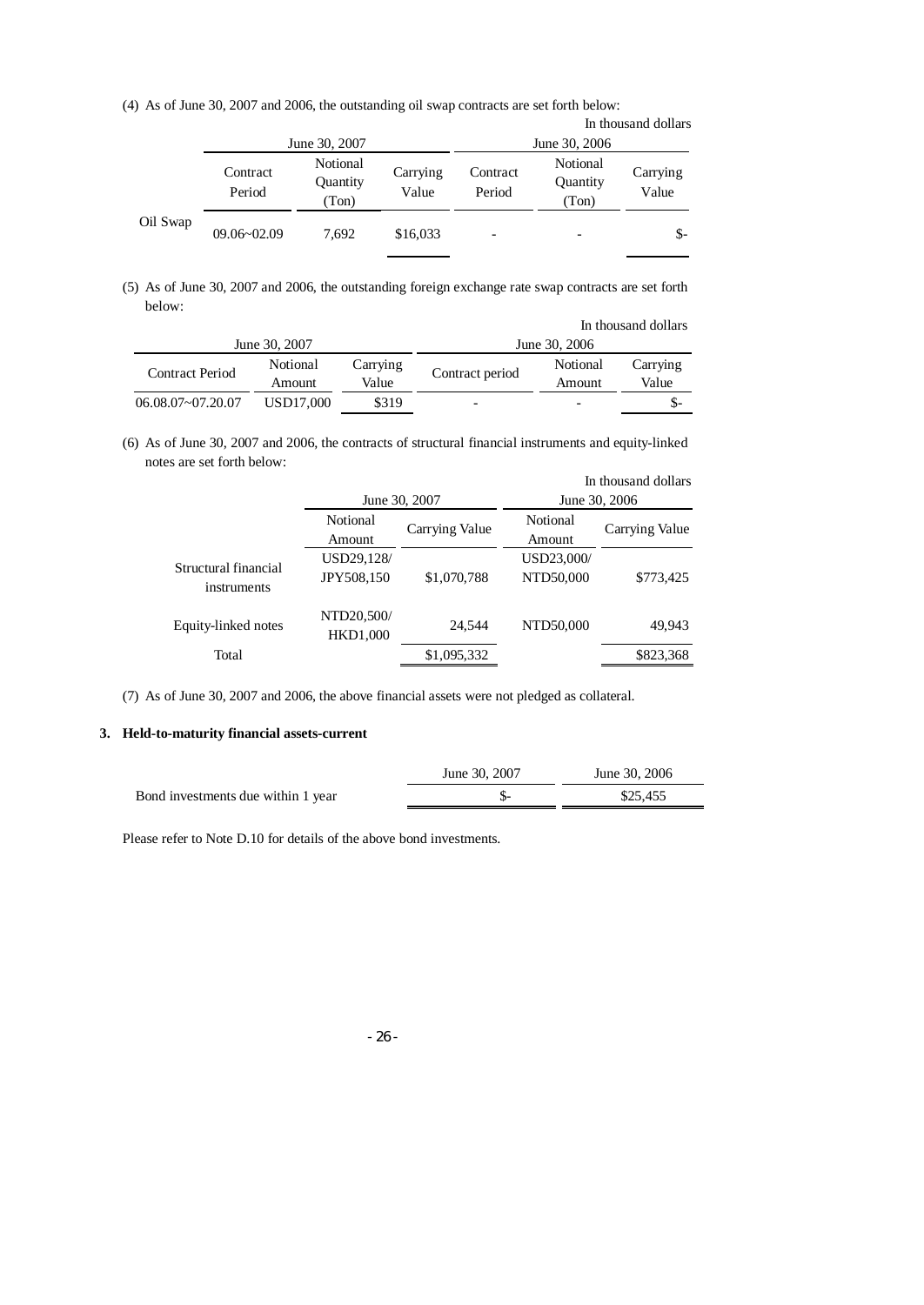(4) As of June 30, 2007 and 2006, the outstanding oil swap contracts are set forth below:

In thousand dollars

| | June 30, 2007 | | | June 30, 2006 | | |
|---|---|---|---|---|---|---|
| | Contract Period | Notional Quantity (Ton) | Carrying Value | Contract Period | Notional Quantity (Ton) | Carrying Value |
| Oil Swap | 09.06~02.09 | 7,692 | $16,033 | - | - | $- |

(5) As of June 30, 2007 and 2006, the outstanding foreign exchange rate swap contracts are set forth below:

In thousand dollars

| June 30, 2007 | | | June 30, 2006 | | |
|---|---|---|---|---|---|
| Contract Period | Notional Amount | Carrying Value | Contract period | Notional Amount | Carrying Value |
| 06.08.07~07.20.07 | USD17,000 | $319 | - | - | $- |

(6) As of June 30, 2007 and 2006, the contracts of structural financial instruments and equity-linked notes are set forth below:

In thousand dollars

| | June 30, 2007 | | June 30, 2006 | |
|---|---|---|---|---|
| | Notional Amount | Carrying Value | Notional Amount | Carrying Value |
| Structural financial instruments | USD29,128/ JPY508,150 | $1,070,788 | USD23,000/ NTD50,000 | $773,425 |
| Equity-linked notes | NTD20,500/ HKD1,000 | 24,544 | NTD50,000 | 49,943 |
| Total | | $1,095,332 | | $823,368 |

(7) As of June 30, 2007 and 2006, the above financial assets were not pledged as collateral.

**3. Held-to-maturity financial assets-current**

| | June 30, 2007 | June 30, 2006 |
|---|---|---|
| Bond investments due within 1 year | $- | $25,455 |

Please refer to Note D.10 for details of the above bond investments.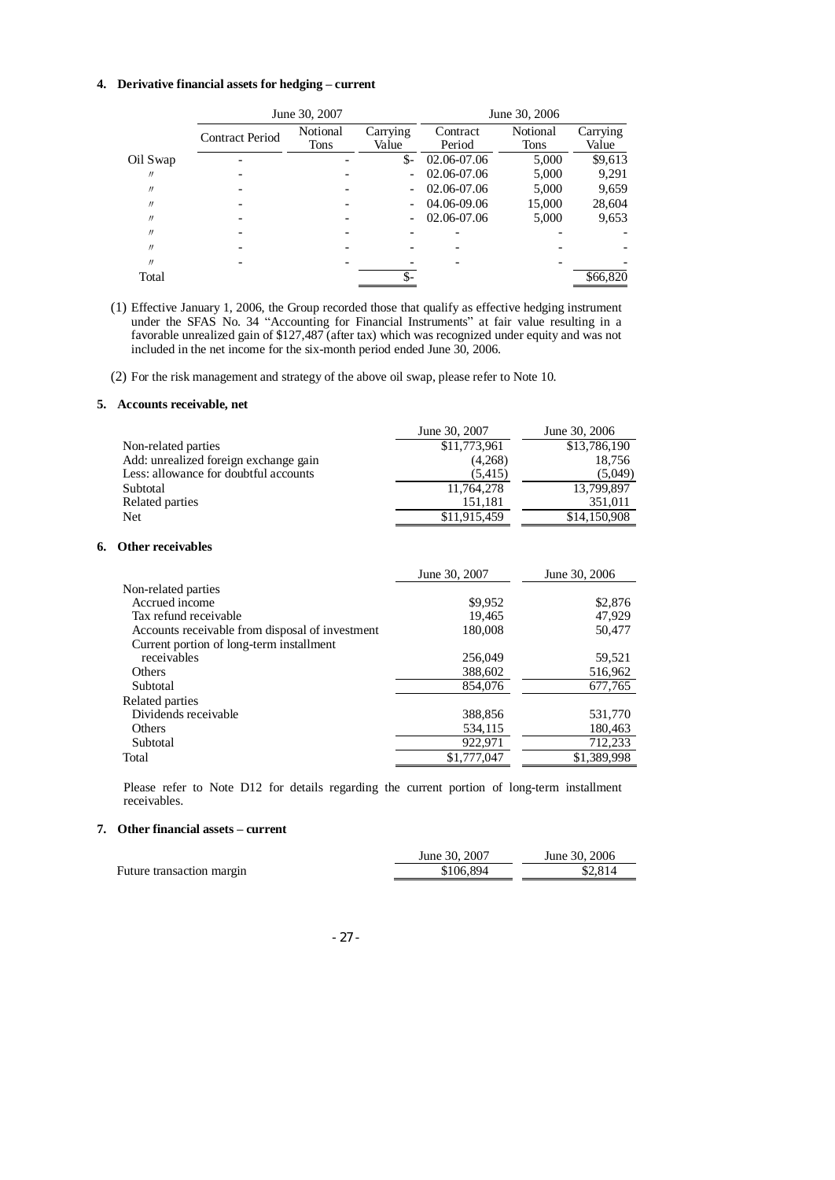**4. Derivative financial assets for hedging – current**

| | June 30, 2007 | | | June 30, 2006 | | |
|---|---|---|---|---|---|---|
| | Contract Period | Notional Tons | Carrying Value | Contract Period | Notional Tons | Carrying Value |
| Oil Swap | - | - | $- | 02.06-07.06 | 5,000 | $9,613 |
| 〃 | - | - | - | 02.06-07.06 | 5,000 | 9,291 |
| 〃 | - | - | - | 02.06-07.06 | 5,000 | 9,659 |
| 〃 | - | - | - | 04.06-09.06 | 15,000 | 28,604 |
| 〃 | - | - | - | 02.06-07.06 | 5,000 | 9,653 |
| 〃 | - | - | - | - | - | - |
| 〃 | - | - | - | - | - | - |
| 〃 | - | - | - | - | - | - |
| Total | | | $- | | | $66,820 |

(1) Effective January 1, 2006, the Group recorded those that qualify as effective hedging instrument under the SFAS No. 34 "Accounting for Financial Instruments" at fair value resulting in a favorable unrealized gain of $127,487 (after tax) which was recognized under equity and was not included in the net income for the six-month period ended June 30, 2006.

(2) For the risk management and strategy of the above oil swap, please refer to Note 10.

**5. Accounts receivable, net**

| | June 30, 2007 | June 30, 2006 |
|---|---|---|
| Non-related parties | $11,773,961 | $13,786,190 |
| Add: unrealized foreign exchange gain | (4,268) | 18,756 |
| Less: allowance for doubtful accounts | (5,415) | (5,049) |
| Subtotal | 11,764,278 | 13,799,897 |
| Related parties | 151,181 | 351,011 |
| Net | $11,915,459 | $14,150,908 |

**6. Other receivables**

| | June 30, 2007 | June 30, 2006 |
|---|---|---|
| Non-related parties | | |
| Accrued income | $9,952 | $2,876 |
| Tax refund receivable | 19,465 | 47,929 |
| Accounts receivable from disposal of investment | 180,008 | 50,477 |
| Current portion of long-term installment receivables | 256,049 | 59,521 |
| Others | 388,602 | 516,962 |
| Subtotal | 854,076 | 677,765 |
| Related parties | | |
| Dividends receivable | 388,856 | 531,770 |
| Others | 534,115 | 180,463 |
| Subtotal | 922,971 | 712,233 |
| Total | $1,777,047 | $1,389,998 |

Please refer to Note D12 for details regarding the current portion of long-term installment receivables.

**7. Other financial assets – current**

| | June 30, 2007 | June 30, 2006 |
|---|---|---|
| Future transaction margin | $106,894 | $2,814 |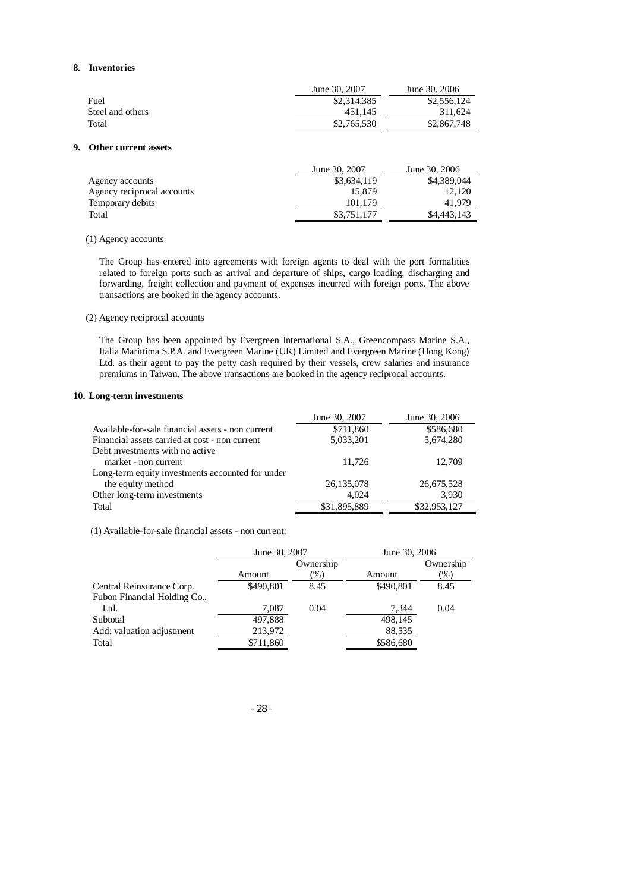**8. Inventories**

| | June 30, 2007 | June 30, 2006 |
|---|---|---|
| Fuel | $2,314,385 | $2,556,124 |
| Steel and others | 451,145 | 311,624 |
| Total | $2,765,530 | $2,867,748 |

**9. Other current assets**

| | June 30, 2007 | June 30, 2006 |
|---|---|---|
| Agency accounts | $3,634,119 | $4,389,044 |
| Agency reciprocal accounts | 15,879 | 12,120 |
| Temporary debits | 101,179 | 41,979 |
| Total | $3,751,177 | $4,443,143 |

(1) Agency accounts

The Group has entered into agreements with foreign agents to deal with the port formalities related to foreign ports such as arrival and departure of ships, cargo loading, discharging and forwarding, freight collection and payment of expenses incurred with foreign ports. The above transactions are booked in the agency accounts.

(2) Agency reciprocal accounts

The Group has been appointed by Evergreen International S.A., Greencompass Marine S.A., Italia Marittima S.P.A. and Evergreen Marine (UK) Limited and Evergreen Marine (Hong Kong) Ltd. as their agent to pay the petty cash required by their vessels, crew salaries and insurance premiums in Taiwan. The above transactions are booked in the agency reciprocal accounts.

**10. Long-term investments**

| | June 30, 2007 | June 30, 2006 |
|---|---|---|
| Available-for-sale financial assets - non current | $711,860 | $586,680 |
| Financial assets carried at cost - non current | 5,033,201 | 5,674,280 |
| Debt investments with no active market - non current | 11,726 | 12,709 |
| Long-term equity investments accounted for under the equity method | 26,135,078 | 26,675,528 |
| Other long-term investments | 4,024 | 3,930 |
| Total | $31,895,889 | $32,953,127 |

(1) Available-for-sale financial assets - non current:

| | June 30, 2007 | | June 30, 2006 | |
|---|---|---|---|---|
| | Amount | Ownership (%) | Amount | Ownership (%) |
| Central Reinsurance Corp. | $490,801 | 8.45 | $490,801 | 8.45 |
| Fubon Financial Holding Co., Ltd. | 7,087 | 0.04 | 7,344 | 0.04 |
| Subtotal | 497,888 | | 498,145 | |
| Add: valuation adjustment | 213,972 | | 88,535 | |
| Total | $711,860 | | $586,680 | |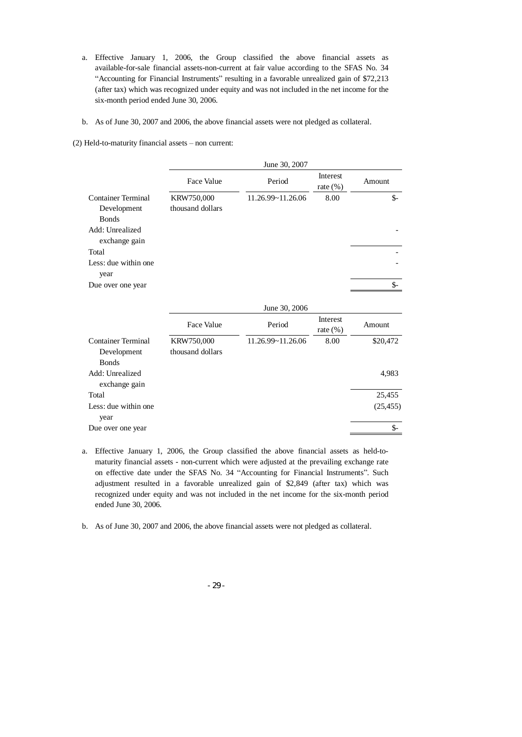a. Effective January 1, 2006, the Group classified the above financial assets as available-for-sale financial assets-non-current at fair value according to the SFAS No. 34 "Accounting for Financial Instruments" resulting in a favorable unrealized gain of $72,213 (after tax) which was recognized under equity and was not included in the net income for the six-month period ended June 30, 2006.

b. As of June 30, 2007 and 2006, the above financial assets were not pledged as collateral.

(2) Held-to-maturity financial assets – non current:

| | June 30, 2007 | | | |
|---|---|---|---|---|
| | Face Value | Period | Interest rate (%) | Amount |
| Container Terminal Development Bonds | KRW750,000 thousand dollars | 11.26.99~11.26.06 | 8.00 | $- |
| Add: Unrealized exchange gain | | | | - |
| Total | | | | - |
| Less: due within one year | | | | - |
| Due over one year | | | | $- |

| | June 30, 2006 | | | |
|---|---|---|---|---|
| | Face Value | Period | Interest rate (%) | Amount |
| Container Terminal Development Bonds | KRW750,000 thousand dollars | 11.26.99~11.26.06 | 8.00 | $20,472 |
| Add: Unrealized exchange gain | | | | 4,983 |
| Total | | | | 25,455 |
| Less: due within one year | | | | (25,455) |
| Due over one year | | | | $- |

a. Effective January 1, 2006, the Group classified the above financial assets as held-to-maturity financial assets - non-current which were adjusted at the prevailing exchange rate on effective date under the SFAS No. 34 "Accounting for Financial Instruments". Such adjustment resulted in a favorable unrealized gain of $2,849 (after tax) which was recognized under equity and was not included in the net income for the six-month period ended June 30, 2006.

b. As of June 30, 2007 and 2006, the above financial assets were not pledged as collateral.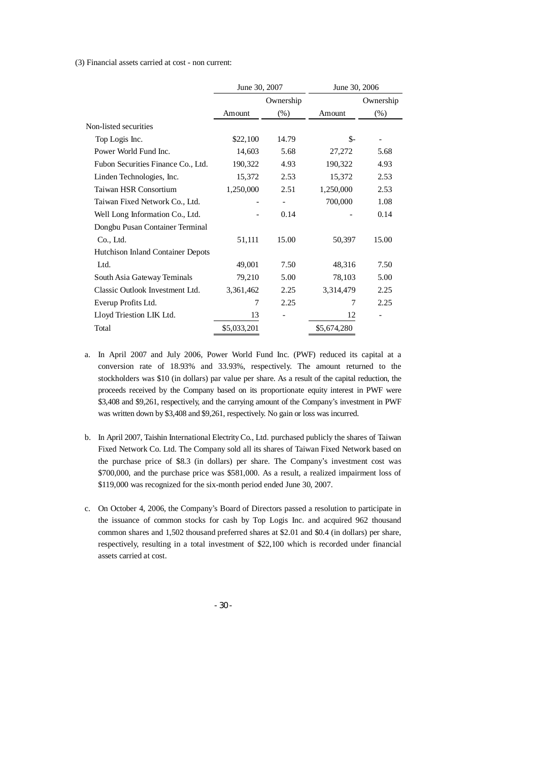(3) Financial assets carried at cost - non current:

| | June 30, 2007 | | June 30, 2006 | |
|---|---|---|---|---|
| | Amount | Ownership (%) | Amount | Ownership (%) |
| Non-listed securities | | | | |
| Top Logis Inc. | $22,100 | 14.79 | $- | - |
| Power World Fund Inc. | 14,603 | 5.68 | 27,272 | 5.68 |
| Fubon Securities Finance Co., Ltd. | 190,322 | 4.93 | 190,322 | 4.93 |
| Linden Technologies, Inc. | 15,372 | 2.53 | 15,372 | 2.53 |
| Taiwan HSR Consortium | 1,250,000 | 2.51 | 1,250,000 | 2.53 |
| Taiwan Fixed Network Co., Ltd. | - | - | 700,000 | 1.08 |
| Well Long Information Co., Ltd. | - | 0.14 | - | 0.14 |
| Dongbu Pusan Container Terminal Co., Ltd. | 51,111 | 15.00 | 50,397 | 15.00 |
| Hutchison Inland Container Depots Ltd. | 49,001 | 7.50 | 48,316 | 7.50 |
| South Asia Gateway Teminals | 79,210 | 5.00 | 78,103 | 5.00 |
| Classic Outlook Investment Ltd. | 3,361,462 | 2.25 | 3,314,479 | 2.25 |
| Everup Profits Ltd. | 7 | 2.25 | 7 | 2.25 |
| Lloyd Triestion LIK Ltd. | 13 | - | 12 | - |
| Total | $5,033,201 | | $5,674,280 | |

a. In April 2007 and July 2006, Power World Fund Inc. (PWF) reduced its capital at a conversion rate of 18.93% and 33.93%, respectively. The amount returned to the stockholders was $10 (in dollars) par value per share. As a result of the capital reduction, the proceeds received by the Company based on its proportionate equity interest in PWF were $3,408 and $9,261, respectively, and the carrying amount of the Company's investment in PWF was written down by $3,408 and $9,261, respectively. No gain or loss was incurred.

b. In April 2007, Taishin International Electrity Co., Ltd. purchased publicly the shares of Taiwan Fixed Network Co. Ltd. The Company sold all its shares of Taiwan Fixed Network based on the purchase price of $8.3 (in dollars) per share. The Company's investment cost was $700,000, and the purchase price was $581,000. As a result, a realized impairment loss of $119,000 was recognized for the six-month period ended June 30, 2007.

c. On October 4, 2006, the Company's Board of Directors passed a resolution to participate in the issuance of common stocks for cash by Top Logis Inc. and acquired 962 thousand common shares and 1,502 thousand preferred shares at $2.01 and $0.4 (in dollars) per share, respectively, resulting in a total investment of $22,100 which is recorded under financial assets carried at cost.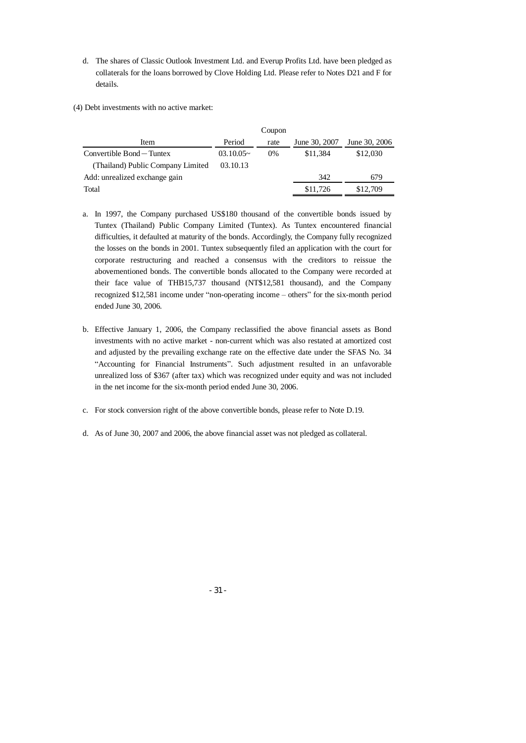d. The shares of Classic Outlook Investment Ltd. and Everup Profits Ltd. have been pledged as collaterals for the loans borrowed by Clove Holding Ltd. Please refer to Notes D21 and F for details.

(4) Debt investments with no active market:

| Item | Period | Coupon rate | June 30, 2007 | June 30, 2006 |
|---|---|---|---|---|
| Convertible Bond－Tuntex (Thailand) Public Company Limited | 03.10.05~ 03.10.13 | 0% | $11,384 | $12,030 |
| Add: unrealized exchange gain | | | 342 | 679 |
| Total | | | $11,726 | $12,709 |

a. In 1997, the Company purchased US$180 thousand of the convertible bonds issued by Tuntex (Thailand) Public Company Limited (Tuntex). As Tuntex encountered financial difficulties, it defaulted at maturity of the bonds. Accordingly, the Company fully recognized the losses on the bonds in 2001. Tuntex subsequently filed an application with the court for corporate restructuring and reached a consensus with the creditors to reissue the abovementioned bonds. The convertible bonds allocated to the Company were recorded at their face value of THB15,737 thousand (NT$12,581 thousand), and the Company recognized $12,581 income under "non-operating income – others" for the six-month period ended June 30, 2006.

b. Effective January 1, 2006, the Company reclassified the above financial assets as Bond investments with no active market - non-current which was also restated at amortized cost and adjusted by the prevailing exchange rate on the effective date under the SFAS No. 34 "Accounting for Financial Instruments". Such adjustment resulted in an unfavorable unrealized loss of $367 (after tax) which was recognized under equity and was not included in the net income for the six-month period ended June 30, 2006.

c. For stock conversion right of the above convertible bonds, please refer to Note D.19.

d. As of June 30, 2007 and 2006, the above financial asset was not pledged as collateral.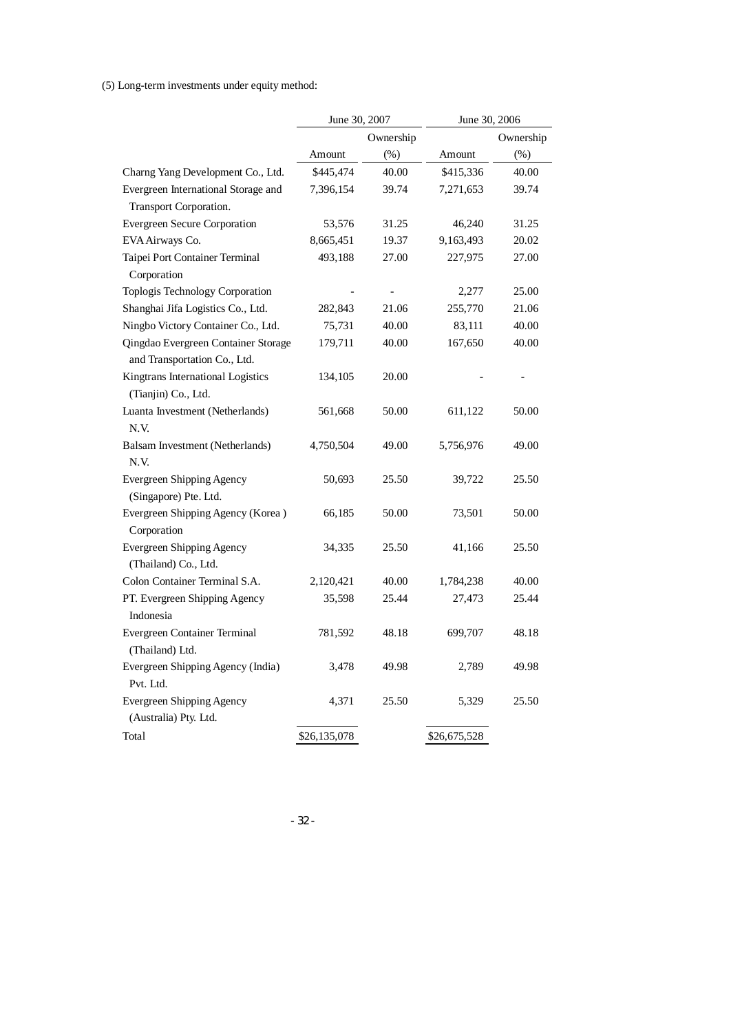(5) Long-term investments under equity method:

| | June 30, 2007 | | June 30, 2006 | |
|---|---|---|---|---|
| | Amount | Ownership (%) | Amount | Ownership (%) |
| Charng Yang Development Co., Ltd. | $445,474 | 40.00 | $415,336 | 40.00 |
| Evergreen International Storage and Transport Corporation. | 7,396,154 | 39.74 | 7,271,653 | 39.74 |
| Evergreen Secure Corporation | 53,576 | 31.25 | 46,240 | 31.25 |
| EVA Airways Co. | 8,665,451 | 19.37 | 9,163,493 | 20.02 |
| Taipei Port Container Terminal Corporation | 493,188 | 27.00 | 227,975 | 27.00 |
| Toplogis Technology Corporation | - | - | 2,277 | 25.00 |
| Shanghai Jifa Logistics Co., Ltd. | 282,843 | 21.06 | 255,770 | 21.06 |
| Ningbo Victory Container Co., Ltd. | 75,731 | 40.00 | 83,111 | 40.00 |
| Qingdao Evergreen Container Storage and Transportation Co., Ltd. | 179,711 | 40.00 | 167,650 | 40.00 |
| Kingtrans International Logistics (Tianjin) Co., Ltd. | 134,105 | 20.00 | - | - |
| Luanta Investment (Netherlands) N.V. | 561,668 | 50.00 | 611,122 | 50.00 |
| Balsam Investment (Netherlands) N.V. | 4,750,504 | 49.00 | 5,756,976 | 49.00 |
| Evergreen Shipping Agency (Singapore) Pte. Ltd. | 50,693 | 25.50 | 39,722 | 25.50 |
| Evergreen Shipping Agency (Korea ) Corporation | 66,185 | 50.00 | 73,501 | 50.00 |
| Evergreen Shipping Agency (Thailand) Co., Ltd. | 34,335 | 25.50 | 41,166 | 25.50 |
| Colon Container Terminal S.A. | 2,120,421 | 40.00 | 1,784,238 | 40.00 |
| PT. Evergreen Shipping Agency Indonesia | 35,598 | 25.44 | 27,473 | 25.44 |
| Evergreen Container Terminal (Thailand) Ltd. | 781,592 | 48.18 | 699,707 | 48.18 |
| Evergreen Shipping Agency (India) Pvt. Ltd. | 3,478 | 49.98 | 2,789 | 49.98 |
| Evergreen Shipping Agency (Australia) Pty. Ltd. | 4,371 | 25.50 | 5,329 | 25.50 |
| Total | $26,135,078 | | $26,675,528 | |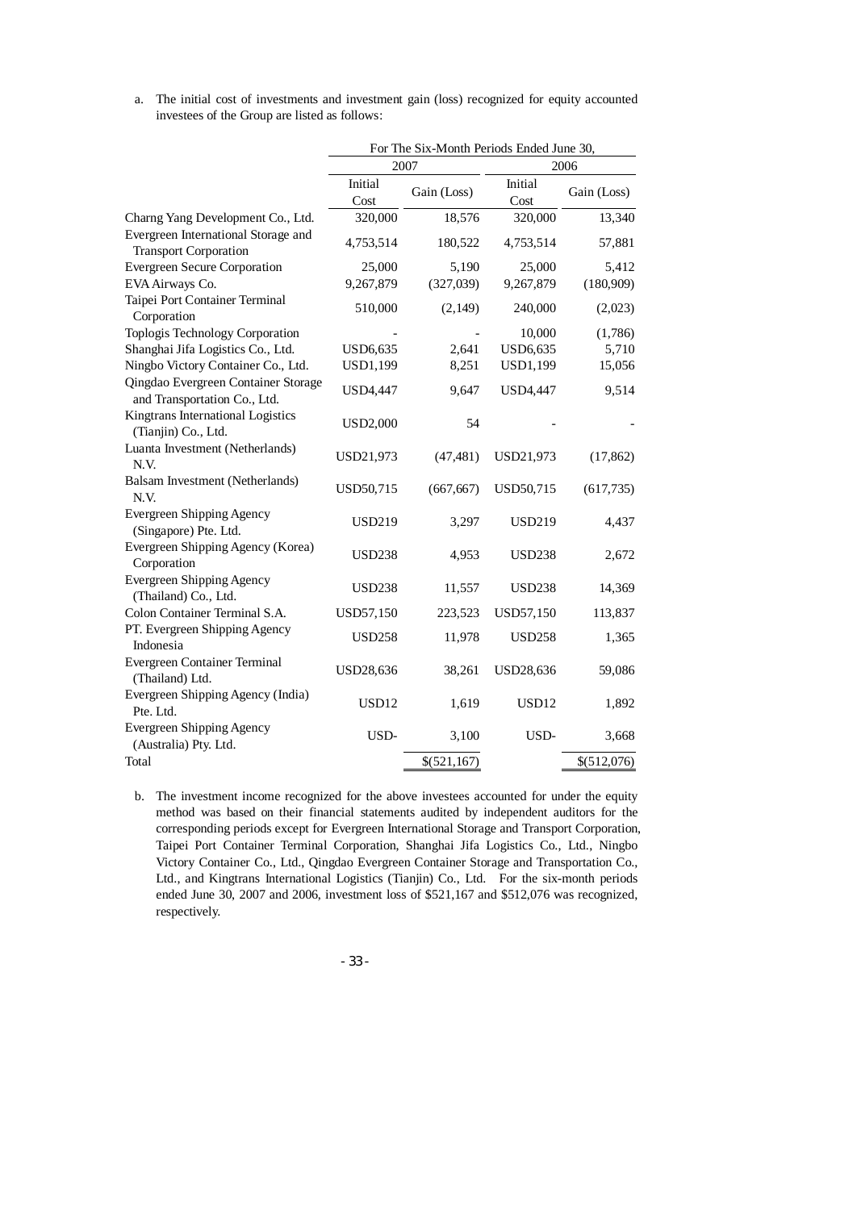a. The initial cost of investments and investment gain (loss) recognized for equity accounted investees of the Group are listed as follows:

| | For The Six-Month Periods Ended June 30, | | | |
|---|---|---|---|---|
| | 2007 | | 2006 | |
| | Initial Cost | Gain (Loss) | Initial Cost | Gain (Loss) |
| Charng Yang Development Co., Ltd. | 320,000 | 18,576 | 320,000 | 13,340 |
| Evergreen International Storage and Transport Corporation | 4,753,514 | 180,522 | 4,753,514 | 57,881 |
| Evergreen Secure Corporation | 25,000 | 5,190 | 25,000 | 5,412 |
| EVA Airways Co. | 9,267,879 | (327,039) | 9,267,879 | (180,909) |
| Taipei Port Container Terminal Corporation | 510,000 | (2,149) | 240,000 | (2,023) |
| Toplogis Technology Corporation | - | - | 10,000 | (1,786) |
| Shanghai Jifa Logistics Co., Ltd. | USD6,635 | 2,641 | USD6,635 | 5,710 |
| Ningbo Victory Container Co., Ltd. | USD1,199 | 8,251 | USD1,199 | 15,056 |
| Qingdao Evergreen Container Storage and Transportation Co., Ltd. | USD4,447 | 9,647 | USD4,447 | 9,514 |
| Kingtrans International Logistics (Tianjin) Co., Ltd. | USD2,000 | 54 | - | - |
| Luanta Investment (Netherlands) N.V. | USD21,973 | (47,481) | USD21,973 | (17,862) |
| Balsam Investment (Netherlands) N.V. | USD50,715 | (667,667) | USD50,715 | (617,735) |
| Evergreen Shipping Agency (Singapore) Pte. Ltd. | USD219 | 3,297 | USD219 | 4,437 |
| Evergreen Shipping Agency (Korea) Corporation | USD238 | 4,953 | USD238 | 2,672 |
| Evergreen Shipping Agency (Thailand) Co., Ltd. | USD238 | 11,557 | USD238 | 14,369 |
| Colon Container Terminal S.A. | USD57,150 | 223,523 | USD57,150 | 113,837 |
| PT. Evergreen Shipping Agency Indonesia | USD258 | 11,978 | USD258 | 1,365 |
| Evergreen Container Terminal (Thailand) Ltd. | USD28,636 | 38,261 | USD28,636 | 59,086 |
| Evergreen Shipping Agency (India) Pte. Ltd. | USD12 | 1,619 | USD12 | 1,892 |
| Evergreen Shipping Agency (Australia) Pty. Ltd. | USD- | 3,100 | USD- | 3,668 |
| Total | | $(521,167) | | $(512,076) |

b. The investment income recognized for the above investees accounted for under the equity method was based on their financial statements audited by independent auditors for the corresponding periods except for Evergreen International Storage and Transport Corporation, Taipei Port Container Terminal Corporation, Shanghai Jifa Logistics Co., Ltd., Ningbo Victory Container Co., Ltd., Qingdao Evergreen Container Storage and Transportation Co., Ltd., and Kingtrans International Logistics (Tianjin) Co., Ltd. For the six-month periods ended June 30, 2007 and 2006, investment loss of $521,167 and $512,076 was recognized, respectively.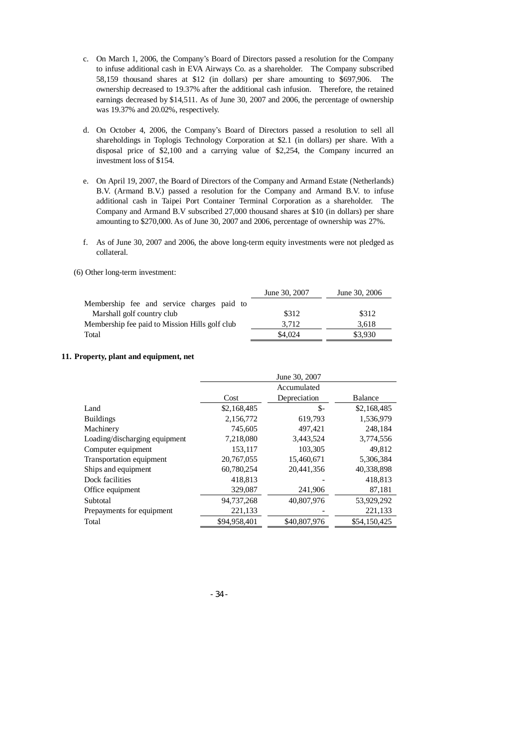c. On March 1, 2006, the Company's Board of Directors passed a resolution for the Company to infuse additional cash in EVA Airways Co. as a shareholder. The Company subscribed 58,159 thousand shares at $12 (in dollars) per share amounting to $697,906. The ownership decreased to 19.37% after the additional cash infusion. Therefore, the retained earnings decreased by $14,511. As of June 30, 2007 and 2006, the percentage of ownership was 19.37% and 20.02%, respectively.

d. On October 4, 2006, the Company's Board of Directors passed a resolution to sell all shareholdings in Toplogis Technology Corporation at $2.1 (in dollars) per share. With a disposal price of $2,100 and a carrying value of $2,254, the Company incurred an investment loss of $154.

e. On April 19, 2007, the Board of Directors of the Company and Armand Estate (Netherlands) B.V. (Armand B.V.) passed a resolution for the Company and Armand B.V. to infuse additional cash in Taipei Port Container Terminal Corporation as a shareholder. The Company and Armand B.V subscribed 27,000 thousand shares at $10 (in dollars) per share amounting to $270,000. As of June 30, 2007 and 2006, percentage of ownership was 27%.

f. As of June 30, 2007 and 2006, the above long-term equity investments were not pledged as collateral.

(6) Other long-term investment:

| | June 30, 2007 | June 30, 2006 |
|---|---|---|
| Membership fee and service charges paid to Marshall golf country club | $312 | $312 |
| Membership fee paid to Mission Hills golf club | 3,712 | 3,618 |
| Total | $4,024 | $3,930 |

## 11. Property, plant and equipment, net

| | June 30, 2007 | | |
|---|---|---|---|
| | Cost | Accumulated Depreciation | Balance |
| Land | $2,168,485 | $- | $2,168,485 |
| Buildings | 2,156,772 | 619,793 | 1,536,979 |
| Machinery | 745,605 | 497,421 | 248,184 |
| Loading/discharging equipment | 7,218,080 | 3,443,524 | 3,774,556 |
| Computer equipment | 153,117 | 103,305 | 49,812 |
| Transportation equipment | 20,767,055 | 15,460,671 | 5,306,384 |
| Ships and equipment | 60,780,254 | 20,441,356 | 40,338,898 |
| Dock facilities | 418,813 | - | 418,813 |
| Office equipment | 329,087 | 241,906 | 87,181 |
| Subtotal | 94,737,268 | 40,807,976 | 53,929,292 |
| Prepayments for equipment | 221,133 | - | 221,133 |
| Total | $94,958,401 | $40,807,976 | $54,150,425 |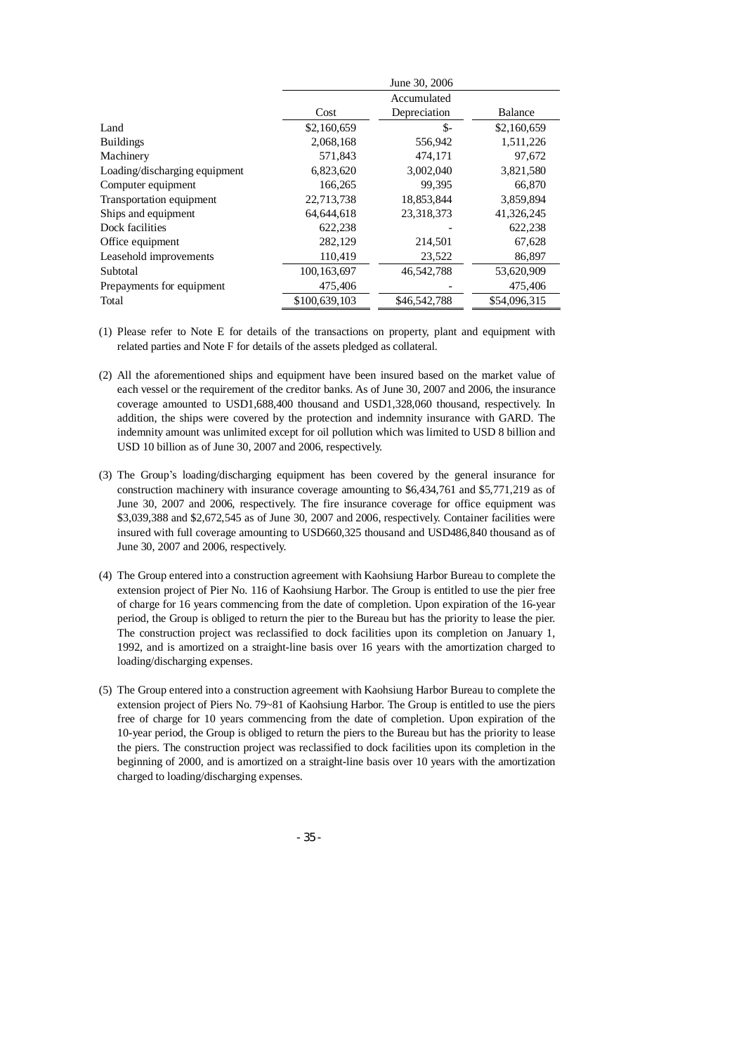| | June 30, 2006 | | |
|---|---|---|---|
| | Cost | Accumulated Depreciation | Balance |
| Land | $2,160,659 | $- | $2,160,659 |
| Buildings | 2,068,168 | 556,942 | 1,511,226 |
| Machinery | 571,843 | 474,171 | 97,672 |
| Loading/discharging equipment | 6,823,620 | 3,002,040 | 3,821,580 |
| Computer equipment | 166,265 | 99,395 | 66,870 |
| Transportation equipment | 22,713,738 | 18,853,844 | 3,859,894 |
| Ships and equipment | 64,644,618 | 23,318,373 | 41,326,245 |
| Dock facilities | 622,238 | - | 622,238 |
| Office equipment | 282,129 | 214,501 | 67,628 |
| Leasehold improvements | 110,419 | 23,522 | 86,897 |
| Subtotal | 100,163,697 | 46,542,788 | 53,620,909 |
| Prepayments for equipment | 475,406 | - | 475,406 |
| Total | $100,639,103 | $46,542,788 | $54,096,315 |

(1) Please refer to Note E for details of the transactions on property, plant and equipment with related parties and Note F for details of the assets pledged as collateral.

(2) All the aforementioned ships and equipment have been insured based on the market value of each vessel or the requirement of the creditor banks. As of June 30, 2007 and 2006, the insurance coverage amounted to USD1,688,400 thousand and USD1,328,060 thousand, respectively. In addition, the ships were covered by the protection and indemnity insurance with GARD. The indemnity amount was unlimited except for oil pollution which was limited to USD 8 billion and USD 10 billion as of June 30, 2007 and 2006, respectively.

(3) The Group's loading/discharging equipment has been covered by the general insurance for construction machinery with insurance coverage amounting to $6,434,761 and $5,771,219 as of June 30, 2007 and 2006, respectively. The fire insurance coverage for office equipment was $3,039,388 and $2,672,545 as of June 30, 2007 and 2006, respectively. Container facilities were insured with full coverage amounting to USD660,325 thousand and USD486,840 thousand as of June 30, 2007 and 2006, respectively.

(4) The Group entered into a construction agreement with Kaohsiung Harbor Bureau to complete the extension project of Pier No. 116 of Kaohsiung Harbor. The Group is entitled to use the pier free of charge for 16 years commencing from the date of completion. Upon expiration of the 16-year period, the Group is obliged to return the pier to the Bureau but has the priority to lease the pier. The construction project was reclassified to dock facilities upon its completion on January 1, 1992, and is amortized on a straight-line basis over 16 years with the amortization charged to loading/discharging expenses.

(5) The Group entered into a construction agreement with Kaohsiung Harbor Bureau to complete the extension project of Piers No. 79~81 of Kaohsiung Harbor. The Group is entitled to use the piers free of charge for 10 years commencing from the date of completion. Upon expiration of the 10-year period, the Group is obliged to return the piers to the Bureau but has the priority to lease the piers. The construction project was reclassified to dock facilities upon its completion in the beginning of 2000, and is amortized on a straight-line basis over 10 years with the amortization charged to loading/discharging expenses.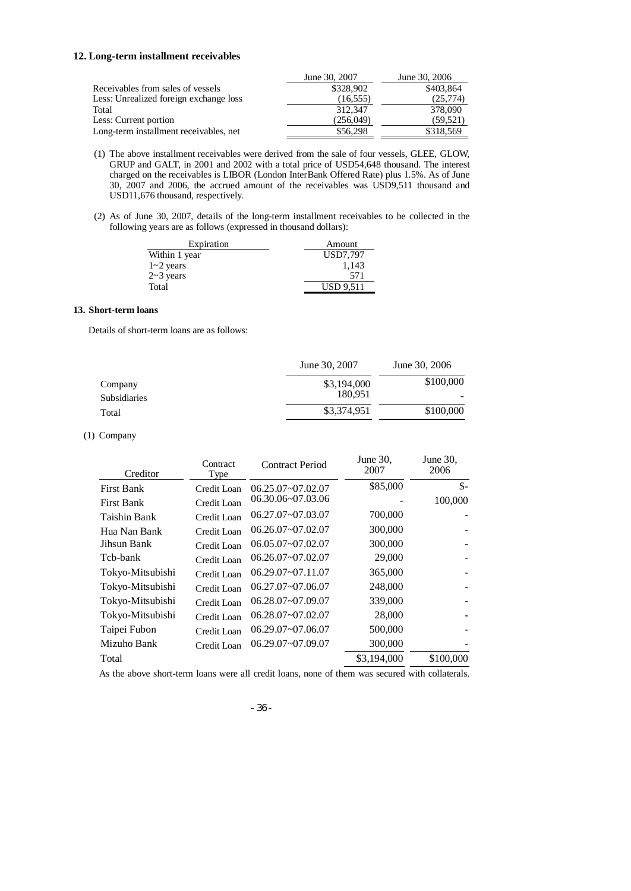## 12. Long-term installment receivables

| | June 30, 2007 | June 30, 2006 |
|---|---|---|
| Receivables from sales of vessels | $328,902 | $403,864 |
| Less: Unrealized foreign exchange loss | (16,555) | (25,774) |
| Total | 312,347 | 378,090 |
| Less: Current portion | (256,049) | (59,521) |
| Long-term installment receivables, net | $56,298 | $318,569 |

(1) The above installment receivables were derived from the sale of four vessels, GLEE, GLOW, GRUP and GALT, in 2001 and 2002 with a total price of USD54,648 thousand. The interest charged on the receivables is LIBOR (London InterBank Offered Rate) plus 1.5%. As of June 30, 2007 and 2006, the accrued amount of the receivables was USD9,511 thousand and USD11,676 thousand, respectively.

(2) As of June 30, 2007, details of the long-term installment receivables to be collected in the following years are as follows (expressed in thousand dollars):

| Expiration | Amount |
|---|---|
| Within 1 year | USD7,797 |
| 1~2 years | 1,143 |
| 2~3 years | 571 |
| Total | USD 9,511 |

## 13. Short-term loans

Details of short-term loans are as follows:

| | June 30, 2007 | June 30, 2006 |
|---|---|---|
| Company | $3,194,000 | $100,000 |
| Subsidiaries | 180,951 | - |
| Total | $3,374,951 | $100,000 |

(1) Company

| Creditor | Contract Type | Contract Period | June 30, 2007 | June 30, 2006 |
|---|---|---|---|---|
| First Bank | Credit Loan | 06.25.07~07.02.07 | $85,000 | $- |
| First Bank | Credit Loan | 06.30.06~07.03.06 | - | 100,000 |
| Taishin Bank | Credit Loan | 06.27.07~07.03.07 | 700,000 | - |
| Hua Nan Bank | Credit Loan | 06.26.07~07.02.07 | 300,000 | - |
| Jihsun Bank | Credit Loan | 06.05.07~07.02.07 | 300,000 | - |
| Tcb-bank | Credit Loan | 06.26.07~07.02.07 | 29,000 | - |
| Tokyo-Mitsubishi | Credit Loan | 06.29.07~07.11.07 | 365,000 | - |
| Tokyo-Mitsubishi | Credit Loan | 06.27.07~07.06.07 | 248,000 | - |
| Tokyo-Mitsubishi | Credit Loan | 06.28.07~07.09.07 | 339,000 | - |
| Tokyo-Mitsubishi | Credit Loan | 06.28.07~07.02.07 | 28,000 | - |
| Taipei Fubon | Credit Loan | 06.29.07~07.06.07 | 500,000 | - |
| Mizuho Bank | Credit Loan | 06.29.07~07.09.07 | 300,000 | - |
| Total | | | $3,194,000 | $100,000 |

As the above short-term loans were all credit loans, none of them was secured with collaterals.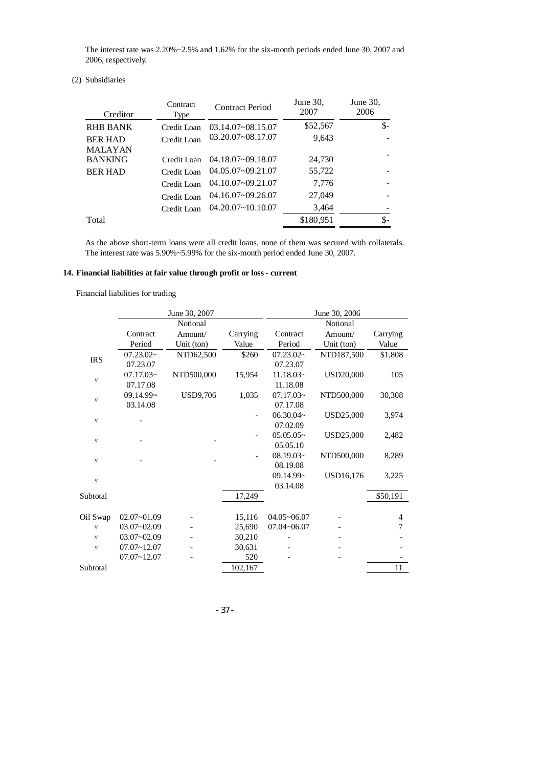The interest rate was 2.20%~2.5% and 1.62% for the six-month periods ended June 30, 2007 and 2006, respectively.

(2) Subsidiaries

| Creditor | Contract Type | Contract Period | June 30, 2007 | June 30, 2006 |
|---|---|---|---|---|
| RHB BANK | Credit Loan | 03.14.07~08.15.07 | $52,567 | $- |
| BER HAD | Credit Loan | 03.20.07~08.17.07 | 9,643 | - |
| MALAYAN BANKING | Credit Loan | 04.18.07~09.18.07 | 24,730 | - |
| BER HAD | Credit Loan | 04.05.07~09.21.07 | 55,722 | - |
| | Credit Loan | 04.10.07~09.21.07 | 7,776 | - |
| | Credit Loan | 04.16.07~09.26.07 | 27,049 | - |
| | Credit Loan | 04.20.07~10.10.07 | 3,464 | - |
| Total | | | $180,951 | $- |

As the above short-term loans were all credit loans, none of them was secured with collaterals. The interest rate was 5.90%~5.99% for the six-month period ended June 30, 2007.

## 14. Financial liabilities at fair value through profit or loss - current

Financial liabilities for trading

| | June 30, 2007 | | | June 30, 2006 | | |
|---|---|---|---|---|---|---|
| | Contract Period | Notional Amount/ Unit (ton) | Carrying Value | Contract Period | Notional Amount/ Unit (ton) | Carrying Value |
| IRS | 07.23.02~ 07.23.07 | NTD62,500 | $260 | 07.23.02~ 07.23.07 | NTD187,500 | $1,808 |
| 〃 | 07.17.03~ 07.17.08 | NTD500,000 | 15,954 | 11.18.03~ 11.18.08 | USD20,000 | 105 |
| 〃 | 09.14.99~ 03.14.08 | USD9,706 | 1,035 | 07.17.03~ 07.17.08 | NTD500,000 | 30,308 |
| 〃 | - | | - | 06.30.04~ 07.02.09 | USD25,000 | 3,974 |
| 〃 | - | - | - | 05.05.05~ 05.05.10 | USD25,000 | 2,482 |
| 〃 | - | - | - | 08.19.03~ 08.19.08 | NTD500,000 | 8,289 |
| 〃 | | | | 09.14.99~ 03.14.08 | USD16,176 | 3,225 |
| Subtotal | | | 17,249 | | | $50,191 |
| | | | | | | |
| Oil Swap | 02.07~01.09 | - | 15,116 | 04.05~06.07 | - | 4 |
| 〃 | 03.07~02.09 | - | 25,690 | 07.04~06.07 | - | 7 |
| 〃 | 03.07~02.09 | - | 30,210 | - | - | - |
| 〃 | 07.07~12.07 | - | 30,631 | - | - | - |
| | 07.07~12.07 | - | 520 | - | - | - |
| Subtotal | | | 102,167 | | | 11 |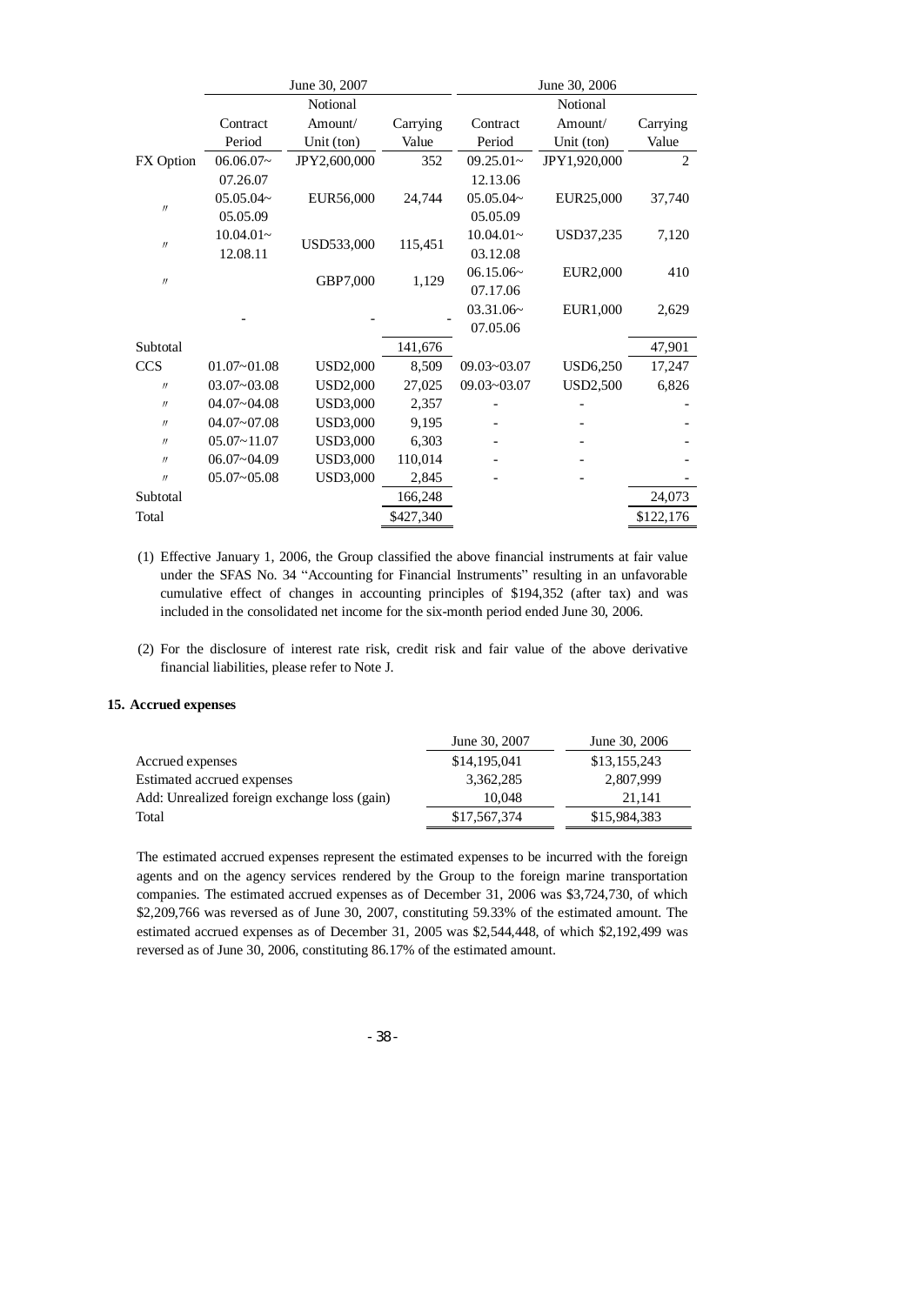| | June 30, 2007 | | | June 30, 2006 | | |
|---|---|---|---|---|---|---|
| | Contract Period | Notional Amount/ Unit (ton) | Carrying Value | Contract Period | Notional Amount/ Unit (ton) | Carrying Value |
| FX Option | 06.06.07~ 07.26.07 | JPY2,600,000 | 352 | 09.25.01~ 12.13.06 | JPY1,920,000 | 2 |
| 〃 | 05.05.04~ 05.05.09 | EUR56,000 | 24,744 | 05.05.04~ 05.05.09 | EUR25,000 | 37,740 |
| 〃 | 10.04.01~ 12.08.11 | USD533,000 | 115,451 | 10.04.01~ 03.12.08 | USD37,235 | 7,120 |
| 〃 | | GBP7,000 | 1,129 | 06.15.06~ 07.17.06 | EUR2,000 | 410 |
| | - | - | - | 03.31.06~ 07.05.06 | EUR1,000 | 2,629 |
| Subtotal | | | 141,676 | | | 47,901 |
| CCS | 01.07~01.08 | USD2,000 | 8,509 | 09.03~03.07 | USD6,250 | 17,247 |
| 〃 | 03.07~03.08 | USD2,000 | 27,025 | 09.03~03.07 | USD2,500 | 6,826 |
| 〃 | 04.07~04.08 | USD3,000 | 2,357 | - | - | - |
| 〃 | 04.07~07.08 | USD3,000 | 9,195 | - | - | - |
| 〃 | 05.07~11.07 | USD3,000 | 6,303 | - | - | - |
| 〃 | 06.07~04.09 | USD3,000 | 110,014 | - | - | - |
| 〃 | 05.07~05.08 | USD3,000 | 2,845 | - | - | - |
| Subtotal | | | 166,248 | | | 24,073 |
| Total | | | \$427,340 | | | \$122,176 |

(1) Effective January 1, 2006, the Group classified the above financial instruments at fair value under the SFAS No. 34 "Accounting for Financial Instruments" resulting in an unfavorable cumulative effect of changes in accounting principles of \$194,352 (after tax) and was included in the consolidated net income for the six-month period ended June 30, 2006.

(2) For the disclosure of interest rate risk, credit risk and fair value of the above derivative financial liabilities, please refer to Note J.

### 15. Accrued expenses

| | June 30, 2007 | June 30, 2006 |
|---|---|---|
| Accrued expenses | \$14,195,041 | \$13,155,243 |
| Estimated accrued expenses | 3,362,285 | 2,807,999 |
| Add: Unrealized foreign exchange loss (gain) | 10,048 | 21,141 |
| Total | \$17,567,374 | \$15,984,383 |

The estimated accrued expenses represent the estimated expenses to be incurred with the foreign agents and on the agency services rendered by the Group to the foreign marine transportation companies. The estimated accrued expenses as of December 31, 2006 was \$3,724,730, of which \$2,209,766 was reversed as of June 30, 2007, constituting 59.33% of the estimated amount. The estimated accrued expenses as of December 31, 2005 was \$2,544,448, of which \$2,192,499 was reversed as of June 30, 2006, constituting 86.17% of the estimated amount.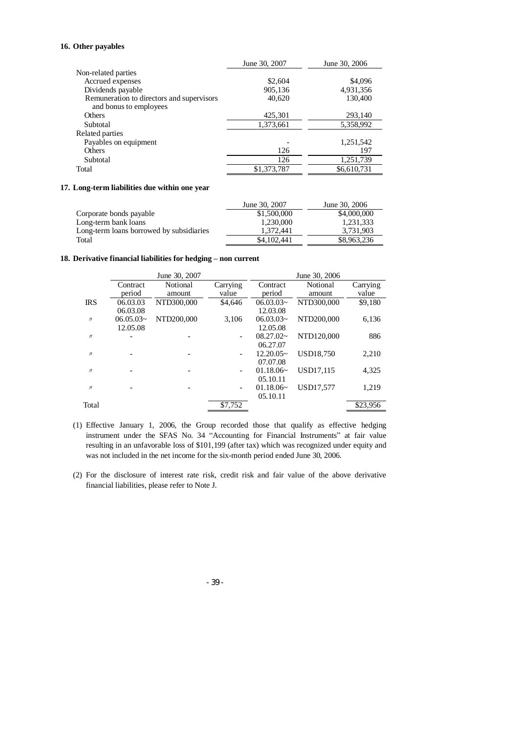### 16. Other payables

| | June 30, 2007 | June 30, 2006 |
|---|---|---|
| Non-related parties | | |
| Accrued expenses | \$2,604 | \$4,096 |
| Dividends payable | 905,136 | 4,931,356 |
| Remuneration to directors and supervisors and bonus to employees | 40,620 | 130,400 |
| Others | 425,301 | 293,140 |
| Subtotal | 1,373,661 | 5,358,992 |
| Related parties | | |
| Payables on equipment | - | 1,251,542 |
| Others | 126 | 197 |
| Subtotal | 126 | 1,251,739 |
| Total | \$1,373,787 | \$6,610,731 |

### 17. Long-term liabilities due within one year

| | June 30, 2007 | June 30, 2006 |
|---|---|---|
| Corporate bonds payable | \$1,500,000 | \$4,000,000 |
| Long-term bank loans | 1,230,000 | 1,231,333 |
| Long-term loans borrowed by subsidiaries | 1,372,441 | 3,731,903 |
| Total | \$4,102,441 | \$8,963,236 |

### 18. Derivative financial liabilities for hedging – non current

| | June 30, 2007 | | | June 30, 2006 | | |
|---|---|---|---|---|---|---|
| | Contract period | Notional amount | Carrying value | Contract period | Notional amount | Carrying value |
| IRS | 06.03.03 06.03.08 | NTD300,000 | \$4,646 | 06.03.03~ 12.03.08 | NTD300,000 | \$9,180 |
| 〃 | 06.05.03~ 12.05.08 | NTD200,000 | 3,106 | 06.03.03~ 12.05.08 | NTD200,000 | 6,136 |
| 〃 | - | - | - | 08.27.02~ 06.27.07 | NTD120,000 | 886 |
| 〃 | - | - | - | 12.20.05~ 07.07.08 | USD18,750 | 2,210 |
| 〃 | - | - | - | 01.18.06~ 05.10.11 | USD17,115 | 4,325 |
| 〃 | - | - | - | 01.18.06~ 05.10.11 | USD17,577 | 1,219 |
| Total | | | \$7,752 | | | \$23,956 |

(1) Effective January 1, 2006, the Group recorded those that qualify as effective hedging instrument under the SFAS No. 34 "Accounting for Financial Instruments" at fair value resulting in an unfavorable loss of \$101,199 (after tax) which was recognized under equity and was not included in the net income for the six-month period ended June 30, 2006.

(2) For the disclosure of interest rate risk, credit risk and fair value of the above derivative financial liabilities, please refer to Note J.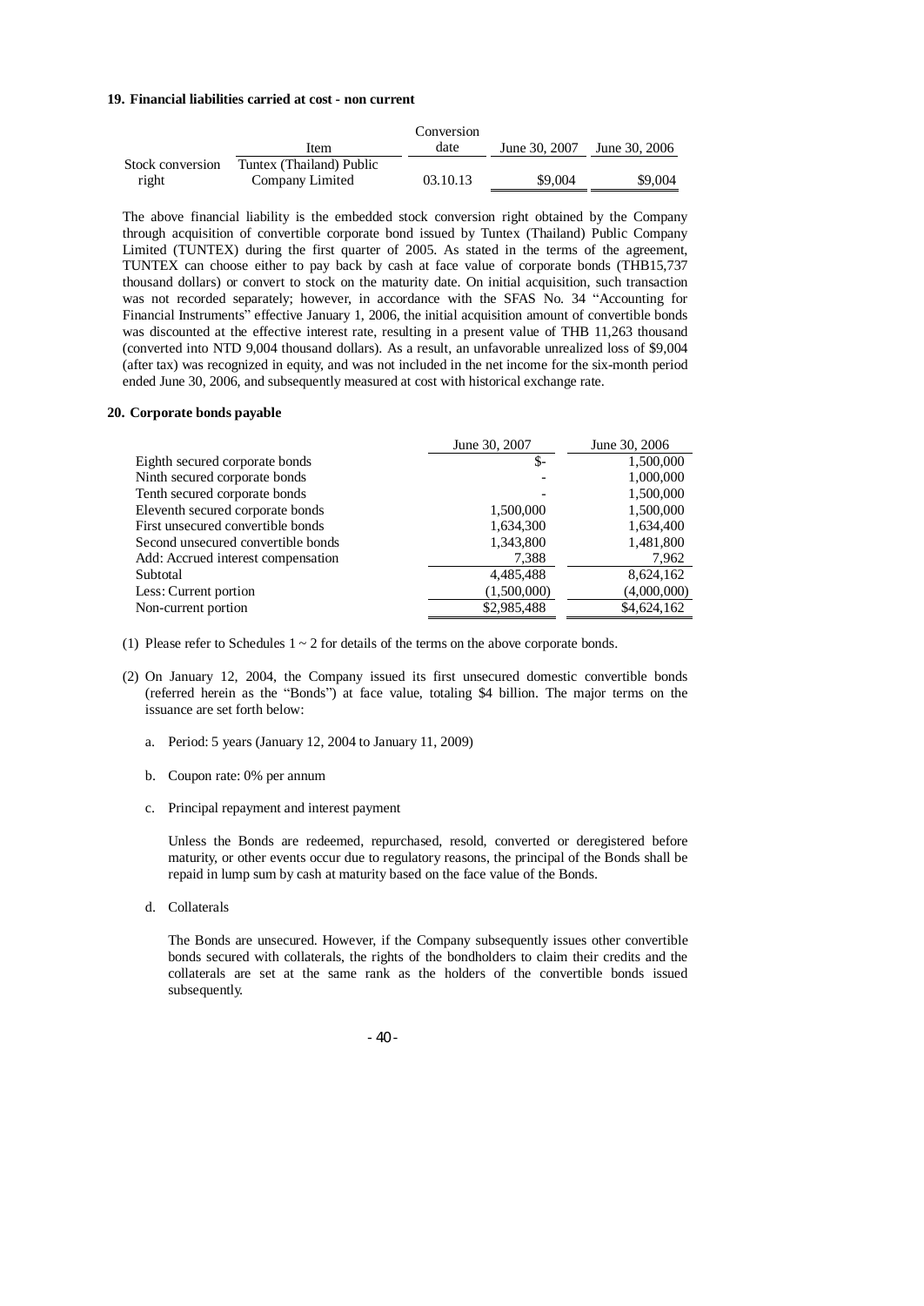**19. Financial liabilities carried at cost - non current**

| | Item | Conversion date | June 30, 2007 | June 30, 2006 |
|---|---|---|---|---|
| Stock conversion right | Tuntex (Thailand) Public Company Limited | 03.10.13 | \$9,004 | \$9,004 |

The above financial liability is the embedded stock conversion right obtained by the Company through acquisition of convertible corporate bond issued by Tuntex (Thailand) Public Company Limited (TUNTEX) during the first quarter of 2005. As stated in the terms of the agreement, TUNTEX can choose either to pay back by cash at face value of corporate bonds (THB15,737 thousand dollars) or convert to stock on the maturity date. On initial acquisition, such transaction was not recorded separately; however, in accordance with the SFAS No. 34 "Accounting for Financial Instruments" effective January 1, 2006, the initial acquisition amount of convertible bonds was discounted at the effective interest rate, resulting in a present value of THB 11,263 thousand (converted into NTD 9,004 thousand dollars). As a result, an unfavorable unrealized loss of \$9,004 (after tax) was recognized in equity, and was not included in the net income for the six-month period ended June 30, 2006, and subsequently measured at cost with historical exchange rate.

**20. Corporate bonds payable**

| | June 30, 2007 | June 30, 2006 |
|---|---|---|
| Eighth secured corporate bonds | \$- | 1,500,000 |
| Ninth secured corporate bonds | - | 1,000,000 |
| Tenth secured corporate bonds | - | 1,500,000 |
| Eleventh secured corporate bonds | 1,500,000 | 1,500,000 |
| First unsecured convertible bonds | 1,634,300 | 1,634,400 |
| Second unsecured convertible bonds | 1,343,800 | 1,481,800 |
| Add: Accrued interest compensation | 7,388 | 7,962 |
| Subtotal | 4,485,488 | 8,624,162 |
| Less: Current portion | (1,500,000) | (4,000,000) |
| Non-current portion | \$2,985,488 | \$4,624,162 |

(1) Please refer to Schedules 1 ~ 2 for details of the terms on the above corporate bonds.

(2) On January 12, 2004, the Company issued its first unsecured domestic convertible bonds (referred herein as the "Bonds") at face value, totaling \$4 billion. The major terms on the issuance are set forth below:

a. Period: 5 years (January 12, 2004 to January 11, 2009)

b. Coupon rate: 0% per annum

c. Principal repayment and interest payment

Unless the Bonds are redeemed, repurchased, resold, converted or deregistered before maturity, or other events occur due to regulatory reasons, the principal of the Bonds shall be repaid in lump sum by cash at maturity based on the face value of the Bonds.

d. Collaterals

The Bonds are unsecured. However, if the Company subsequently issues other convertible bonds secured with collaterals, the rights of the bondholders to claim their credits and the collaterals are set at the same rank as the holders of the convertible bonds issued subsequently.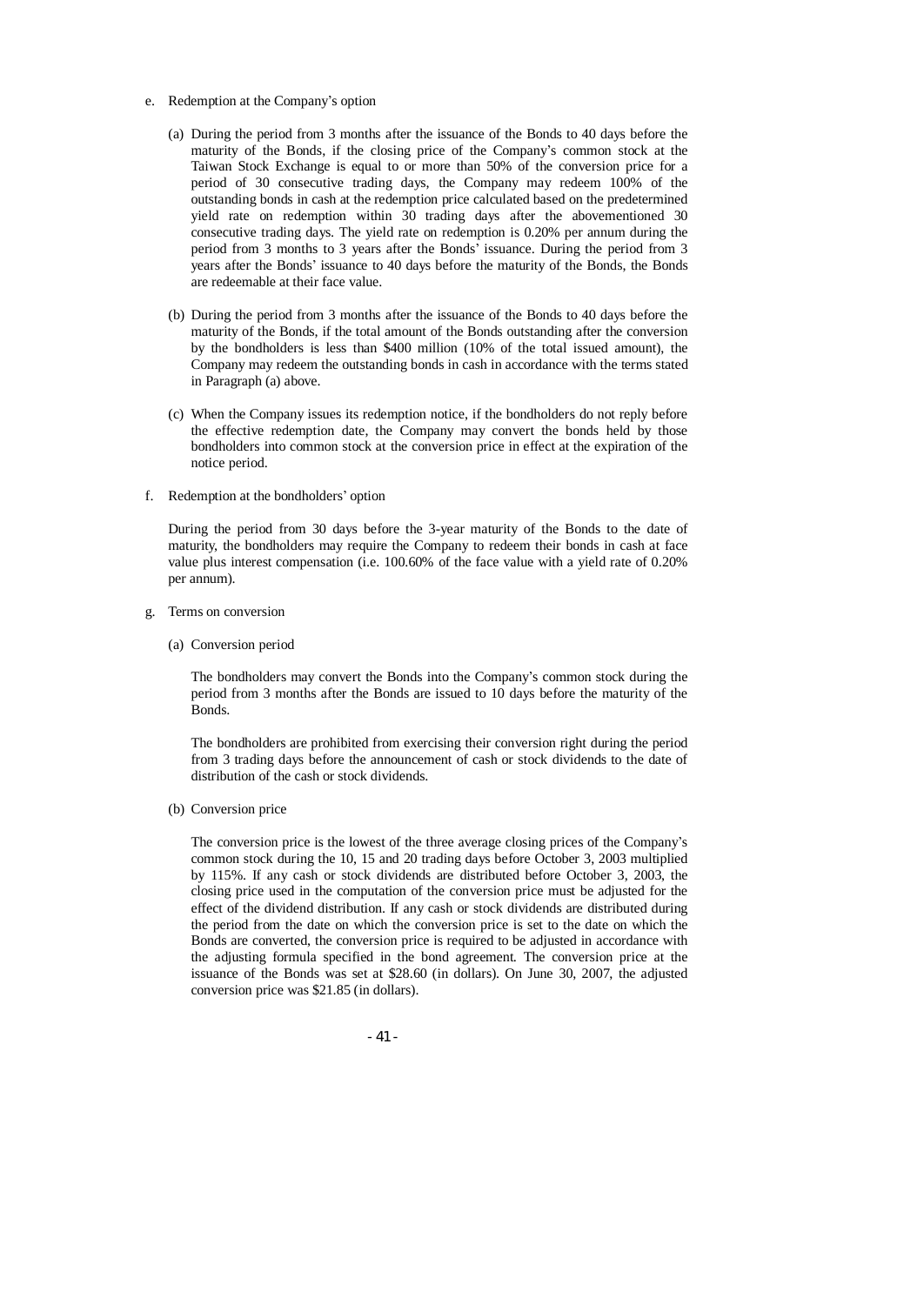e. Redemption at the Company's option

   (a) During the period from 3 months after the issuance of the Bonds to 40 days before the maturity of the Bonds, if the closing price of the Company's common stock at the Taiwan Stock Exchange is equal to or more than 50% of the conversion price for a period of 30 consecutive trading days, the Company may redeem 100% of the outstanding bonds in cash at the redemption price calculated based on the predetermined yield rate on redemption within 30 trading days after the abovementioned 30 consecutive trading days. The yield rate on redemption is 0.20% per annum during the period from 3 months to 3 years after the Bonds' issuance. During the period from 3 years after the Bonds' issuance to 40 days before the maturity of the Bonds, the Bonds are redeemable at their face value.

   (b) During the period from 3 months after the issuance of the Bonds to 40 days before the maturity of the Bonds, if the total amount of the Bonds outstanding after the conversion by the bondholders is less than $400 million (10% of the total issued amount), the Company may redeem the outstanding bonds in cash in accordance with the terms stated in Paragraph (a) above.

   (c) When the Company issues its redemption notice, if the bondholders do not reply before the effective redemption date, the Company may convert the bonds held by those bondholders into common stock at the conversion price in effect at the expiration of the notice period.

f. Redemption at the bondholders' option

   During the period from 30 days before the 3-year maturity of the Bonds to the date of maturity, the bondholders may require the Company to redeem their bonds in cash at face value plus interest compensation (i.e. 100.60% of the face value with a yield rate of 0.20% per annum).

g. Terms on conversion

   (a) Conversion period

   The bondholders may convert the Bonds into the Company's common stock during the period from 3 months after the Bonds are issued to 10 days before the maturity of the Bonds.

   The bondholders are prohibited from exercising their conversion right during the period from 3 trading days before the announcement of cash or stock dividends to the date of distribution of the cash or stock dividends.

   (b) Conversion price

   The conversion price is the lowest of the three average closing prices of the Company's common stock during the 10, 15 and 20 trading days before October 3, 2003 multiplied by 115%. If any cash or stock dividends are distributed before October 3, 2003, the closing price used in the computation of the conversion price must be adjusted for the effect of the dividend distribution. If any cash or stock dividends are distributed during the period from the date on which the conversion price is set to the date on which the Bonds are converted, the conversion price is required to be adjusted in accordance with the adjusting formula specified in the bond agreement. The conversion price at the issuance of the Bonds was set at $28.60 (in dollars). On June 30, 2007, the adjusted conversion price was $21.85 (in dollars).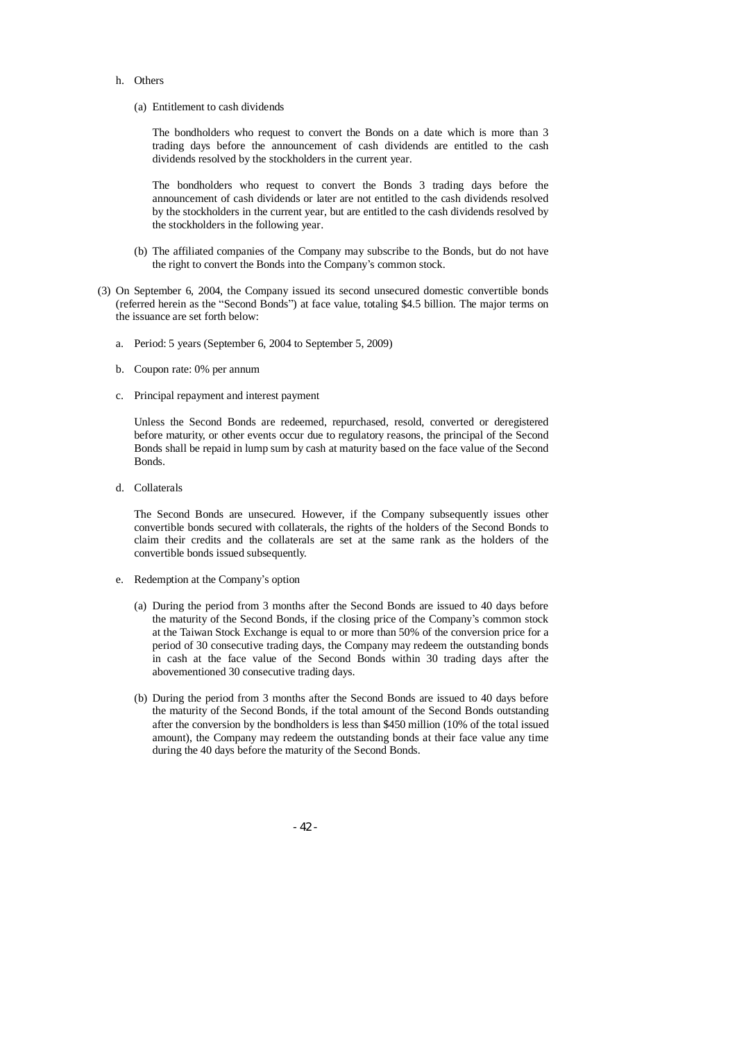h. Others

(a) Entitlement to cash dividends

The bondholders who request to convert the Bonds on a date which is more than 3 trading days before the announcement of cash dividends are entitled to the cash dividends resolved by the stockholders in the current year.

The bondholders who request to convert the Bonds 3 trading days before the announcement of cash dividends or later are not entitled to the cash dividends resolved by the stockholders in the current year, but are entitled to the cash dividends resolved by the stockholders in the following year.

(b) The affiliated companies of the Company may subscribe to the Bonds, but do not have the right to convert the Bonds into the Company's common stock.

(3) On September 6, 2004, the Company issued its second unsecured domestic convertible bonds (referred herein as the "Second Bonds") at face value, totaling $4.5 billion. The major terms on the issuance are set forth below:

a. Period: 5 years (September 6, 2004 to September 5, 2009)

b. Coupon rate: 0% per annum

c. Principal repayment and interest payment

Unless the Second Bonds are redeemed, repurchased, resold, converted or deregistered before maturity, or other events occur due to regulatory reasons, the principal of the Second Bonds shall be repaid in lump sum by cash at maturity based on the face value of the Second Bonds.

d. Collaterals

The Second Bonds are unsecured. However, if the Company subsequently issues other convertible bonds secured with collaterals, the rights of the holders of the Second Bonds to claim their credits and the collaterals are set at the same rank as the holders of the convertible bonds issued subsequently.

e. Redemption at the Company's option

(a) During the period from 3 months after the Second Bonds are issued to 40 days before the maturity of the Second Bonds, if the closing price of the Company's common stock at the Taiwan Stock Exchange is equal to or more than 50% of the conversion price for a period of 30 consecutive trading days, the Company may redeem the outstanding bonds in cash at the face value of the Second Bonds within 30 trading days after the abovementioned 30 consecutive trading days.

(b) During the period from 3 months after the Second Bonds are issued to 40 days before the maturity of the Second Bonds, if the total amount of the Second Bonds outstanding after the conversion by the bondholders is less than $450 million (10% of the total issued amount), the Company may redeem the outstanding bonds at their face value any time during the 40 days before the maturity of the Second Bonds.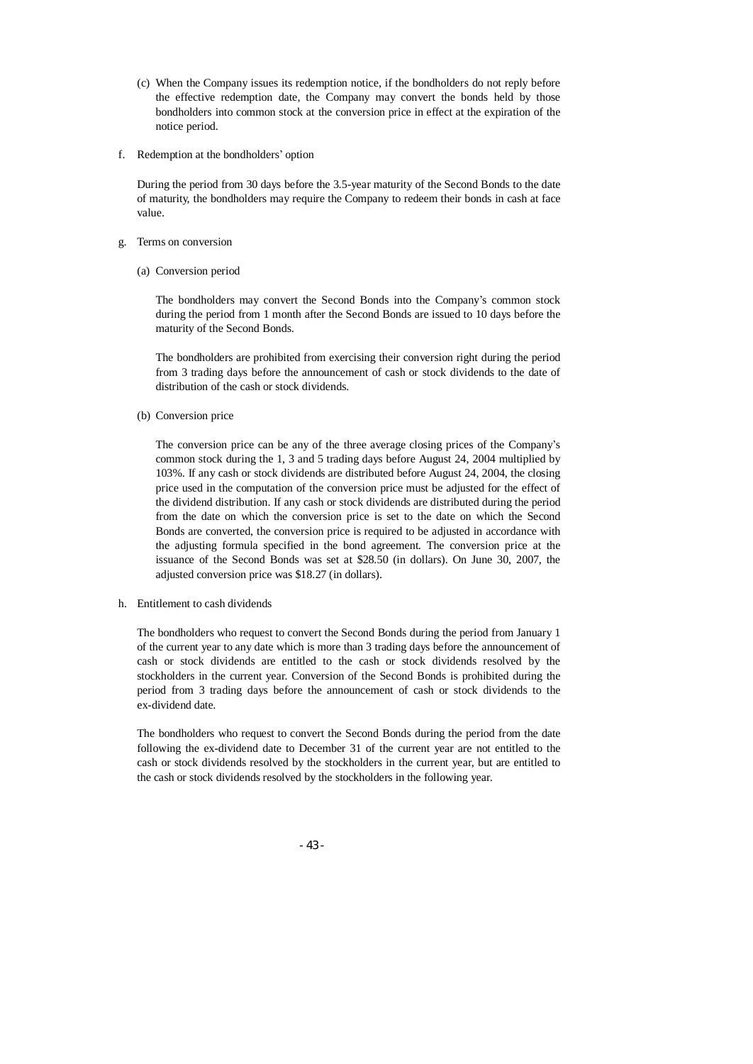(c) When the Company issues its redemption notice, if the bondholders do not reply before the effective redemption date, the Company may convert the bonds held by those bondholders into common stock at the conversion price in effect at the expiration of the notice period.

f. Redemption at the bondholders' option

During the period from 30 days before the 3.5-year maturity of the Second Bonds to the date of maturity, the bondholders may require the Company to redeem their bonds in cash at face value.

g. Terms on conversion

(a) Conversion period

The bondholders may convert the Second Bonds into the Company's common stock during the period from 1 month after the Second Bonds are issued to 10 days before the maturity of the Second Bonds.

The bondholders are prohibited from exercising their conversion right during the period from 3 trading days before the announcement of cash or stock dividends to the date of distribution of the cash or stock dividends.

(b) Conversion price

The conversion price can be any of the three average closing prices of the Company's common stock during the 1, 3 and 5 trading days before August 24, 2004 multiplied by 103%. If any cash or stock dividends are distributed before August 24, 2004, the closing price used in the computation of the conversion price must be adjusted for the effect of the dividend distribution. If any cash or stock dividends are distributed during the period from the date on which the conversion price is set to the date on which the Second Bonds are converted, the conversion price is required to be adjusted in accordance with the adjusting formula specified in the bond agreement. The conversion price at the issuance of the Second Bonds was set at $28.50 (in dollars). On June 30, 2007, the adjusted conversion price was $18.27 (in dollars).

h. Entitlement to cash dividends

The bondholders who request to convert the Second Bonds during the period from January 1 of the current year to any date which is more than 3 trading days before the announcement of cash or stock dividends are entitled to the cash or stock dividends resolved by the stockholders in the current year. Conversion of the Second Bonds is prohibited during the period from 3 trading days before the announcement of cash or stock dividends to the ex-dividend date.

The bondholders who request to convert the Second Bonds during the period from the date following the ex-dividend date to December 31 of the current year are not entitled to the cash or stock dividends resolved by the stockholders in the current year, but are entitled to the cash or stock dividends resolved by the stockholders in the following year.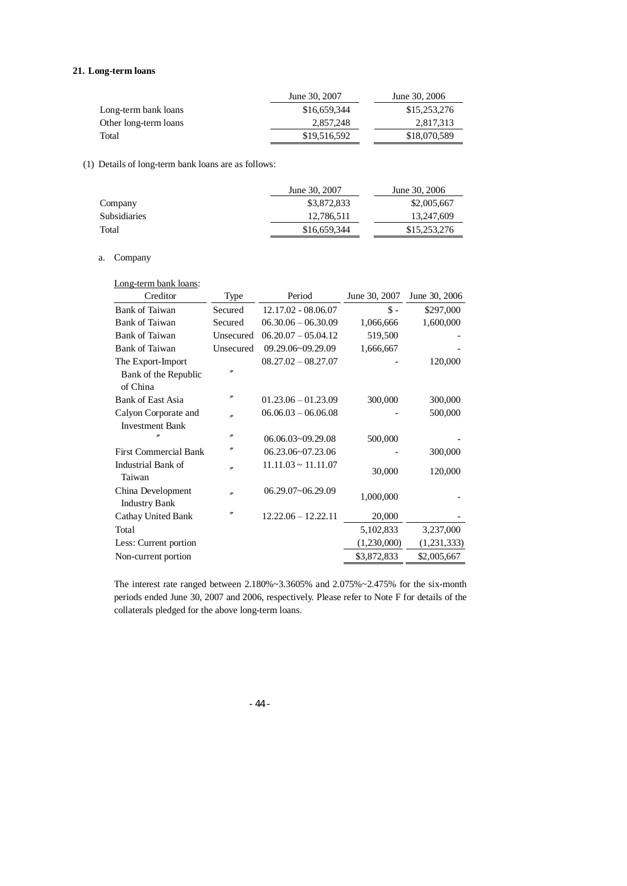**21. Long-term loans**

| | June 30, 2007 | June 30, 2006 |
|---|---|---|
| Long-term bank loans | $16,659,344 | $15,253,276 |
| Other long-term loans | 2,857,248 | 2,817,313 |
| Total | $19,516,592 | $18,070,589 |

(1) Details of long-term bank loans are as follows:

| | June 30, 2007 | June 30, 2006 |
|---|---|---|
| Company | $3,872,833 | $2,005,667 |
| Subsidiaries | 12,786,511 | 13,247,609 |
| Total | $16,659,344 | $15,253,276 |

a. Company

Long-term bank loans:

| Creditor | Type | Period | June 30, 2007 | June 30, 2006 |
|---|---|---|---|---|
| Bank of Taiwan | Secured | 12.17.02 - 08.06.07 | $ - | $297,000 |
| Bank of Taiwan | Secured | 06.30.06 – 06.30.09 | 1,066,666 | 1,600,000 |
| Bank of Taiwan | Unsecured | 06.20.07 – 05.04.12 | 519,500 | - |
| Bank of Taiwan | Unsecured | 09.29.06~09.29.09 | 1,666,667 | - |
| The Export-Import Bank of the Republic of China | 〃 | 08.27.02 – 08.27.07 | - | 120,000 |
| Bank of East Asia | 〃 | 01.23.06 – 01.23.09 | 300,000 | 300,000 |
| Calyon Corporate and Investment Bank | 〃 | 06.06.03 – 06.06.08 | - | 500,000 |
| 〃 | 〃 | 06.06.03~09.29.08 | 500,000 | - |
| First Commercial Bank | 〃 | 06.23.06~07.23.06 | - | 300,000 |
| Industrial Bank of Taiwan | 〃 | 11.11.03 ~ 11.11.07 | 30,000 | 120,000 |
| China Development Industry Bank | 〃 | 06.29.07~06.29.09 | 1,000,000 | - |
| Cathay United Bank | 〃 | 12.22.06 – 12.22.11 | 20,000 | - |
| Total | | | 5,102,833 | 3,237,000 |
| Less: Current portion | | | (1,230,000) | (1,231,333) |
| Non-current portion | | | $3,872,833 | $2,005,667 |

The interest rate ranged between 2.180%~3.3605% and 2.075%~2.475% for the six-month periods ended June 30, 2007 and 2006, respectively. Please refer to Note F for details of the collaterals pledged for the above long-term loans.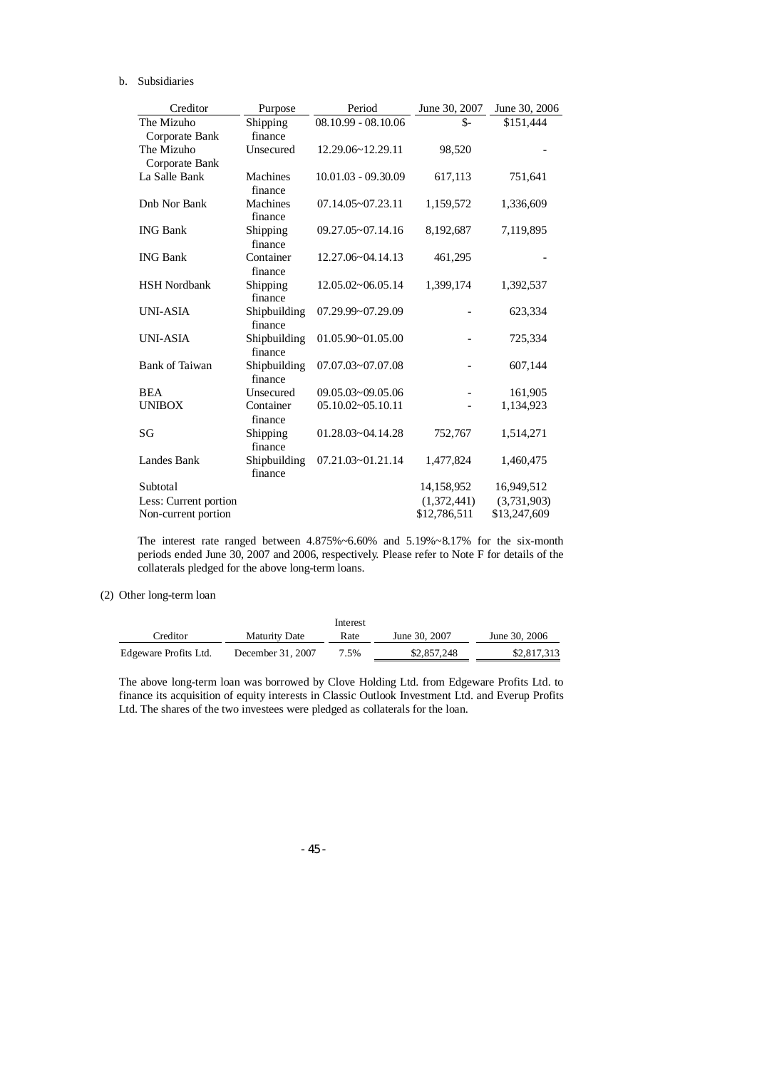b. Subsidiaries

| Creditor | Purpose | Period | June 30, 2007 | June 30, 2006 |
|---|---|---|---|---|
| The Mizuho Corporate Bank | Shipping finance | 08.10.99 - 08.10.06 | $- | $151,444 |
| The Mizuho Corporate Bank | Unsecured | 12.29.06~12.29.11 | 98,520 | - |
| La Salle Bank | Machines finance | 10.01.03 - 09.30.09 | 617,113 | 751,641 |
| Dnb Nor Bank | Machines finance | 07.14.05~07.23.11 | 1,159,572 | 1,336,609 |
| ING Bank | Shipping finance | 09.27.05~07.14.16 | 8,192,687 | 7,119,895 |
| ING Bank | Container finance | 12.27.06~04.14.13 | 461,295 | - |
| HSH Nordbank | Shipping finance | 12.05.02~06.05.14 | 1,399,174 | 1,392,537 |
| UNI-ASIA | Shipbuilding finance | 07.29.99~07.29.09 | - | 623,334 |
| UNI-ASIA | Shipbuilding finance | 01.05.90~01.05.00 | - | 725,334 |
| Bank of Taiwan | Shipbuilding finance | 07.07.03~07.07.08 | - | 607,144 |
| BEA | Unsecured | 09.05.03~09.05.06 | - | 161,905 |
| UNIBOX | Container finance | 05.10.02~05.10.11 | - | 1,134,923 |
| SG | Shipping finance | 01.28.03~04.14.28 | 752,767 | 1,514,271 |
| Landes Bank | Shipbuilding finance | 07.21.03~01.21.14 | 1,477,824 | 1,460,475 |
| Subtotal | | | 14,158,952 | 16,949,512 |
| Less: Current portion | | | (1,372,441) | (3,731,903) |
| Non-current portion | | | $12,786,511 | $13,247,609 |

The interest rate ranged between 4.875%~6.60% and 5.19%~8.17% for the six-month periods ended June 30, 2007 and 2006, respectively. Please refer to Note F for details of the collaterals pledged for the above long-term loans.

(2) Other long-term loan

| Creditor | Maturity Date | Interest Rate | June 30, 2007 | June 30, 2006 |
|---|---|---|---|---|
| Edgeware Profits Ltd. | December 31, 2007 | 7.5% | $2,857,248 | $2,817,313 |

The above long-term loan was borrowed by Clove Holding Ltd. from Edgeware Profits Ltd. to finance its acquisition of equity interests in Classic Outlook Investment Ltd. and Everup Profits Ltd. The shares of the two investees were pledged as collaterals for the loan.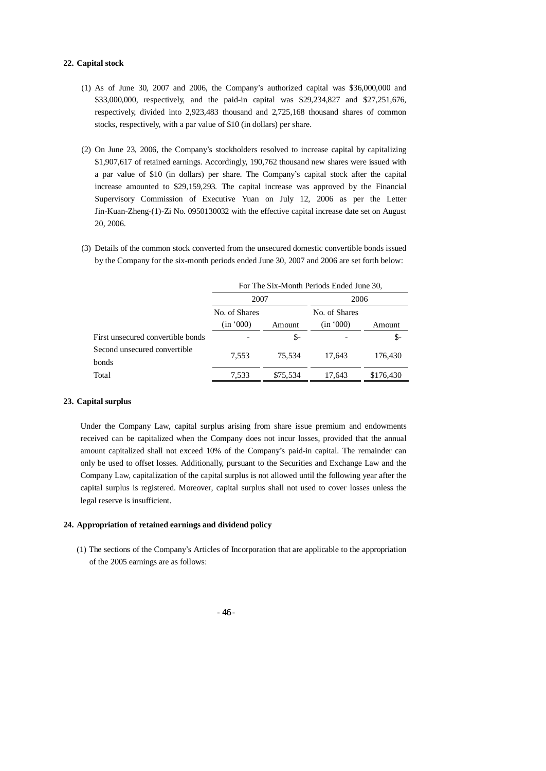## 22. Capital stock

(1) As of June 30, 2007 and 2006, the Company's authorized capital was $36,000,000 and $33,000,000, respectively, and the paid-in capital was $29,234,827 and $27,251,676, respectively, divided into 2,923,483 thousand and 2,725,168 thousand shares of common stocks, respectively, with a par value of $10 (in dollars) per share.

(2) On June 23, 2006, the Company's stockholders resolved to increase capital by capitalizing $1,907,617 of retained earnings. Accordingly, 190,762 thousand new shares were issued with a par value of $10 (in dollars) per share. The Company's capital stock after the capital increase amounted to $29,159,293. The capital increase was approved by the Financial Supervisory Commission of Executive Yuan on July 12, 2006 as per the Letter Jin-Kuan-Zheng-(1)-Zi No. 0950130032 with the effective capital increase date set on August 20, 2006.

(3) Details of the common stock converted from the unsecured domestic convertible bonds issued by the Company for the six-month periods ended June 30, 2007 and 2006 are set forth below:

| | For The Six-Month Periods Ended June 30, | | | |
|---|---|---|---|---|
| | 2007 | | 2006 | |
| | No. of Shares (in '000) | Amount | No. of Shares (in '000) | Amount |
| First unsecured convertible bonds | - | $- | - | $- |
| Second unsecured convertible bonds | 7,553 | 75,534 | 17,643 | 176,430 |
| Total | 7,533 | $75,534 | 17,643 | $176,430 |

## 23. Capital surplus

Under the Company Law, capital surplus arising from share issue premium and endowments received can be capitalized when the Company does not incur losses, provided that the annual amount capitalized shall not exceed 10% of the Company's paid-in capital. The remainder can only be used to offset losses. Additionally, pursuant to the Securities and Exchange Law and the Company Law, capitalization of the capital surplus is not allowed until the following year after the capital surplus is registered. Moreover, capital surplus shall not used to cover losses unless the legal reserve is insufficient.

## 24. Appropriation of retained earnings and dividend policy

(1) The sections of the Company's Articles of Incorporation that are applicable to the appropriation of the 2005 earnings are as follows: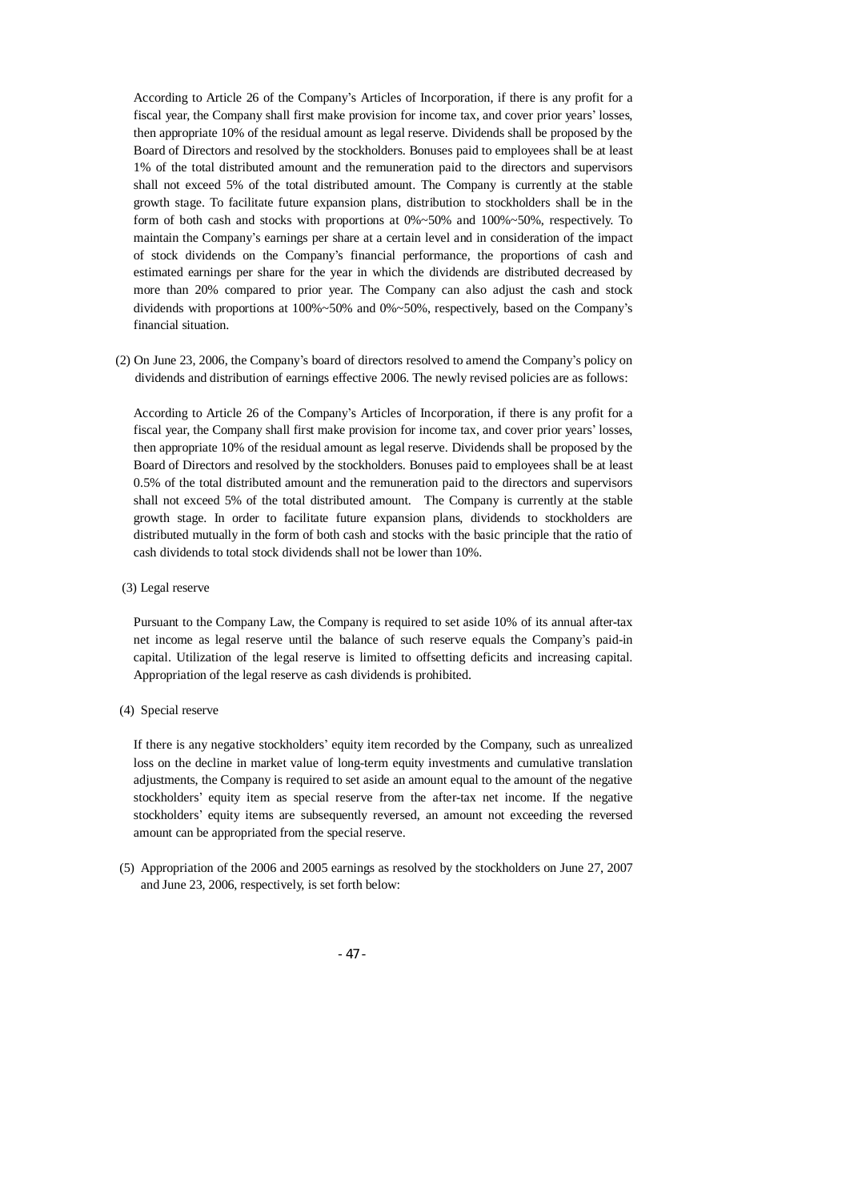According to Article 26 of the Company's Articles of Incorporation, if there is any profit for a fiscal year, the Company shall first make provision for income tax, and cover prior years' losses, then appropriate 10% of the residual amount as legal reserve. Dividends shall be proposed by the Board of Directors and resolved by the stockholders. Bonuses paid to employees shall be at least 1% of the total distributed amount and the remuneration paid to the directors and supervisors shall not exceed 5% of the total distributed amount. The Company is currently at the stable growth stage. To facilitate future expansion plans, distribution to stockholders shall be in the form of both cash and stocks with proportions at 0%~50% and 100%~50%, respectively. To maintain the Company's earnings per share at a certain level and in consideration of the impact of stock dividends on the Company's financial performance, the proportions of cash and estimated earnings per share for the year in which the dividends are distributed decreased by more than 20% compared to prior year. The Company can also adjust the cash and stock dividends with proportions at 100%~50% and 0%~50%, respectively, based on the Company's financial situation.

(2) On June 23, 2006, the Company's board of directors resolved to amend the Company's policy on dividends and distribution of earnings effective 2006. The newly revised policies are as follows:

According to Article 26 of the Company's Articles of Incorporation, if there is any profit for a fiscal year, the Company shall first make provision for income tax, and cover prior years' losses, then appropriate 10% of the residual amount as legal reserve. Dividends shall be proposed by the Board of Directors and resolved by the stockholders. Bonuses paid to employees shall be at least 0.5% of the total distributed amount and the remuneration paid to the directors and supervisors shall not exceed 5% of the total distributed amount. The Company is currently at the stable growth stage. In order to facilitate future expansion plans, dividends to stockholders are distributed mutually in the form of both cash and stocks with the basic principle that the ratio of cash dividends to total stock dividends shall not be lower than 10%.

(3) Legal reserve

Pursuant to the Company Law, the Company is required to set aside 10% of its annual after-tax net income as legal reserve until the balance of such reserve equals the Company's paid-in capital. Utilization of the legal reserve is limited to offsetting deficits and increasing capital. Appropriation of the legal reserve as cash dividends is prohibited.

(4) Special reserve

If there is any negative stockholders' equity item recorded by the Company, such as unrealized loss on the decline in market value of long-term equity investments and cumulative translation adjustments, the Company is required to set aside an amount equal to the amount of the negative stockholders' equity item as special reserve from the after-tax net income. If the negative stockholders' equity items are subsequently reversed, an amount not exceeding the reversed amount can be appropriated from the special reserve.

(5) Appropriation of the 2006 and 2005 earnings as resolved by the stockholders on June 27, 2007 and June 23, 2006, respectively, is set forth below: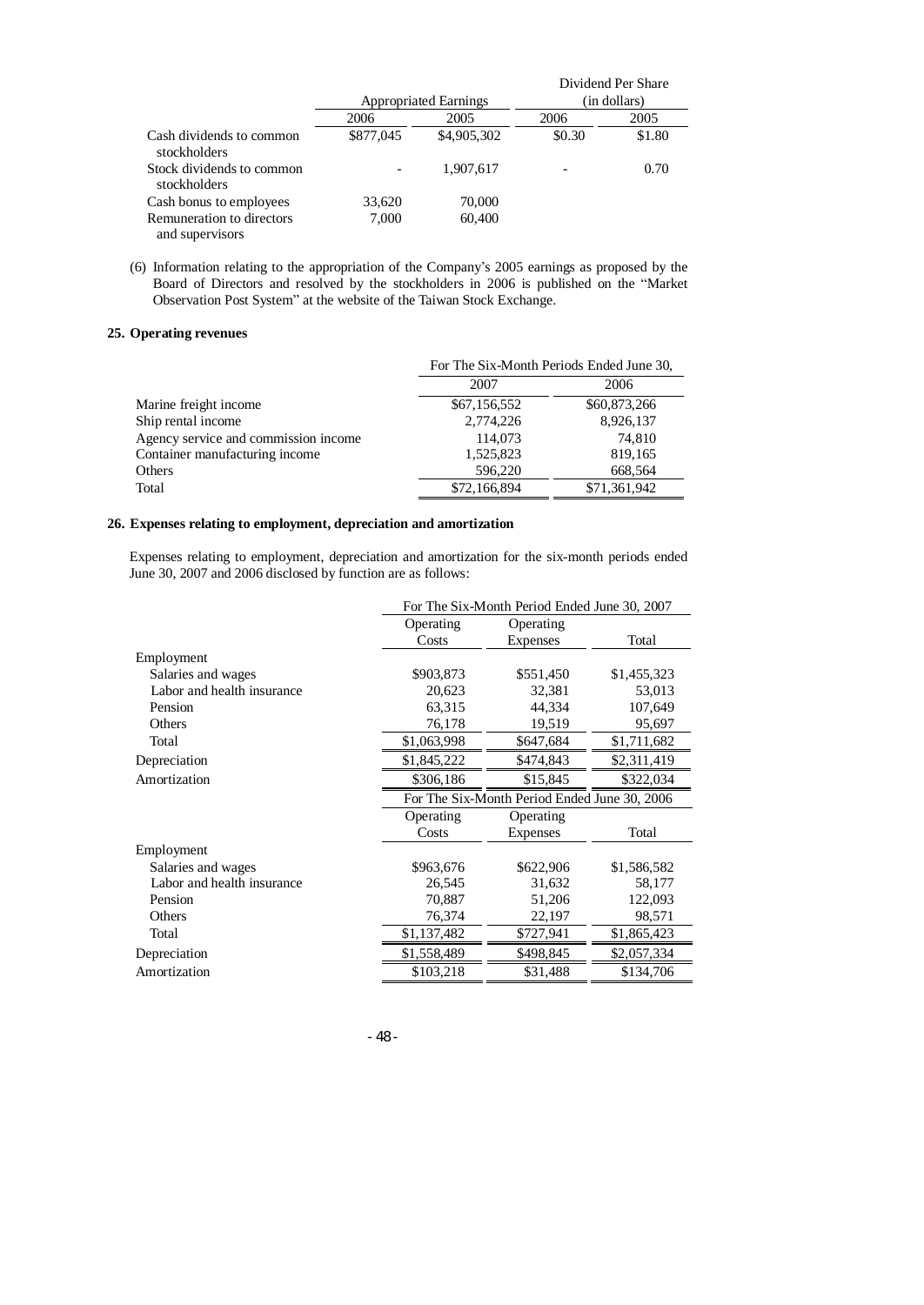| | Appropriated Earnings | | Dividend Per Share (in dollars) | |
|---|---|---|---|---|
| | 2006 | 2005 | 2006 | 2005 |
| Cash dividends to common stockholders | $877,045 | $4,905,302 | $0.30 | $1.80 |
| Stock dividends to common stockholders | - | 1,907,617 | - | 0.70 |
| Cash bonus to employees | 33,620 | 70,000 | | |
| Remuneration to directors and supervisors | 7,000 | 60,400 | | |

(6) Information relating to the appropriation of the Company's 2005 earnings as proposed by the Board of Directors and resolved by the stockholders in 2006 is published on the "Market Observation Post System" at the website of the Taiwan Stock Exchange.

## 25. Operating revenues

| | For The Six-Month Periods Ended June 30, | |
|---|---|---|
| | 2007 | 2006 |
| Marine freight income | $67,156,552 | $60,873,266 |
| Ship rental income | 2,774,226 | 8,926,137 |
| Agency service and commission income | 114,073 | 74,810 |
| Container manufacturing income | 1,525,823 | 819,165 |
| Others | 596,220 | 668,564 |
| Total | $72,166,894 | $71,361,942 |

## 26. Expenses relating to employment, depreciation and amortization

Expenses relating to employment, depreciation and amortization for the six-month periods ended June 30, 2007 and 2006 disclosed by function are as follows:

| | For The Six-Month Period Ended June 30, 2007 | | |
|---|---|---|---|
| | Operating Costs | Operating Expenses | Total |
| Employment | | | |
| Salaries and wages | $903,873 | $551,450 | $1,455,323 |
| Labor and health insurance | 20,623 | 32,381 | 53,013 |
| Pension | 63,315 | 44,334 | 107,649 |
| Others | 76,178 | 19,519 | 95,697 |
| Total | $1,063,998 | $647,684 | $1,711,682 |
| Depreciation | $1,845,222 | $474,843 | $2,311,419 |
| Amortization | $306,186 | $15,845 | $322,034 |

| | For The Six-Month Period Ended June 30, 2006 | | |
|---|---|---|---|
| | Operating Costs | Operating Expenses | Total |
| Employment | | | |
| Salaries and wages | $963,676 | $622,906 | $1,586,582 |
| Labor and health insurance | 26,545 | 31,632 | 58,177 |
| Pension | 70,887 | 51,206 | 122,093 |
| Others | 76,374 | 22,197 | 98,571 |
| Total | $1,137,482 | $727,941 | $1,865,423 |
| Depreciation | $1,558,489 | $498,845 | $2,057,334 |
| Amortization | $103,218 | $31,488 | $134,706 |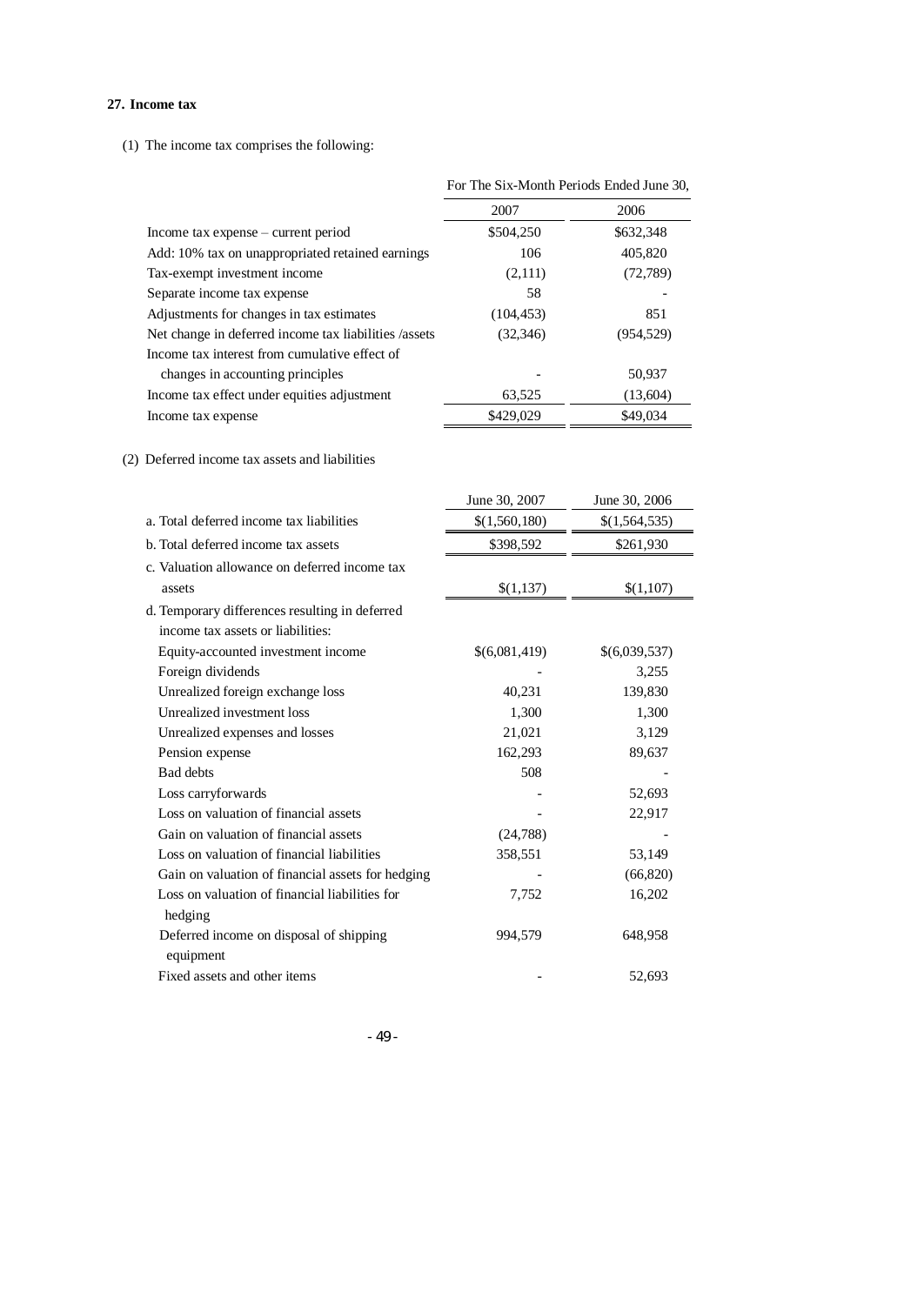**27. Income tax**

(1) The income tax comprises the following:

| | For The Six-Month Periods Ended June 30, | |
|---|---|---|
| | 2007 | 2006 |
| Income tax expense – current period | $504,250 | $632,348 |
| Add: 10% tax on unappropriated retained earnings | 106 | 405,820 |
| Tax-exempt investment income | (2,111) | (72,789) |
| Separate income tax expense | 58 | - |
| Adjustments for changes in tax estimates | (104,453) | 851 |
| Net change in deferred income tax liabilities /assets | (32,346) | (954,529) |
| Income tax interest from cumulative effect of changes in accounting principles | - | 50,937 |
| Income tax effect under equities adjustment | 63,525 | (13,604) |
| Income tax expense | $429,029 | $49,034 |

(2) Deferred income tax assets and liabilities

| | June 30, 2007 | June 30, 2006 |
|---|---|---|
| a. Total deferred income tax liabilities | $(1,560,180) | $(1,564,535) |
| b. Total deferred income tax assets | $398,592 | $261,930 |
| c. Valuation allowance on deferred income tax assets | $(1,137) | $(1,107) |
| d. Temporary differences resulting in deferred income tax assets or liabilities: | | |
| Equity-accounted investment income | $(6,081,419) | $(6,039,537) |
| Foreign dividends | - | 3,255 |
| Unrealized foreign exchange loss | 40,231 | 139,830 |
| Unrealized investment loss | 1,300 | 1,300 |
| Unrealized expenses and losses | 21,021 | 3,129 |
| Pension expense | 162,293 | 89,637 |
| Bad debts | 508 | - |
| Loss carryforwards | - | 52,693 |
| Loss on valuation of financial assets | - | 22,917 |
| Gain on valuation of financial assets | (24,788) | - |
| Loss on valuation of financial liabilities | 358,551 | 53,149 |
| Gain on valuation of financial assets for hedging | - | (66,820) |
| Loss on valuation of financial liabilities for hedging | 7,752 | 16,202 |
| Deferred income on disposal of shipping equipment | 994,579 | 648,958 |
| Fixed assets and other items | - | 52,693 |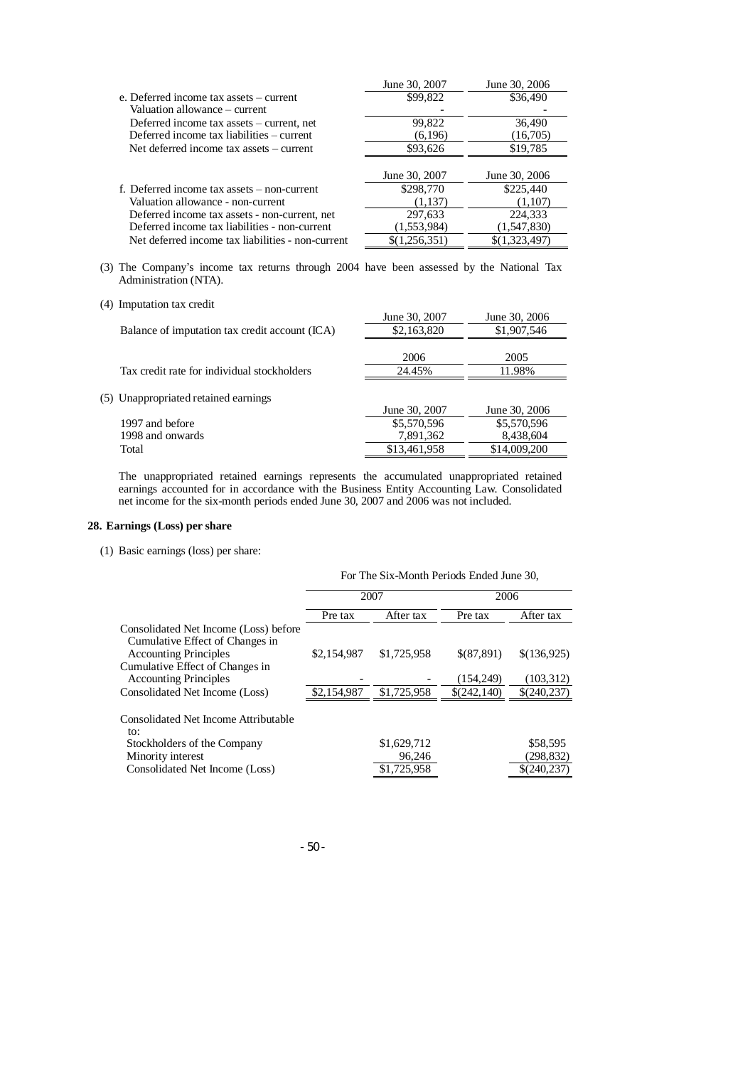| | June 30, 2007 | June 30, 2006 |
|---|---|---|
| e. Deferred income tax assets – current | $99,822 | $36,490 |
| Valuation allowance – current | - | - |
| Deferred income tax assets – current, net | 99,822 | 36,490 |
| Deferred income tax liabilities – current | (6,196) | (16,705) |
| Net deferred income tax assets – current | $93,626 | $19,785 |

| | June 30, 2007 | June 30, 2006 |
|---|---|---|
| f. Deferred income tax assets – non-current | $298,770 | $225,440 |
| Valuation allowance - non-current | (1,137) | (1,107) |
| Deferred income tax assets - non-current, net | 297,633 | 224,333 |
| Deferred income tax liabilities - non-current | (1,553,984) | (1,547,830) |
| Net deferred income tax liabilities - non-current | $(1,256,351) | $(1,323,497) |

(3) The Company's income tax returns through 2004 have been assessed by the National Tax Administration (NTA).

(4) Imputation tax credit

| | June 30, 2007 | June 30, 2006 |
|---|---|---|
| Balance of imputation tax credit account (ICA) | $2,163,820 | $1,907,546 |

| | 2006 | 2005 |
|---|---|---|
| Tax credit rate for individual stockholders | 24.45% | 11.98% |

(5) Unappropriated retained earnings

| | June 30, 2007 | June 30, 2006 |
|---|---|---|
| 1997 and before | $5,570,596 | $5,570,596 |
| 1998 and onwards | 7,891,362 | 8,438,604 |
| Total | $13,461,958 | $14,009,200 |

The unappropriated retained earnings represents the accumulated unappropriated retained earnings accounted for in accordance with the Business Entity Accounting Law. Consolidated net income for the six-month periods ended June 30, 2007 and 2006 was not included.

## 28. Earnings (Loss) per share

(1) Basic earnings (loss) per share:

| | For The Six-Month Periods Ended June 30, | | | |
|---|---|---|---|---|
| | 2007 | | 2006 | |
| | Pre tax | After tax | Pre tax | After tax |
| Consolidated Net Income (Loss) before Cumulative Effect of Changes in Accounting Principles | $2,154,987 | $1,725,958 | $(87,891) | $(136,925) |
| Cumulative Effect of Changes in Accounting Principles | - | - | (154,249) | (103,312) |
| Consolidated Net Income (Loss) | $2,154,987 | $1,725,958 | $(242,140) | $(240,237) |
| Consolidated Net Income Attributable to: | | | | |
| Stockholders of the Company | | $1,629,712 | | $58,595 |
| Minority interest | | 96,246 | | (298,832) |
| Consolidated Net Income (Loss) | | $1,725,958 | | $(240,237) |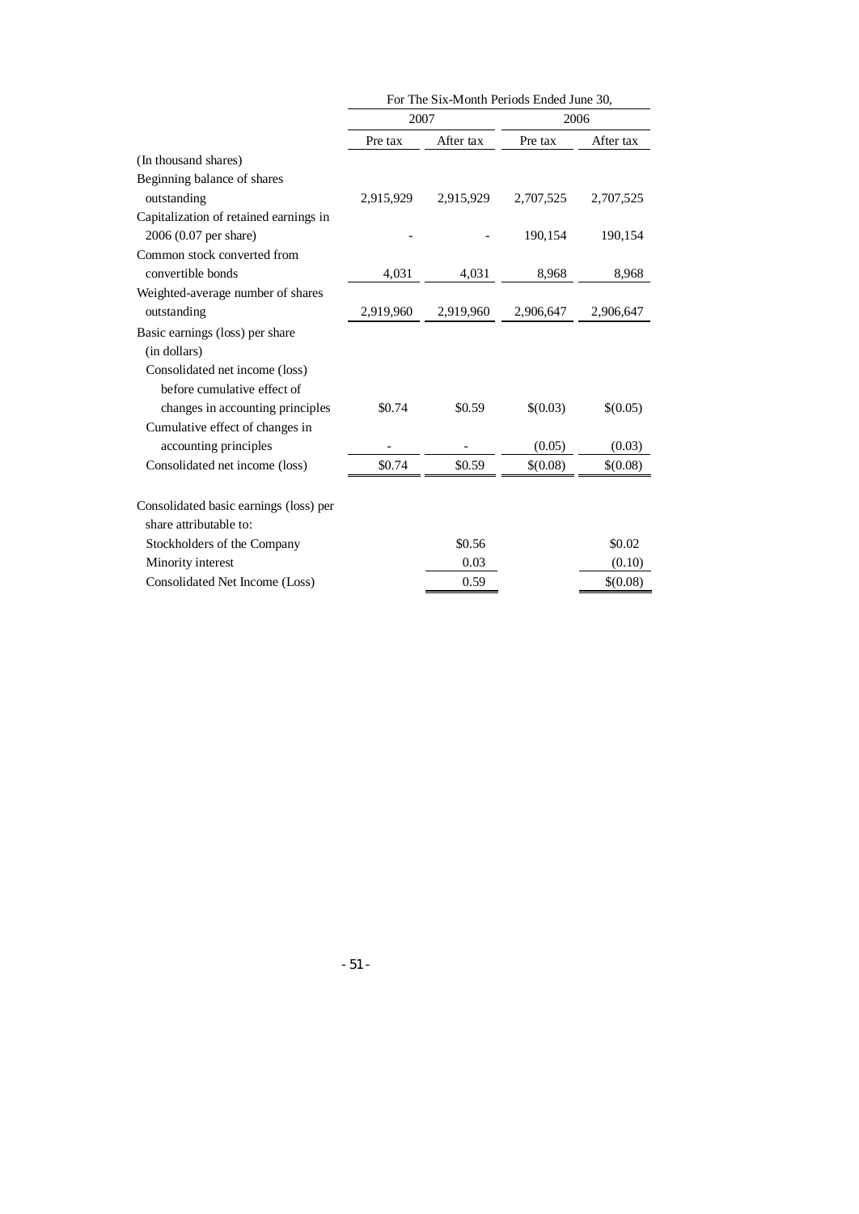| | For The Six-Month Periods Ended June 30, | | | |
|---|---|---|---|---|
| | 2007 | | 2006 | |
| | Pre tax | After tax | Pre tax | After tax |
| (In thousand shares) | | | | |
| Beginning balance of shares outstanding | 2,915,929 | 2,915,929 | 2,707,525 | 2,707,525 |
| Capitalization of retained earnings in 2006 (0.07 per share) | - | - | 190,154 | 190,154 |
| Common stock converted from convertible bonds | 4,031 | 4,031 | 8,968 | 8,968 |
| Weighted-average number of shares outstanding | 2,919,960 | 2,919,960 | 2,906,647 | 2,906,647 |
| Basic earnings (loss) per share (in dollars) | | | | |
| Consolidated net income (loss) before cumulative effect of changes in accounting principles | $0.74 | $0.59 | $(0.03) | $(0.05) |
| Cumulative effect of changes in accounting principles | - | - | (0.05) | (0.03) |
| Consolidated net income (loss) | $0.74 | $0.59 | $(0.08) | $(0.08) |
| | | | | |
| Consolidated basic earnings (loss) per share attributable to: | | | | |
| Stockholders of the Company | | $0.56 | | $0.02 |
| Minority interest | | 0.03 | | (0.10) |
| Consolidated Net Income (Loss) | | 0.59 | | $(0.08) |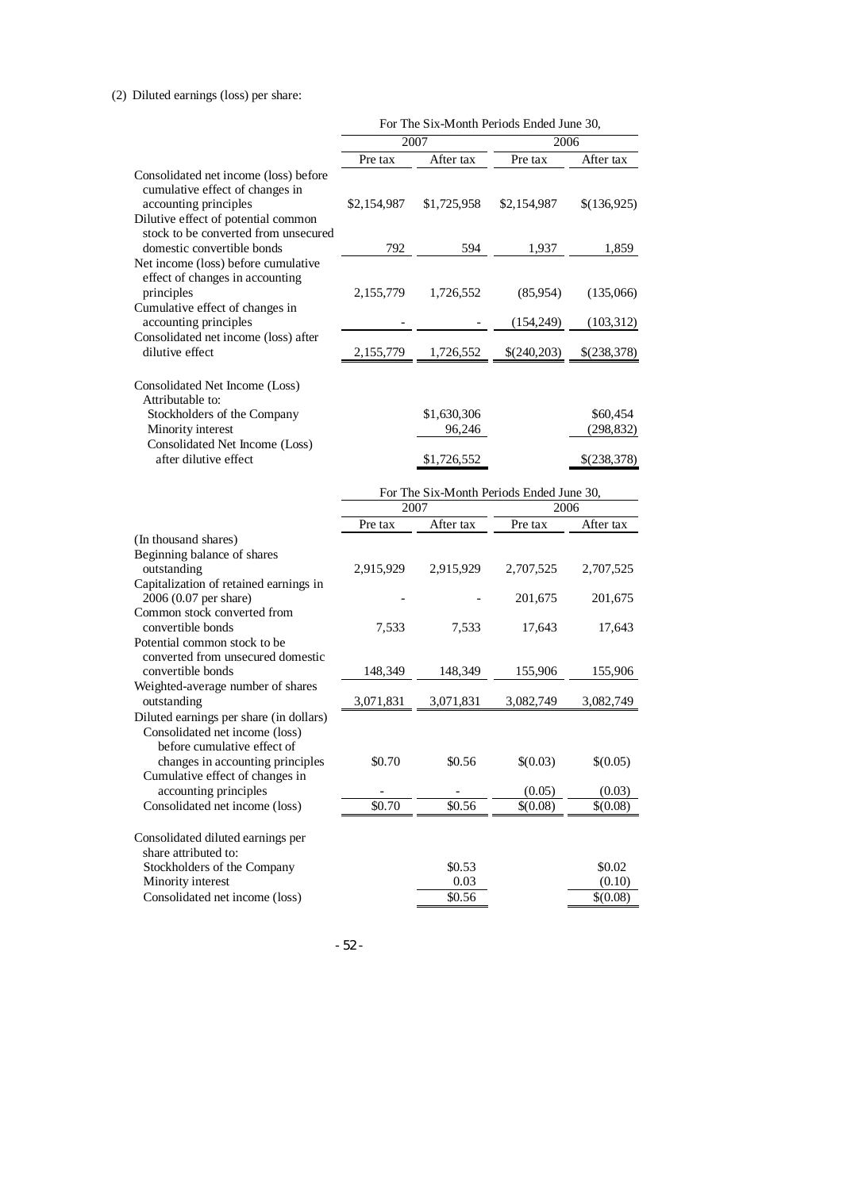(2) Diluted earnings (loss) per share:

| | For The Six-Month Periods Ended June 30, | | | |
|---|---|---|---|---|
| | 2007 | | 2006 | |
| | Pre tax | After tax | Pre tax | After tax |
| Consolidated net income (loss) before cumulative effect of changes in accounting principles | $2,154,987 | $1,725,958 | $2,154,987 | $(136,925) |
| Dilutive effect of potential common stock to be converted from unsecured domestic convertible bonds | 792 | 594 | 1,937 | 1,859 |
| Net income (loss) before cumulative effect of changes in accounting principles | 2,155,779 | 1,726,552 | (85,954) | (135,066) |
| Cumulative effect of changes in accounting principles | - | - | (154,249) | (103,312) |
| Consolidated net income (loss) after dilutive effect | 2,155,779 | 1,726,552 | $(240,203) | $(238,378) |
| | | | | |
| Consolidated Net Income (Loss) Attributable to: | | | | |
| Stockholders of the Company | | $1,630,306 | | $60,454 |
| Minority interest | | 96,246 | | (298,832) |
| Consolidated Net Income (Loss) after dilutive effect | | $1,726,552 | | $(238,378) |

| | For The Six-Month Periods Ended June 30, | | | |
|---|---|---|---|---|
| | 2007 | | 2006 | |
| | Pre tax | After tax | Pre tax | After tax |
| (In thousand shares) | | | | |
| Beginning balance of shares outstanding | 2,915,929 | 2,915,929 | 2,707,525 | 2,707,525 |
| Capitalization of retained earnings in 2006 (0.07 per share) | - | - | 201,675 | 201,675 |
| Common stock converted from convertible bonds | 7,533 | 7,533 | 17,643 | 17,643 |
| Potential common stock to be converted from unsecured domestic convertible bonds | 148,349 | 148,349 | 155,906 | 155,906 |
| Weighted-average number of shares outstanding | 3,071,831 | 3,071,831 | 3,082,749 | 3,082,749 |
| Diluted earnings per share (in dollars) | | | | |
| Consolidated net income (loss) before cumulative effect of changes in accounting principles | $0.70 | $0.56 | $(0.03) | $(0.05) |
| Cumulative effect of changes in accounting principles | - | - | (0.05) | (0.03) |
| Consolidated net income (loss) | $0.70 | $0.56 | $(0.08) | $(0.08) |
| | | | | |
| Consolidated diluted earnings per share attributed to: | | | | |
| Stockholders of the Company | | $0.53 | | $0.02 |
| Minority interest | | 0.03 | | (0.10) |
| Consolidated net income (loss) | | $0.56 | | $(0.08) |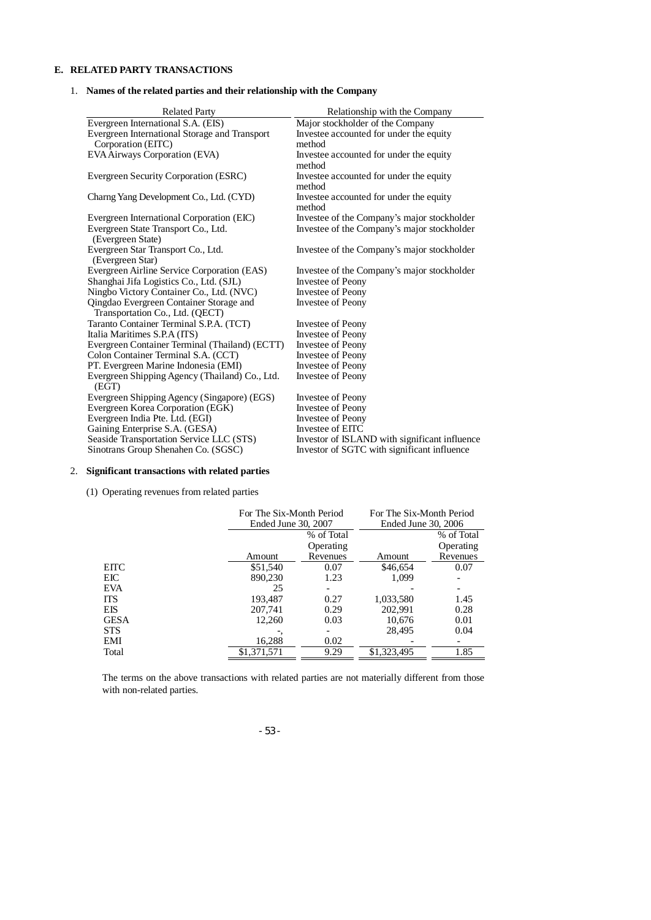## E. RELATED PARTY TRANSACTIONS

### 1. Names of the related parties and their relationship with the Company

| Related Party | Relationship with the Company |
|---|---|
| Evergreen International S.A. (EIS) | Major stockholder of the Company |
| Evergreen International Storage and Transport Corporation (EITC) | Investee accounted for under the equity method |
| EVA Airways Corporation (EVA) | Investee accounted for under the equity method |
| Evergreen Security Corporation (ESRC) | Investee accounted for under the equity method |
| Charng Yang Development Co., Ltd. (CYD) | Investee accounted for under the equity method |
| Evergreen International Corporation (EIC) | Investee of the Company's major stockholder |
| Evergreen State Transport Co., Ltd. (Evergreen State) | Investee of the Company's major stockholder |
| Evergreen Star Transport Co., Ltd. (Evergreen Star) | Investee of the Company's major stockholder |
| Evergreen Airline Service Corporation (EAS) | Investee of the Company's major stockholder |
| Shanghai Jifa Logistics Co., Ltd. (SJL) | Investee of Peony |
| Ningbo Victory Container Co., Ltd. (NVC) | Investee of Peony |
| Qingdao Evergreen Container Storage and Transportation Co., Ltd. (QECT) | Investee of Peony |
| Taranto Container Terminal S.P.A. (TCT) | Investee of Peony |
| Italia Maritimes S.P.A (ITS) | Investee of Peony |
| Evergreen Container Terminal (Thailand) (ECTT) | Investee of Peony |
| Colon Container Terminal S.A. (CCT) | Investee of Peony |
| PT. Evergreen Marine Indonesia (EMI) | Investee of Peony |
| Evergreen Shipping Agency (Thailand) Co., Ltd. (EGT) | Investee of Peony |
| Evergreen Shipping Agency (Singapore) (EGS) | Investee of Peony |
| Evergreen Korea Corporation (EGK) | Investee of Peony |
| Evergreen India Pte. Ltd. (EGI) | Investee of Peony |
| Gaining Enterprise S.A. (GESA) | Investee of EITC |
| Seaside Transportation Service LLC (STS) | Investor of ISLAND with significant influence |
| Sinotrans Group Shenahen Co. (SGSC) | Investor of SGTC with significant influence |

### 2. Significant transactions with related parties

(1) Operating revenues from related parties

| | For The Six-Month Period Ended June 30, 2007 | | For The Six-Month Period Ended June 30, 2006 | |
|---|---|---|---|---|
| | Amount | % of Total Operating Revenues | Amount | % of Total Operating Revenues |
| EITC | $51,540 | 0.07 | $46,654 | 0.07 |
| EIC | 890,230 | 1.23 | 1,099 | - |
| EVA | 25 | - | - | - |
| ITS | 193,487 | 0.27 | 1,033,580 | 1.45 |
| EIS | 207,741 | 0.29 | 202,991 | 0.28 |
| GESA | 12,260 | 0.03 | 10,676 | 0.01 |
| STS | -, | - | 28,495 | 0.04 |
| EMI | 16,288 | 0.02 | - | - |
| Total | $1,371,571 | 9.29 | $1,323,495 | 1.85 |

The terms on the above transactions with related parties are not materially different from those with non-related parties.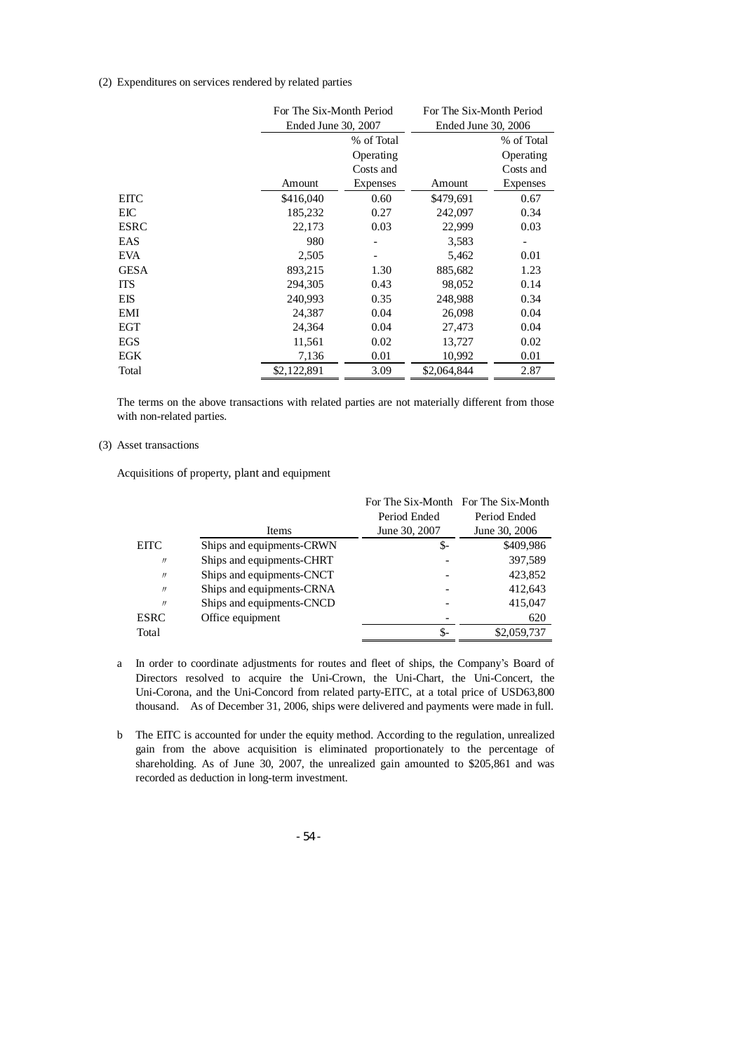(2) Expenditures on services rendered by related parties

| | For The Six-Month Period Ended June 30, 2007 | | For The Six-Month Period Ended June 30, 2006 | |
|---|---|---|---|---|
| | Amount | % of Total Operating Costs and Expenses | Amount | % of Total Operating Costs and Expenses |
| EITC | $416,040 | 0.60 | $479,691 | 0.67 |
| EIC | 185,232 | 0.27 | 242,097 | 0.34 |
| ESRC | 22,173 | 0.03 | 22,999 | 0.03 |
| EAS | 980 | - | 3,583 | - |
| EVA | 2,505 | - | 5,462 | 0.01 |
| GESA | 893,215 | 1.30 | 885,682 | 1.23 |
| ITS | 294,305 | 0.43 | 98,052 | 0.14 |
| EIS | 240,993 | 0.35 | 248,988 | 0.34 |
| EMI | 24,387 | 0.04 | 26,098 | 0.04 |
| EGT | 24,364 | 0.04 | 27,473 | 0.04 |
| EGS | 11,561 | 0.02 | 13,727 | 0.02 |
| EGK | 7,136 | 0.01 | 10,992 | 0.01 |
| Total | $2,122,891 | 3.09 | $2,064,844 | 2.87 |

The terms on the above transactions with related parties are not materially different from those with non-related parties.

(3) Asset transactions

Acquisitions of property, plant and equipment

| | Items | For The Six-Month Period Ended June 30, 2007 | For The Six-Month Period Ended June 30, 2006 |
|---|---|---|---|
| EITC | Ships and equipments-CRWN | $- | $409,986 |
| 〃 | Ships and equipments-CHRT | - | 397,589 |
| 〃 | Ships and equipments-CNCT | - | 423,852 |
| 〃 | Ships and equipments-CRNA | - | 412,643 |
| 〃 | Ships and equipments-CNCD | - | 415,047 |
| ESRC | Office equipment | - | 620 |
| Total | | $- | $2,059,737 |

a In order to coordinate adjustments for routes and fleet of ships, the Company's Board of Directors resolved to acquire the Uni-Crown, the Uni-Chart, the Uni-Concert, the Uni-Corona, and the Uni-Concord from related party-EITC, at a total price of USD63,800 thousand. As of December 31, 2006, ships were delivered and payments were made in full.

b The EITC is accounted for under the equity method. According to the regulation, unrealized gain from the above acquisition is eliminated proportionately to the percentage of shareholding. As of June 30, 2007, the unrealized gain amounted to $205,861 and was recorded as deduction in long-term investment.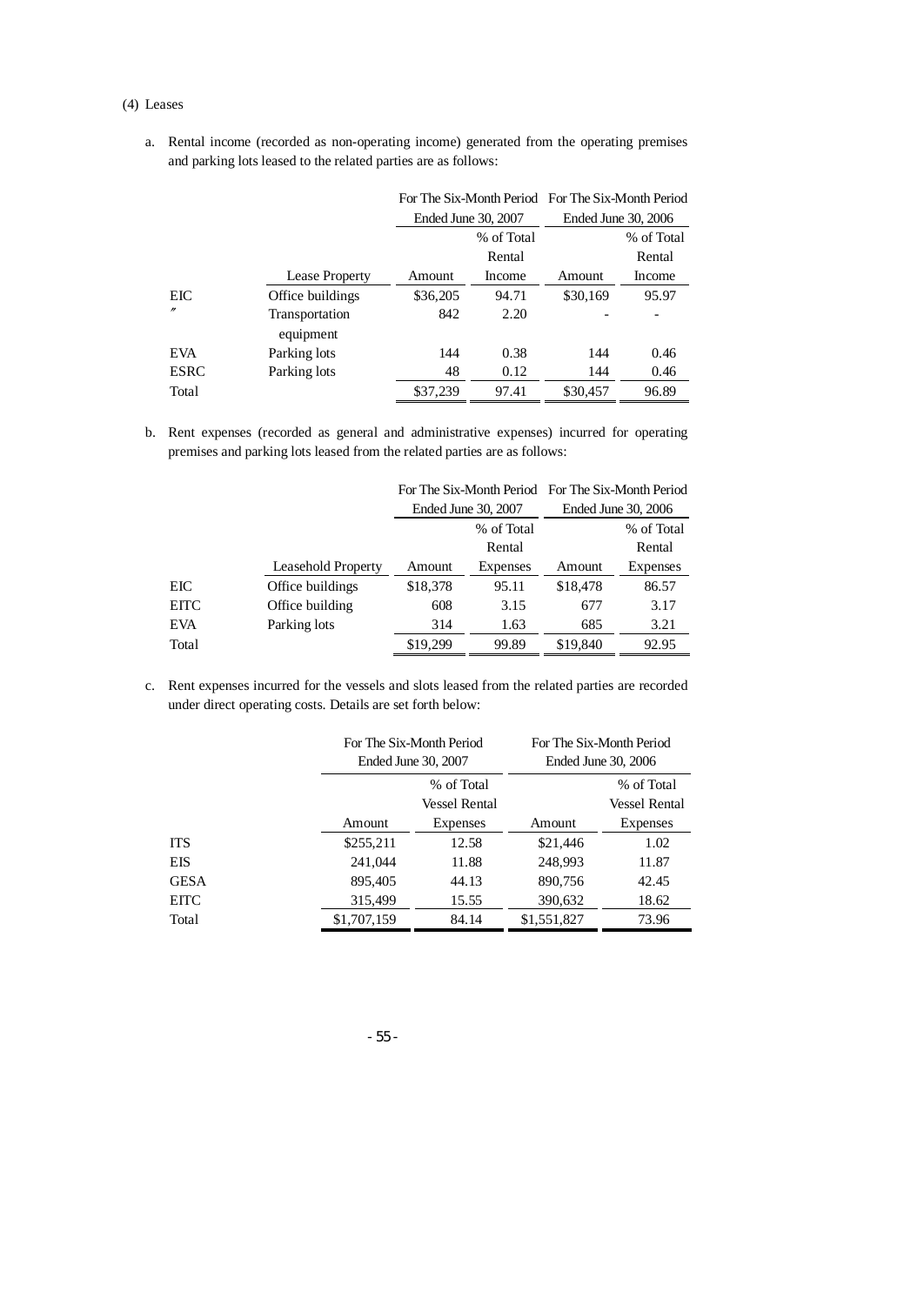(4) Leases

a. Rental income (recorded as non-operating income) generated from the operating premises and parking lots leased to the related parties are as follows:

| | | For The Six-Month Period Ended June 30, 2007 | | For The Six-Month Period Ended June 30, 2006 | |
|---|---|---|---|---|---|
| | Lease Property | Amount | % of Total Rental Income | Amount | % of Total Rental Income |
| EIC | Office buildings | $36,205 | 94.71 | $30,169 | 95.97 |
| 〃 | Transportation equipment | 842 | 2.20 | - | - |
| EVA | Parking lots | 144 | 0.38 | 144 | 0.46 |
| ESRC | Parking lots | 48 | 0.12 | 144 | 0.46 |
| Total | | $37,239 | 97.41 | $30,457 | 96.89 |

b. Rent expenses (recorded as general and administrative expenses) incurred for operating premises and parking lots leased from the related parties are as follows:

| | | For The Six-Month Period Ended June 30, 2007 | | For The Six-Month Period Ended June 30, 2006 | |
|---|---|---|---|---|---|
| | Leasehold Property | Amount | % of Total Rental Expenses | Amount | % of Total Rental Expenses |
| EIC | Office buildings | $18,378 | 95.11 | $18,478 | 86.57 |
| EITC | Office building | 608 | 3.15 | 677 | 3.17 |
| EVA | Parking lots | 314 | 1.63 | 685 | 3.21 |
| Total | | $19,299 | 99.89 | $19,840 | 92.95 |

c. Rent expenses incurred for the vessels and slots leased from the related parties are recorded under direct operating costs. Details are set forth below:

| | For The Six-Month Period Ended June 30, 2007 | | For The Six-Month Period Ended June 30, 2006 | |
|---|---|---|---|---|
| | Amount | % of Total Vessel Rental Expenses | Amount | % of Total Vessel Rental Expenses |
| ITS | $255,211 | 12.58 | $21,446 | 1.02 |
| EIS | 241,044 | 11.88 | 248,993 | 11.87 |
| GESA | 895,405 | 44.13 | 890,756 | 42.45 |
| EITC | 315,499 | 15.55 | 390,632 | 18.62 |
| Total | $1,707,159 | 84.14 | $1,551,827 | 73.96 |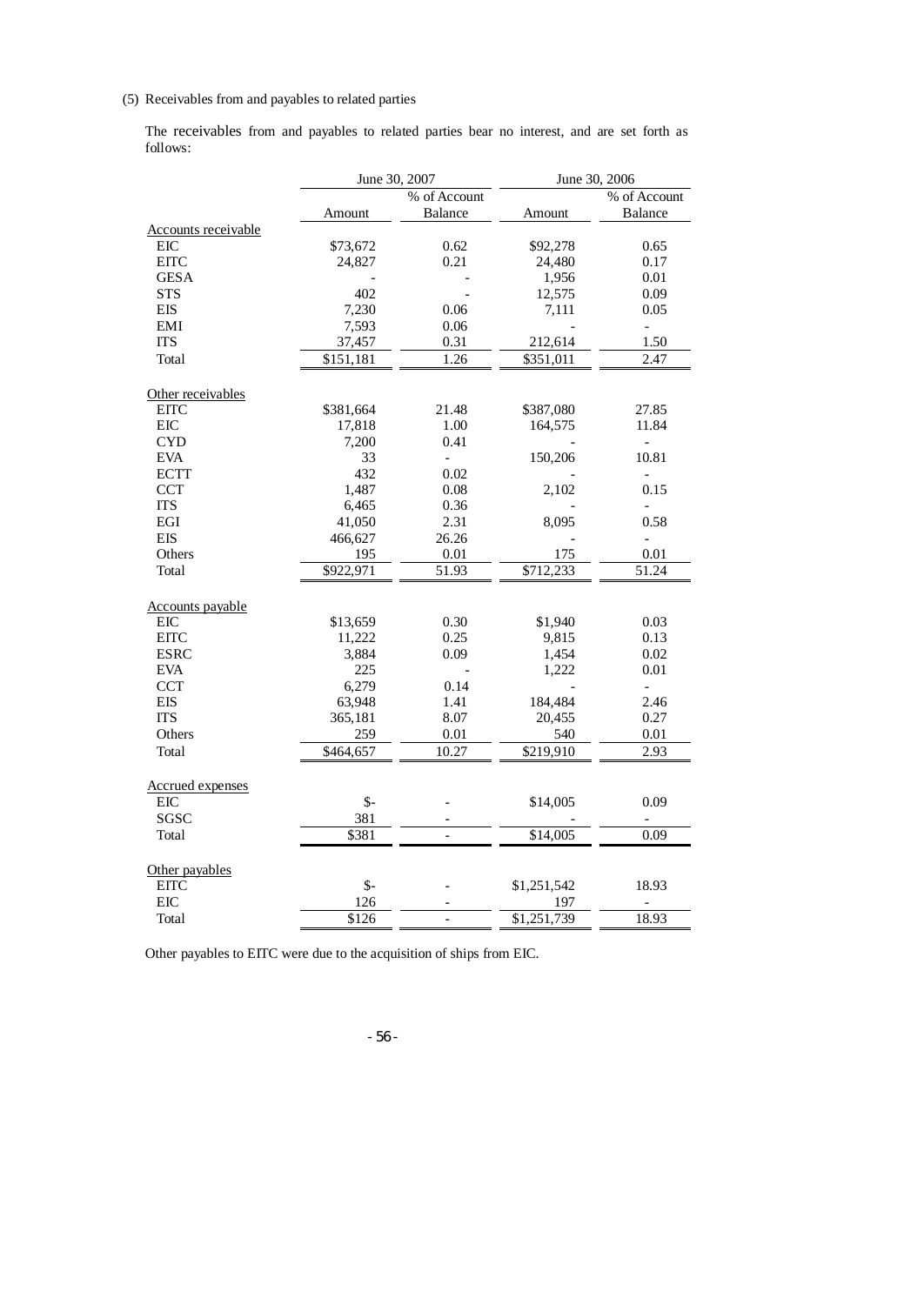(5) Receivables from and payables to related parties

The receivables from and payables to related parties bear no interest, and are set forth as follows:

| | June 30, 2007 | | June 30, 2006 | |
|---|---|---|---|---|
| | Amount | % of Account Balance | Amount | % of Account Balance |
| Accounts receivable | | | | |
| EIC | $73,672 | 0.62 | $92,278 | 0.65 |
| EITC | 24,827 | 0.21 | 24,480 | 0.17 |
| GESA | - | - | 1,956 | 0.01 |
| STS | 402 | - | 12,575 | 0.09 |
| EIS | 7,230 | 0.06 | 7,111 | 0.05 |
| EMI | 7,593 | 0.06 | - | - |
| ITS | 37,457 | 0.31 | 212,614 | 1.50 |
| Total | $151,181 | 1.26 | $351,011 | 2.47 |
| Other receivables | | | | |
| EITC | $381,664 | 21.48 | $387,080 | 27.85 |
| EIC | 17,818 | 1.00 | 164,575 | 11.84 |
| CYD | 7,200 | 0.41 | - | - |
| EVA | 33 | - | 150,206 | 10.81 |
| ECTT | 432 | 0.02 | - | - |
| CCT | 1,487 | 0.08 | 2,102 | 0.15 |
| ITS | 6,465 | 0.36 | - | - |
| EGI | 41,050 | 2.31 | 8,095 | 0.58 |
| EIS | 466,627 | 26.26 | - | - |
| Others | 195 | 0.01 | 175 | 0.01 |
| Total | $922,971 | 51.93 | $712,233 | 51.24 |
| Accounts payable | | | | |
| EIC | $13,659 | 0.30 | $1,940 | 0.03 |
| EITC | 11,222 | 0.25 | 9,815 | 0.13 |
| ESRC | 3,884 | 0.09 | 1,454 | 0.02 |
| EVA | 225 | - | 1,222 | 0.01 |
| CCT | 6,279 | 0.14 | - | - |
| EIS | 63,948 | 1.41 | 184,484 | 2.46 |
| ITS | 365,181 | 8.07 | 20,455 | 0.27 |
| Others | 259 | 0.01 | 540 | 0.01 |
| Total | $464,657 | 10.27 | $219,910 | 2.93 |
| Accrued expenses | | | | |
| EIC | $- | - | $14,005 | 0.09 |
| SGSC | 381 | - | - | - |
| Total | $381 | - | $14,005 | 0.09 |
| Other payables | | | | |
| EITC | $- | - | $1,251,542 | 18.93 |
| EIC | 126 | - | 197 | - |
| Total | $126 | - | $1,251,739 | 18.93 |

Other payables to EITC were due to the acquisition of ships from EIC.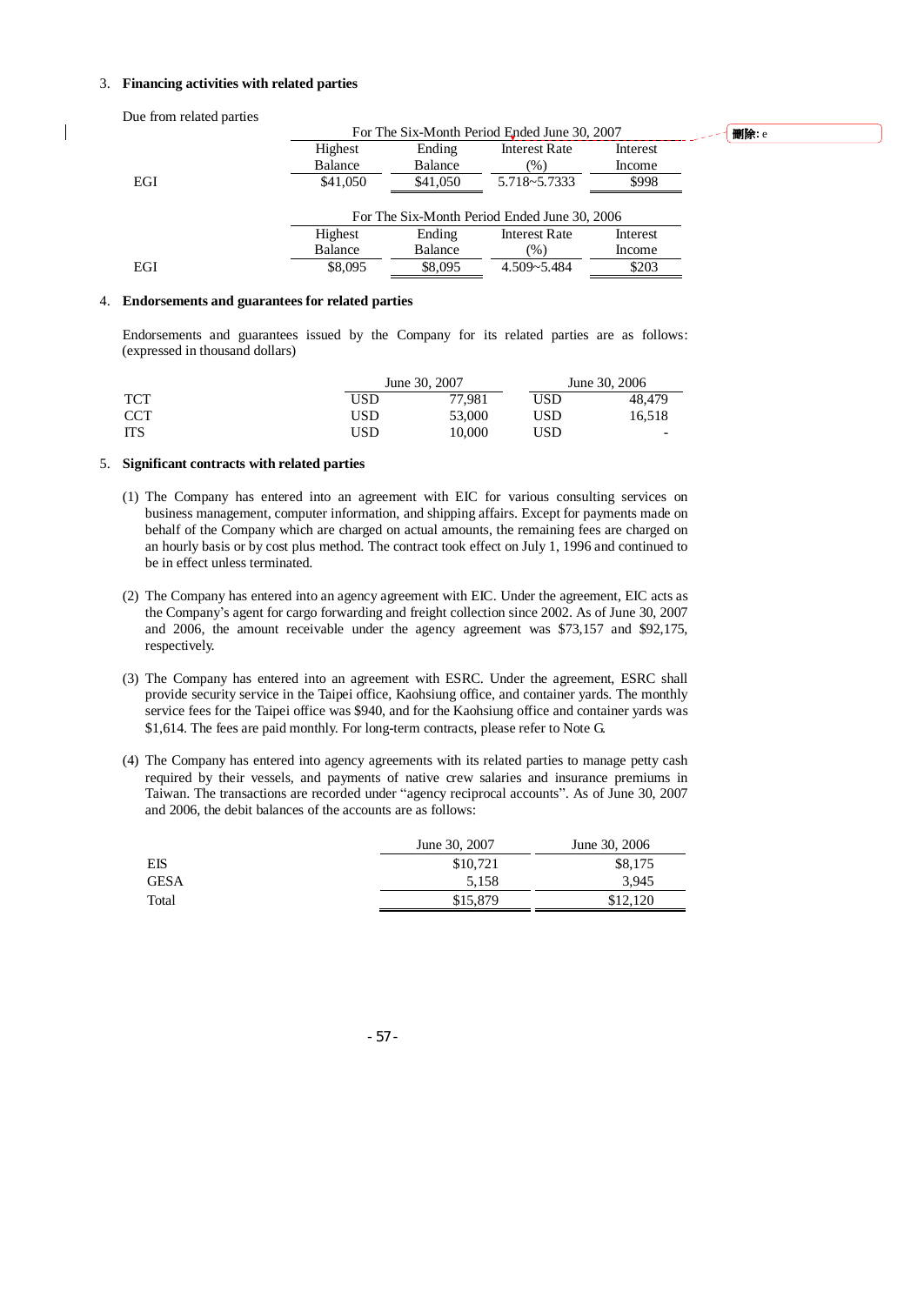3. **Financing activities with related parties**

Due from related parties

| | For The Six-Month Period Ended June 30, 2007 | | | |
|---|---|---|---|---|
| | Highest Balance | Ending Balance | Interest Rate (%) | Interest Income |
| EGI | $41,050 | $41,050 | 5.718~5.7333 | $998 |

| | For The Six-Month Period Ended June 30, 2006 | | | |
|---|---|---|---|---|
| | Highest Balance | Ending Balance | Interest Rate (%) | Interest Income |
| EGI | $8,095 | $8,095 | 4.509~5.484 | $203 |

4. **Endorsements and guarantees for related parties**

Endorsements and guarantees issued by the Company for its related parties are as follows: (expressed in thousand dollars)

| | June 30, 2007 | | June 30, 2006 | |
|---|---|---|---|---|
| TCT | USD | 77,981 | USD | 48,479 |
| CCT | USD | 53,000 | USD | 16,518 |
| ITS | USD | 10,000 | USD | - |

5. **Significant contracts with related parties**

(1) The Company has entered into an agreement with EIC for various consulting services on business management, computer information, and shipping affairs. Except for payments made on behalf of the Company which are charged on actual amounts, the remaining fees are charged on an hourly basis or by cost plus method. The contract took effect on July 1, 1996 and continued to be in effect unless terminated.

(2) The Company has entered into an agency agreement with EIC. Under the agreement, EIC acts as the Company's agent for cargo forwarding and freight collection since 2002. As of June 30, 2007 and 2006, the amount receivable under the agency agreement was $73,157 and $92,175, respectively.

(3) The Company has entered into an agreement with ESRC. Under the agreement, ESRC shall provide security service in the Taipei office, Kaohsiung office, and container yards. The monthly service fees for the Taipei office was $940, and for the Kaohsiung office and container yards was $1,614. The fees are paid monthly. For long-term contracts, please refer to Note G.

(4) The Company has entered into agency agreements with its related parties to manage petty cash required by their vessels, and payments of native crew salaries and insurance premiums in Taiwan. The transactions are recorded under "agency reciprocal accounts". As of June 30, 2007 and 2006, the debit balances of the accounts are as follows:

| | June 30, 2007 | June 30, 2006 |
|---|---|---|
| EIS | $10,721 | $8,175 |
| GESA | 5,158 | 3,945 |
| Total | $15,879 | $12,120 |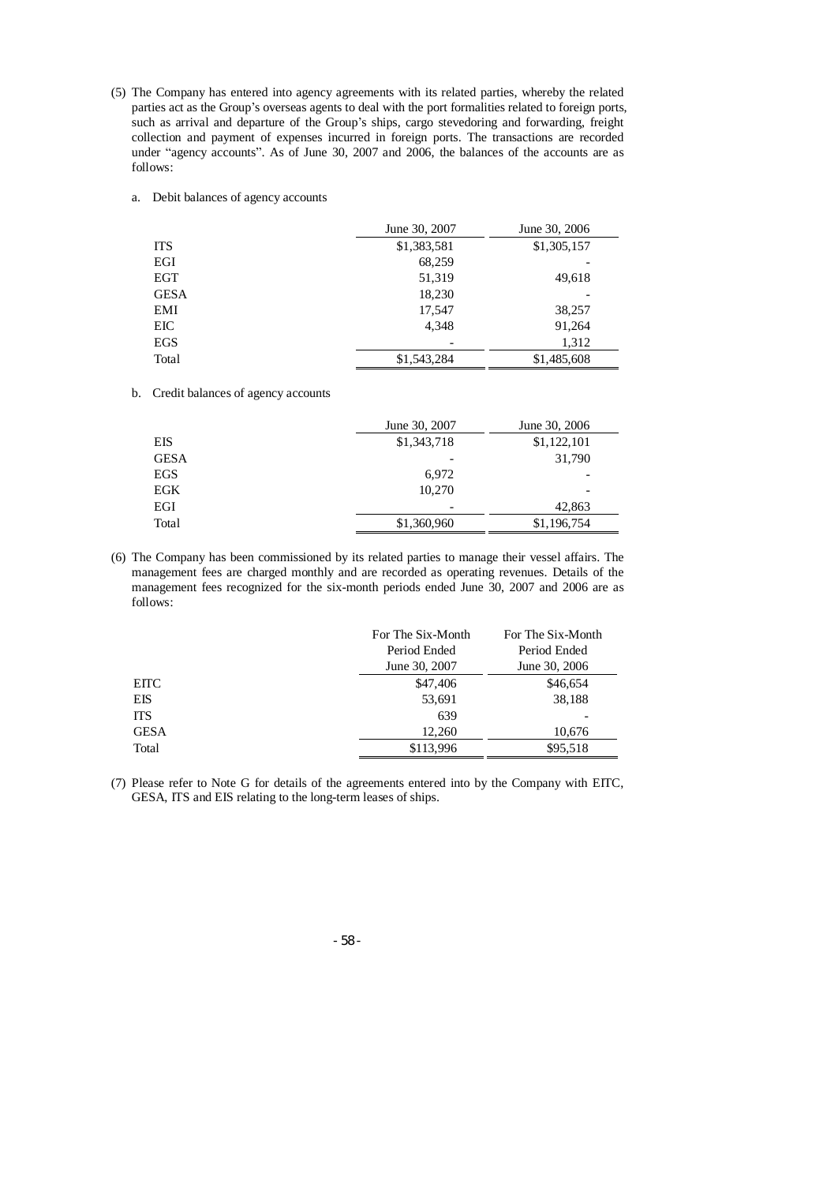(5) The Company has entered into agency agreements with its related parties, whereby the related parties act as the Group's overseas agents to deal with the port formalities related to foreign ports, such as arrival and departure of the Group's ships, cargo stevedoring and forwarding, freight collection and payment of expenses incurred in foreign ports. The transactions are recorded under "agency accounts". As of June 30, 2007 and 2006, the balances of the accounts are as follows:

a. Debit balances of agency accounts

| | June 30, 2007 | June 30, 2006 |
|---|---|---|
| ITS | $1,383,581 | $1,305,157 |
| EGI | 68,259 | - |
| EGT | 51,319 | 49,618 |
| GESA | 18,230 | - |
| EMI | 17,547 | 38,257 |
| EIC | 4,348 | 91,264 |
| EGS | - | 1,312 |
| Total | $1,543,284 | $1,485,608 |

b. Credit balances of agency accounts

| | June 30, 2007 | June 30, 2006 |
|---|---|---|
| EIS | $1,343,718 | $1,122,101 |
| GESA | - | 31,790 |
| EGS | 6,972 | - |
| EGK | 10,270 | - |
| EGI | - | 42,863 |
| Total | $1,360,960 | $1,196,754 |

(6) The Company has been commissioned by its related parties to manage their vessel affairs. The management fees are charged monthly and are recorded as operating revenues. Details of the management fees recognized for the six-month periods ended June 30, 2007 and 2006 are as follows:

| | For The Six-Month Period Ended June 30, 2007 | For The Six-Month Period Ended June 30, 2006 |
|---|---|---|
| EITC | $47,406 | $46,654 |
| EIS | 53,691 | 38,188 |
| ITS | 639 | - |
| GESA | 12,260 | 10,676 |
| Total | $113,996 | $95,518 |

(7) Please refer to Note G for details of the agreements entered into by the Company with EITC, GESA, ITS and EIS relating to the long-term leases of ships.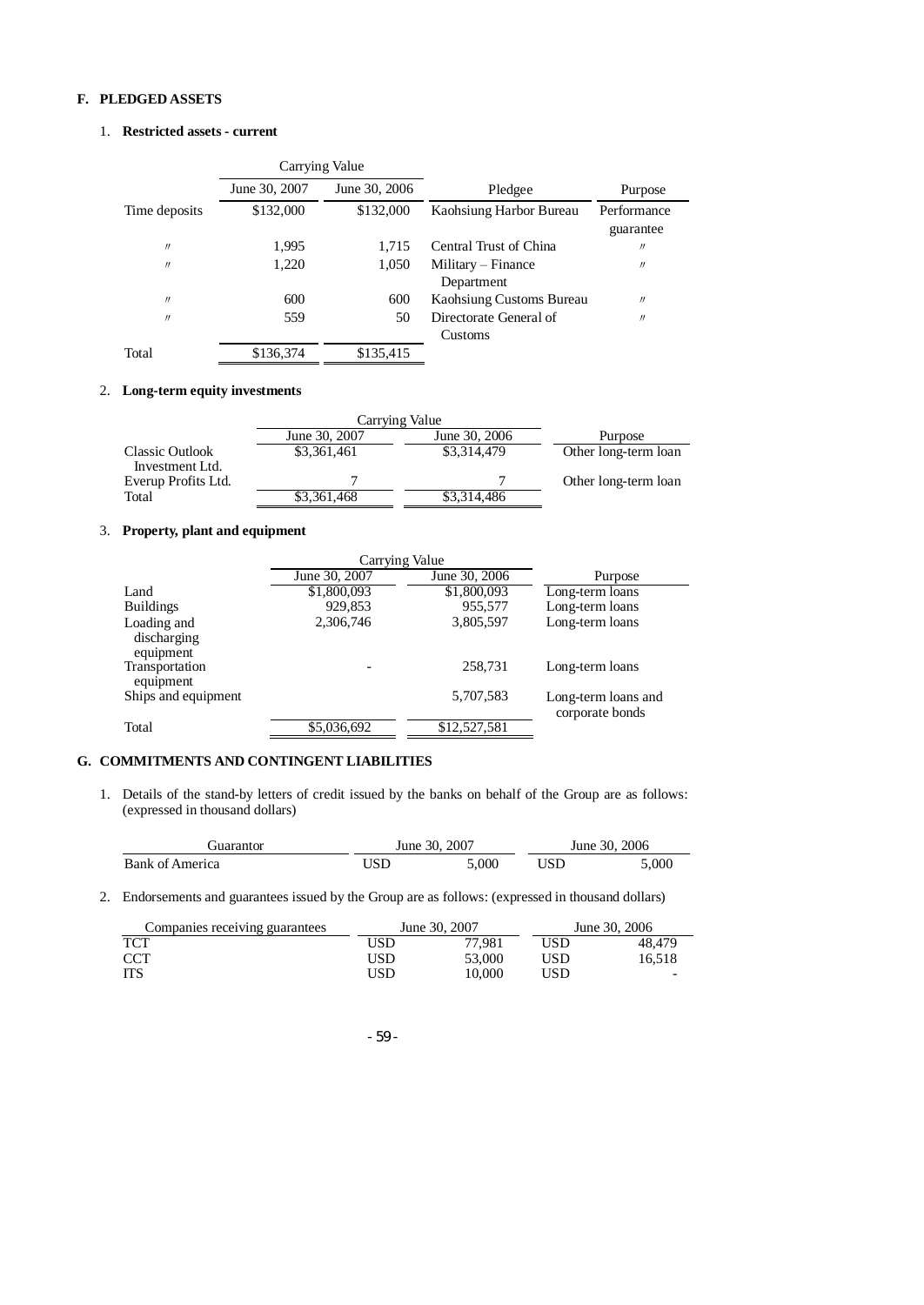## F. PLEDGED ASSETS

### 1. Restricted assets - current

| | Carrying Value | | | |
|---|---|---|---|---|
| | June 30, 2007 | June 30, 2006 | Pledgee | Purpose |
| Time deposits | \$132,000 | \$132,000 | Kaohsiung Harbor Bureau | Performance guarantee |
| 〃 | 1,995 | 1,715 | Central Trust of China | 〃 |
| 〃 | 1,220 | 1,050 | Military – Finance Department | 〃 |
| 〃 | 600 | 600 | Kaohsiung Customs Bureau | 〃 |
| 〃 | 559 | 50 | Directorate General of Customs | 〃 |
| Total | \$136,374 | \$135,415 | | |

### 2. Long-term equity investments

| | Carrying Value | | |
|---|---|---|---|
| | June 30, 2007 | June 30, 2006 | Purpose |
| Classic Outlook Investment Ltd. | \$3,361,461 | \$3,314,479 | Other long-term loan |
| Everup Profits Ltd. | 7 | 7 | Other long-term loan |
| Total | \$3,361,468 | \$3,314,486 | |

### 3. Property, plant and equipment

| | Carrying Value | | |
|---|---|---|---|
| | June 30, 2007 | June 30, 2006 | Purpose |
| Land | \$1,800,093 | \$1,800,093 | Long-term loans |
| Buildings | 929,853 | 955,577 | Long-term loans |
| Loading and discharging equipment | 2,306,746 | 3,805,597 | Long-term loans |
| Transportation equipment | - | 258,731 | Long-term loans |
| Ships and equipment | | 5,707,583 | Long-term loans and corporate bonds |
| Total | \$5,036,692 | \$12,527,581 | |

## G. COMMITMENTS AND CONTINGENT LIABILITIES

1. Details of the stand-by letters of credit issued by the banks on behalf of the Group are as follows: (expressed in thousand dollars)

| Guarantor | June 30, 2007 | | June 30, 2006 | |
|---|---|---|---|---|
| Bank of America | USD | 5,000 | USD | 5,000 |

2. Endorsements and guarantees issued by the Group are as follows: (expressed in thousand dollars)

| Companies receiving guarantees | June 30, 2007 | | June 30, 2006 | |
|---|---|---|---|---|
| TCT | USD | 77,981 | USD | 48,479 |
| CCT | USD | 53,000 | USD | 16,518 |
| ITS | USD | 10,000 | USD | - |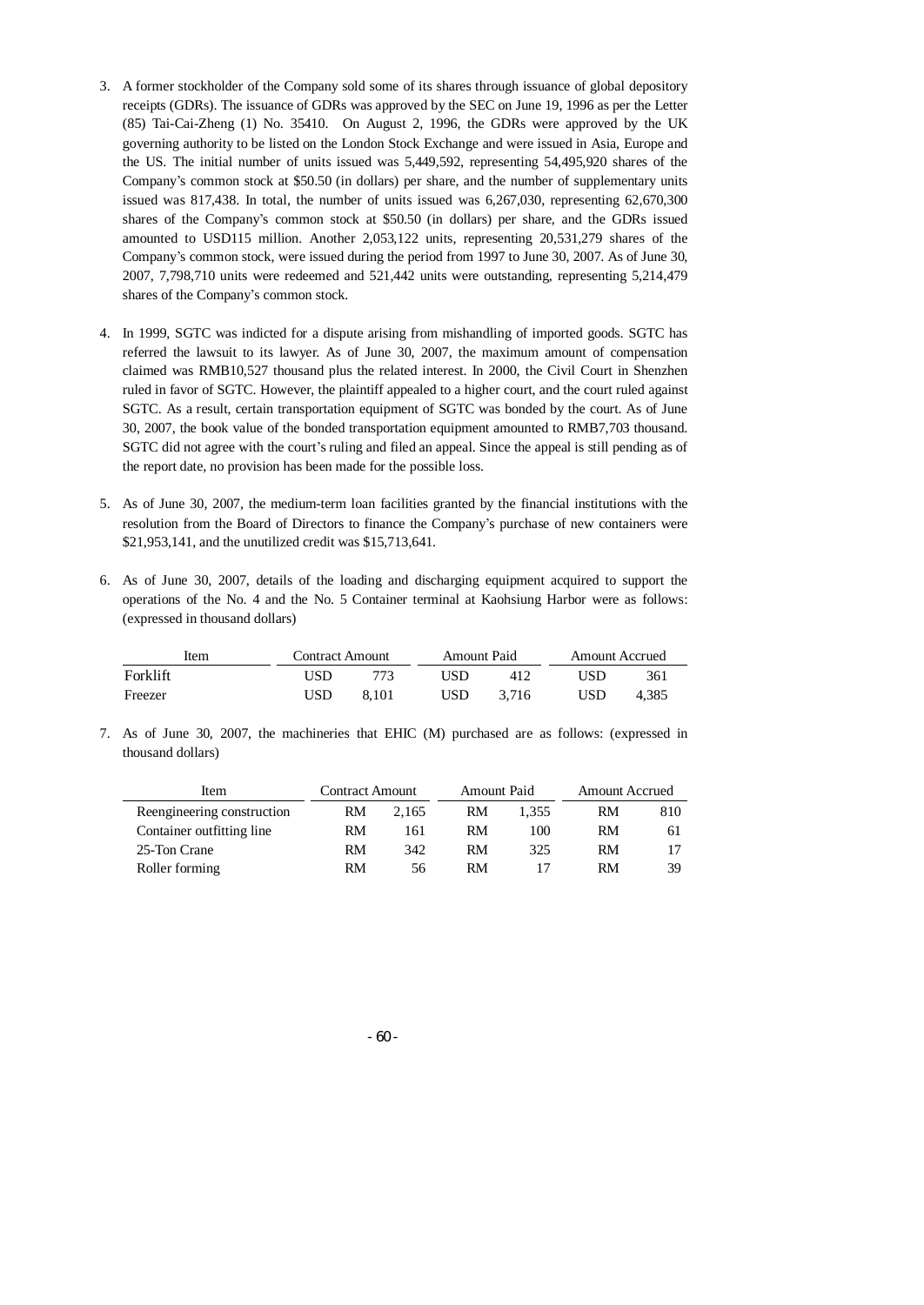3. A former stockholder of the Company sold some of its shares through issuance of global depository receipts (GDRs). The issuance of GDRs was approved by the SEC on June 19, 1996 as per the Letter (85) Tai-Cai-Zheng (1) No. 35410. On August 2, 1996, the GDRs were approved by the UK governing authority to be listed on the London Stock Exchange and were issued in Asia, Europe and the US. The initial number of units issued was 5,449,592, representing 54,495,920 shares of the Company's common stock at $50.50 (in dollars) per share, and the number of supplementary units issued was 817,438. In total, the number of units issued was 6,267,030, representing 62,670,300 shares of the Company's common stock at $50.50 (in dollars) per share, and the GDRs issued amounted to USD115 million. Another 2,053,122 units, representing 20,531,279 shares of the Company's common stock, were issued during the period from 1997 to June 30, 2007. As of June 30, 2007, 7,798,710 units were redeemed and 521,442 units were outstanding, representing 5,214,479 shares of the Company's common stock.

4. In 1999, SGTC was indicted for a dispute arising from mishandling of imported goods. SGTC has referred the lawsuit to its lawyer. As of June 30, 2007, the maximum amount of compensation claimed was RMB10,527 thousand plus the related interest. In 2000, the Civil Court in Shenzhen ruled in favor of SGTC. However, the plaintiff appealed to a higher court, and the court ruled against SGTC. As a result, certain transportation equipment of SGTC was bonded by the court. As of June 30, 2007, the book value of the bonded transportation equipment amounted to RMB7,703 thousand. SGTC did not agree with the court's ruling and filed an appeal. Since the appeal is still pending as of the report date, no provision has been made for the possible loss.

5. As of June 30, 2007, the medium-term loan facilities granted by the financial institutions with the resolution from the Board of Directors to finance the Company's purchase of new containers were $21,953,141, and the unutilized credit was $15,713,641.

6. As of June 30, 2007, details of the loading and discharging equipment acquired to support the operations of the No. 4 and the No. 5 Container terminal at Kaohsiung Harbor were as follows: (expressed in thousand dollars)

| Item | Contract Amount | | Amount Paid | | Amount Accrued | |
|---|---|---|---|---|---|---|
| Forklift | USD | 773 | USD | 412 | USD | 361 |
| Freezer | USD | 8,101 | USD | 3,716 | USD | 4,385 |

7. As of June 30, 2007, the machineries that EHIC (M) purchased are as follows: (expressed in thousand dollars)

| Item | Contract Amount | | Amount Paid | | Amount Accrued | |
|---|---|---|---|---|---|---|
| Reengineering construction | RM | 2,165 | RM | 1,355 | RM | 810 |
| Container outfitting line | RM | 161 | RM | 100 | RM | 61 |
| 25-Ton Crane | RM | 342 | RM | 325 | RM | 17 |
| Roller forming | RM | 56 | RM | 17 | RM | 39 |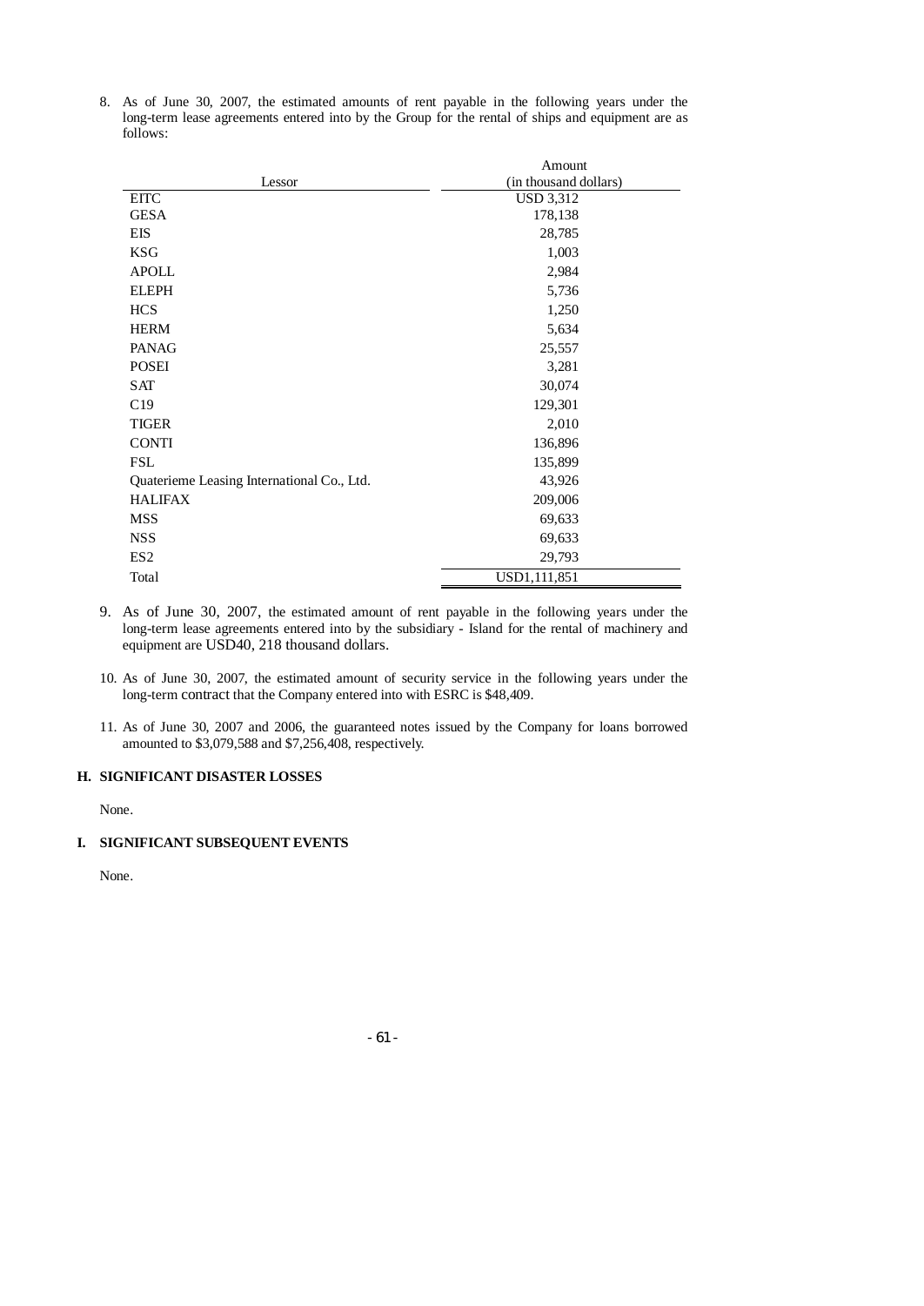8. As of June 30, 2007, the estimated amounts of rent payable in the following years under the long-term lease agreements entered into by the Group for the rental of ships and equipment are as follows:

| Lessor | Amount (in thousand dollars) |
|---|---|
| EITC | USD 3,312 |
| GESA | 178,138 |
| EIS | 28,785 |
| KSG | 1,003 |
| APOLL | 2,984 |
| ELEPH | 5,736 |
| HCS | 1,250 |
| HERM | 5,634 |
| PANAG | 25,557 |
| POSEI | 3,281 |
| SAT | 30,074 |
| C19 | 129,301 |
| TIGER | 2,010 |
| CONTI | 136,896 |
| FSL | 135,899 |
| Quaterieme Leasing International Co., Ltd. | 43,926 |
| HALIFAX | 209,006 |
| MSS | 69,633 |
| NSS | 69,633 |
| ES2 | 29,793 |
| Total | USD1,111,851 |

9. As of June 30, 2007, the estimated amount of rent payable in the following years under the long-term lease agreements entered into by the subsidiary - Island for the rental of machinery and equipment are USD40, 218 thousand dollars.

10. As of June 30, 2007, the estimated amount of security service in the following years under the long-term contract that the Company entered into with ESRC is $48,409.

11. As of June 30, 2007 and 2006, the guaranteed notes issued by the Company for loans borrowed amounted to $3,079,588 and $7,256,408, respectively.

## H. SIGNIFICANT DISASTER LOSSES

None.

## I. SIGNIFICANT SUBSEQUENT EVENTS

None.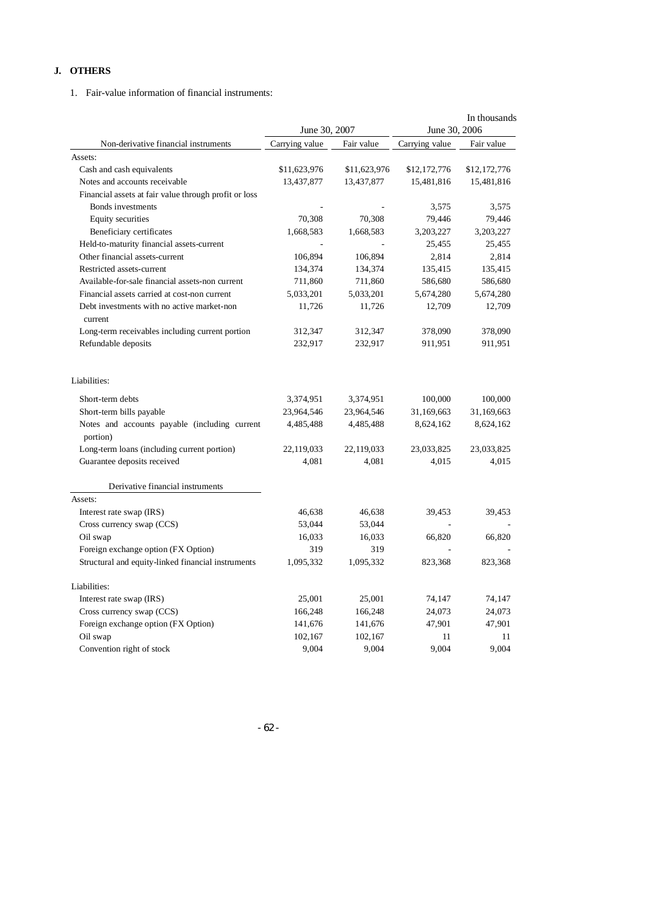## J. OTHERS

1. Fair-value information of financial instruments:

In thousands

| Non-derivative financial instruments | June 30, 2007 Carrying value | June 30, 2007 Fair value | June 30, 2006 Carrying value | June 30, 2006 Fair value |
|---|---|---|---|---|
| Assets: | | | | |
| Cash and cash equivalents | $11,623,976 | $11,623,976 | $12,172,776 | $12,172,776 |
| Notes and accounts receivable | 13,437,877 | 13,437,877 | 15,481,816 | 15,481,816 |
| Financial assets at fair value through profit or loss | | | | |
| Bonds investments | - | - | 3,575 | 3,575 |
| Equity securities | 70,308 | 70,308 | 79,446 | 79,446 |
| Beneficiary certificates | 1,668,583 | 1,668,583 | 3,203,227 | 3,203,227 |
| Held-to-maturity financial assets-current | - | - | 25,455 | 25,455 |
| Other financial assets-current | 106,894 | 106,894 | 2,814 | 2,814 |
| Restricted assets-current | 134,374 | 134,374 | 135,415 | 135,415 |
| Available-for-sale financial assets-non current | 711,860 | 711,860 | 586,680 | 586,680 |
| Financial assets carried at cost-non current | 5,033,201 | 5,033,201 | 5,674,280 | 5,674,280 |
| Debt investments with no active market-non current | 11,726 | 11,726 | 12,709 | 12,709 |
| Long-term receivables including current portion | 312,347 | 312,347 | 378,090 | 378,090 |
| Refundable deposits | 232,917 | 232,917 | 911,951 | 911,951 |
| Liabilities: | | | | |
| Short-term debts | 3,374,951 | 3,374,951 | 100,000 | 100,000 |
| Short-term bills payable | 23,964,546 | 23,964,546 | 31,169,663 | 31,169,663 |
| Notes and accounts payable (including current portion) | 4,485,488 | 4,485,488 | 8,624,162 | 8,624,162 |
| Long-term loans (including current portion) | 22,119,033 | 22,119,033 | 23,033,825 | 23,033,825 |
| Guarantee deposits received | 4,081 | 4,081 | 4,015 | 4,015 |
| **Derivative financial instruments** | | | | |
| Assets: | | | | |
| Interest rate swap (IRS) | 46,638 | 46,638 | 39,453 | 39,453 |
| Cross currency swap (CCS) | 53,044 | 53,044 | - | - |
| Oil swap | 16,033 | 16,033 | 66,820 | 66,820 |
| Foreign exchange option (FX Option) | 319 | 319 | - | - |
| Structural and equity-linked financial instruments | 1,095,332 | 1,095,332 | 823,368 | 823,368 |
| Liabilities: | | | | |
| Interest rate swap (IRS) | 25,001 | 25,001 | 74,147 | 74,147 |
| Cross currency swap (CCS) | 166,248 | 166,248 | 24,073 | 24,073 |
| Foreign exchange option (FX Option) | 141,676 | 141,676 | 47,901 | 47,901 |
| Oil swap | 102,167 | 102,167 | 11 | 11 |
| Convention right of stock | 9,004 | 9,004 | 9,004 | 9,004 |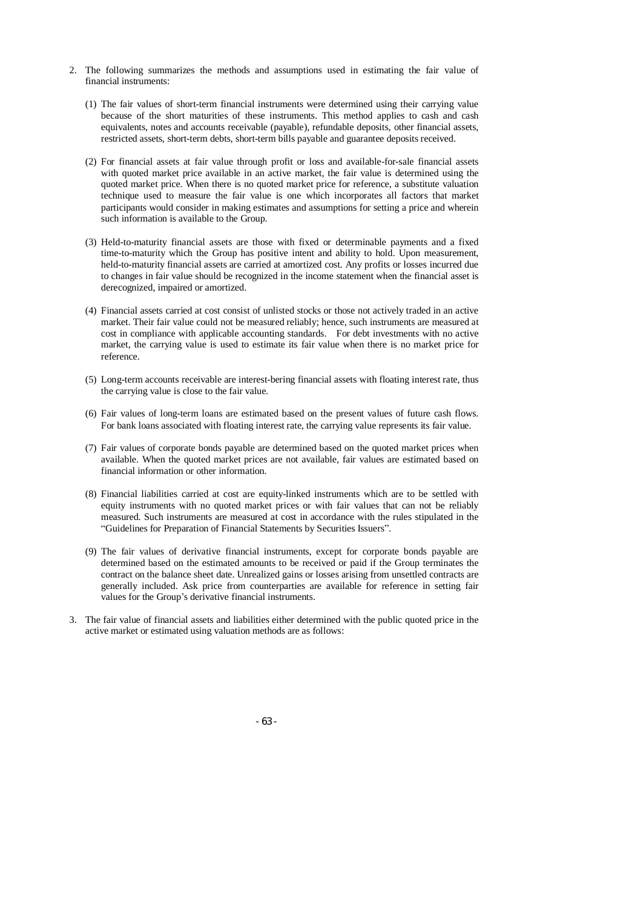2. The following summarizes the methods and assumptions used in estimating the fair value of financial instruments:

   (1) The fair values of short-term financial instruments were determined using their carrying value because of the short maturities of these instruments. This method applies to cash and cash equivalents, notes and accounts receivable (payable), refundable deposits, other financial assets, restricted assets, short-term debts, short-term bills payable and guarantee deposits received.

   (2) For financial assets at fair value through profit or loss and available-for-sale financial assets with quoted market price available in an active market, the fair value is determined using the quoted market price. When there is no quoted market price for reference, a substitute valuation technique used to measure the fair value is one which incorporates all factors that market participants would consider in making estimates and assumptions for setting a price and wherein such information is available to the Group.

   (3) Held-to-maturity financial assets are those with fixed or determinable payments and a fixed time-to-maturity which the Group has positive intent and ability to hold. Upon measurement, held-to-maturity financial assets are carried at amortized cost. Any profits or losses incurred due to changes in fair value should be recognized in the income statement when the financial asset is derecognized, impaired or amortized.

   (4) Financial assets carried at cost consist of unlisted stocks or those not actively traded in an active market. Their fair value could not be measured reliably; hence, such instruments are measured at cost in compliance with applicable accounting standards. For debt investments with no active market, the carrying value is used to estimate its fair value when there is no market price for reference.

   (5) Long-term accounts receivable are interest-bering financial assets with floating interest rate, thus the carrying value is close to the fair value.

   (6) Fair values of long-term loans are estimated based on the present values of future cash flows. For bank loans associated with floating interest rate, the carrying value represents its fair value.

   (7) Fair values of corporate bonds payable are determined based on the quoted market prices when available. When the quoted market prices are not available, fair values are estimated based on financial information or other information.

   (8) Financial liabilities carried at cost are equity-linked instruments which are to be settled with equity instruments with no quoted market prices or with fair values that can not be reliably measured. Such instruments are measured at cost in accordance with the rules stipulated in the "Guidelines for Preparation of Financial Statements by Securities Issuers".

   (9) The fair values of derivative financial instruments, except for corporate bonds payable are determined based on the estimated amounts to be received or paid if the Group terminates the contract on the balance sheet date. Unrealized gains or losses arising from unsettled contracts are generally included. Ask price from counterparties are available for reference in setting fair values for the Group's derivative financial instruments.

3. The fair value of financial assets and liabilities either determined with the public quoted price in the active market or estimated using valuation methods are as follows: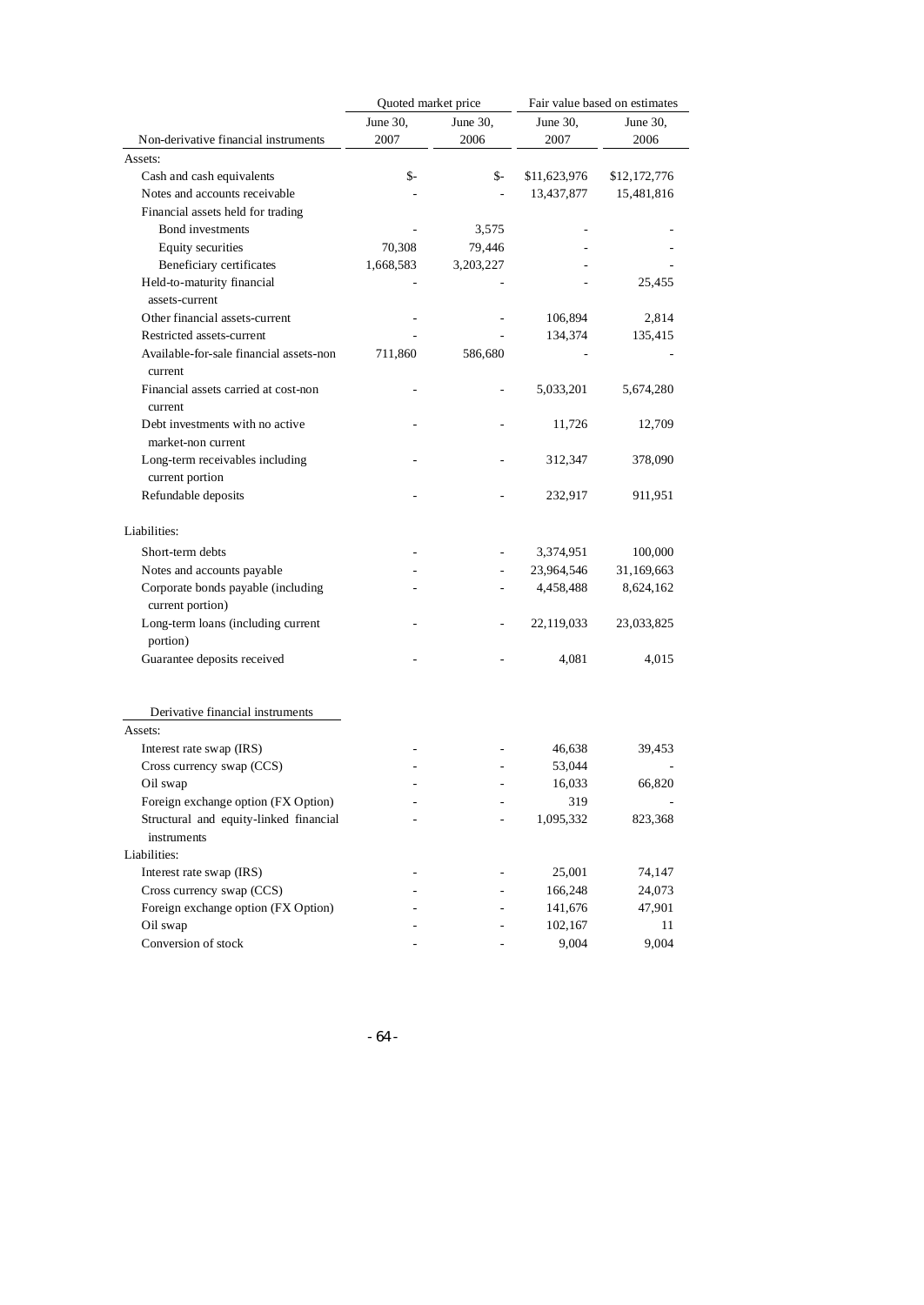| Non-derivative financial instruments | Quoted market price | | Fair value based on estimates | |
|---|---|---|---|---|
| | June 30, 2007 | June 30, 2006 | June 30, 2007 | June 30, 2006 |
| Assets: | | | | |
| Cash and cash equivalents | $- | $- | $11,623,976 | $12,172,776 |
| Notes and accounts receivable | - | - | 13,437,877 | 15,481,816 |
| Financial assets held for trading | | | | |
| Bond investments | - | 3,575 | - | - |
| Equity securities | 70,308 | 79,446 | - | - |
| Beneficiary certificates | 1,668,583 | 3,203,227 | - | - |
| Held-to-maturity financial assets-current | - | - | - | 25,455 |
| Other financial assets-current | - | - | 106,894 | 2,814 |
| Restricted assets-current | - | - | 134,374 | 135,415 |
| Available-for-sale financial assets-non current | 711,860 | 586,680 | - | - |
| Financial assets carried at cost-non current | - | - | 5,033,201 | 5,674,280 |
| Debt investments with no active market-non current | - | - | 11,726 | 12,709 |
| Long-term receivables including current portion | - | - | 312,347 | 378,090 |
| Refundable deposits | - | - | 232,917 | 911,951 |
| Liabilities: | | | | |
| Short-term debts | - | - | 3,374,951 | 100,000 |
| Notes and accounts payable | - | - | 23,964,546 | 31,169,663 |
| Corporate bonds payable (including current portion) | - | - | 4,458,488 | 8,624,162 |
| Long-term loans (including current portion) | - | - | 22,119,033 | 23,033,825 |
| Guarantee deposits received | - | - | 4,081 | 4,015 |
| **Derivative financial instruments** | | | | |
| Assets: | | | | |
| Interest rate swap (IRS) | - | - | 46,638 | 39,453 |
| Cross currency swap (CCS) | - | - | 53,044 | - |
| Oil swap | - | - | 16,033 | 66,820 |
| Foreign exchange option (FX Option) | - | - | 319 | - |
| Structural and equity-linked financial instruments | - | - | 1,095,332 | 823,368 |
| Liabilities: | | | | |
| Interest rate swap (IRS) | - | - | 25,001 | 74,147 |
| Cross currency swap (CCS) | - | - | 166,248 | 24,073 |
| Foreign exchange option (FX Option) | - | - | 141,676 | 47,901 |
| Oil swap | - | - | 102,167 | 11 |
| Conversion of stock | - | - | 9,004 | 9,004 |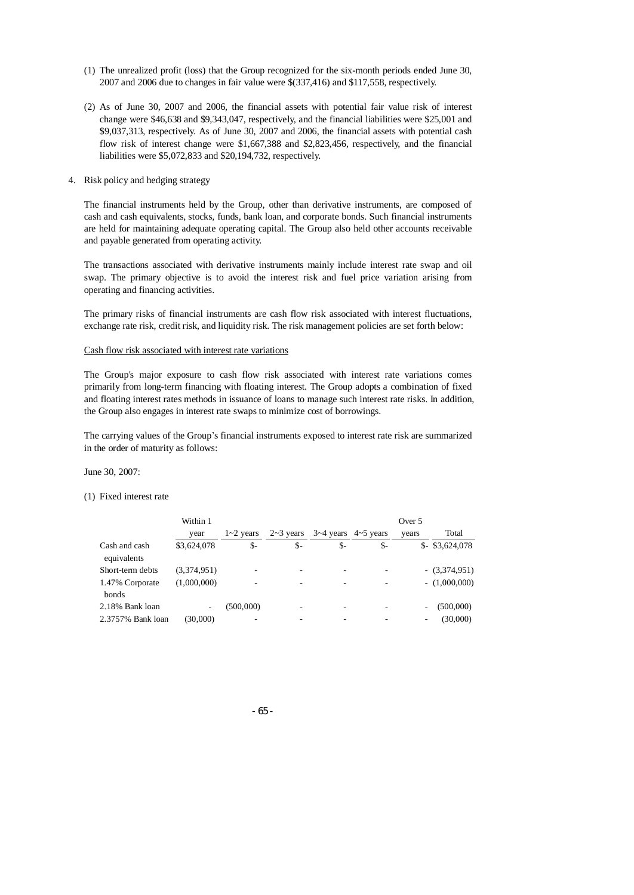(1) The unrealized profit (loss) that the Group recognized for the six-month periods ended June 30, 2007 and 2006 due to changes in fair value were $(337,416) and $117,558, respectively.

(2) As of June 30, 2007 and 2006, the financial assets with potential fair value risk of interest change were $46,638 and $9,343,047, respectively, and the financial liabilities were $25,001 and $9,037,313, respectively. As of June 30, 2007 and 2006, the financial assets with potential cash flow risk of interest change were $1,667,388 and $2,823,456, respectively, and the financial liabilities were $5,072,833 and $20,194,732, respectively.

4. Risk policy and hedging strategy

The financial instruments held by the Group, other than derivative instruments, are composed of cash and cash equivalents, stocks, funds, bank loan, and corporate bonds. Such financial instruments are held for maintaining adequate operating capital. The Group also held other accounts receivable and payable generated from operating activity.

The transactions associated with derivative instruments mainly include interest rate swap and oil swap. The primary objective is to avoid the interest risk and fuel price variation arising from operating and financing activities.

The primary risks of financial instruments are cash flow risk associated with interest fluctuations, exchange rate risk, credit risk, and liquidity risk. The risk management policies are set forth below:

Cash flow risk associated with interest rate variations

The Group's major exposure to cash flow risk associated with interest rate variations comes primarily from long-term financing with floating interest. The Group adopts a combination of fixed and floating interest rates methods in issuance of loans to manage such interest rate risks. In addition, the Group also engages in interest rate swaps to minimize cost of borrowings.

The carrying values of the Group's financial instruments exposed to interest rate risk are summarized in the order of maturity as follows:

June 30, 2007:

(1) Fixed interest rate

| | Within 1 year | 1~2 years | 2~3 years | 3~4 years | 4~5 years | Over 5 years | Total |
|---|---|---|---|---|---|---|---|
| Cash and cash equivalents | $3,624,078 | $- | $- | $- | $- | $- | $3,624,078 |
| Short-term debts | (3,374,951) | - | - | - | - | - | (3,374,951) |
| 1.47% Corporate bonds | (1,000,000) | - | - | - | - | - | (1,000,000) |
| 2.18% Bank loan | - | (500,000) | - | - | - | - | (500,000) |
| 2.3757% Bank loan | (30,000) | - | - | - | - | - | (30,000) |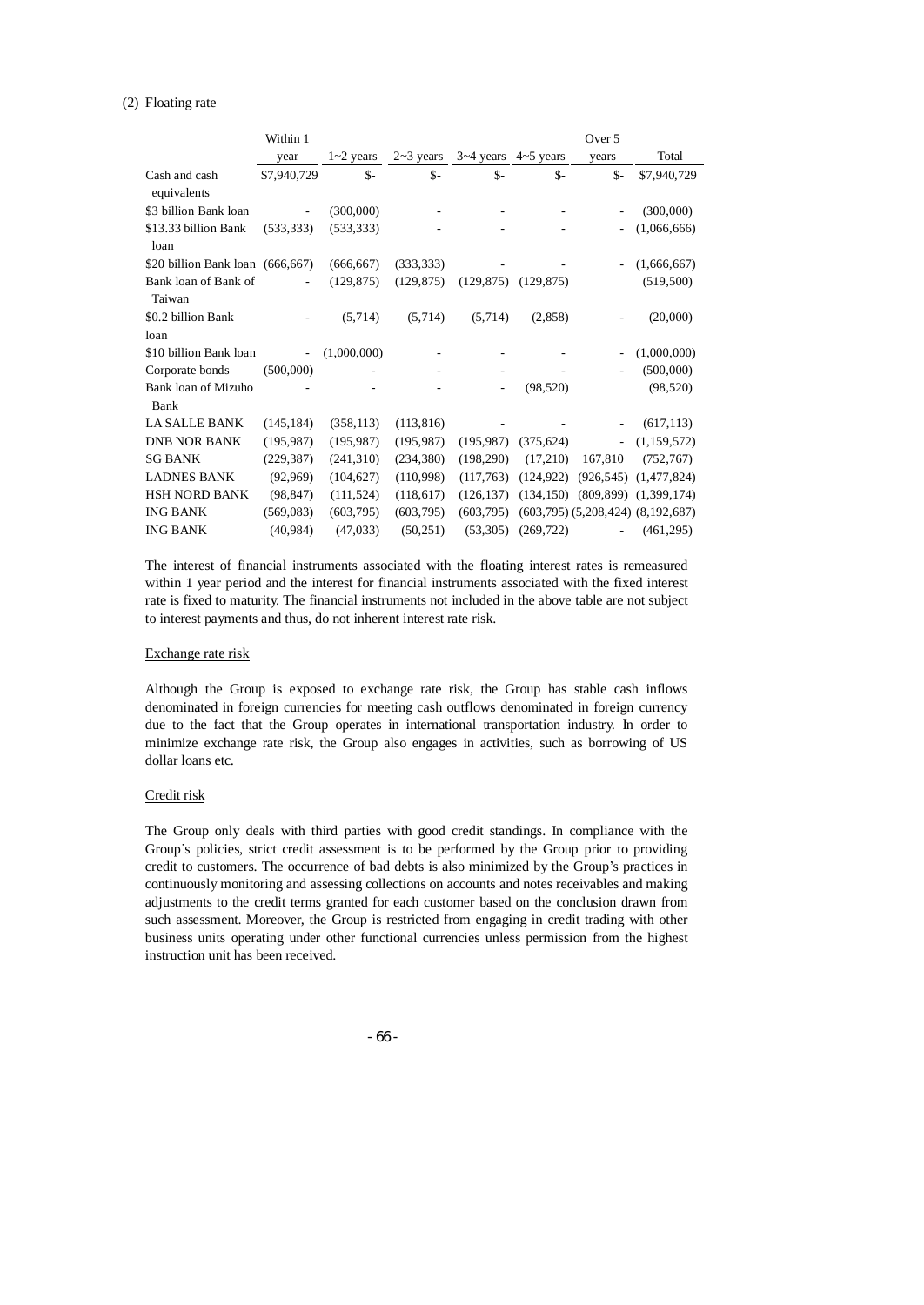(2) Floating rate

| | Within 1 year | 1~2 years | 2~3 years | 3~4 years | 4~5 years | Over 5 years | Total |
|---|---|---|---|---|---|---|---|
| Cash and cash equivalents | $7,940,729 | $- | $- | $- | $- | $- | $7,940,729 |
| $3 billion Bank loan | - | (300,000) | - | - | - | - | (300,000) |
| $13.33 billion Bank loan | (533,333) | (533,333) | - | - | - | - | (1,066,666) |
| $20 billion Bank loan | (666,667) | (666,667) | (333,333) | - | - | - | (1,666,667) |
| Bank loan of Bank of Taiwan | - | (129,875) | (129,875) | (129,875) | (129,875) | | (519,500) |
| $0.2 billion Bank loan | - | (5,714) | (5,714) | (5,714) | (2,858) | - | (20,000) |
| $10 billion Bank loan | - | (1,000,000) | - | - | - | - | (1,000,000) |
| Corporate bonds | (500,000) | - | - | - | - | - | (500,000) |
| Bank loan of Mizuho Bank | - | - | - | - | (98,520) | | (98,520) |
| LA SALLE BANK | (145,184) | (358,113) | (113,816) | - | - | - | (617,113) |
| DNB NOR BANK | (195,987) | (195,987) | (195,987) | (195,987) | (375,624) | - | (1,159,572) |
| SG BANK | (229,387) | (241,310) | (234,380) | (198,290) | (17,210) | 167,810 | (752,767) |
| LADNES BANK | (92,969) | (104,627) | (110,998) | (117,763) | (124,922) | (926,545) | (1,477,824) |
| HSH NORD BANK | (98,847) | (111,524) | (118,617) | (126,137) | (134,150) | (809,899) | (1,399,174) |
| ING BANK | (569,083) | (603,795) | (603,795) | (603,795) | (603,795) | (5,208,424) | (8,192,687) |
| ING BANK | (40,984) | (47,033) | (50,251) | (53,305) | (269,722) | - | (461,295) |

The interest of financial instruments associated with the floating interest rates is remeasured within 1 year period and the interest for financial instruments associated with the fixed interest rate is fixed to maturity. The financial instruments not included in the above table are not subject to interest payments and thus, do not inherent interest rate risk.

Exchange rate risk

Although the Group is exposed to exchange rate risk, the Group has stable cash inflows denominated in foreign currencies for meeting cash outflows denominated in foreign currency due to the fact that the Group operates in international transportation industry. In order to minimize exchange rate risk, the Group also engages in activities, such as borrowing of US dollar loans etc.

Credit risk

The Group only deals with third parties with good credit standings. In compliance with the Group's policies, strict credit assessment is to be performed by the Group prior to providing credit to customers. The occurrence of bad debts is also minimized by the Group's practices in continuously monitoring and assessing collections on accounts and notes receivables and making adjustments to the credit terms granted for each customer based on the conclusion drawn from such assessment. Moreover, the Group is restricted from engaging in credit trading with other business units operating under other functional currencies unless permission from the highest instruction unit has been received.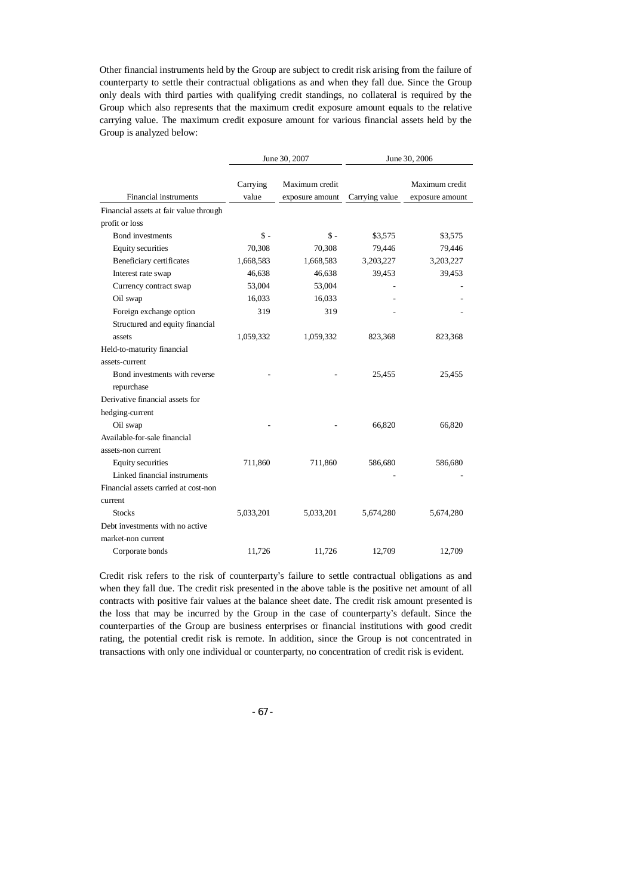Other financial instruments held by the Group are subject to credit risk arising from the failure of counterparty to settle their contractual obligations as and when they fall due. Since the Group only deals with third parties with qualifying credit standings, no collateral is required by the Group which also represents that the maximum credit exposure amount equals to the relative carrying value. The maximum credit exposure amount for various financial assets held by the Group is analyzed below:

| | June 30, 2007 | | June 30, 2006 | |
|---|---|---|---|---|
| Financial instruments | Carrying value | Maximum credit exposure amount | Carrying value | Maximum credit exposure amount |
| Financial assets at fair value through profit or loss | | | | |
| Bond investments | $ - | $ - | $3,575 | $3,575 |
| Equity securities | 70,308 | 70,308 | 79,446 | 79,446 |
| Beneficiary certificates | 1,668,583 | 1,668,583 | 3,203,227 | 3,203,227 |
| Interest rate swap | 46,638 | 46,638 | 39,453 | 39,453 |
| Currency contract swap | 53,004 | 53,004 | - | - |
| Oil swap | 16,033 | 16,033 | - | - |
| Foreign exchange option | 319 | 319 | - | - |
| Structured and equity financial assets | 1,059,332 | 1,059,332 | 823,368 | 823,368 |
| Held-to-maturity financial assets-current | | | | |
| Bond investments with reverse repurchase | - | - | 25,455 | 25,455 |
| Derivative financial assets for hedging-current | | | | |
| Oil swap | - | - | 66,820 | 66,820 |
| Available-for-sale financial assets-non current | | | | |
| Equity securities | 711,860 | 711,860 | 586,680 | 586,680 |
| Linked financial instruments | | | - | - |
| Financial assets carried at cost-non current | | | | |
| Stocks | 5,033,201 | 5,033,201 | 5,674,280 | 5,674,280 |
| Debt investments with no active market-non current | | | | |
| Corporate bonds | 11,726 | 11,726 | 12,709 | 12,709 |

Credit risk refers to the risk of counterparty's failure to settle contractual obligations as and when they fall due. The credit risk presented in the above table is the positive net amount of all contracts with positive fair values at the balance sheet date. The credit risk amount presented is the loss that may be incurred by the Group in the case of counterparty's default. Since the counterparties of the Group are business enterprises or financial institutions with good credit rating, the potential credit risk is remote. In addition, since the Group is not concentrated in transactions with only one individual or counterparty, no concentration of credit risk is evident.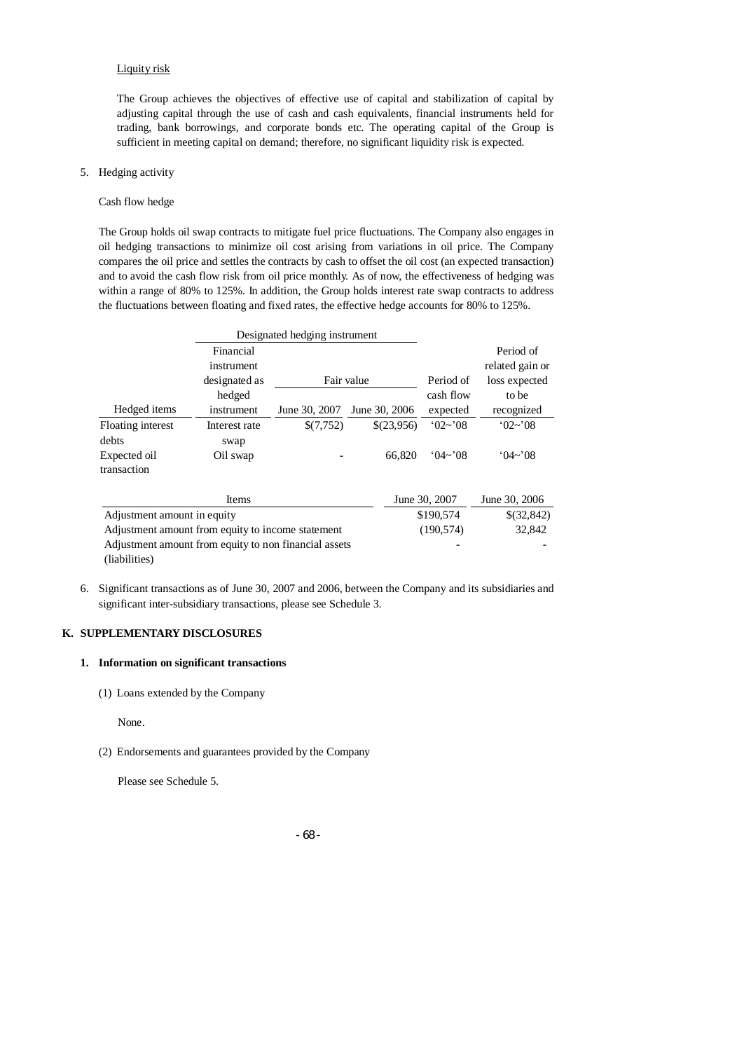Liquity risk

The Group achieves the objectives of effective use of capital and stabilization of capital by adjusting capital through the use of cash and cash equivalents, financial instruments held for trading, bank borrowings, and corporate bonds etc. The operating capital of the Group is sufficient in meeting capital on demand; therefore, no significant liquidity risk is expected.

5. Hedging activity

Cash flow hedge

The Group holds oil swap contracts to mitigate fuel price fluctuations. The Company also engages in oil hedging transactions to minimize oil cost arising from variations in oil price. The Company compares the oil price and settles the contracts by cash to offset the oil cost (an expected transaction) and to avoid the cash flow risk from oil price monthly. As of now, the effectiveness of hedging was within a range of 80% to 125%. In addition, the Group holds interest rate swap contracts to address the fluctuations between floating and fixed rates, the effective hedge accounts for 80% to 125%.

| | Designated hedging instrument | | | | |
|---|---|---|---|---|---|
| | Financial instrument designated as hedged | Fair value | | | Period of related gain or loss expected to be |
| Hedged items | instrument | June 30, 2007 | June 30, 2006 | Period of cash flow expected | recognized |
| Floating interest debts | Interest rate swap | $(7,752) | $(23,956) | '02~'08 | '02~'08 |
| Expected oil transaction | Oil swap | - | 66,820 | '04~'08 | '04~'08 |

| Items | June 30, 2007 | June 30, 2006 |
|---|---|---|
| Adjustment amount in equity | $190,574 | $(32,842) |
| Adjustment amount from equity to income statement | (190,574) | 32,842 |
| Adjustment amount from equity to non financial assets (liabilities) | - | - |

6. Significant transactions as of June 30, 2007 and 2006, between the Company and its subsidiaries and significant inter-subsidiary transactions, please see Schedule 3.

## K. SUPPLEMENTARY DISCLOSURES

### 1. Information on significant transactions

(1) Loans extended by the Company

None.

(2) Endorsements and guarantees provided by the Company

Please see Schedule 5.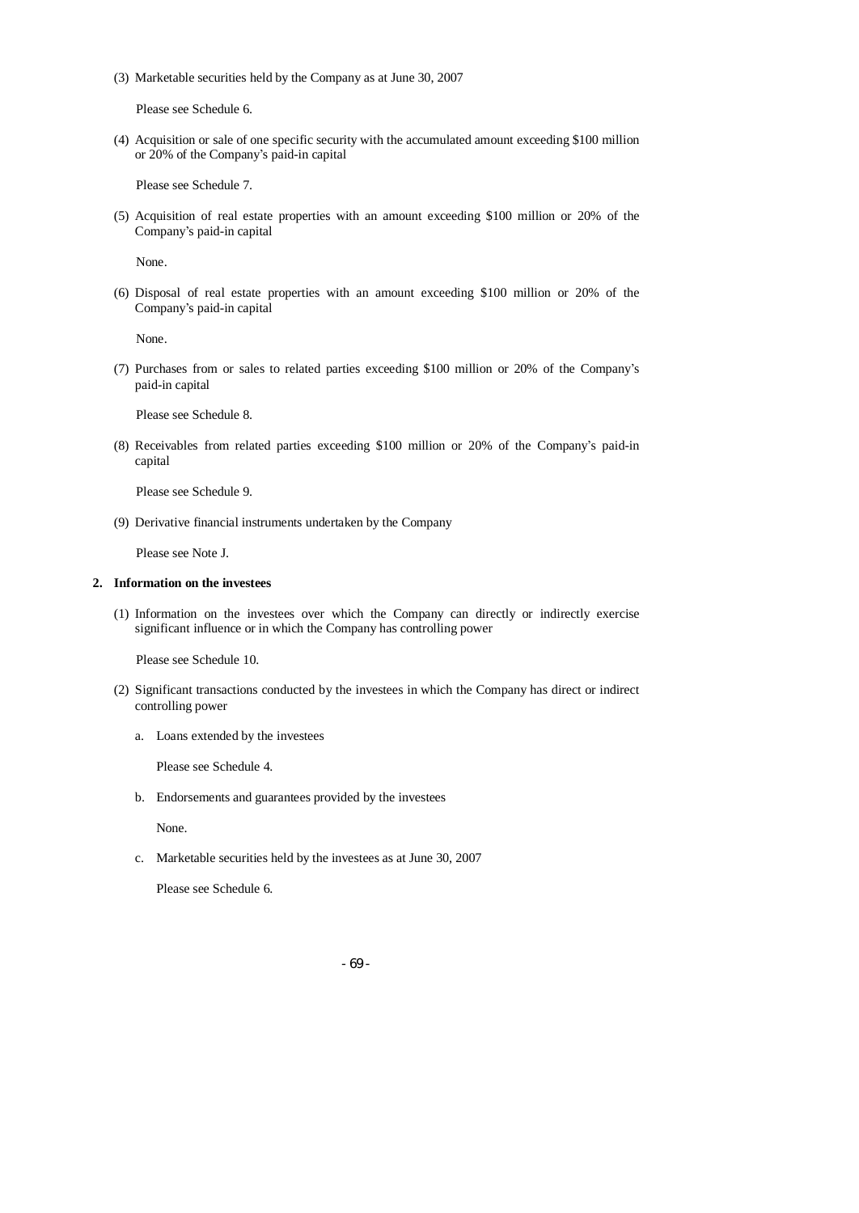(3) Marketable securities held by the Company as at June 30, 2007

Please see Schedule 6.

(4) Acquisition or sale of one specific security with the accumulated amount exceeding $100 million or 20% of the Company's paid-in capital

Please see Schedule 7.

(5) Acquisition of real estate properties with an amount exceeding $100 million or 20% of the Company's paid-in capital

None.

(6) Disposal of real estate properties with an amount exceeding $100 million or 20% of the Company's paid-in capital

None.

(7) Purchases from or sales to related parties exceeding $100 million or 20% of the Company's paid-in capital

Please see Schedule 8.

(8) Receivables from related parties exceeding $100 million or 20% of the Company's paid-in capital

Please see Schedule 9.

(9) Derivative financial instruments undertaken by the Company

Please see Note J.

**2. Information on the investees**

(1) Information on the investees over which the Company can directly or indirectly exercise significant influence or in which the Company has controlling power

Please see Schedule 10.

(2) Significant transactions conducted by the investees in which the Company has direct or indirect controlling power

a. Loans extended by the investees

Please see Schedule 4.

b. Endorsements and guarantees provided by the investees

None.

c. Marketable securities held by the investees as at June 30, 2007

Please see Schedule 6.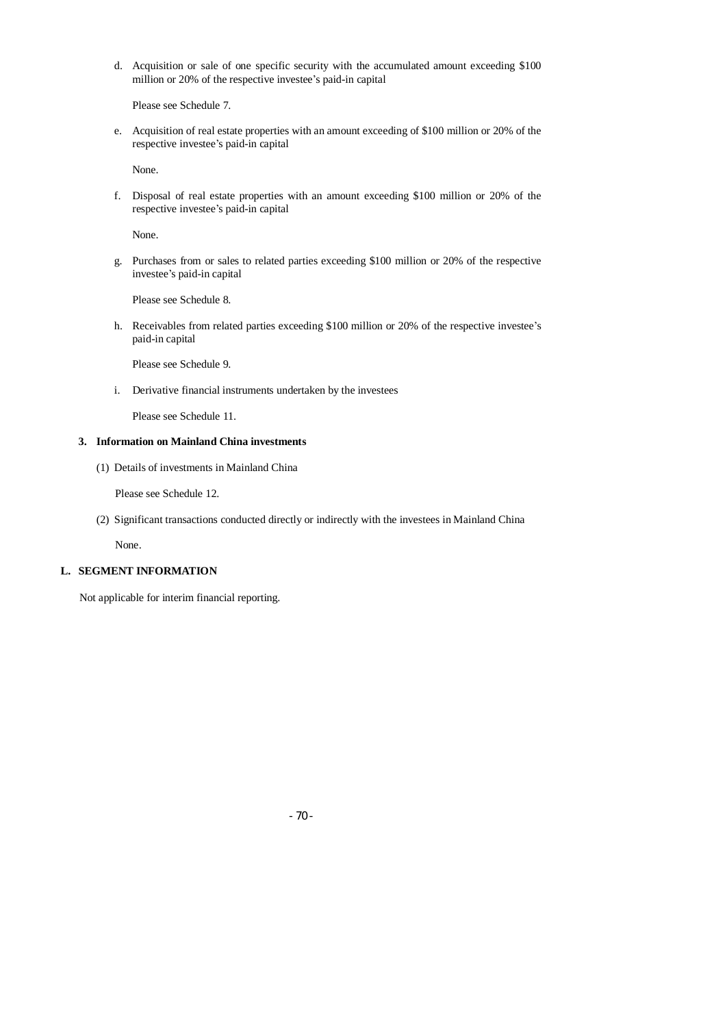d. Acquisition or sale of one specific security with the accumulated amount exceeding $100 million or 20% of the respective investee's paid-in capital

   Please see Schedule 7.

e. Acquisition of real estate properties with an amount exceeding of $100 million or 20% of the respective investee's paid-in capital

   None.

f. Disposal of real estate properties with an amount exceeding $100 million or 20% of the respective investee's paid-in capital

   None.

g. Purchases from or sales to related parties exceeding $100 million or 20% of the respective investee's paid-in capital

   Please see Schedule 8.

h. Receivables from related parties exceeding $100 million or 20% of the respective investee's paid-in capital

   Please see Schedule 9.

i. Derivative financial instruments undertaken by the investees

   Please see Schedule 11.

**3. Information on Mainland China investments**

(1) Details of investments in Mainland China

   Please see Schedule 12.

(2) Significant transactions conducted directly or indirectly with the investees in Mainland China

   None.

## L. SEGMENT INFORMATION

Not applicable for interim financial reporting.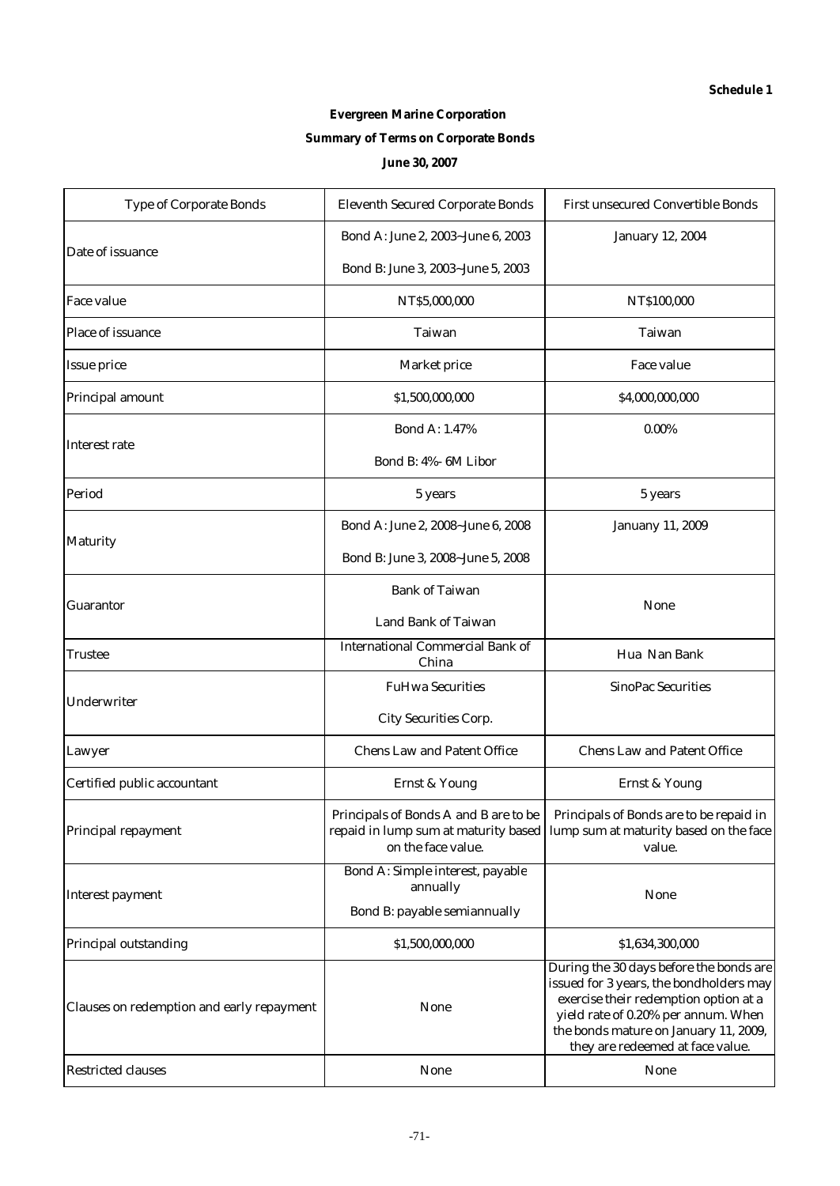**Schedule 1**

**Evergreen Marine Corporation**

**Summary of Terms on Corporate Bonds**

**June 30, 2007**

| Type of Corporate Bonds | Eleventh Secured Corporate Bonds | First unsecured Convertible Bonds |
|---|---|---|
| Date of issuance | Bond A: June 2, 2003~June 6, 2003<br>Bond B: June 3, 2003~June 5, 2003 | January 12, 2004 |
| Face value | NT$5,000,000 | NT$100,000 |
| Place of issuance | Taiwan | Taiwan |
| Issue price | Market price | Face value |
| Principal amount | $1,500,000,000 | $4,000,000,000 |
| Interest rate | Bond A: 1.47%<br>Bond B: 4%- 6M Libor | 0.00% |
| Period | 5 years | 5 years |
| Maturity | Bond A: June 2, 2008~June 6, 2008<br>Bond B: June 3, 2008~June 5, 2008 | Januany 11, 2009 |
| Guarantor | Bank of Taiwan<br>Land Bank of Taiwan | None |
| Trustee | International Commercial Bank of China | Hua Nan Bank |
| Underwriter | FuHwa Securities<br>City Securities Corp. | SinoPac Securities |
| Lawyer | Chens Law and Patent Office | Chens Law and Patent Office |
| Certified public accountant | Ernst & Young | Ernst & Young |
| Principal repayment | Principals of Bonds A and B are to be repaid in lump sum at maturity based on the face value. | Principals of Bonds are to be repaid in lump sum at maturity based on the face value. |
| Interest payment | Bond A: Simple interest, payable annually<br>Bond B: payable semiannually | None |
| Principal outstanding | $1,500,000,000 | $1,634,300,000 |
| Clauses on redemption and early repayment | None | During the 30 days before the bonds are issued for 3 years, the bondholders may exercise their redemption option at a yield rate of 0.20% per annum. When the bonds mature on January 11, 2009, they are redeemed at face value. |
| Restricted clauses | None | None |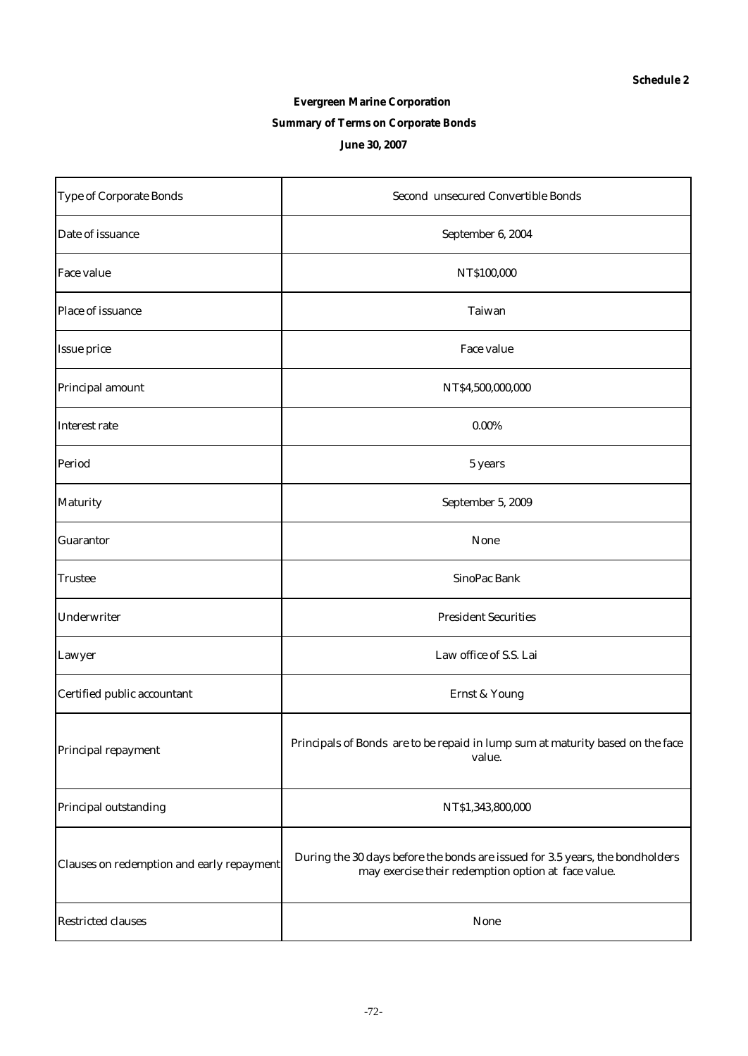**Schedule 2**

**Evergreen Marine Corporation**

**Summary of Terms on Corporate Bonds**

**June 30, 2007**

| Type of Corporate Bonds | Second unsecured Convertible Bonds |
|---|---|
| Date of issuance | September 6, 2004 |
| Face value | NT$100,000 |
| Place of issuance | Taiwan |
| Issue price | Face value |
| Principal amount | NT$4,500,000,000 |
| Interest rate | 0.00% |
| Period | 5 years |
| Maturity | September 5, 2009 |
| Guarantor | None |
| Trustee | SinoPac Bank |
| Underwriter | President Securities |
| Lawyer | Law office of S.S. Lai |
| Certified public accountant | Ernst & Young |
| Principal repayment | Principals of Bonds are to be repaid in lump sum at maturity based on the face value. |
| Principal outstanding | NT$1,343,800,000 |
| Clauses on redemption and early repayment | During the 30 days before the bonds are issued for 3.5 years, the bondholders may exercise their redemption option at face value. |
| Restricted clauses | None |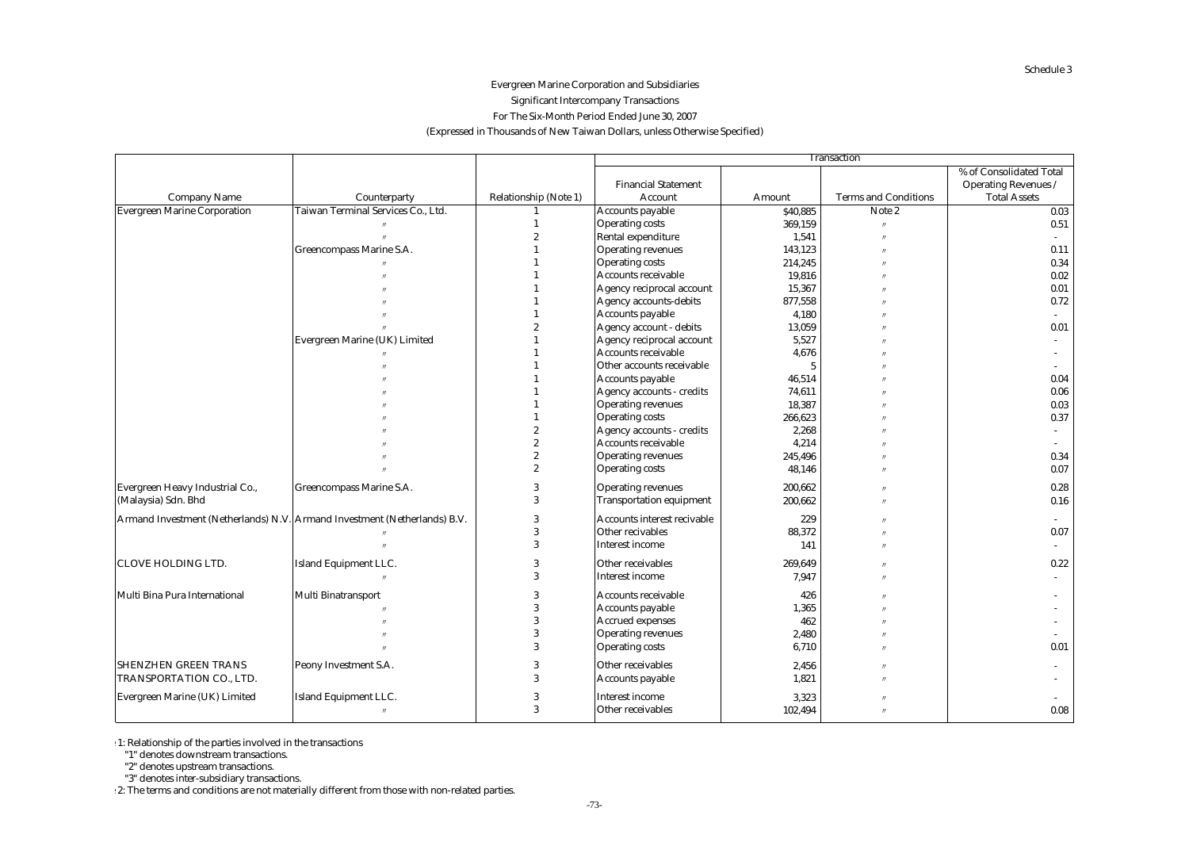Schedule 3

# Evergreen Marine Corporation and Subsidiaries

## Significant Intercompany Transactions

## For The Six-Month Period Ended June 30, 2007

(Expressed in Thousands of New Taiwan Dollars, unless Otherwise Specified)

| | | | Transaction | | | |
|---|---|---|---|---|---|---|
| Company Name | Counterparty | Relationship (Note 1) | Financial Statement Account | Amount | Terms and Conditions | % of Consolidated Total Operating Revenues / Total Assets |
| Evergreen Marine Corporation | Taiwan Terminal Services Co., Ltd. | 1 | Accounts payable | $40,885 | Note 2 | 0.03 |
| | 〃 | 1 | Operating costs | 369,159 | 〃 | 0.51 |
| | 〃 | 2 | Rental expenditure | 1,541 | 〃 | - |
| | Greencompass Marine S.A. | 1 | Operating revenues | 143,123 | 〃 | 0.11 |
| | 〃 | 1 | Operating costs | 214,245 | 〃 | 0.34 |
| | 〃 | 1 | Accounts receivable | 19,816 | 〃 | 0.02 |
| | 〃 | 1 | Agency reciprocal account | 15,367 | 〃 | 0.01 |
| | 〃 | 1 | Agency accounts-debits | 877,558 | 〃 | 0.72 |
| | 〃 | 1 | Accounts payable | 4,180 | 〃 | - |
| | 〃 | 2 | Agency account - debits | 13,059 | 〃 | 0.01 |
| | Evergreen Marine (UK) Limited | 1 | Agency reciprocal account | 5,527 | 〃 | - |
| | 〃 | 1 | Accounts receivable | 4,676 | 〃 | - |
| | 〃 | 1 | Other accounts receivable | 5 | 〃 | - |
| | 〃 | 1 | Accounts payable | 46,514 | 〃 | 0.04 |
| | 〃 | 1 | Agency accounts - credits | 74,611 | 〃 | 0.06 |
| | 〃 | 1 | Operating revenues | 18,387 | 〃 | 0.03 |
| | 〃 | 1 | Operating costs | 266,623 | 〃 | 0.37 |
| | 〃 | 2 | Agency accounts - credits | 2,268 | 〃 | - |
| | 〃 | 2 | Accounts receivable | 4,214 | 〃 | - |
| | 〃 | 2 | Operating revenues | 245,496 | 〃 | 0.34 |
| | 〃 | 2 | Operating costs | 48,146 | 〃 | 0.07 |
| Evergreen Heavy Industrial Co., (Malaysia) Sdn. Bhd | Greencompass Marine S.A. | 3 | Operating revenues | 200,662 | 〃 | 0.28 |
| | | 3 | Transportation equipment | 200,662 | 〃 | 0.16 |
| Armand Investment (Netherlands) N.V. | Armand Investment (Netherlands) B.V. | 3 | Accounts interest recivable | 229 | 〃 | - |
| | 〃 | 3 | Other recivables | 88,372 | 〃 | 0.07 |
| | 〃 | 3 | Interest income | 141 | 〃 | - |
| CLOVE HOLDING LTD. | Island Equipment LLC. | 3 | Other receivables | 269,649 | 〃 | 0.22 |
| | 〃 | 3 | Interest income | 7,947 | 〃 | - |
| Multi Bina Pura International | Multi Binatransport | 3 | Accounts receivable | 426 | 〃 | - |
| | 〃 | 3 | Accounts payable | 1,365 | 〃 | - |
| | 〃 | 3 | Accrued expenses | 462 | 〃 | - |
| | 〃 | 3 | Operating revenues | 2,480 | 〃 | - |
| | 〃 | 3 | Operating costs | 6,710 | 〃 | 0.01 |
| SHENZHEN GREEN TRANS TRANSPORTATION CO., LTD. | Peony Investment S.A. | 3 | Other receivables | 2,456 | 〃 | - |
| | | 3 | Accounts payable | 1,821 | 〃 | - |
| Evergreen Marine (UK) Limited | Island Equipment LLC. | 3 | Interest income | 3,323 | 〃 | - |
| | 〃 | 3 | Other receivables | 102,494 | 〃 | 0.08 |

Note 1: Relationship of the parties involved in the transactions

"1" denotes downstream transactions.

"2" denotes upstream transactions.

"3" denotes inter-subsidiary transactions.

Note 2: The terms and conditions are not materially different from those with non-related parties.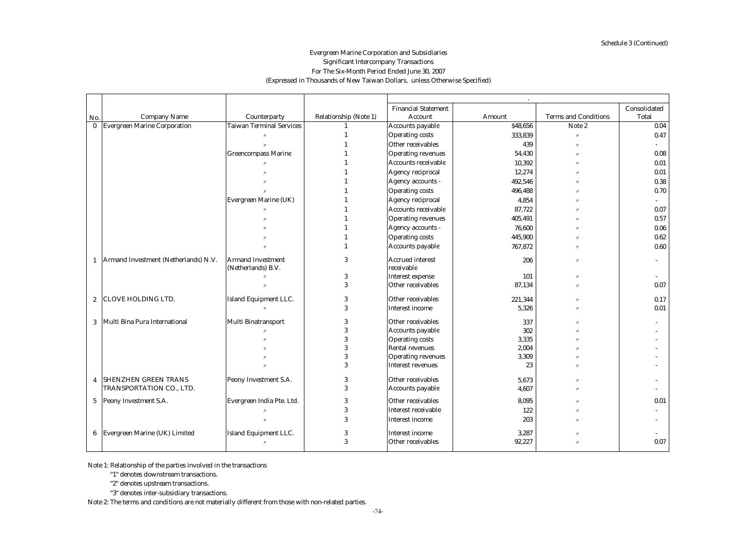Schedule 3 (Continued)

Evergreen Marine Corporation and Subsidiaries
Significant Intercompany Transactions
For The Six-Month Period Ended June 30, 2007
(Expressed in Thousands of New Taiwan Dollars, unless Otherwise Specified)

| No. | Company Name | Counterparty | Relationship (Note 1) | Financial Statement Account | Amount | Terms and Conditions | Consolidated Total |
|---|---|---|---|---|---|---|---|
| 0 | Evergreen Marine Corporation | Taiwan Terminal Services | 1 | Accounts payable | $48,656 | Note 2 | 0.04 |
| | | 〃 | 1 | Operating costs | 333,839 | 〃 | 0.47 |
| | | 〃 | 1 | Other receivables | 439 | 〃 | - |
| | | Greencompass Marine | 1 | Operating revenues | 54,430 | 〃 | 0.08 |
| | | 〃 | 1 | Accounts receivable | 10,392 | 〃 | 0.01 |
| | | 〃 | 1 | Agency reciprocal | 12,274 | 〃 | 0.01 |
| | | 〃 | 1 | Agency accounts - | 492,546 | 〃 | 0.38 |
| | | 〃 | 1 | Operating costs | 496,488 | 〃 | 0.70 |
| | | Evergreen Marine (UK) | 1 | Agency reciprocal | 4,854 | 〃 | - |
| | | 〃 | 1 | Accounts receivable | 87,722 | 〃 | 0.07 |
| | | 〃 | 1 | Operating revenues | 405,491 | 〃 | 0.57 |
| | | 〃 | 1 | Agency accounts - | 76,600 | 〃 | 0.06 |
| | | 〃 | 1 | Operating costs | 445,900 | 〃 | 0.62 |
| | | 〃 | 1 | Accounts payable | 767,872 | 〃 | 0.60 |
| 1 | Armand Investment (Netherlands) N.V. | Armand Investment (Netherlands) B.V. | 3 | Accrued interest receivable | 206 | 〃 | - |
| | | 〃 | 3 | Interest expense | 101 | 〃 | - |
| | | 〃 | 3 | Other receivables | 87,134 | 〃 | 0.07 |
| 2 | CLOVE HOLDING LTD. | Island Equipment LLC. | 3 | Other receivables | 221,344 | 〃 | 0.17 |
| | | 〃 | 3 | Interest income | 5,326 | 〃 | 0.01 |
| 3 | Multi Bina Pura International | Multi Binatransport | 3 | Other receivables | 337 | 〃 | - |
| | | 〃 | 3 | Accounts payable | 302 | 〃 | - |
| | | 〃 | 3 | Operating costs | 3,335 | 〃 | - |
| | | 〃 | 3 | Rental revenues | 2,004 | 〃 | - |
| | | 〃 | 3 | Operating revenues | 3,309 | 〃 | - |
| | | 〃 | 3 | Interest revenues | 23 | 〃 | - |
| 4 | SHENZHEN GREEN TRANS TRANSPORTATION CO., LTD. | Peony Investment S.A. | 3 | Other receivables | 5,673 | 〃 | - |
| | | | 3 | Accounts payable | 4,607 | 〃 | - |
| 5 | Peony Investment S.A. | Evergreen India Pte. Ltd. | 3 | Other receivables | 8,095 | 〃 | 0.01 |
| | | 〃 | 3 | Interest receivable | 122 | 〃 | - |
| | | 〃 | 3 | Interest income | 203 | 〃 | - |
| 6 | Evergreen Marine (UK) Limited | Island Equipment LLC. | 3 | Interest income | 3,287 | 〃 | - |
| | | 〃 | 3 | Other receivables | 92,227 | 〃 | 0.07 |

Note 1: Relationship of the parties involved in the transactions

"1" denotes downstream transactions.

"2" denotes upstream transactions.

"3" denotes inter-subsidiary transactions.

Note 2: The terms and conditions are not materially different from those with non-related parties.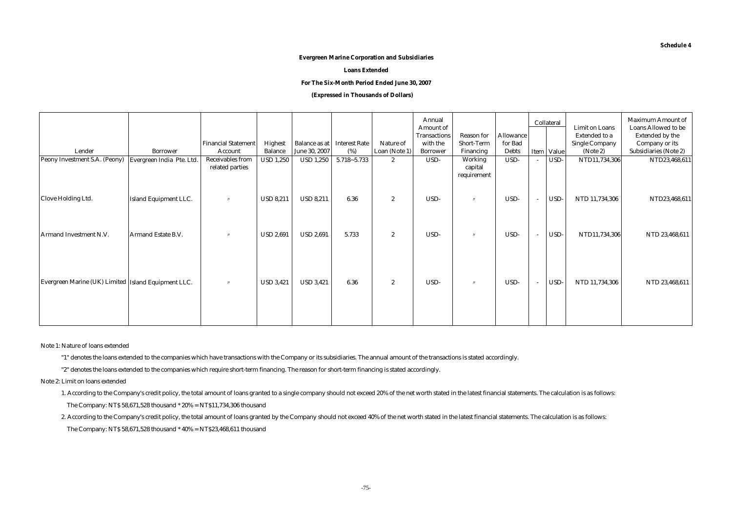Schedule 4

**Evergreen Marine Corporation and Subsidiaries**

**Loans Extended**

**For The Six-Month Period Ended June 30, 2007**

**(Expressed in Thousands of Dollars)**

| Lender | Borrower | Financial Statement Account | Highest Balance | Balance as at June 30, 2007 | Interest Rate (%) | Nature of Loan (Note 1) | Annual Amount of Transactions with the Borrower | Reason for Short-Term Financing | Allowance for Bad Debts | Collateral | | Limit on Loans Extended to a Single Company (Note 2) | Maximum Amount of Loans Allowed to be Extended by the Company or its Subsidiaries (Note 2) |
|---|---|---|---|---|---|---|---|---|---|---|---|---|---|
| | | | | | | | | | | Item | Value | | |
| Peony Investment S.A. (Peony) | Evergreen India Pte. Ltd. | Receivables from related parties | USD 1,250 | USD 1,250 | 5.718~5.733 | 2 | USD- | Working capital requirement | USD- | - | USD- | NTD11,734,306 | NTD23,468,611 |
| Clove Holding Ltd. | Island Equipment LLC. | 〃 | USD 8,211 | USD 8,211 | 6.36 | 2 | USD- | 〃 | USD- | - | USD- | NTD 11,734,306 | NTD23,468,611 |
| Armand Investment N.V. | Armand Estate B.V. | 〃 | USD 2,691 | USD 2,691 | 5.733 | 2 | USD- | 〃 | USD- | - | USD- | NTD11,734,306 | NTD 23,468,611 |
| Evergreen Marine (UK) Limited | Island Equipment LLC. | 〃 | USD 3,421 | USD 3,421 | 6.36 | 2 | USD- | 〃 | USD- | - | USD- | NTD 11,734,306 | NTD 23,468,611 |

Note 1: Nature of loans extended

"1" denotes the loans extended to the companies which have transactions with the Company or its subsidiaries. The annual amount of the transactions is stated accordingly.

"2" denotes the loans extended to the companies which require short-term financing. The reason for short-term financing is stated accordingly.

Note 2: Limit on loans extended

1. According to the Company's credit policy, the total amount of loans granted to a single company should not exceed 20% of the net worth stated in the latest financial statements. The calculation is as follows:

   The Company: NT$ 58,671,528 thousand * 20% = NT$11,734,306 thousand

2. According to the Company's credit policy, the total amount of loans granted by the Company should not exceed 40% of the net worth stated in the latest financial statements. The calculation is as follows:

   The Company: NT$ 58,671,528 thousand * 40% = NT$23,468,611 thousand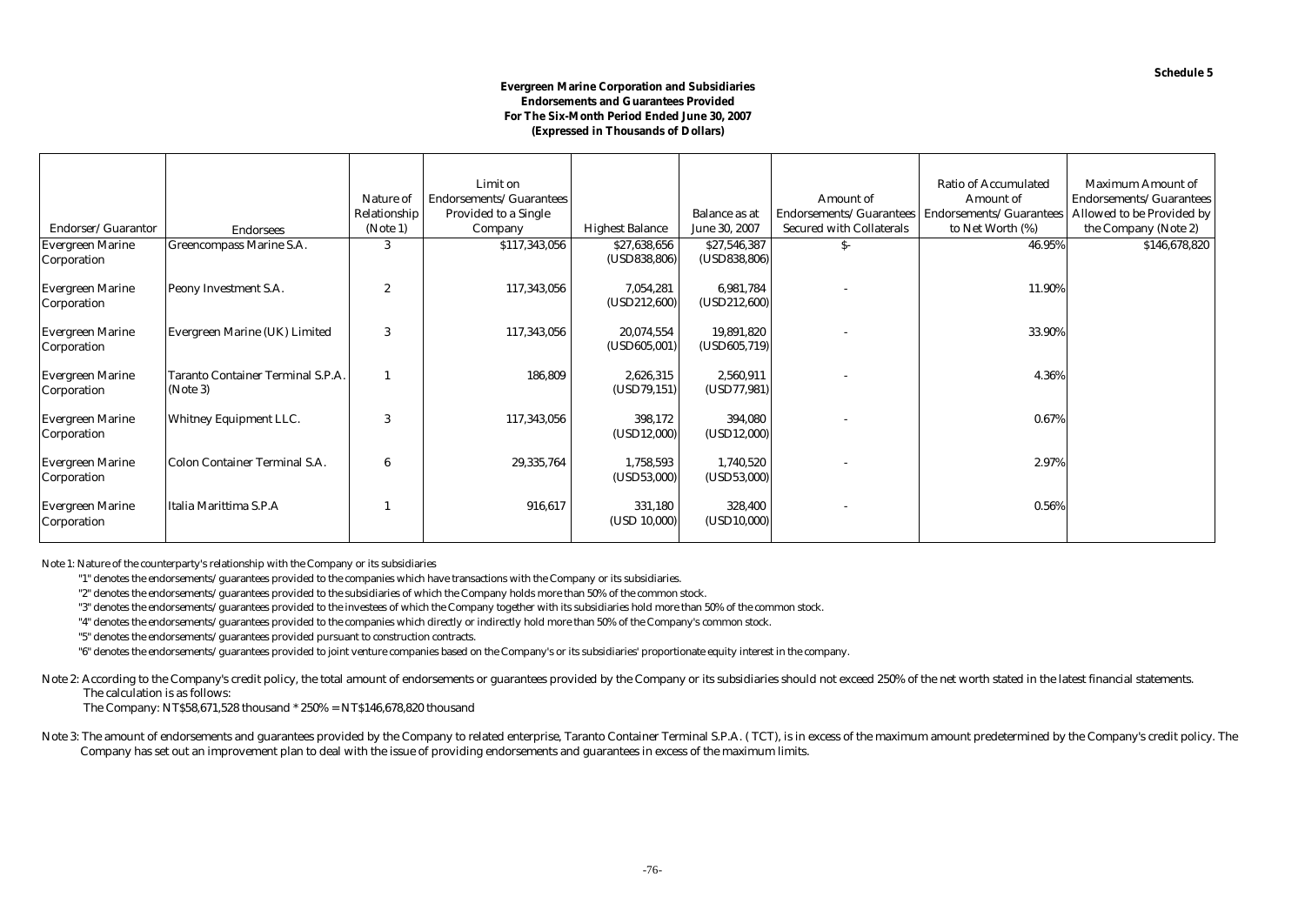**Schedule 5**

**Evergreen Marine Corporation and Subsidiaries**
**Endorsements and Guarantees Provided**
**For The Six-Month Period Ended June 30, 2007**
**(Expressed in Thousands of Dollars)**

| Endorser/ Guarantor | Endorsees | Nature of Relationship (Note 1) | Limit on Endorsements/Guarantees Provided to a Single Company | Highest Balance | Balance as at June 30, 2007 | Amount of Endorsements/Guarantees Secured with Collaterals | Ratio of Accumulated Amount of Endorsements/Guarantees to Net Worth (%) | Maximum Amount of Endorsements/Guarantees Allowed to be Provided by the Company (Note 2) |
|---|---|---|---|---|---|---|---|---|
| Evergreen Marine Corporation | Greencompass Marine S.A. | 3 | $117,343,056 | $27,638,656 (USD838,806) | $27,546,387 (USD838,806) | $- | 46.95% | $146,678,820 |
| Evergreen Marine Corporation | Peony Investment S.A. | 2 | 117,343,056 | 7,054,281 (USD212,600) | 6,981,784 (USD212,600) | - | 11.90% | |
| Evergreen Marine Corporation | Evergreen Marine (UK) Limited | 3 | 117,343,056 | 20,074,554 (USD605,001) | 19,891,820 (USD605,719) | - | 33.90% | |
| Evergreen Marine Corporation | Taranto Container Terminal S.P.A. (Note 3) | 1 | 186,809 | 2,626,315 (USD79,151) | 2,560,911 (USD77,981) | - | 4.36% | |
| Evergreen Marine Corporation | Whitney Equipment LLC. | 3 | 117,343,056 | 398,172 (USD12,000) | 394,080 (USD12,000) | - | 0.67% | |
| Evergreen Marine Corporation | Colon Container Terminal S.A. | 6 | 29,335,764 | 1,758,593 (USD53,000) | 1,740,520 (USD53,000) | - | 2.97% | |
| Evergreen Marine Corporation | Italia Marittima S.P.A | 1 | 916,617 | 331,180 (USD 10,000) | 328,400 (USD10,000) | - | 0.56% | |

Note 1: Nature of the counterparty's relationship with the Company or its subsidiaries

"1" denotes the endorsements/ guarantees provided to the companies which have transactions with the Company or its subsidiaries.

"2" denotes the endorsements/ guarantees provided to the subsidiaries of which the Company holds more than 50% of the common stock.

"3" denotes the endorsements/ guarantees provided to the investees of which the Company together with its subsidiaries hold more than 50% of the common stock.

"4" denotes the endorsements/ guarantees provided to the companies which directly or indirectly hold more than 50% of the Company's common stock.

"5" denotes the endorsements/ guarantees provided pursuant to construction contracts.

"6" denotes the endorsements/ guarantees provided to joint venture companies based on the Company's or its subsidiaries' proportionate equity interest in the company.

Note 2: According to the Company's credit policy, the total amount of endorsements or guarantees provided by the Company or its subsidiaries should not exceed 250% of the net worth stated in the latest financial statements. The calculation is as follows:

The Company: NT$58,671,528 thousand * 250% = NT$146,678,820 thousand

Note 3: The amount of endorsements and guarantees provided by the Company to related enterprise, Taranto Container Terminal S.P.A. ( TCT), is in excess of the maximum amount predetermined by the Company's credit policy. The Company has set out an improvement plan to deal with the issue of providing endorsements and guarantees in excess of the maximum limits.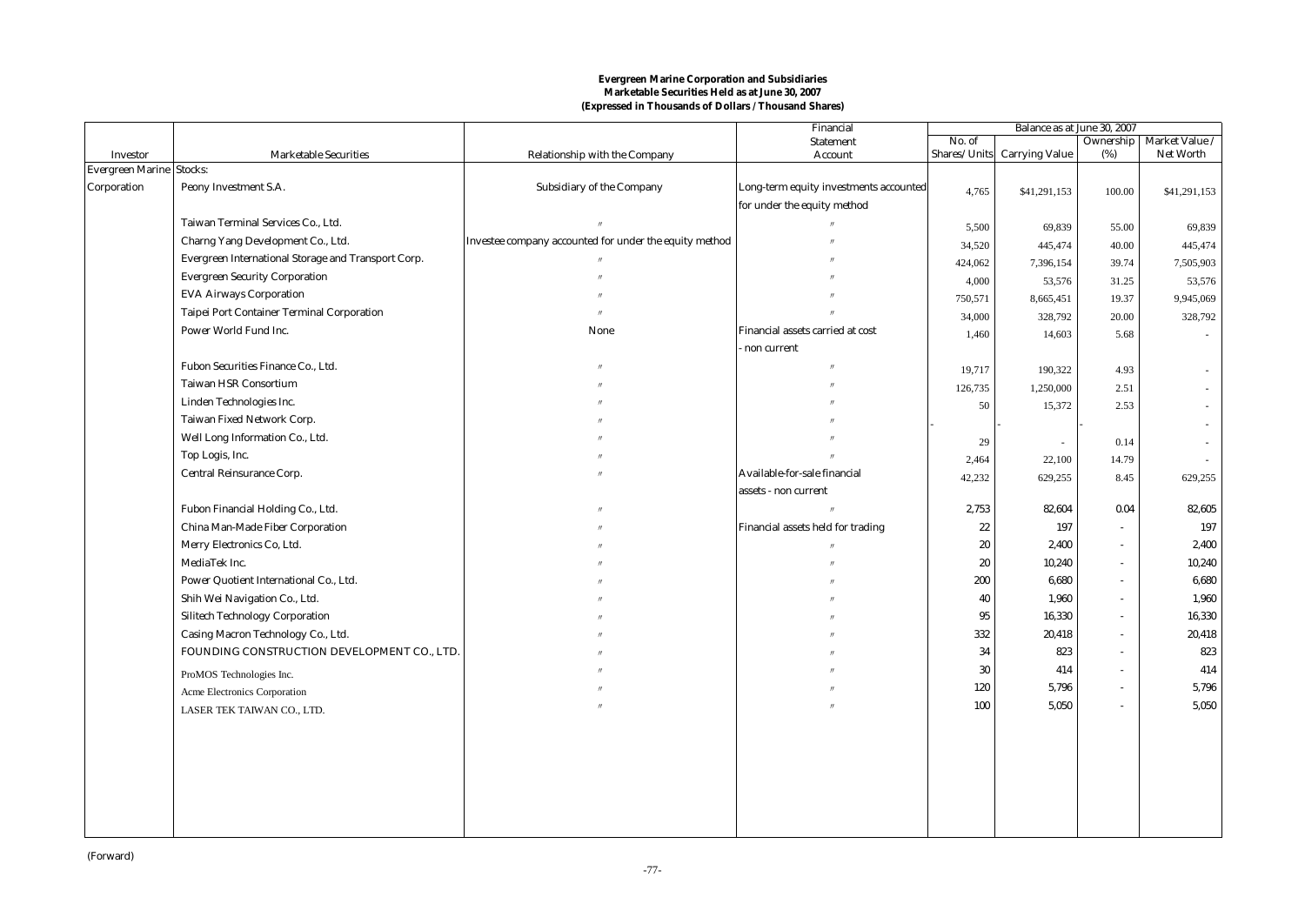**Evergreen Marine Corporation and Subsidiaries**
**Marketable Securities Held as at June 30, 2007**
**(Expressed in Thousands of Dollars / Thousand Shares)**

| Investor | Marketable Securities | Relationship with the Company | Financial Statement Account | Balance as at June 30, 2007 | | | |
|---|---|---|---|---|---|---|---|
| | | | | No. of Shares/ Units | Carrying Value | Ownership (%) | Market Value / Net Worth |
| Evergreen Marine Corporation | Stocks: | | | | | | |
| | Peony Investment S.A. | Subsidiary of the Company | Long-term equity investments accounted for under the equity method | 4,765 | $41,291,153 | 100.00 | $41,291,153 |
| | Taiwan Terminal Services Co., Ltd. | 〃 | 〃 | 5,500 | 69,839 | 55.00 | 69,839 |
| | Charng Yang Development Co., Ltd. | Investee company accounted for under the equity method | 〃 | 34,520 | 445,474 | 40.00 | 445,474 |
| | Evergreen International Storage and Transport Corp. | 〃 | 〃 | 424,062 | 7,396,154 | 39.74 | 7,505,903 |
| | Evergreen Security Corporation | 〃 | 〃 | 4,000 | 53,576 | 31.25 | 53,576 |
| | EVA Airways Corporation | 〃 | 〃 | 750,571 | 8,665,451 | 19.37 | 9,945,069 |
| | Taipei Port Container Terminal Corporation | 〃 | 〃 | 34,000 | 328,792 | 20.00 | 328,792 |
| | Power World Fund Inc. | None | Financial assets carried at cost - non current | 1,460 | 14,603 | 5.68 | - |
| | Fubon Securities Finance Co., Ltd. | 〃 | 〃 | 19,717 | 190,322 | 4.93 | - |
| | Taiwan HSR Consortium | 〃 | 〃 | 126,735 | 1,250,000 | 2.51 | - |
| | Linden Technologies Inc. | 〃 | 〃 | 50 | 15,372 | 2.53 | - |
| | Taiwan Fixed Network Corp. | 〃 | 〃 | - | - | - | - |
| | Well Long Information Co., Ltd. | 〃 | 〃 | 29 | - | 0.14 | - |
| | Top Logis, Inc. | 〃 | 〃 | 2,464 | 22,100 | 14.79 | - |
| | Central Reinsurance Corp. | 〃 | Available-for-sale financial assets - non current | 42,232 | 629,255 | 8.45 | 629,255 |
| | Fubon Financial Holding Co., Ltd. | 〃 | 〃 | 2,753 | 82,604 | 0.04 | 82,605 |
| | China Man-Made Fiber Corporation | 〃 | Financial assets held for trading | 22 | 197 | - | 197 |
| | Merry Electronics Co, Ltd. | 〃 | 〃 | 20 | 2,400 | - | 2,400 |
| | MediaTek Inc. | 〃 | 〃 | 20 | 10,240 | - | 10,240 |
| | Power Quotient International Co., Ltd. | 〃 | 〃 | 200 | 6,680 | - | 6,680 |
| | Shih Wei Navigation Co., Ltd. | 〃 | 〃 | 40 | 1,960 | - | 1,960 |
| | Silitech Technology Corporation | 〃 | 〃 | 95 | 16,330 | - | 16,330 |
| | Casing Macron Technology Co., Ltd. | 〃 | 〃 | 332 | 20,418 | - | 20,418 |
| | FOUNDING CONSTRUCTION DEVELOPMENT CO., LTD. | 〃 | 〃 | 34 | 823 | - | 823 |
| | ProMOS Technologies Inc. | 〃 | 〃 | 30 | 414 | - | 414 |
| | Acme Electronics Corporation | 〃 | 〃 | 120 | 5,796 | - | 5,796 |
| | LASER TEK TAIWAN CO., LTD. | 〃 | 〃 | 100 | 5,050 | - | 5,050 |

(Forward)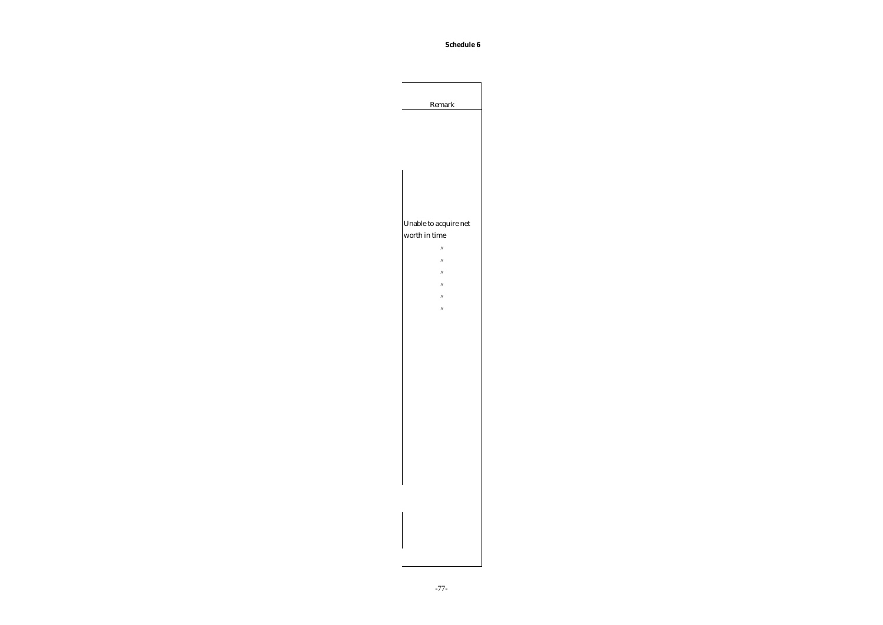**Schedule 6**

| Remark |
| --- |
| Unable to acquire net worth in time |
| 〃 |
| 〃 |
| 〃 |
| 〃 |
| 〃 |
| 〃 |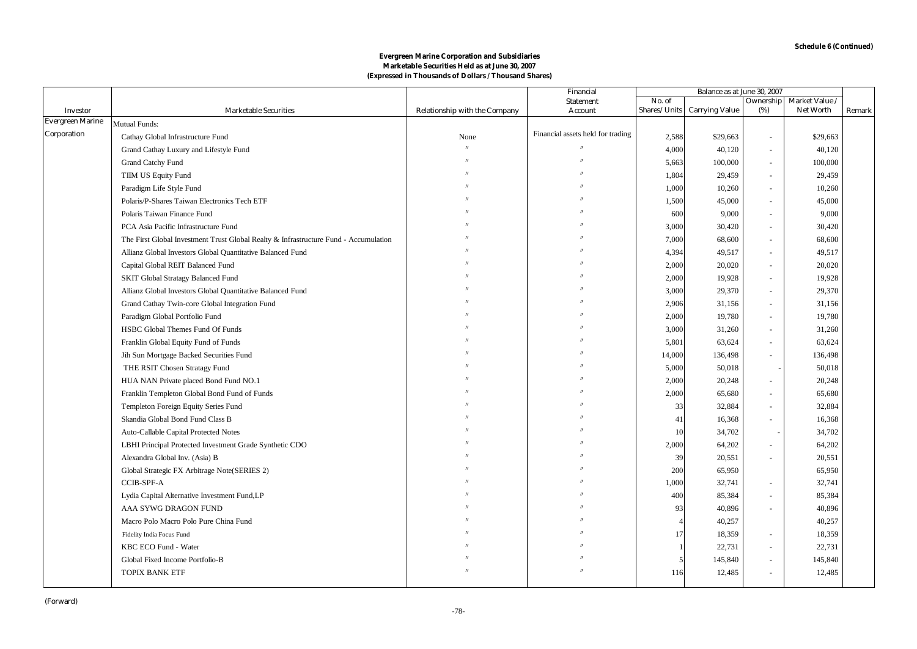Schedule 6 (Continued)

**Evergreen Marine Corporation and Subsidiaries**
**Marketable Securities Held as at June 30, 2007**
**(Expressed in Thousands of Dollars / Thousand Shares)**

| Investor | Marketable Securities | Relationship with the Company | Financial Statement Account | Balance as at June 30, 2007 | | | | Remark |
|---|---|---|---|---|---|---|---|---|
| | | | | No. of Shares/ Units | Carrying Value | Ownership (%) | Market Value / Net Worth | |
| Evergreen Marine Corporation | Mutual Funds: | | | | | | | |
| | Cathay Global Infrastructure Fund | None | Financial assets held for trading | 2,588 | $29,663 | - | $29,663 | |
| | Grand Cathay Luxury and Lifestyle Fund | 〃 | 〃 | 4,000 | 40,120 | - | 40,120 | |
| | Grand Catchy Fund | 〃 | 〃 | 5,663 | 100,000 | - | 100,000 | |
| | TIIM US Equity Fund | 〃 | 〃 | 1,804 | 29,459 | - | 29,459 | |
| | Paradigm Life Style Fund | 〃 | 〃 | 1,000 | 10,260 | - | 10,260 | |
| | Polaris/P-Shares Taiwan Electronics Tech ETF | 〃 | 〃 | 1,500 | 45,000 | - | 45,000 | |
| | Polaris Taiwan Finance Fund | 〃 | 〃 | 600 | 9,000 | - | 9,000 | |
| | PCA Asia Pacific Infrastructure Fund | 〃 | 〃 | 3,000 | 30,420 | - | 30,420 | |
| | The First Global Investment Trust Global Realty & Infrastructure Fund - Accumulation | 〃 | 〃 | 7,000 | 68,600 | - | 68,600 | |
| | Allianz Global Investors Global Quantitative Balanced Fund | 〃 | 〃 | 4,394 | 49,517 | - | 49,517 | |
| | Capital Global REIT Balanced Fund | 〃 | 〃 | 2,000 | 20,020 | - | 20,020 | |
| | SKIT Global Stratagy Balanced Fund | 〃 | 〃 | 2,000 | 19,928 | - | 19,928 | |
| | Allianz Global Investors Global Quantitative Balanced Fund | 〃 | 〃 | 3,000 | 29,370 | - | 29,370 | |
| | Grand Cathay Twin-core Global Integration Fund | 〃 | 〃 | 2,906 | 31,156 | - | 31,156 | |
| | Paradigm Global Portfolio Fund | 〃 | 〃 | 2,000 | 19,780 | - | 19,780 | |
| | HSBC Global Themes Fund Of Funds | 〃 | 〃 | 3,000 | 31,260 | - | 31,260 | |
| | Franklin Global Equity Fund of Funds | 〃 | 〃 | 5,801 | 63,624 | - | 63,624 | |
| | Jih Sun Mortgage Backed Securities Fund | 〃 | 〃 | 14,000 | 136,498 | - | 136,498 | |
| | THE RSIT Chosen Stratagy Fund | 〃 | 〃 | 5,000 | 50,018 | - | 50,018 | |
| | HUA NAN Private placed Bond Fund NO.1 | 〃 | 〃 | 2,000 | 20,248 | - | 20,248 | |
| | Franklin Templeton Global Bond Fund of Funds | 〃 | 〃 | 2,000 | 65,680 | - | 65,680 | |
| | Templeton Foreign Equity Series Fund | 〃 | 〃 | 33 | 32,884 | - | 32,884 | |
| | Skandia Global Bond Fund Class B | 〃 | 〃 | 41 | 16,368 | - | 16,368 | |
| | Auto-Callable Capital Protected Notes | 〃 | 〃 | 10 | 34,702 | - | 34,702 | |
| | LBHI Principal Protected Investment Grade Synthetic CDO | 〃 | 〃 | 2,000 | 64,202 | - | 64,202 | |
| | Alexandra Global Inv. (Asia) B | 〃 | 〃 | 39 | 20,551 | - | 20,551 | |
| | Global Strategic FX Arbitrage Note(SERIES 2) | 〃 | 〃 | 200 | 65,950 | | 65,950 | |
| | CCIB-SPF-A | 〃 | 〃 | 1,000 | 32,741 | - | 32,741 | |
| | Lydia Capital Alternative Investment Fund,LP | 〃 | 〃 | 400 | 85,384 | - | 85,384 | |
| | AAA SYWG DRAGON FUND | 〃 | 〃 | 93 | 40,896 | - | 40,896 | |
| | Macro Polo Macro Polo Pure China Fund | 〃 | 〃 | 4 | 40,257 | | 40,257 | |
| | Fidelity India Focus Fund | 〃 | 〃 | 17 | 18,359 | - | 18,359 | |
| | KBC ECO Fund - Water | 〃 | 〃 | 1 | 22,731 | - | 22,731 | |
| | Global Fixed Income Portfolio-B | 〃 | 〃 | 5 | 145,840 | - | 145,840 | |
| | TOPIX BANK ETF | 〃 | 〃 | 116 | 12,485 | - | 12,485 | |

(Forward)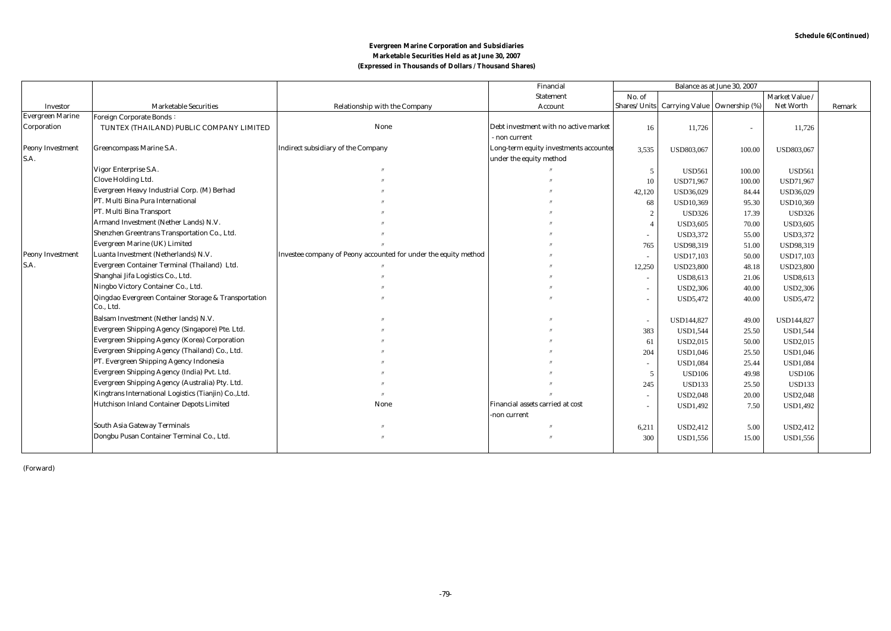Schedule 6(Continued)

**Evergreen Marine Corporation and Subsidiaries**
**Marketable Securities Held as at June 30, 2007**
**(Expressed in Thousands of Dollars / Thousand Shares)**

| Investor | Marketable Securities | Relationship with the Company | Financial Statement Account | Balance as at June 30, 2007 | | | | Remark |
|---|---|---|---|---|---|---|---|---|
| | | | | No. of Shares/ Units | Carrying Value | Ownership (%) | Market Value / Net Worth | |
| Evergreen Marine Corporation | Foreign Corporate Bonds : | | | | | | | |
| | TUNTEX (THAILAND) PUBLIC COMPANY LIMITED | None | Debt investment with no active market - non current | 16 | 11,726 | - | 11,726 | |
| Peony Investment S.A. | Greencompass Marine S.A. | Indirect subsidiary of the Company | Long-term equity investments accounted under the equity method | 3,535 | USD803,067 | 100.00 | USD803,067 | |
| | Vigor Enterprise S.A. | 〃 | 〃 | 5 | USD561 | 100.00 | USD561 | |
| | Clove Holding Ltd. | 〃 | 〃 | 10 | USD71,967 | 100.00 | USD71,967 | |
| | Evergreen Heavy Industrial Corp. (M) Berhad | 〃 | 〃 | 42,120 | USD36,029 | 84.44 | USD36,029 | |
| | PT. Multi Bina Pura International | 〃 | 〃 | 68 | USD10,369 | 95.30 | USD10,369 | |
| | PT. Multi Bina Transport | 〃 | 〃 | 2 | USD326 | 17.39 | USD326 | |
| | Armand Investment (Nether Lands) N.V. | 〃 | 〃 | 4 | USD3,605 | 70.00 | USD3,605 | |
| | Shenzhen Greentrans Transportation Co., Ltd. | 〃 | 〃 | - | USD3,372 | 55.00 | USD3,372 | |
| | Evergreen Marine (UK) Limited | 〃 | 〃 | 765 | USD98,319 | 51.00 | USD98,319 | |
| Peony Investment S.A. | Luanta Investment (Netherlands) N.V. | Investee company of Peony accounted for under the equity method | 〃 | - | USD17,103 | 50.00 | USD17,103 | |
| | Evergreen Container Terminal (Thailand) Ltd. | 〃 | 〃 | 12,250 | USD23,800 | 48.18 | USD23,800 | |
| | Shanghai Jifa Logistics Co., Ltd. | 〃 | 〃 | - | USD8,613 | 21.06 | USD8,613 | |
| | Ningbo Victory Container Co., Ltd. | 〃 | 〃 | - | USD2,306 | 40.00 | USD2,306 | |
| | Qingdao Evergreen Container Storage & Transportation Co., Ltd. | 〃 | 〃 | - | USD5,472 | 40.00 | USD5,472 | |
| | Balsam Investment (Nether lands) N.V. | 〃 | 〃 | - | USD144,827 | 49.00 | USD144,827 | |
| | Evergreen Shipping Agency (Singapore) Pte. Ltd. | 〃 | 〃 | 383 | USD1,544 | 25.50 | USD1,544 | |
| | Evergreen Shipping Agency (Korea) Corporation | 〃 | 〃 | 61 | USD2,015 | 50.00 | USD2,015 | |
| | Evergreen Shipping Agency (Thailand) Co., Ltd. | 〃 | 〃 | 204 | USD1,046 | 25.50 | USD1,046 | |
| | PT. Evergreen Shipping Agency Indonesia | 〃 | 〃 | - | USD1,084 | 25.44 | USD1,084 | |
| | Evergreen Shipping Agency (India) Pvt. Ltd. | 〃 | 〃 | 5 | USD106 | 49.98 | USD106 | |
| | Evergreen Shipping Agency (Australia) Pty. Ltd. | 〃 | 〃 | 245 | USD133 | 25.50 | USD133 | |
| | Kingtrans International Logistics (Tianjin) Co.,Ltd. | 〃 | 〃 | - | USD2,048 | 20.00 | USD2,048 | |
| | Hutchison Inland Container Depots Limited | None | Financial assets carried at cost -non current | - | USD1,492 | 7.50 | USD1,492 | |
| | South Asia Gateway Terminals | 〃 | 〃 | 6,211 | USD2,412 | 5.00 | USD2,412 | |
| | Dongbu Pusan Container Terminal Co., Ltd. | 〃 | 〃 | 300 | USD1,556 | 15.00 | USD1,556 | |

(Forward)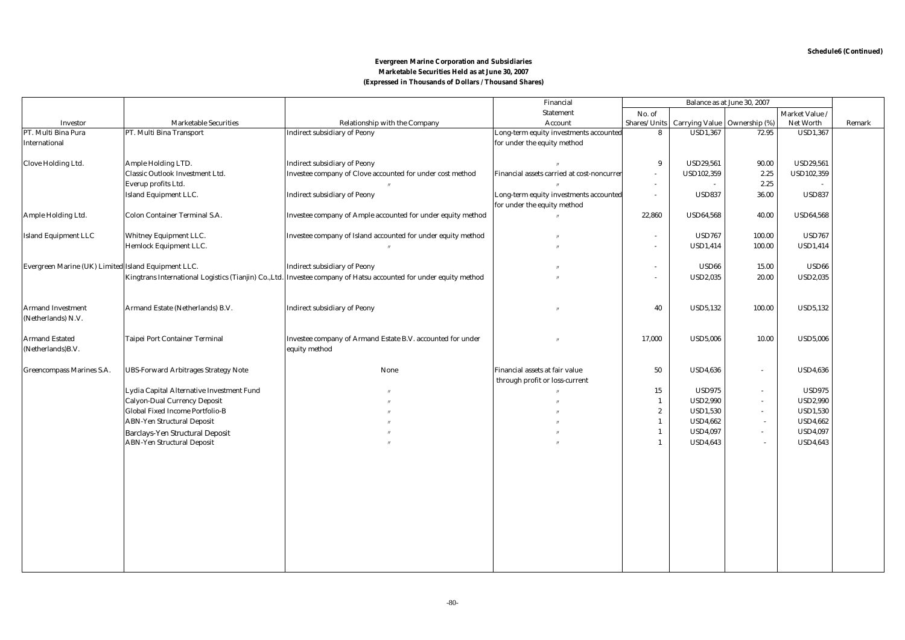Schedule6 (Continued)

**Evergreen Marine Corporation and Subsidiaries**
**Marketable Securities Held as at June 30, 2007**
**(Expressed in Thousands of Dollars / Thousand Shares)**

| Investor | Marketable Securities | Relationship with the Company | Financial Statement Account | Balance as at June 30, 2007 | | | | Remark |
|---|---|---|---|---|---|---|---|---|
| | | | | No. of Shares/ Units | Carrying Value | Ownership (%) | Market Value / Net Worth | |
| PT. Multi Bina Pura International | PT. Multi Bina Transport | Indirect subsidiary of Peony | Long-term equity investments accounted for under the equity method | 8 | USD1,367 | 72.95 | USD1,367 | |
| Clove Holding Ltd. | Ample Holding LTD. | Indirect subsidiary of Peony | 〃 | 9 | USD29,561 | 90.00 | USD29,561 | |
| | Classic Outlook Investment Ltd. | Investee company of Clove accounted for under cost method | Financial assets carried at cost-noncurrent | - | USD102,359 | 2.25 | USD102,359 | |
| | Everup profits Ltd. | 〃 | 〃 | - | - | 2.25 | - | |
| | Island Equipment LLC. | Indirect subsidiary of Peony | Long-term equity investments accounted for under the equity method | - | USD837 | 36.00 | USD837 | |
| Ample Holding Ltd. | Colon Container Terminal S.A. | Investee company of Ample accounted for under equity method | 〃 | 22,860 | USD64,568 | 40.00 | USD64,568 | |
| Island Equipment LLC | Whitney Equipment LLC. | Investee company of Island accounted for under equity method | 〃 | - | USD767 | 100.00 | USD767 | |
| | Hemlock Equipment LLC. | 〃 | 〃 | - | USD1,414 | 100.00 | USD1,414 | |
| Evergreen Marine (UK) Limited | Island Equipment LLC. | Indirect subsidiary of Peony | 〃 | - | USD66 | 15.00 | USD66 | |
| | Kingtrans International Logistics (Tianjin) Co.,Ltd. | Investee company of Hatsu accounted for under equity method | 〃 | - | USD2,035 | 20.00 | USD2,035 | |
| Armand Investment (Netherlands) N.V. | Armand Estate (Netherlands) B.V. | Indirect subsidiary of Peony | 〃 | 40 | USD5,132 | 100.00 | USD5,132 | |
| Armand Estated (Netherlands)B.V. | Taipei Port Container Terminal | Investee company of Armand Estate B.V. accounted for under equity method | 〃 | 17,000 | USD5,006 | 10.00 | USD5,006 | |
| Greencompass Marines S.A. | UBS-Forward Arbitrages Strategy Note | None | Financial assets at fair value through profit or loss-current | 50 | USD4,636 | - | USD4,636 | |
| | Lydia Capital Alternative Investment Fund | 〃 | 〃 | 15 | USD975 | - | USD975 | |
| | Calyon-Dual Currency Deposit | 〃 | 〃 | 1 | USD2,990 | - | USD2,990 | |
| | Global Fixed Income Portfolio-B | 〃 | 〃 | 2 | USD1,530 | - | USD1,530 | |
| | ABN-Yen Structural Deposit | 〃 | 〃 | 1 | USD4,662 | - | USD4,662 | |
| | Barclays-Yen Structural Deposit | 〃 | 〃 | 1 | USD4,097 | - | USD4,097 | |
| | ABN-Yen Structural Deposit | 〃 | 〃 | 1 | USD4,643 | - | USD4,643 | |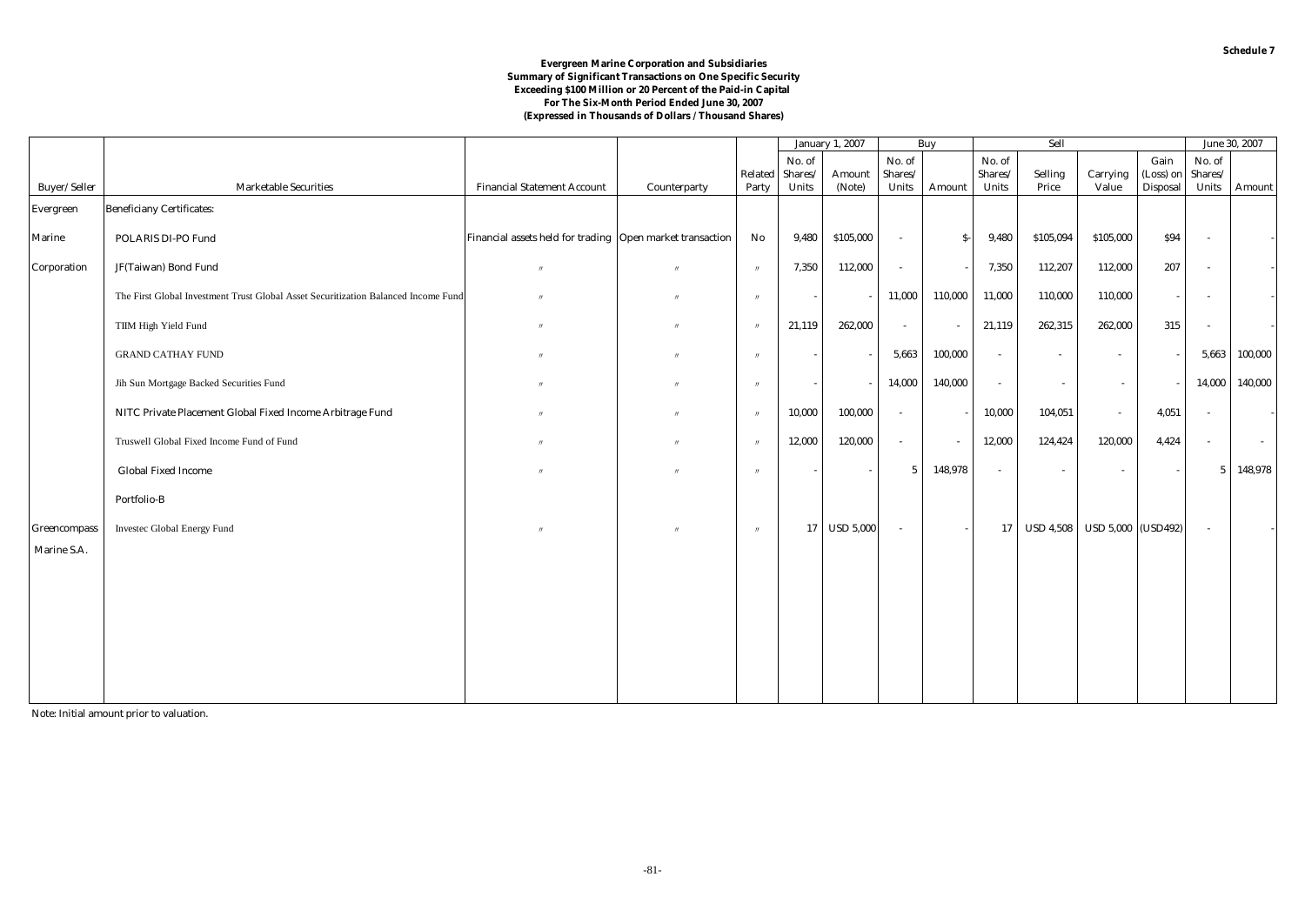Schedule 7

**Evergreen Marine Corporation and Subsidiaries**
**Summary of Significant Transactions on One Specific Security**
**Exceeding $100 Million or 20 Percent of the Paid-in Capital**
**For The Six-Month Period Ended June 30, 2007**
**(Expressed in Thousands of Dollars / Thousand Shares)**

| | | | | | January 1, 2007 | | Buy | | Sell | | | | June 30, 2007 | |
|---|---|---|---|---|---|---|---|---|---|---|---|---|---|---|
| Buyer/ Seller | Marketable Securities | Financial Statement Account | Counterparty | Related Party | No. of Shares/ Units | Amount (Note) | No. of Shares/ Units | Amount | No. of Shares/ Units | Selling Price | Carrying Value | Gain (Loss) on Disposal | No. of Shares/ Units | Amount |
| Evergreen | Beneficiany Certificates: | | | | | | | | | | | | | |
| Marine | POLARIS DI-PO Fund | Financial assets held for trading | Open market transaction | No | 9,480 | $105,000 | - | $- | 9,480 | $105,094 | $105,000 | $94 | - | - |
| Corporation | JF(Taiwan) Bond Fund | 〃 | 〃 | 〃 | 7,350 | 112,000 | - | - | 7,350 | 112,207 | 112,000 | 207 | - | - |
| | The First Global Investment Trust Global Asset Securitization Balanced Income Fund | 〃 | 〃 | 〃 | - | - | 11,000 | 110,000 | 11,000 | 110,000 | 110,000 | - | - | - |
| | TIIM High Yield Fund | 〃 | 〃 | 〃 | 21,119 | 262,000 | - | - | 21,119 | 262,315 | 262,000 | 315 | - | - |
| | GRAND CATHAY FUND | 〃 | 〃 | 〃 | - | - | 5,663 | 100,000 | - | - | - | - | 5,663 | 100,000 |
| | Jih Sun Mortgage Backed Securities Fund | 〃 | 〃 | 〃 | - | - | 14,000 | 140,000 | - | - | - | - | 14,000 | 140,000 |
| | NITC Private Placement Global Fixed Income Arbitrage Fund | 〃 | 〃 | 〃 | 10,000 | 100,000 | - | - | 10,000 | 104,051 | - | 4,051 | - | - |
| | Truswell Global Fixed Income Fund of Fund | 〃 | 〃 | 〃 | 12,000 | 120,000 | - | - | 12,000 | 124,424 | 120,000 | 4,424 | - | - |
| | Global Fixed Income Portfolio-B | 〃 | 〃 | 〃 | - | - | 5 | 148,978 | - | - | - | - | 5 | 148,978 |
| Greencompass Marine S.A. | Investec Global Energy Fund | 〃 | 〃 | 〃 | 17 | USD 5,000 | - | - | 17 | USD 4,508 | USD 5,000 | (USD492) | - | - |

Note: Initial amount prior to valuation.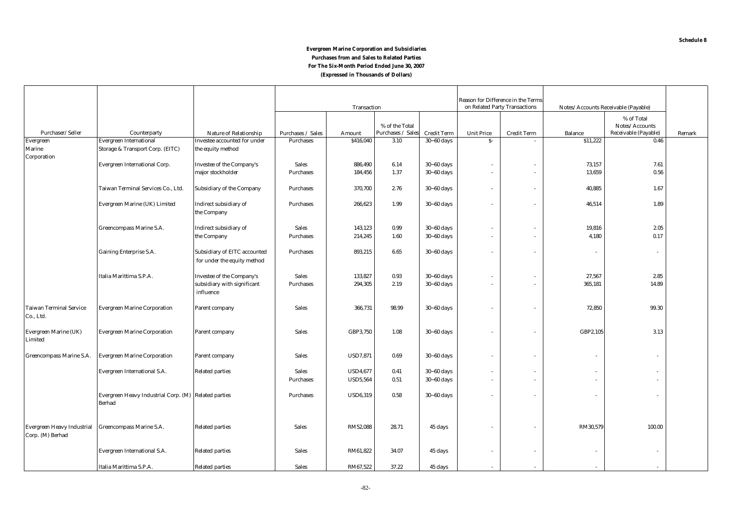Schedule 8

**Evergreen Marine Corporation and Subsidiaries**
**Purchases from and Sales to Related Parties**
**For The Six-Month Period Ended June 30, 2007**
**(Expressed in Thousands of Dollars)**

| | | | Transaction | | | | Reason for Difference in the Terms on Related Party Transactions | | Notes/Accounts Receivable (Payable) | | |
|---|---|---|---|---|---|---|---|---|---|---|---|
| Purchaser/Seller | Counterparty | Nature of Relationship | Purchases / Sales | Amount | % of the Total Purchases / Sales | Credit Term | Unit Price | Credit Term | Balance | % of Total Notes/Accounts Receivable (Payable) | Remark |
| Evergreen Marine Corporation | Evergreen International Storage & Transport Corp. (EITC) | Investee accounted for under the equity method | Purchases | $416,040 | 3.10 | 30~60 days | $- | - | $11,222 | 0.46 | |
| | Evergreen International Corp. | Investee of the Company's major stockholder | Sales | 886,490 | 6.14 | 30~60 days | - | - | 73,157 | 7.61 | |
| | | | Purchases | 184,456 | 1.37 | 30~60 days | - | - | 13,659 | 0.56 | |
| | Taiwan Terminal Services Co., Ltd. | Subsidiary of the Company | Purchases | 370,700 | 2.76 | 30~60 days | - | - | 40,885 | 1.67 | |
| | Evergreen Marine (UK) Limited | Indirect subsidiary of the Company | Purchases | 266,623 | 1.99 | 30~60 days | - | - | 46,514 | 1.89 | |
| | Greencompass Marine S.A. | Indirect subsidiary of the Company | Sales | 143,123 | 0.99 | 30~60 days | - | - | 19,816 | 2.05 | |
| | | | Purchases | 214,245 | 1.60 | 30~60 days | - | - | 4,180 | 0.17 | |
| | Gaining Enterprise S.A. | Subsidiary of EITC accounted for under the equity method | Purchases | 893,215 | 6.65 | 30~60 days | - | - | - | - | |
| | Italia Marittima S.P.A. | Investee of the Company's subsidiary with significant influence | Sales | 133,827 | 0.93 | 30~60 days | - | - | 27,567 | 2.85 | |
| | | | Purchases | 294,305 | 2.19 | 30~60 days | - | - | 365,181 | 14.89 | |
| Taiwan Terminal Service Co., Ltd. | Evergreen Marine Corporation | Parent company | Sales | 366,731 | 98.99 | 30~60 days | - | - | 72,850 | 99.30 | |
| Evergreen Marine (UK) Limited | Evergreen Marine Corporation | Parent company | Sales | GBP3,750 | 1.08 | 30~60 days | - | - | GBP2,105 | 3.13 | |
| Greencompass Marine S.A. | Evergreen Marine Corporation | Parent company | Sales | USD7,871 | 0.69 | 30~60 days | - | - | - | - | |
| | Evergreen International S.A. | Related parties | Sales | USD4,677 | 0.41 | 30~60 days | - | - | - | - | |
| | | | Purchases | USD5,564 | 0.51 | 30~60 days | - | - | - | - | |
| | Evergreen Heavy Industrial Corp. (M) Berhad | Related parties | Purchases | USD6,319 | 0.58 | 30~60 days | - | - | - | - | |
| Evergreen Heavy Industrial Corp. (M) Berhad | Greencompass Marine S.A. | Related parties | Sales | RM52,088 | 28.71 | 45 days | - | - | RM30,579 | 100.00 | |
| | Evergreen International S.A. | Related parties | Sales | RM61,822 | 34.07 | 45 days | - | - | - | - | |
| | Italia Marittima S.P.A. | Related parties | Sales | RM67,522 | 37.22 | 45 days | - | - | - | - | |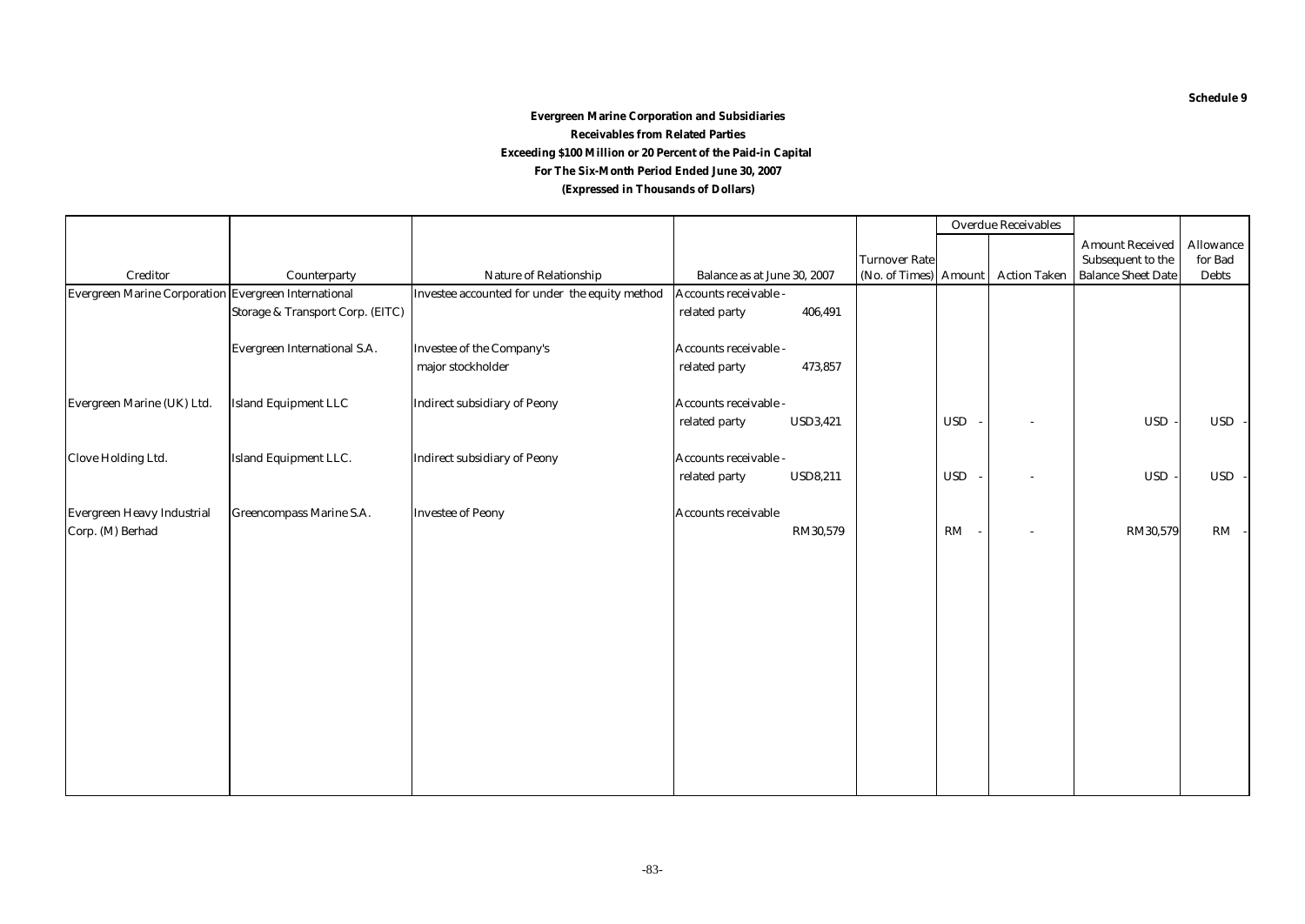**Schedule 9**

**Evergreen Marine Corporation and Subsidiaries**

**Receivables from Related Parties**

**Exceeding $100 Million or 20 Percent of the Paid-in Capital**

**For The Six-Month Period Ended June 30, 2007**

**(Expressed in Thousands of Dollars)**

| Creditor | Counterparty | Nature of Relationship | Balance as at June 30, 2007 | Turnover Rate (No. of Times) | Overdue Receivables Amount | Overdue Receivables Action Taken | Amount Received Subsequent to the Balance Sheet Date | Allowance for Bad Debts |
|---|---|---|---|---|---|---|---|---|
| Evergreen Marine Corporation | Evergreen International Storage & Transport Corp. (EITC) | Investee accounted for under the equity method | Accounts receivable - related party 406,491 | | | | | |
| | Evergreen International S.A. | Investee of the Company's major stockholder | Accounts receivable - related party 473,857 | | | | | |
| Evergreen Marine (UK) Ltd. | Island Equipment LLC | Indirect subsidiary of Peony | Accounts receivable - related party USD3,421 | | USD - | - | USD - | USD - |
| Clove Holding Ltd. | Island Equipment LLC. | Indirect subsidiary of Peony | Accounts receivable - related party USD8,211 | | USD - | - | USD - | USD - |
| Evergreen Heavy Industrial Corp. (M) Berhad | Greencompass Marine S.A. | Investee of Peony | Accounts receivable RM30,579 | | RM - | - | RM30,579 | RM - |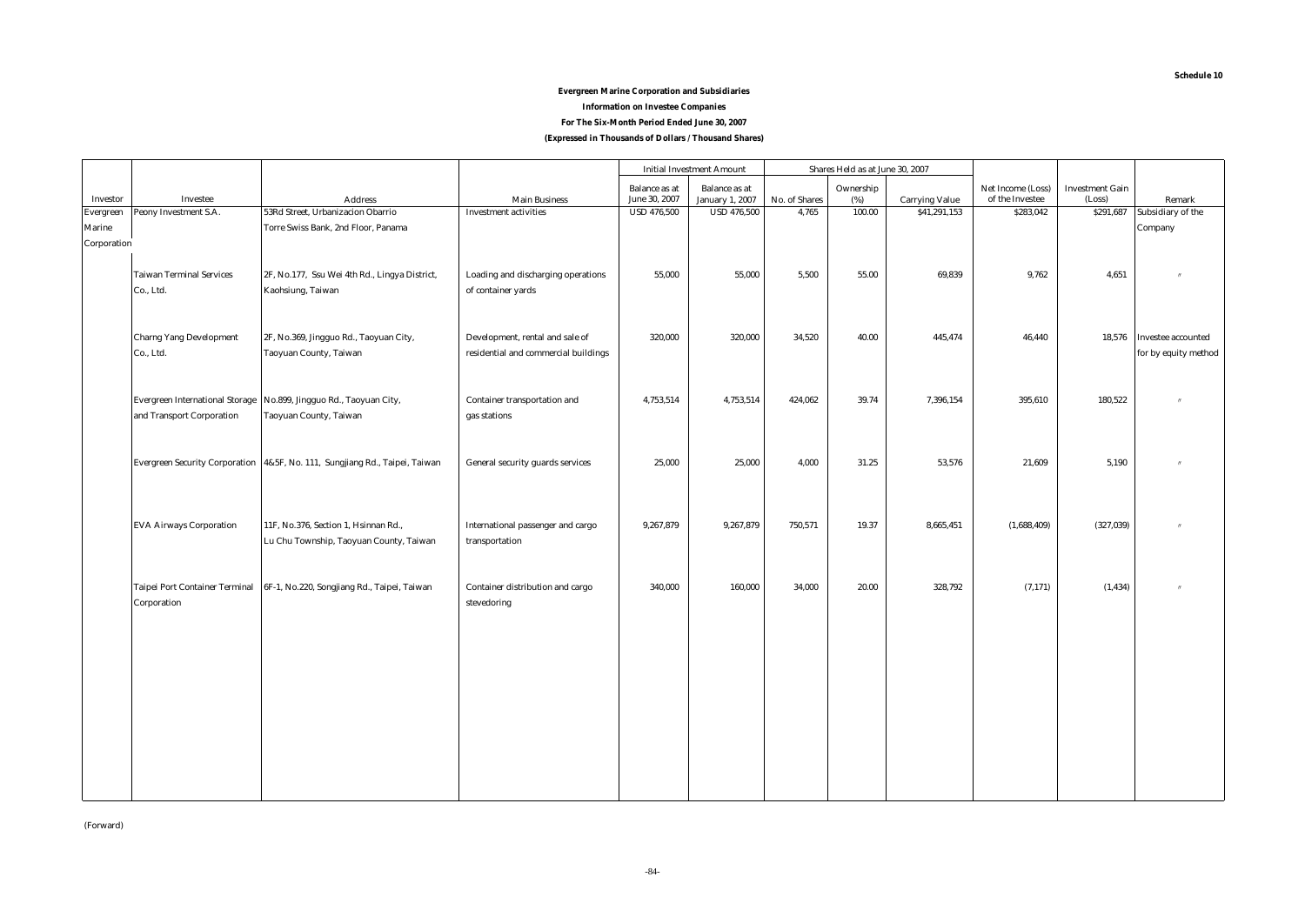**Schedule 10**

**Evergreen Marine Corporation and Subsidiaries**

**Information on Investee Companies**

**For The Six-Month Period Ended June 30, 2007**

**(Expressed in Thousands of Dollars / Thousand Shares)**

| | | | | Initial Investment Amount | | Shares Held as at June 30, 2007 | | | | | |
|---|---|---|---|---|---|---|---|---|---|---|---|
| Investor | Investee | Address | Main Business | Balance as at June 30, 2007 | Balance as at January 1, 2007 | No. of Shares | Ownership (%) | Carrying Value | Net Income (Loss) of the Investee | Investment Gain (Loss) | Remark |
| Evergreen Marine Corporation | Peony Investment S.A. | 53Rd Street, Urbanizacion Obarrio Torre Swiss Bank, 2nd Floor, Panama | Investment activities | USD 476,500 | USD 476,500 | 4,765 | 100.00 | $41,291,153 | $283,042 | $291,687 | Subsidiary of the Company |
| | Taiwan Terminal Services Co., Ltd. | 2F, No.177, Ssu Wei 4th Rd., Lingya District, Kaohsiung, Taiwan | Loading and discharging operations of container yards | 55,000 | 55,000 | 5,500 | 55.00 | 69,839 | 9,762 | 4,651 | 〃 |
| | Charng Yang Development Co., Ltd. | 2F, No.369, Jingguo Rd., Taoyuan City, Taoyuan County, Taiwan | Development, rental and sale of residential and commercial buildings | 320,000 | 320,000 | 34,520 | 40.00 | 445,474 | 46,440 | 18,576 | Investee accounted for by equity method |
| | Evergreen International Storage and Transport Corporation | No.899, Jingguo Rd., Taoyuan City, Taoyuan County, Taiwan | Container transportation and gas stations | 4,753,514 | 4,753,514 | 424,062 | 39.74 | 7,396,154 | 395,610 | 180,522 | 〃 |
| | Evergreen Security Corporation | 4&5F, No. 111, Sungjiang Rd., Taipei, Taiwan | General security guards services | 25,000 | 25,000 | 4,000 | 31.25 | 53,576 | 21,609 | 5,190 | 〃 |
| | EVA Airways Corporation | 11F, No.376, Section 1, Hsinnan Rd., Lu Chu Township, Taoyuan County, Taiwan | International passenger and cargo transportation | 9,267,879 | 9,267,879 | 750,571 | 19.37 | 8,665,451 | (1,688,409) | (327,039) | 〃 |
| | Taipei Port Container Terminal Corporation | 6F-1, No.220, Songjiang Rd., Taipei, Taiwan | Container distribution and cargo stevedoring | 340,000 | 160,000 | 34,000 | 20.00 | 328,792 | (7,171) | (1,434) | 〃 |

(Forward)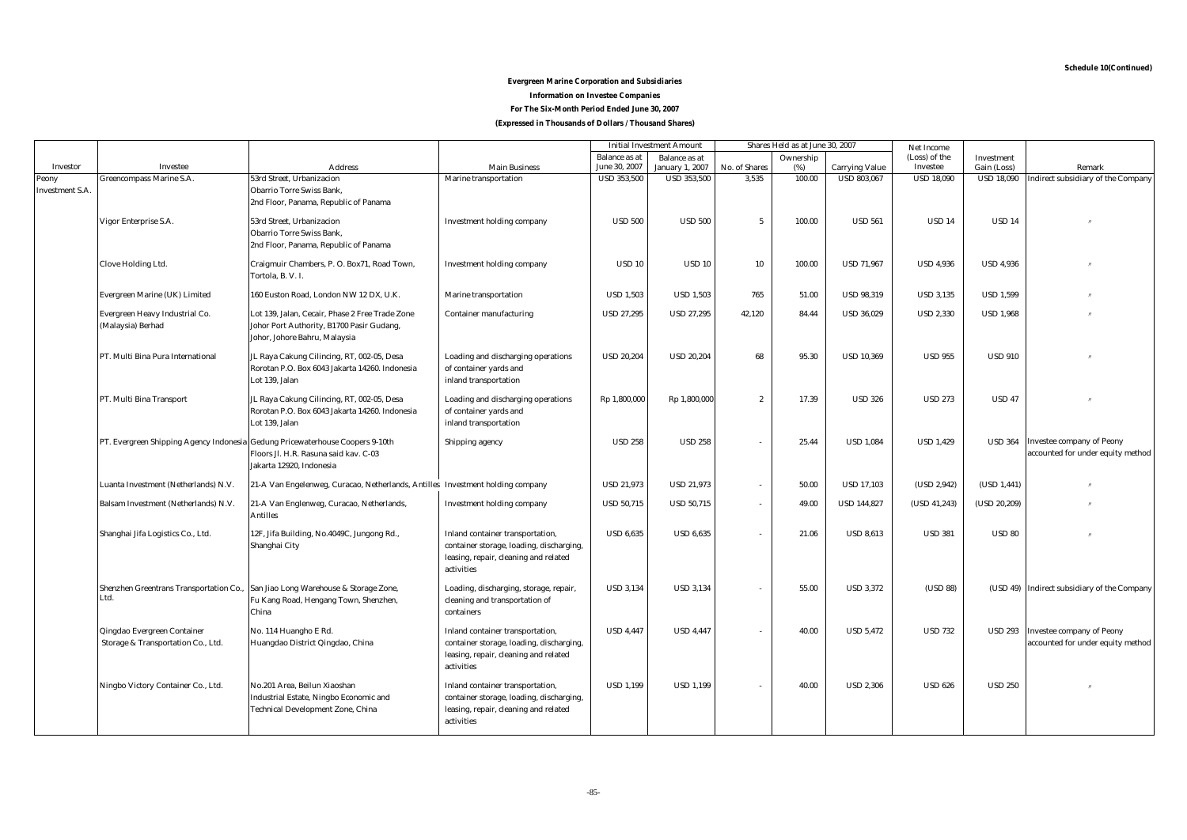Schedule 10(Continued)

**Evergreen Marine Corporation and Subsidiaries**

**Information on Investee Companies**

**For The Six-Month Period Ended June 30, 2007**

**(Expressed in Thousands of Dollars / Thousand Shares)**

| Investor | Investee | Address | Main Business | Initial Investment Amount | | Shares Held as at June 30, 2007 | | | Net Income (Loss) of the Investee | Investment Gain (Loss) | Remark |
|---|---|---|---|---|---|---|---|---|---|---|---|
| | | | | Balance as at June 30, 2007 | Balance as at January 1, 2007 | No. of Shares | Ownership (%) | Carrying Value | | | |
| Peony Investment S.A. | Greencompass Marine S.A. | 53rd Street, Urbanizacion Obarrio Torre Swiss Bank, 2nd Floor, Panama, Republic of Panama | Marine transportation | USD 353,500 | USD 353,500 | 3,535 | 100.00 | USD 803,067 | USD 18,090 | USD 18,090 | Indirect subsidiary of the Company |
| | Vigor Enterprise S.A. | 53rd Street, Urbanizacion Obarrio Torre Swiss Bank, 2nd Floor, Panama, Republic of Panama | Investment holding company | USD 500 | USD 500 | 5 | 100.00 | USD 561 | USD 14 | USD 14 | 〃 |
| | Clove Holding Ltd. | Craigmuir Chambers, P. O. Box71, Road Town, Tortola, B. V. I. | Investment holding company | USD 10 | USD 10 | 10 | 100.00 | USD 71,967 | USD 4,936 | USD 4,936 | 〃 |
| | Evergreen Marine (UK) Limited | 160 Euston Road, London NW 12 DX, U.K. | Marine transportation | USD 1,503 | USD 1,503 | 765 | 51.00 | USD 98,319 | USD 3,135 | USD 1,599 | 〃 |
| | Evergreen Heavy Industrial Co. (Malaysia) Berhad | Lot 139, Jalan, Cecair, Phase 2 Free Trade Zone Johor Port Authority, B1700 Pasir Gudang, Johor, Johore Bahru, Malaysia | Container manufacturing | USD 27,295 | USD 27,295 | 42,120 | 84.44 | USD 36,029 | USD 2,330 | USD 1,968 | 〃 |
| | PT. Multi Bina Pura International | JL Raya Cakung Cilincing, RT, 002-05, Desa Rorotan P.O. Box 6043 Jakarta 14260. Indonesia Lot 139, Jalan | Loading and discharging operations of container yards and inland transportation | USD 20,204 | USD 20,204 | 68 | 95.30 | USD 10,369 | USD 955 | USD 910 | 〃 |
| | PT. Multi Bina Transport | JL Raya Cakung Cilincing, RT, 002-05, Desa Rorotan P.O. Box 6043 Jakarta 14260. Indonesia Lot 139, Jalan | Loading and discharging operations of container yards and inland transportation | Rp 1,800,000 | Rp 1,800,000 | 2 | 17.39 | USD 326 | USD 273 | USD 47 | 〃 |
| | PT. Evergreen Shipping Agency Indonesia | Gedung Pricewaterhouse Coopers 9-10th Floors Jl. H.R. Rasuna said kav. C-03 Jakarta 12920, Indonesia | Shipping agency | USD 258 | USD 258 | - | 25.44 | USD 1,084 | USD 1,429 | USD 364 | Investee company of Peony accounted for under equity method |
| | Luanta Investment (Netherlands) N.V. | 21-A Van Engelenweg, Curacao, Netherlands, Antilles | Investment holding company | USD 21,973 | USD 21,973 | - | 50.00 | USD 17,103 | (USD 2,942) | (USD 1,441) | 〃 |
| | Balsam Investment (Netherlands) N.V. | 21-A Van Englenweg, Curacao, Netherlands, Antilles | Investment holding company | USD 50,715 | USD 50,715 | - | 49.00 | USD 144,827 | (USD 41,243) | (USD 20,209) | 〃 |
| | Shanghai Jifa Logistics Co., Ltd. | 12F, Jifa Building, No.4049C, Jungong Rd., Shanghai City | Inland container transportation, container storage, loading, discharging, leasing, repair, cleaning and related activities | USD 6,635 | USD 6,635 | - | 21.06 | USD 8,613 | USD 381 | USD 80 | 〃 |
| | Shenzhen Greentrans Transportation Co., Ltd. | San Jiao Long Warehouse & Storage Zone, Fu Kang Road, Hengang Town, Shenzhen, China | Loading, discharging, storage, repair, cleaning and transportation of containers | USD 3,134 | USD 3,134 | - | 55.00 | USD 3,372 | (USD 88) | (USD 49) | Indirect subsidiary of the Company |
| | Qingdao Evergreen Container Storage & Transportation Co., Ltd. | No. 114 Huangho E Rd. Huangdao District Qingdao, China | Inland container transportation, container storage, loading, discharging, leasing, repair, cleaning and related activities | USD 4,447 | USD 4,447 | - | 40.00 | USD 5,472 | USD 732 | USD 293 | Investee company of Peony accounted for under equity method |
| | Ningbo Victory Container Co., Ltd. | No.201 Area, Beilun Xiaoshan Industrial Estate, Ningbo Economic and Technical Development Zone, China | Inland container transportation, container storage, loading, discharging, leasing, repair, cleaning and related activities | USD 1,199 | USD 1,199 | - | 40.00 | USD 2,306 | USD 626 | USD 250 | 〃 |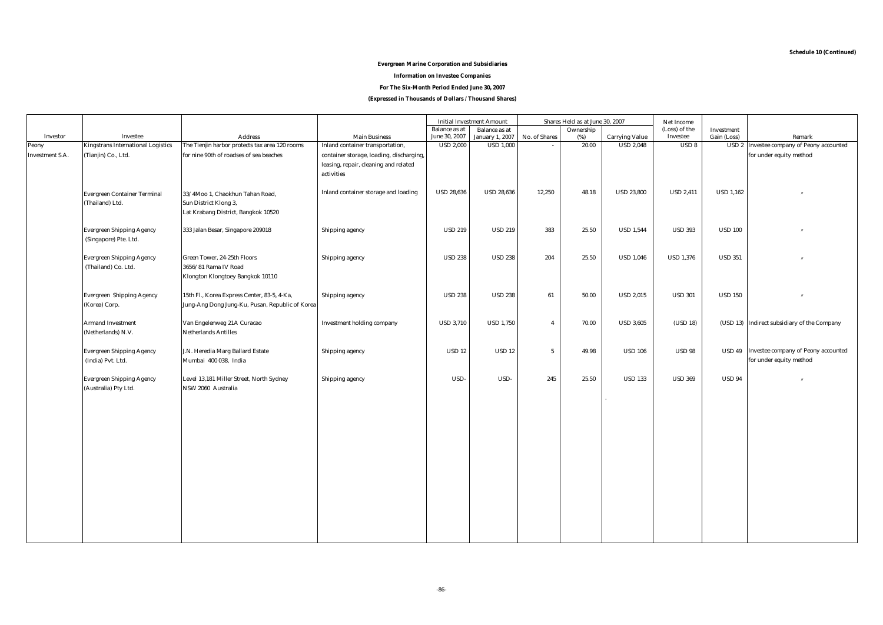**Schedule 10 (Continued)**

**Evergreen Marine Corporation and Subsidiaries**

**Information on Investee Companies**

**For The Six-Month Period Ended June 30, 2007**

**(Expressed in Thousands of Dollars / Thousand Shares)**

| Investor | Investee | Address | Main Business | Initial Investment Amount | | Shares Held as at June 30, 2007 | | | Net Income (Loss) of the Investee | Investment Gain (Loss) | Remark |
|---|---|---|---|---|---|---|---|---|---|---|---|
| | | | | Balance as at June 30, 2007 | Balance as at January 1, 2007 | No. of Shares | Ownership (%) | Carrying Value | | | |
| Peony Investment S.A. | Kingstrans International Logistics (Tianjin) Co., Ltd. | The Tienjin harbor protects tax area 120 rooms for nine 90th of roadses of sea beaches | Inland container transportation, container storage, loading, discharging, leasing, repair, cleaning and related activities | USD 2,000 | USD 1,000 | - | 20.00 | USD 2,048 | USD 8 | USD 2 | Investee company of Peony accounted for under equity method |
| | Evergreen Container Terminal (Thailand) Ltd. | 33/4Moo 1, Chaokhun Tahan Road, Sun District Klong 3, Lat Krabang District, Bangkok 10520 | Inland container storage and loading | USD 28,636 | USD 28,636 | 12,250 | 48.18 | USD 23,800 | USD 2,411 | USD 1,162 | 〃 |
| | Evergreen Shipping Agency (Singapore) Pte. Ltd. | 333 Jalan Besar, Singapore 209018 | Shipping agency | USD 219 | USD 219 | 383 | 25.50 | USD 1,544 | USD 393 | USD 100 | 〃 |
| | Evergreen Shipping Agency (Thailand) Co. Ltd. | Green Tower, 24-25th Floors 3656/81 Rama IV Road Klongton Klongtoey Bangkok 10110 | Shipping agency | USD 238 | USD 238 | 204 | 25.50 | USD 1,046 | USD 1,376 | USD 351 | 〃 |
| | Evergreen Shipping Agency (Korea) Corp. | 15th Fl., Korea Express Center, 83-5, 4-Ka, Jung-Ang Dong Jung-Ku, Pusan, Republic of Korea | Shipping agency | USD 238 | USD 238 | 61 | 50.00 | USD 2,015 | USD 301 | USD 150 | 〃 |
| | Armand Investment (Netherlands) N.V. | Van Engelenweg 21A Curacao Netherlands Antilles | Investment holding company | USD 3,710 | USD 1,750 | 4 | 70.00 | USD 3,605 | (USD 18) | (USD 13) | Indirect subsidiary of the Company |
| | Evergreen Shipping Agency (India) Pvt. Ltd. | J.N. Heredia Marg Ballard Estate Mumbai 400 038, India | Shipping agency | USD 12 | USD 12 | 5 | 49.98 | USD 106 | USD 98 | USD 49 | Investee company of Peony accounted for under equity method |
| | Evergreen Shipping Agency (Australia) Pty Ltd. | Level 13,181 Miller Street, North Sydney NSW 2060 Australia | Shipping agency | USD- | USD- | 245 | 25.50 | USD 133 | USD 369 | USD 94 | 〃 |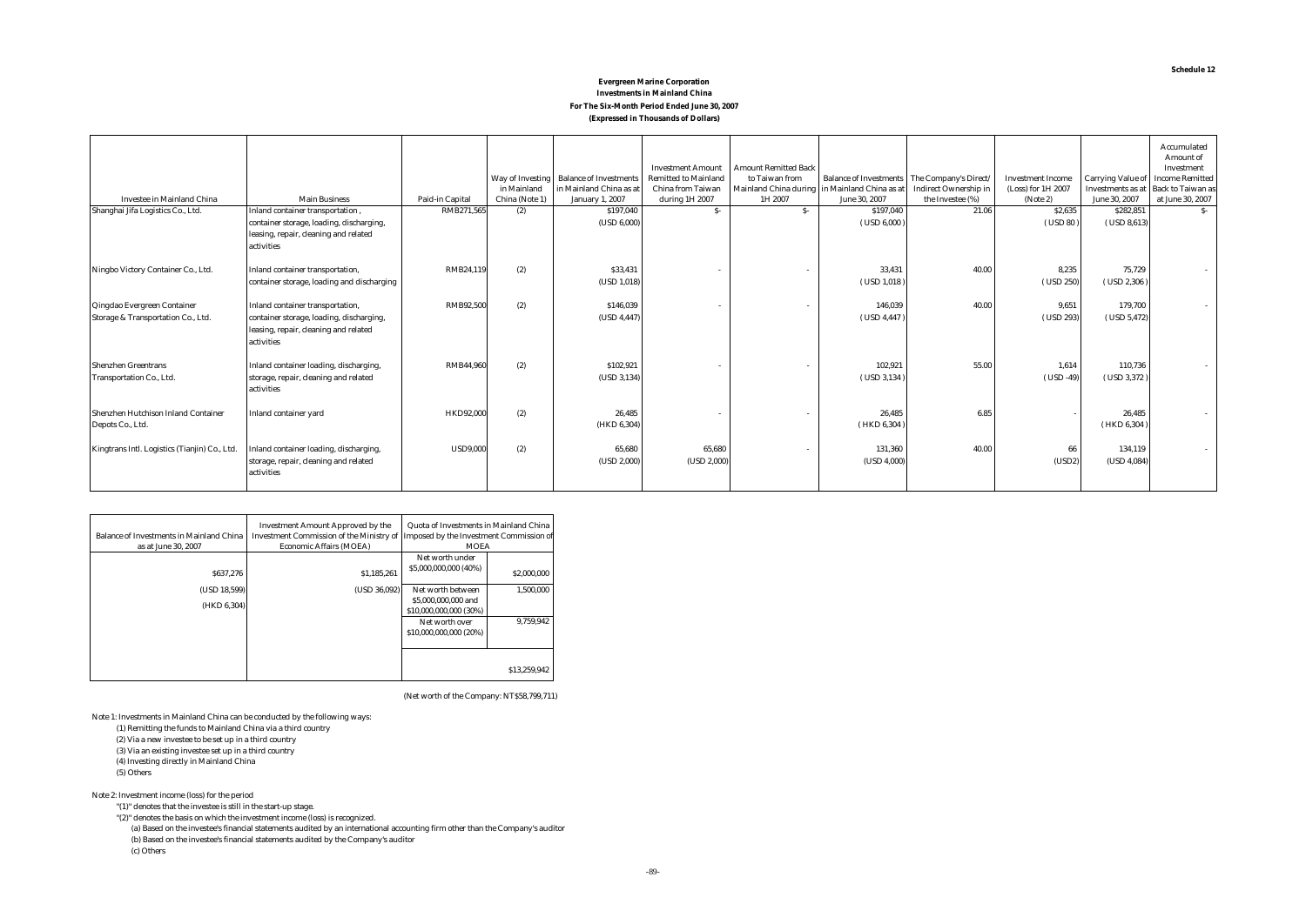**Schedule 12**

**Evergreen Marine Corporation**
**Investments in Mainland China**
**For The Six-Month Period Ended June 30, 2007**
**(Expressed in Thousands of Dollars)**

| Investee in Mainland China | Main Business | Paid-in Capital | Way of Investing in Mainland China (Note 1) | Balance of Investments in Mainland China as at January 1, 2007 | Investment Amount Remitted to Mainland China from Taiwan during 1H 2007 | Amount Remitted Back to Taiwan from Mainland China during 1H 2007 | Balance of Investments in Mainland China as at June 30, 2007 | The Company's Direct/ Indirect Ownership in the Investee (%) | Investment Income (Loss) for 1H 2007 (Note 2) | Carrying Value of Investments as at June 30, 2007 | Accumulated Amount of Investment Income Remitted Back to Taiwan as at June 30, 2007 |
|---|---|---|---|---|---|---|---|---|---|---|---|
| Shanghai Jifa Logistics Co., Ltd. | Inland container transportation, container storage, loading, discharging, leasing, repair, cleaning and related activities | RMB271,565 | (2) | $197,040 (USD 6,000) | $- | $- | $197,040 (USD 6,000) | 21.06 | $2,635 (USD 80) | $282,851 (USD 8,613) | $- |
| Ningbo Victory Container Co., Ltd. | Inland container transportation, container storage, loading and discharging | RMB24,119 | (2) | $33,431 (USD 1,018) | - | - | 33,431 (USD 1,018) | 40.00 | 8,235 (USD 250) | 75,729 (USD 2,306) | - |
| Qingdao Evergreen Container Storage & Transportation Co., Ltd. | Inland container transportation, container storage, loading, discharging, leasing, repair, cleaning and related activities | RMB92,500 | (2) | $146,039 (USD 4,447) | - | - | 146,039 (USD 4,447) | 40.00 | 9,651 (USD 293) | 179,700 (USD 5,472) | - |
| Shenzhen Greentrans Transportation Co., Ltd. | Inland container loading, discharging, storage, repair, cleaning and related activities | RMB44,960 | (2) | $102,921 (USD 3,134) | - | - | 102,921 (USD 3,134) | 55.00 | 1,614 (USD -49) | 110,736 (USD 3,372) | - |
| Shenzhen Hutchison Inland Container Depots Co., Ltd. | Inland container yard | HKD92,000 | (2) | 26,485 (HKD 6,304) | - | - | 26,485 (HKD 6,304) | 6.85 | - | 26,485 (HKD 6,304) | - |
| Kingtrans Intl. Logistics (Tianjin) Co., Ltd. | Inland container loading, discharging, storage, repair, cleaning and related activities | USD9,000 | (2) | 65,680 (USD 2,000) | 65,680 (USD 2,000) | - | 131,360 (USD 4,000) | 40.00 | 66 (USD2) | 134,119 (USD 4,084) | - |

| Balance of Investments in Mainland China as at June 30, 2007 | Investment Amount Approved by the Investment Commission of the Ministry of Economic Affairs (MOEA) | Quota of Investments in Mainland China Imposed by the Investment Commission of MOEA | |
|---|---|---|---|
| $637,276 (USD 18,599) (HKD 6,304) | $1,185,261 (USD 36,092) | Net worth under $5,000,000,000 (40%) | $2,000,000 |
| | | Net worth between $5,000,000,000 and $10,000,000,000 (30%) | 1,500,000 |
| | | Net worth over $10,000,000,000 (20%) | 9,759,942 |
| | | | $13,259,942 |

(Net worth of the Company: NT$58,799,711)

Note 1: Investments in Mainland China can be conducted by the following ways:

(1) Remitting the funds to Mainland China via a third country
(2) Via a new investee to be set up in a third country
(3) Via an existing investee set up in a third country
(4) Investing directly in Mainland China
(5) Others

Note 2: Investment income (loss) for the period

"(1)" denotes that the investee is still in the start-up stage.
"(2)" denotes the basis on which the investment income (loss) is recognized.
(a) Based on the investee's financial statements audited by an international accounting firm other than the Company's auditor
(b) Based on the investee's financial statements audited by the Company's auditor
(c) Others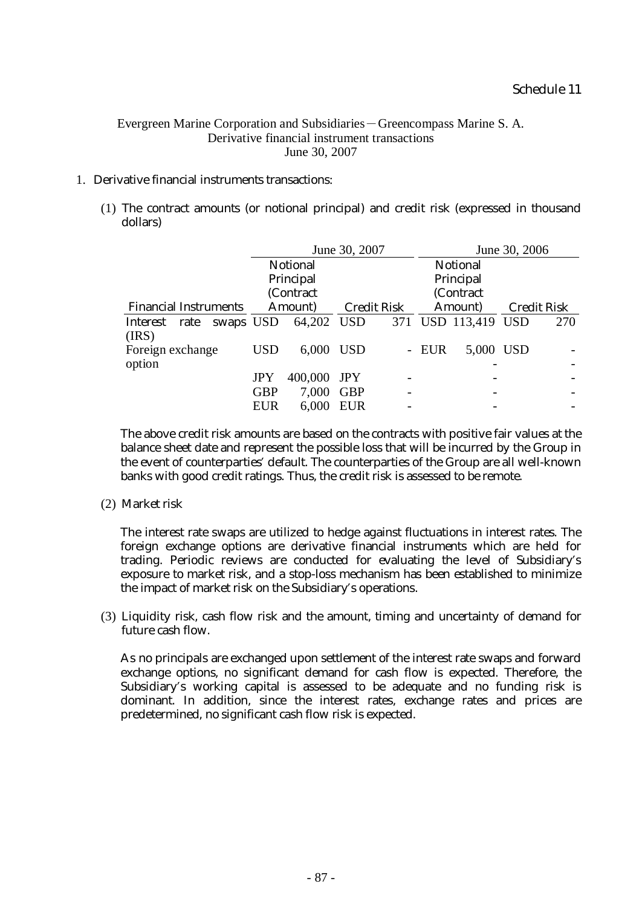Schedule 11

Evergreen Marine Corporation and Subsidiaries－Greencompass Marine S. A.
Derivative financial instrument transactions
June 30, 2007

1. Derivative financial instruments transactions:

   (1) The contract amounts (or notional principal) and credit risk (expressed in thousand dollars)

| Financial Instruments | June 30, 2007 | | | | June 30, 2006 | | | |
|---|---|---|---|---|---|---|---|---|
| | Notional Principal (Contract Amount) | | Credit Risk | | Notional Principal (Contract Amount) | | Credit Risk | |
| Interest rate swaps (IRS) | USD | 64,202 | USD | 371 | USD | 113,419 | USD | 270 |
| Foreign exchange option | USD | 6,000 | USD | - | EUR | 5,000 | USD | - |
| | | | | | | - | | - |
| | JPY | 400,000 | JPY | - | | - | | - |
| | GBP | 7,000 | GBP | - | | - | | - |
| | EUR | 6,000 | EUR | - | | - | | - |

   The above credit risk amounts are based on the contracts with positive fair values at the balance sheet date and represent the possible loss that will be incurred by the Group in the event of counterparties' default. The counterparties of the Group are all well-known banks with good credit ratings. Thus, the credit risk is assessed to be remote.

   (2) Market risk

   The interest rate swaps are utilized to hedge against fluctuations in interest rates. The foreign exchange options are derivative financial instruments which are held for trading. Periodic reviews are conducted for evaluating the level of Subsidiary's exposure to market risk, and a stop-loss mechanism has been established to minimize the impact of market risk on the Subsidiary's operations.

   (3) Liquidity risk, cash flow risk and the amount, timing and uncertainty of demand for future cash flow.

   As no principals are exchanged upon settlement of the interest rate swaps and forward exchange options, no significant demand for cash flow is expected. Therefore, the Subsidiary's working capital is assessed to be adequate and no funding risk is dominant. In addition, since the interest rates, exchange rates and prices are predetermined, no significant cash flow risk is expected.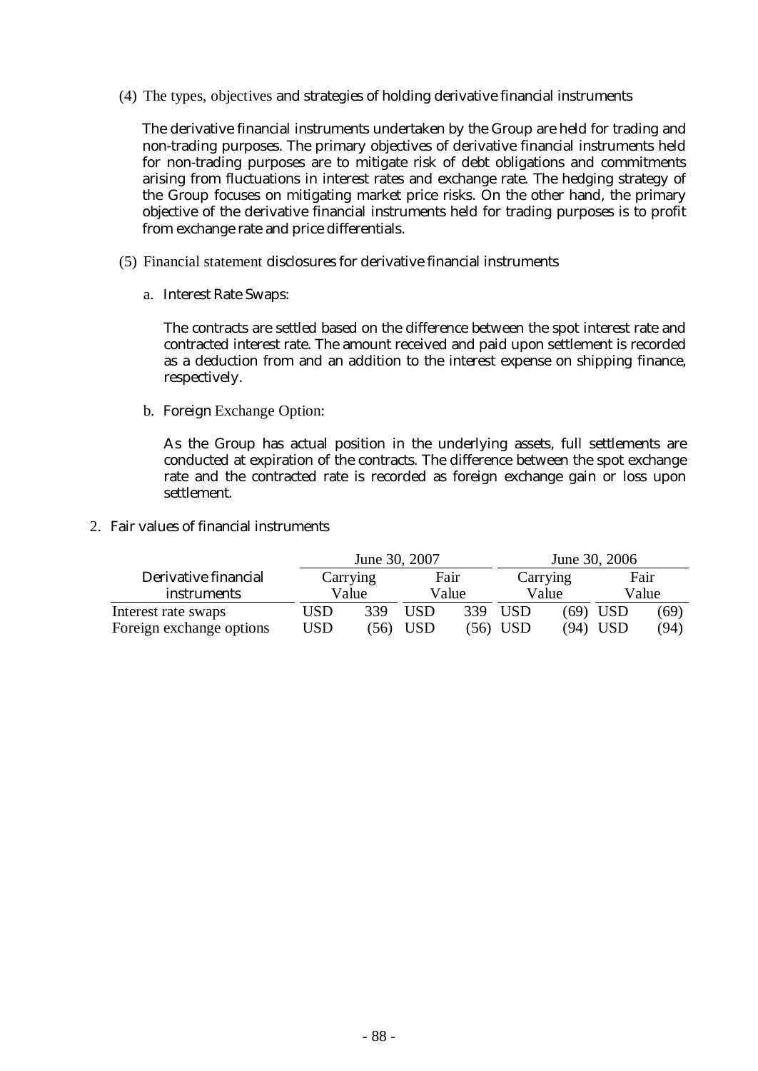(4) The types, objectives and strategies of holding derivative financial instruments

The derivative financial instruments undertaken by the Group are held for trading and non-trading purposes. The primary objectives of derivative financial instruments held for non-trading purposes are to mitigate risk of debt obligations and commitments arising from fluctuations in interest rates and exchange rate. The hedging strategy of the Group focuses on mitigating market price risks. On the other hand, the primary objective of the derivative financial instruments held for trading purposes is to profit from exchange rate and price differentials.

(5) Financial statement disclosures for derivative financial instruments

a. Interest Rate Swaps:

The contracts are settled based on the difference between the spot interest rate and contracted interest rate. The amount received and paid upon settlement is recorded as a deduction from and an addition to the interest expense on shipping finance, respectively.

b. Foreign Exchange Option:

As the Group has actual position in the underlying assets, full settlements are conducted at expiration of the contracts. The difference between the spot exchange rate and the contracted rate is recorded as foreign exchange gain or loss upon settlement.

2. Fair values of financial instruments

| | June 30, 2007 | | June 30, 2006 | |
|---|---|---|---|---|
| Derivative financial instruments | Carrying Value | Fair Value | Carrying Value | Fair Value |
| Interest rate swaps | USD 339 | USD 339 | USD (69) | USD (69) |
| Foreign exchange options | USD (56) | USD (56) | USD (94) | USD (94) |